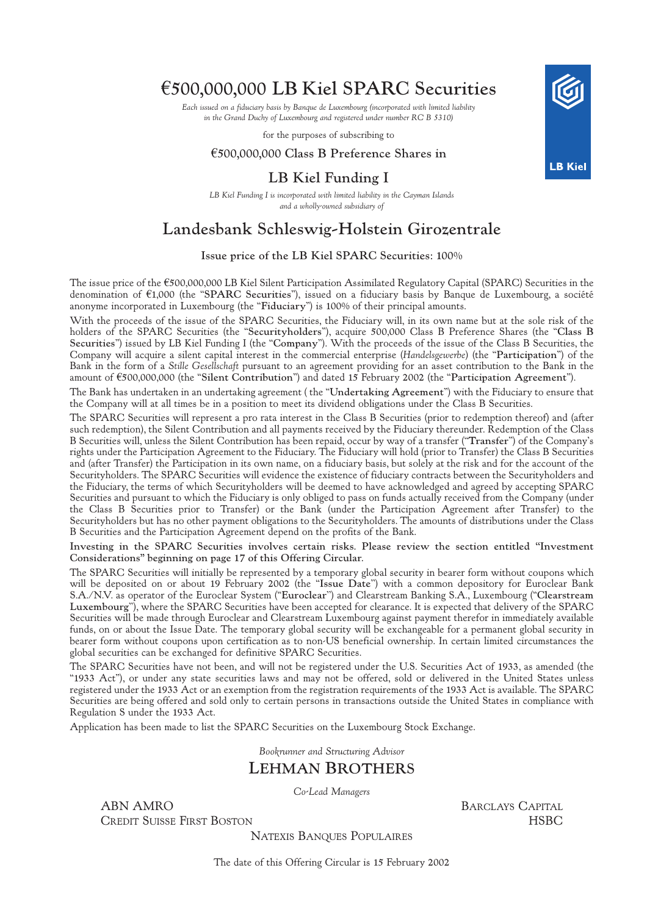# €500,000,000 LB Kiel SPARC Securities

*Each issued on a fiduciary basis by Banque de Luxembourg (incorporated with limited liability in the Grand Duchy of Luxembourg and registered under number RC B 5310)*

for the purposes of subscribing to

## €500,000,000 Class B Preference Shares in

## LB Kiel Funding I

*LB Kiel Funding I is incorporated with limited liability in the Cayman Islands and a wholly-owned subsidiary of*

# Landesbank Schleswig-Holstein Girozentrale

LB Kiel

**Issue price of the LB Kiel SPARC Securities: 100%**

The issue price of the €500,000,000 LB Kiel Silent Participation Assimilated Regulatory Capital (SPARC) Securities in the denomination of €1,000 (the "**SPARC Securities**"), issued on a fiduciary basis by Banque de Luxembourg, a société anonyme incorporated in Luxembourg (the "**Fiduciary**") is 100% of their principal amounts.

With the proceeds of the issue of the SPARC Securities, the Fiduciary will, in its own name but at the sole risk of the holders of the SPARC Securities (the "**Securityholders**"), acquire 500,000 Class B Preference Shares (the "**Class B Securities**") issued by LB Kiel Funding I (the "**Company**"). With the proceeds of the issue of the Class B Securities, the Company will acquire a silent capital interest in the commercial enterprise (*Handelsgewerbe*) (the "**Participation**") of the Bank in the form of a *Stille Gesellschaft* pursuant to an agreement providing for an asset contribution to the Bank in the amount of €500,000,000 (the "**Silent Contribution**") and dated 15 February 2002 (the "**Participation Agreement**").

The Bank has undertaken in an undertaking agreement ( the "**Undertaking Agreement**") with the Fiduciary to ensure that the Company will at all times be in a position to meet its dividend obligations under the Class B Securities.

The SPARC Securities will represent a pro rata interest in the Class B Securities (prior to redemption thereof) and (after such redemption), the Silent Contribution and all payments received by the Fiduciary thereunder. Redemption of the Class B Securities will, unless the Silent Contribution has been repaid, occur by way of a transfer ("**Transfer**") of the Company's rights under the Participation Agreement to the Fiduciary. The Fiduciary will hold (prior to Transfer) the Class B Securities and (after Transfer) the Participation in its own name, on a fiduciary basis, but solely at the risk and for the account of the Securityholders. The SPARC Securities will evidence the existence of fiduciary contracts between the Securityholders and the Fiduciary, the terms of which Securityholders will be deemed to have acknowledged and agreed by accepting SPARC Securities and pursuant to which the Fiduciary is only obliged to pass on funds actually received from the Company (under the Class B Securities prior to Transfer) or the Bank (under the Participation Agreement after Transfer) to the Securityholders but has no other payment obligations to the Securityholders. The amounts of distributions under the Class B Securities and the Participation Agreement depend on the profits of the Bank.

**Investing in the SPARC Securities involves certain risks. Please review the section entitled "Investment Considerations" beginning on page 17 of this Offering Circular.**

The SPARC Securities will initially be represented by a temporary global security in bearer form without coupons which will be deposited on or about 19 February 2002 (the "**Issue Date**") with a common depository for Euroclear Bank S.A./N.V. as operator of the Euroclear System ("**Euroclear**") and Clearstream Banking S.A., Luxembourg ("**Clearstream Luxembourg**"), where the SPARC Securities have been accepted for clearance. It is expected that delivery of the SPARC Securities will be made through Euroclear and Clearstream Luxembourg against payment therefor in immediately available funds, on or about the Issue Date. The temporary global security will be exchangeable for a permanent global security in bearer form without coupons upon certification as to non-US beneficial ownership. In certain limited circumstances the global securities can be exchanged for definitive SPARC Securities.

The SPARC Securities have not been, and will not be registered under the U.S. Securities Act of 1933, as amended (the "1933 Act"), or under any state securities laws and may not be offered, sold or delivered in the United States unless registered under the 1933 Act or an exemption from the registration requirements of the 1933 Act is available. The SPARC Securities are being offered and sold only to certain persons in transactions outside the United States in compliance with Regulation S under the 1933 Act.

Application has been made to list the SPARC Securities on the Luxembourg Stock Exchange.

*Bookrunner and Structuring Advisor*

## LEHMAN BROTHERS

*Co-Lead Managers*

ABN AMRO

BARCLAYS CAPITAL

CREDIT SUISSE FIRST BOSTON

HSBC

NATEXIS BANQUES POPULAIRES

The date of this Offering Circular is 15 February 2002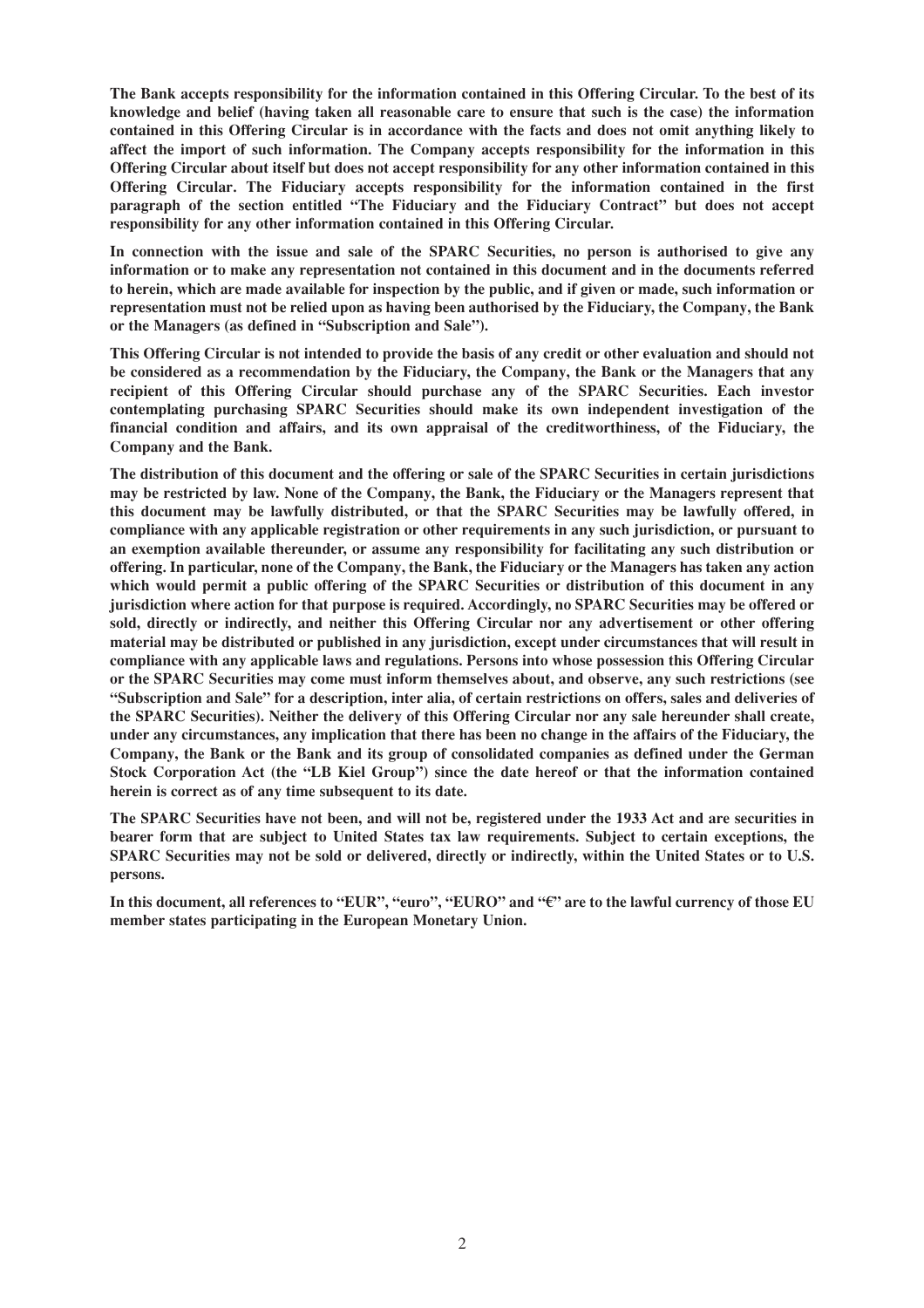**The Bank accepts responsibility for the information contained in this Offering Circular. To the best of its knowledge and belief (having taken all reasonable care to ensure that such is the case) the information contained in this Offering Circular is in accordance with the facts and does not omit anything likely to affect the import of such information. The Company accepts responsibility for the information in this Offering Circular about itself but does not accept responsibility for any other information contained in this Offering Circular. The Fiduciary accepts responsibility for the information contained in the first paragraph of the section entitled "The Fiduciary and the Fiduciary Contract" but does not accept responsibility for any other information contained in this Offering Circular.**

**In connection with the issue and sale of the SPARC Securities, no person is authorised to give any information or to make any representation not contained in this document and in the documents referred to herein, which are made available for inspection by the public, and if given or made, such information or representation must not be relied upon as having been authorised by the Fiduciary, the Company, the Bank or the Managers (as defined in "Subscription and Sale").**

**This Offering Circular is not intended to provide the basis of any credit or other evaluation and should not be considered as a recommendation by the Fiduciary, the Company, the Bank or the Managers that any recipient of this Offering Circular should purchase any of the SPARC Securities. Each investor contemplating purchasing SPARC Securities should make its own independent investigation of the financial condition and affairs, and its own appraisal of the creditworthiness, of the Fiduciary, the Company and the Bank.**

**The distribution of this document and the offering or sale of the SPARC Securities in certain jurisdictions may be restricted by law. None of the Company, the Bank, the Fiduciary or the Managers represent that this document may be lawfully distributed, or that the SPARC Securities may be lawfully offered, in compliance with any applicable registration or other requirements in any such jurisdiction, or pursuant to an exemption available thereunder, or assume any responsibility for facilitating any such distribution or offering. In particular, none of the Company, the Bank, the Fiduciary or the Managers has taken any action which would permit a public offering of the SPARC Securities or distribution of this document in any jurisdiction where action for that purpose is required. Accordingly, no SPARC Securities may be offered or sold, directly or indirectly, and neither this Offering Circular nor any advertisement or other offering material may be distributed or published in any jurisdiction, except under circumstances that will result in compliance with any applicable laws and regulations. Persons into whose possession this Offering Circular or the SPARC Securities may come must inform themselves about, and observe, any such restrictions (see "Subscription and Sale" for a description, inter alia, of certain restrictions on offers, sales and deliveries of the SPARC Securities). Neither the delivery of this Offering Circular nor any sale hereunder shall create, under any circumstances, any implication that there has been no change in the affairs of the Fiduciary, the Company, the Bank or the Bank and its group of consolidated companies as defined under the German Stock Corporation Act (the "LB Kiel Group") since the date hereof or that the information contained herein is correct as of any time subsequent to its date.**

**The SPARC Securities have not been, and will not be, registered under the 1933 Act and are securities in bearer form that are subject to United States tax law requirements. Subject to certain exceptions, the SPARC Securities may not be sold or delivered, directly or indirectly, within the United States or to U.S. persons.**

**In this document, all references to "EUR", "euro", "EURO" and "€" are to the lawful currency of those EU member states participating in the European Monetary Union.**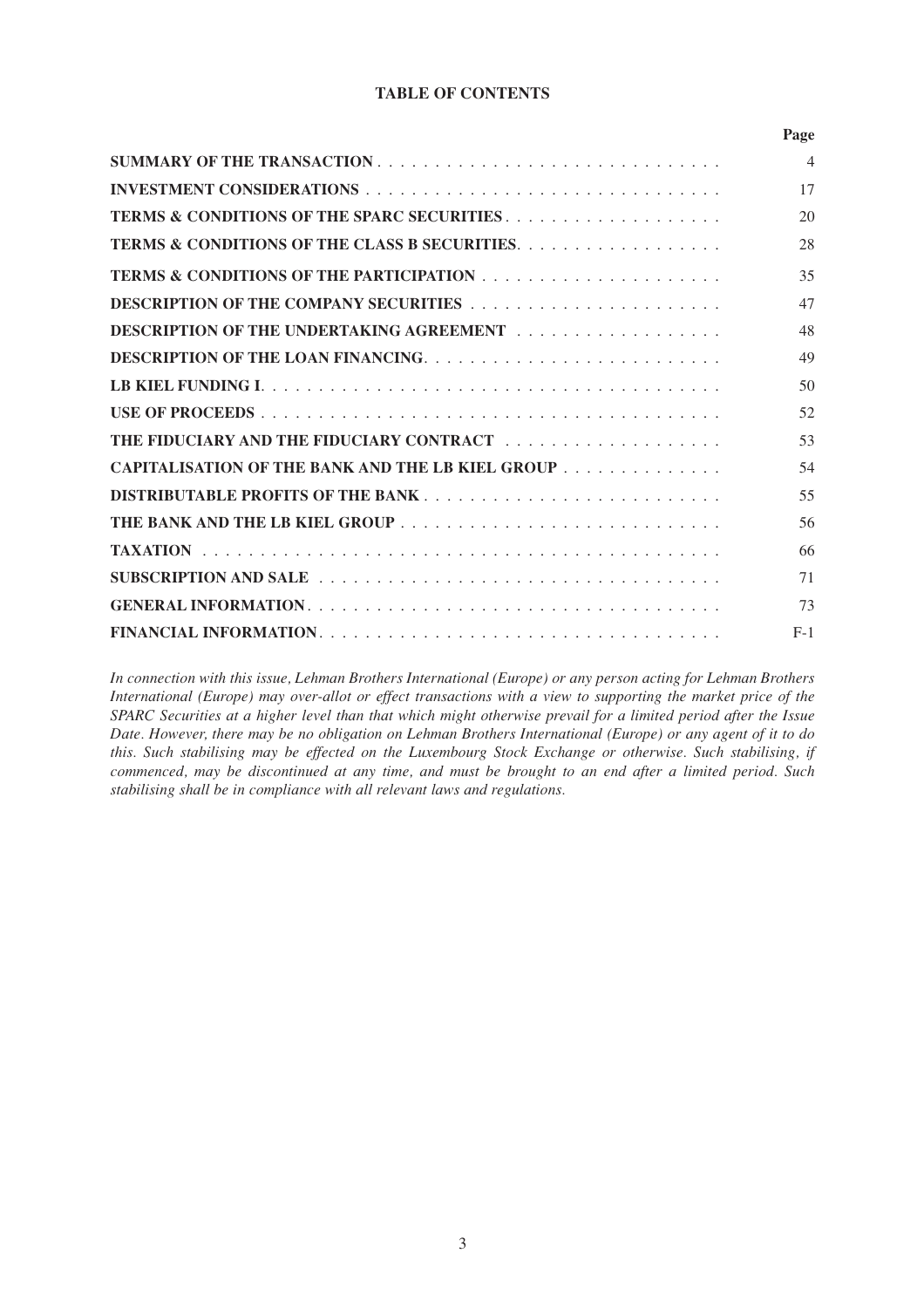# TABLE OF CONTENTS

| | Page |
|---|---|
| **SUMMARY OF THE TRANSACTION** | 4 |
| **INVESTMENT CONSIDERATIONS** | 17 |
| **TERMS & CONDITIONS OF THE SPARC SECURITIES** | 20 |
| **TERMS & CONDITIONS OF THE CLASS B SECURITIES** | 28 |
| **TERMS & CONDITIONS OF THE PARTICIPATION** | 35 |
| **DESCRIPTION OF THE COMPANY SECURITIES** | 47 |
| **DESCRIPTION OF THE UNDERTAKING AGREEMENT** | 48 |
| **DESCRIPTION OF THE LOAN FINANCING** | 49 |
| **LB KIEL FUNDING I** | 50 |
| **USE OF PROCEEDS** | 52 |
| **THE FIDUCIARY AND THE FIDUCIARY CONTRACT** | 53 |
| **CAPITALISATION OF THE BANK AND THE LB KIEL GROUP** | 54 |
| **DISTRIBUTABLE PROFITS OF THE BANK** | 55 |
| **THE BANK AND THE LB KIEL GROUP** | 56 |
| **TAXATION** | 66 |
| **SUBSCRIPTION AND SALE** | 71 |
| **GENERAL INFORMATION** | 73 |
| **FINANCIAL INFORMATION** | F-1 |

*In connection with this issue, Lehman Brothers International (Europe) or any person acting for Lehman Brothers International (Europe) may over-allot or effect transactions with a view to supporting the market price of the SPARC Securities at a higher level than that which might otherwise prevail for a limited period after the Issue Date. However, there may be no obligation on Lehman Brothers International (Europe) or any agent of it to do this. Such stabilising may be effected on the Luxembourg Stock Exchange or otherwise. Such stabilising, if commenced, may be discontinued at any time, and must be brought to an end after a limited period. Such stabilising shall be in compliance with all relevant laws and regulations.*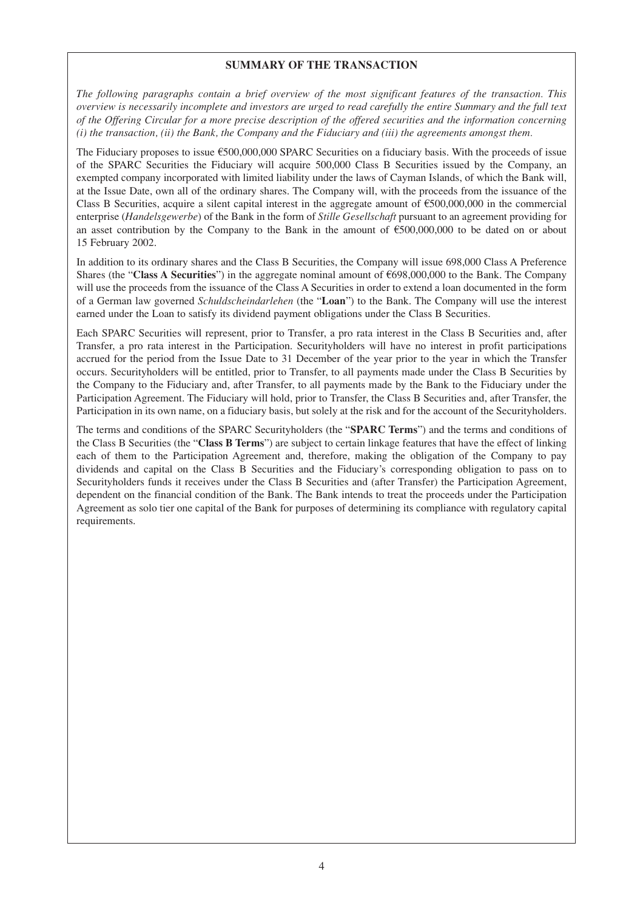## SUMMARY OF THE TRANSACTION

*The following paragraphs contain a brief overview of the most significant features of the transaction. This overview is necessarily incomplete and investors are urged to read carefully the entire Summary and the full text of the Offering Circular for a more precise description of the offered securities and the information concerning (i) the transaction, (ii) the Bank, the Company and the Fiduciary and (iii) the agreements amongst them.*

The Fiduciary proposes to issue €500,000,000 SPARC Securities on a fiduciary basis. With the proceeds of issue of the SPARC Securities the Fiduciary will acquire 500,000 Class B Securities issued by the Company, an exempted company incorporated with limited liability under the laws of Cayman Islands, of which the Bank will, at the Issue Date, own all of the ordinary shares. The Company will, with the proceeds from the issuance of the Class B Securities, acquire a silent capital interest in the aggregate amount of €500,000,000 in the commercial enterprise (*Handelsgewerbe*) of the Bank in the form of *Stille Gesellschaft* pursuant to an agreement providing for an asset contribution by the Company to the Bank in the amount of €500,000,000 to be dated on or about 15 February 2002.

In addition to its ordinary shares and the Class B Securities, the Company will issue 698,000 Class A Preference Shares (the "**Class A Securities**") in the aggregate nominal amount of €698,000,000 to the Bank. The Company will use the proceeds from the issuance of the Class A Securities in order to extend a loan documented in the form of a German law governed *Schuldscheindarlehen* (the "**Loan**") to the Bank. The Company will use the interest earned under the Loan to satisfy its dividend payment obligations under the Class B Securities.

Each SPARC Securities will represent, prior to Transfer, a pro rata interest in the Class B Securities and, after Transfer, a pro rata interest in the Participation. Securityholders will have no interest in profit participations accrued for the period from the Issue Date to 31 December of the year prior to the year in which the Transfer occurs. Securityholders will be entitled, prior to Transfer, to all payments made under the Class B Securities by the Company to the Fiduciary and, after Transfer, to all payments made by the Bank to the Fiduciary under the Participation Agreement. The Fiduciary will hold, prior to Transfer, the Class B Securities and, after Transfer, the Participation in its own name, on a fiduciary basis, but solely at the risk and for the account of the Securityholders.

The terms and conditions of the SPARC Securityholders (the "**SPARC Terms**") and the terms and conditions of the Class B Securities (the "**Class B Terms**") are subject to certain linkage features that have the effect of linking each of them to the Participation Agreement and, therefore, making the obligation of the Company to pay dividends and capital on the Class B Securities and the Fiduciary's corresponding obligation to pass on to Securityholders funds it receives under the Class B Securities and (after Transfer) the Participation Agreement, dependent on the financial condition of the Bank. The Bank intends to treat the proceeds under the Participation Agreement as solo tier one capital of the Bank for purposes of determining its compliance with regulatory capital requirements.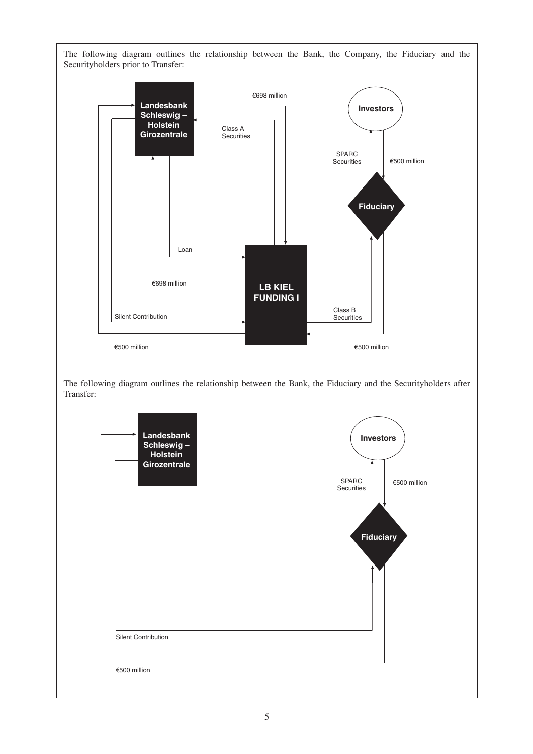The following diagram outlines the relationship between the Bank, the Company, the Fiduciary and the Securityholders prior to Transfer:

Landesbank Schleswig – Holstein Girozentrale

€698 million

Class A Securities

Investors

SPARC Securities

€500 million

Fiduciary

Loan

€698 million

LB KIEL FUNDING I

Class B Securities

Silent Contribution

€500 million

€500 million

The following diagram outlines the relationship between the Bank, the Fiduciary and the Securityholders after Transfer:

Landesbank Schleswig – Holstein Girozentrale

Investors

SPARC Securities

€500 million

Fiduciary

Silent Contribution

€500 million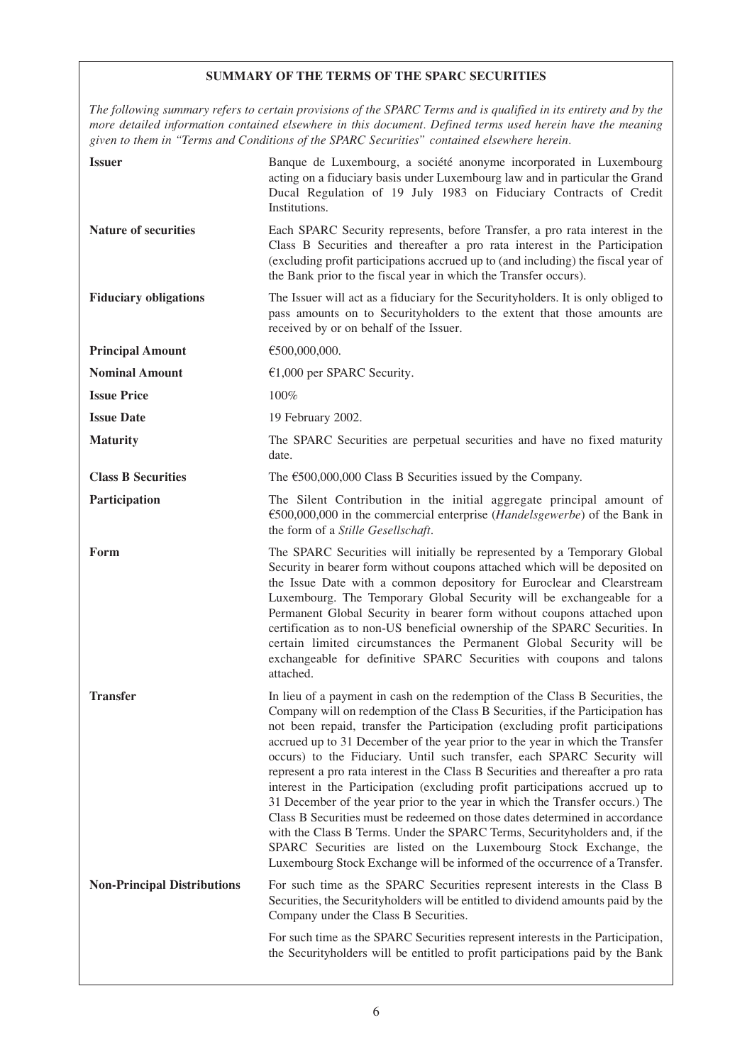## SUMMARY OF THE TERMS OF THE SPARC SECURITIES

*The following summary refers to certain provisions of the SPARC Terms and is qualified in its entirety and by the more detailed information contained elsewhere in this document. Defined terms used herein have the meaning given to them in "Terms and Conditions of the SPARC Securities" contained elsewhere herein.*

| | |
|---|---|
| **Issuer** | Banque de Luxembourg, a société anonyme incorporated in Luxembourg acting on a fiduciary basis under Luxembourg law and in particular the Grand Ducal Regulation of 19 July 1983 on Fiduciary Contracts of Credit Institutions. |
| **Nature of securities** | Each SPARC Security represents, before Transfer, a pro rata interest in the Class B Securities and thereafter a pro rata interest in the Participation (excluding profit participations accrued up to (and including) the fiscal year of the Bank prior to the fiscal year in which the Transfer occurs). |
| **Fiduciary obligations** | The Issuer will act as a fiduciary for the Securityholders. It is only obliged to pass amounts on to Securityholders to the extent that those amounts are received by or on behalf of the Issuer. |
| **Principal Amount** | €500,000,000. |
| **Nominal Amount** | €1,000 per SPARC Security. |
| **Issue Price** | 100% |
| **Issue Date** | 19 February 2002. |
| **Maturity** | The SPARC Securities are perpetual securities and have no fixed maturity date. |
| **Class B Securities** | The €500,000,000 Class B Securities issued by the Company. |
| **Participation** | The Silent Contribution in the initial aggregate principal amount of €500,000,000 in the commercial enterprise (*Handelsgewerbe*) of the Bank in the form of a *Stille Gesellschaft*. |
| **Form** | The SPARC Securities will initially be represented by a Temporary Global Security in bearer form without coupons attached which will be deposited on the Issue Date with a common depository for Euroclear and Clearstream Luxembourg. The Temporary Global Security will be exchangeable for a Permanent Global Security in bearer form without coupons attached upon certification as to non-US beneficial ownership of the SPARC Securities. In certain limited circumstances the Permanent Global Security will be exchangeable for definitive SPARC Securities with coupons and talons attached. |
| **Transfer** | In lieu of a payment in cash on the redemption of the Class B Securities, the Company will on redemption of the Class B Securities, if the Participation has not been repaid, transfer the Participation (excluding profit participations accrued up to 31 December of the year prior to the year in which the Transfer occurs) to the Fiduciary. Until such transfer, each SPARC Security will represent a pro rata interest in the Class B Securities and thereafter a pro rata interest in the Participation (excluding profit participations accrued up to 31 December of the year prior to the year in which the Transfer occurs.) The Class B Securities must be redeemed on those dates determined in accordance with the Class B Terms. Under the SPARC Terms, Securityholders and, if the SPARC Securities are listed on the Luxembourg Stock Exchange, the Luxembourg Stock Exchange will be informed of the occurrence of a Transfer. |
| **Non-Principal Distributions** | For such time as the SPARC Securities represent interests in the Class B Securities, the Securityholders will be entitled to dividend amounts paid by the Company under the Class B Securities.<br><br>For such time as the SPARC Securities represent interests in the Participation, the Securityholders will be entitled to profit participations paid by the Bank |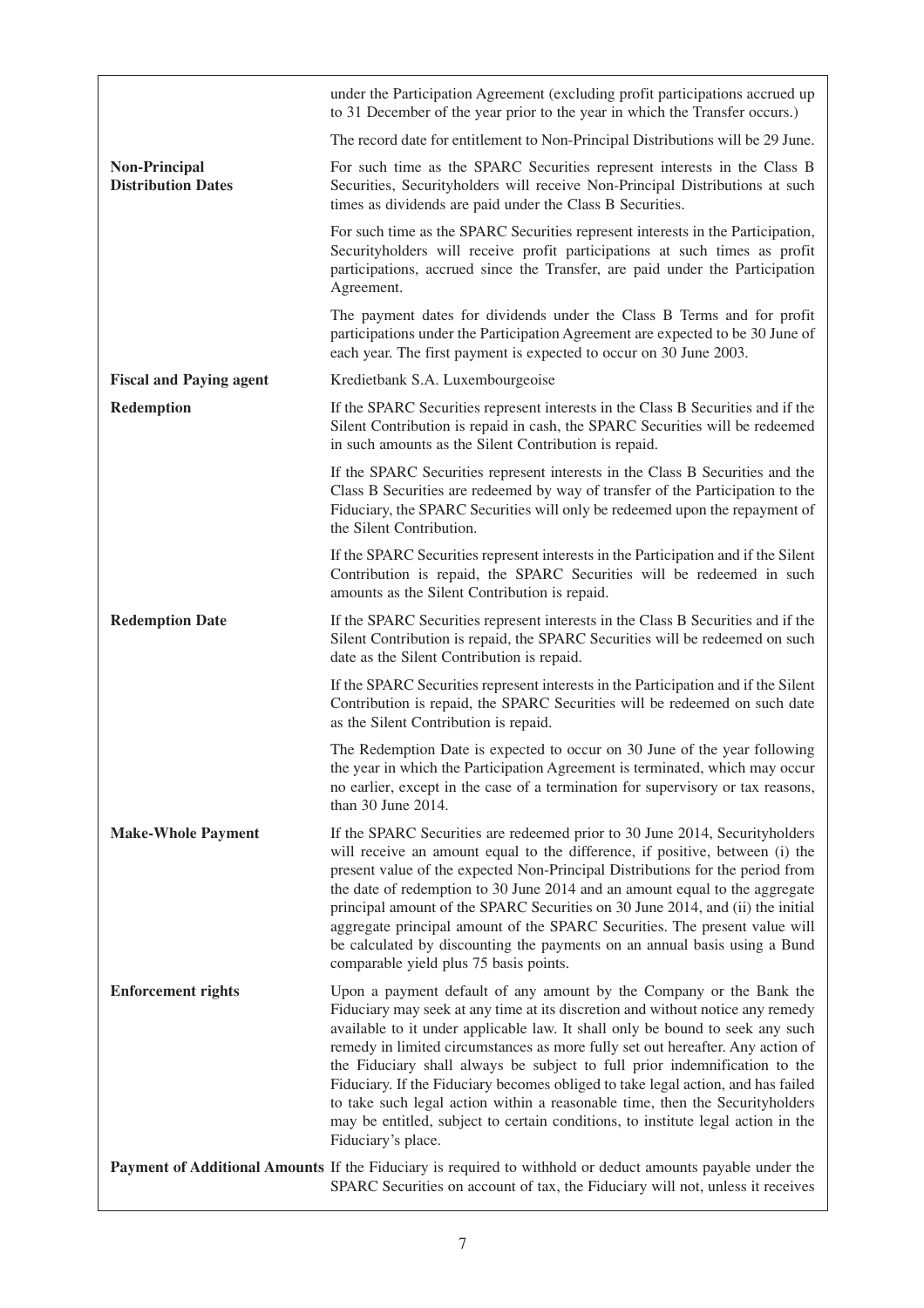| | |
|---|---|
| | under the Participation Agreement (excluding profit participations accrued up to 31 December of the year prior to the year in which the Transfer occurs.) |
| | The record date for entitlement to Non-Principal Distributions will be 29 June. |
| **Non-Principal Distribution Dates** | For such time as the SPARC Securities represent interests in the Class B Securities, Securityholders will receive Non-Principal Distributions at such times as dividends are paid under the Class B Securities. |
| | For such time as the SPARC Securities represent interests in the Participation, Securityholders will receive profit participations at such times as profit participations, accrued since the Transfer, are paid under the Participation Agreement. |
| | The payment dates for dividends under the Class B Terms and for profit participations under the Participation Agreement are expected to be 30 June of each year. The first payment is expected to occur on 30 June 2003. |
| **Fiscal and Paying agent** | Kredietbank S.A. Luxembourgeoise |
| **Redemption** | If the SPARC Securities represent interests in the Class B Securities and if the Silent Contribution is repaid in cash, the SPARC Securities will be redeemed in such amounts as the Silent Contribution is repaid. |
| | If the SPARC Securities represent interests in the Class B Securities and the Class B Securities are redeemed by way of transfer of the Participation to the Fiduciary, the SPARC Securities will only be redeemed upon the repayment of the Silent Contribution. |
| | If the SPARC Securities represent interests in the Participation and if the Silent Contribution is repaid, the SPARC Securities will be redeemed in such amounts as the Silent Contribution is repaid. |
| **Redemption Date** | If the SPARC Securities represent interests in the Class B Securities and if the Silent Contribution is repaid, the SPARC Securities will be redeemed on such date as the Silent Contribution is repaid. |
| | If the SPARC Securities represent interests in the Participation and if the Silent Contribution is repaid, the SPARC Securities will be redeemed on such date as the Silent Contribution is repaid. |
| | The Redemption Date is expected to occur on 30 June of the year following the year in which the Participation Agreement is terminated, which may occur no earlier, except in the case of a termination for supervisory or tax reasons, than 30 June 2014. |
| **Make-Whole Payment** | If the SPARC Securities are redeemed prior to 30 June 2014, Securityholders will receive an amount equal to the difference, if positive, between (i) the present value of the expected Non-Principal Distributions for the period from the date of redemption to 30 June 2014 and an amount equal to the aggregate principal amount of the SPARC Securities on 30 June 2014, and (ii) the initial aggregate principal amount of the SPARC Securities. The present value will be calculated by discounting the payments on an annual basis using a Bund comparable yield plus 75 basis points. |
| **Enforcement rights** | Upon a payment default of any amount by the Company or the Bank the Fiduciary may seek at any time at its discretion and without notice any remedy available to it under applicable law. It shall only be bound to seek any such remedy in limited circumstances as more fully set out hereafter. Any action of the Fiduciary shall always be subject to full prior indemnification to the Fiduciary. If the Fiduciary becomes obliged to take legal action, and has failed to take such legal action within a reasonable time, then the Securityholders may be entitled, subject to certain conditions, to institute legal action in the Fiduciary's place. |
| **Payment of Additional Amounts** | If the Fiduciary is required to withhold or deduct amounts payable under the SPARC Securities on account of tax, the Fiduciary will not, unless it receives |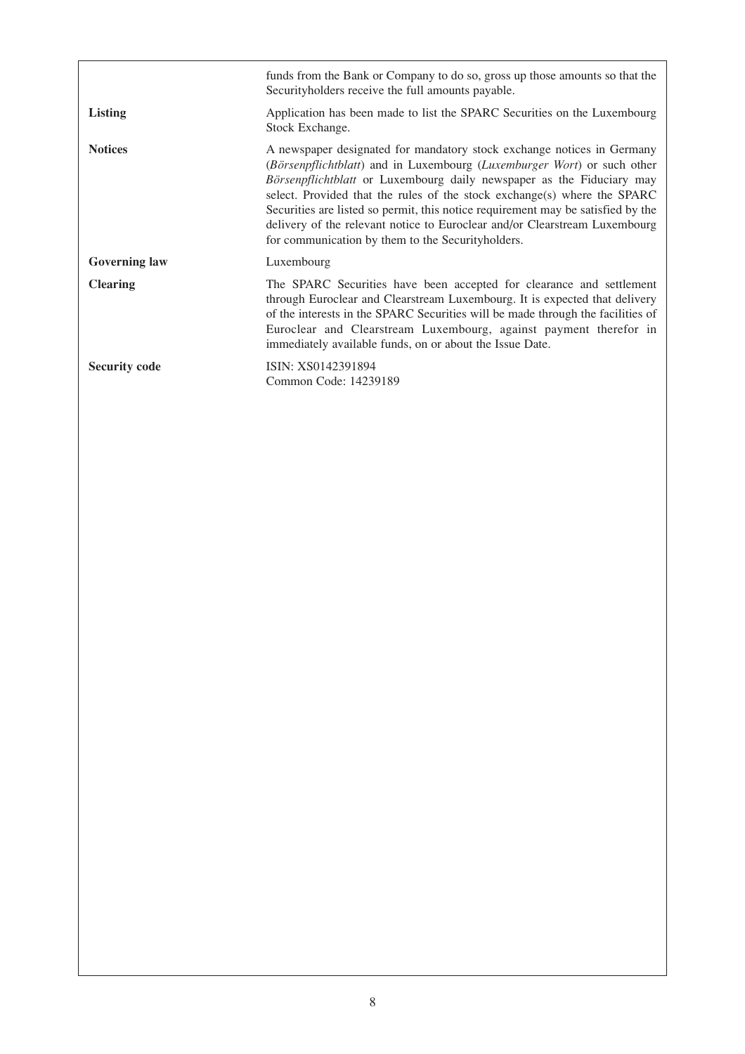| | |
|---|---|
| | funds from the Bank or Company to do so, gross up those amounts so that the Securityholders receive the full amounts payable. |
| **Listing** | Application has been made to list the SPARC Securities on the Luxembourg Stock Exchange. |
| **Notices** | A newspaper designated for mandatory stock exchange notices in Germany (*Börsenpflichtblatt*) and in Luxembourg (*Luxemburger Wort*) or such other *Börsenpflichtblatt* or Luxembourg daily newspaper as the Fiduciary may select. Provided that the rules of the stock exchange(s) where the SPARC Securities are listed so permit, this notice requirement may be satisfied by the delivery of the relevant notice to Euroclear and/or Clearstream Luxembourg for communication by them to the Securityholders. |
| **Governing law** | Luxembourg |
| **Clearing** | The SPARC Securities have been accepted for clearance and settlement through Euroclear and Clearstream Luxembourg. It is expected that delivery of the interests in the SPARC Securities will be made through the facilities of Euroclear and Clearstream Luxembourg, against payment therefor in immediately available funds, on or about the Issue Date. |
| **Security code** | ISIN: XS0142391894<br>Common Code: 14239189 |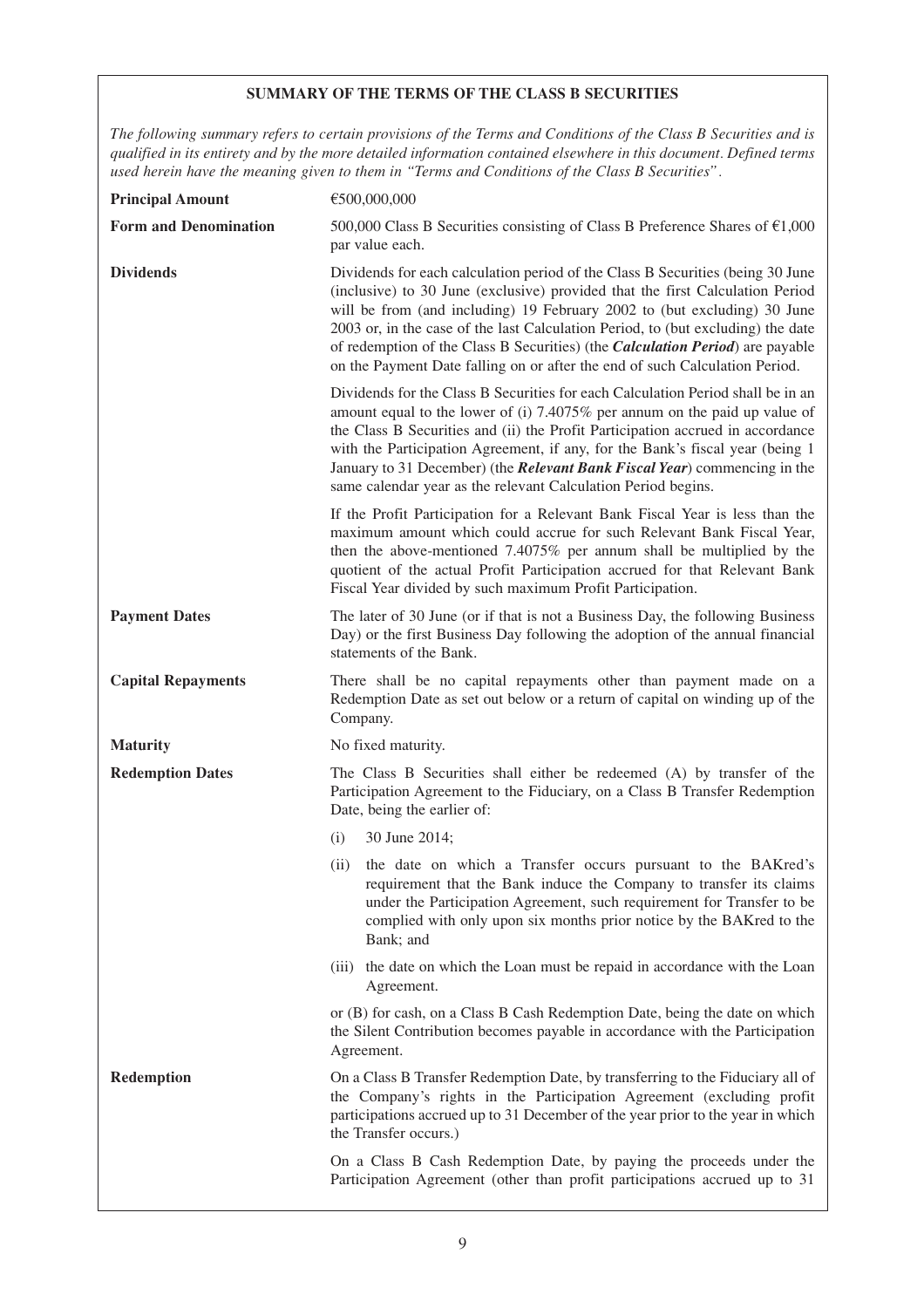## SUMMARY OF THE TERMS OF THE CLASS B SECURITIES

*The following summary refers to certain provisions of the Terms and Conditions of the Class B Securities and is qualified in its entirety and by the more detailed information contained elsewhere in this document. Defined terms used herein have the meaning given to them in "Terms and Conditions of the Class B Securities".*

| | |
|---|---|
| **Principal Amount** | €500,000,000 |
| **Form and Denomination** | 500,000 Class B Securities consisting of Class B Preference Shares of €1,000 par value each. |
| **Dividends** | Dividends for each calculation period of the Class B Securities (being 30 June (inclusive) to 30 June (exclusive) provided that the first Calculation Period will be from (and including) 19 February 2002 to (but excluding) 30 June 2003 or, in the case of the last Calculation Period, to (but excluding) the date of redemption of the Class B Securities) (the ***Calculation Period***) are payable on the Payment Date falling on or after the end of such Calculation Period.<br><br>Dividends for the Class B Securities for each Calculation Period shall be in an amount equal to the lower of (i) 7.4075% per annum on the paid up value of the Class B Securities and (ii) the Profit Participation accrued in accordance with the Participation Agreement, if any, for the Bank's fiscal year (being 1 January to 31 December) (the ***Relevant Bank Fiscal Year***) commencing in the same calendar year as the relevant Calculation Period begins.<br><br>If the Profit Participation for a Relevant Bank Fiscal Year is less than the maximum amount which could accrue for such Relevant Bank Fiscal Year, then the above-mentioned 7.4075% per annum shall be multiplied by the quotient of the actual Profit Participation accrued for that Relevant Bank Fiscal Year divided by such maximum Profit Participation. |
| **Payment Dates** | The later of 30 June (or if that is not a Business Day, the following Business Day) or the first Business Day following the adoption of the annual financial statements of the Bank. |
| **Capital Repayments** | There shall be no capital repayments other than payment made on a Redemption Date as set out below or a return of capital on winding up of the Company. |
| **Maturity** | No fixed maturity. |
| **Redemption Dates** | The Class B Securities shall either be redeemed (A) by transfer of the Participation Agreement to the Fiduciary, on a Class B Transfer Redemption Date, being the earlier of:<br><br>(i) 30 June 2014;<br><br>(ii) the date on which a Transfer occurs pursuant to the BAKred's requirement that the Bank induce the Company to transfer its claims under the Participation Agreement, such requirement for Transfer to be complied with only upon six months prior notice by the BAKred to the Bank; and<br><br>(iii) the date on which the Loan must be repaid in accordance with the Loan Agreement.<br><br>or (B) for cash, on a Class B Cash Redemption Date, being the date on which the Silent Contribution becomes payable in accordance with the Participation Agreement. |
| **Redemption** | On a Class B Transfer Redemption Date, by transferring to the Fiduciary all of the Company's rights in the Participation Agreement (excluding profit participations accrued up to 31 December of the year prior to the year in which the Transfer occurs.)<br><br>On a Class B Cash Redemption Date, by paying the proceeds under the Participation Agreement (other than profit participations accrued up to 31 |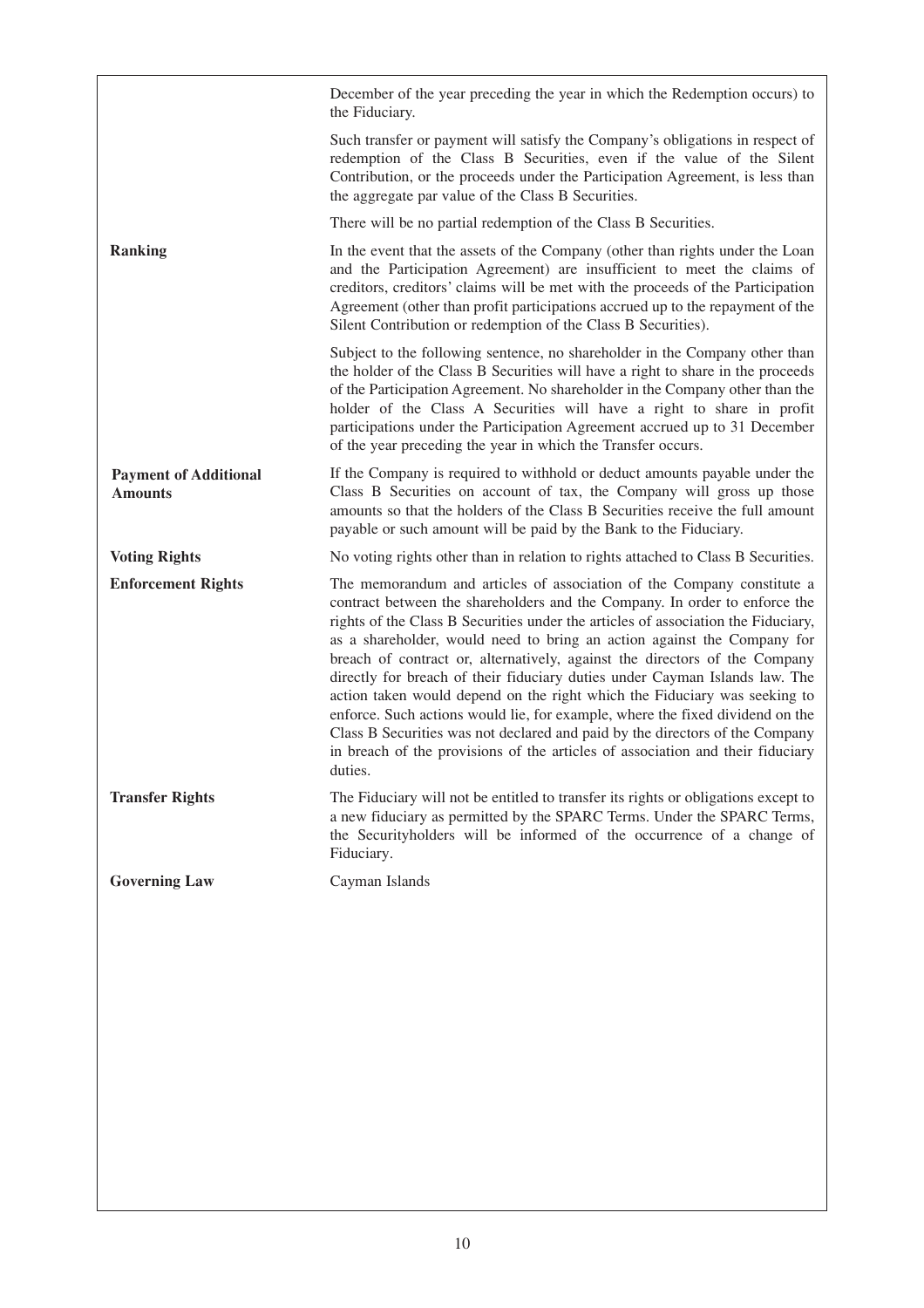| | |
|---|---|
| | December of the year preceding the year in which the Redemption occurs) to the Fiduciary.<br><br>Such transfer or payment will satisfy the Company's obligations in respect of redemption of the Class B Securities, even if the value of the Silent Contribution, or the proceeds under the Participation Agreement, is less than the aggregate par value of the Class B Securities.<br><br>There will be no partial redemption of the Class B Securities. |
| **Ranking** | In the event that the assets of the Company (other than rights under the Loan and the Participation Agreement) are insufficient to meet the claims of creditors, creditors' claims will be met with the proceeds of the Participation Agreement (other than profit participations accrued up to the repayment of the Silent Contribution or redemption of the Class B Securities).<br><br>Subject to the following sentence, no shareholder in the Company other than the holder of the Class B Securities will have a right to share in the proceeds of the Participation Agreement. No shareholder in the Company other than the holder of the Class A Securities will have a right to share in profit participations under the Participation Agreement accrued up to 31 December of the year preceding the year in which the Transfer occurs. |
| **Payment of Additional Amounts** | If the Company is required to withhold or deduct amounts payable under the Class B Securities on account of tax, the Company will gross up those amounts so that the holders of the Class B Securities receive the full amount payable or such amount will be paid by the Bank to the Fiduciary. |
| **Voting Rights** | No voting rights other than in relation to rights attached to Class B Securities. |
| **Enforcement Rights** | The memorandum and articles of association of the Company constitute a contract between the shareholders and the Company. In order to enforce the rights of the Class B Securities under the articles of association the Fiduciary, as a shareholder, would need to bring an action against the Company for breach of contract or, alternatively, against the directors of the Company directly for breach of their fiduciary duties under Cayman Islands law. The action taken would depend on the right which the Fiduciary was seeking to enforce. Such actions would lie, for example, where the fixed dividend on the Class B Securities was not declared and paid by the directors of the Company in breach of the provisions of the articles of association and their fiduciary duties. |
| **Transfer Rights** | The Fiduciary will not be entitled to transfer its rights or obligations except to a new fiduciary as permitted by the SPARC Terms. Under the SPARC Terms, the Securityholders will be informed of the occurrence of a change of Fiduciary. |
| **Governing Law** | Cayman Islands |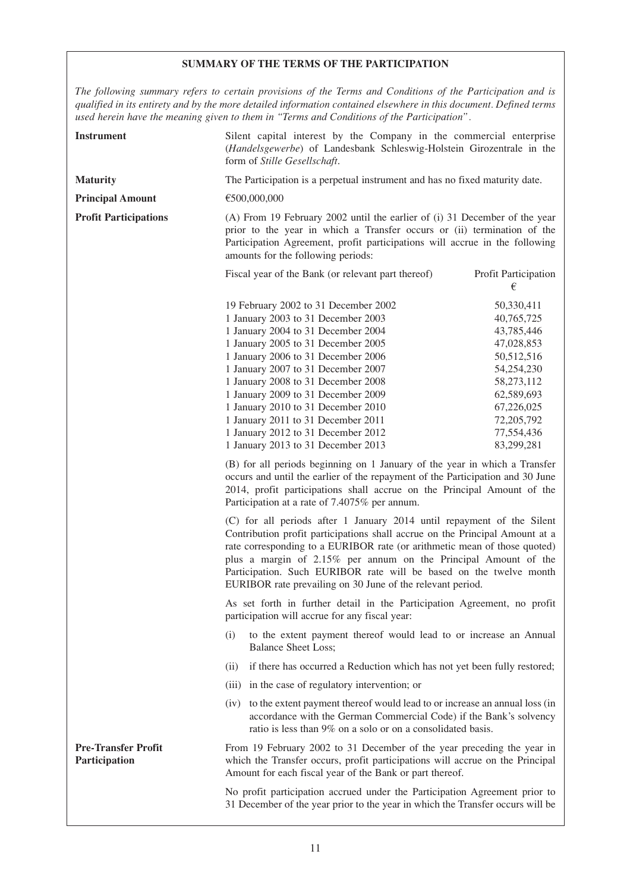## SUMMARY OF THE TERMS OF THE PARTICIPATION

*The following summary refers to certain provisions of the Terms and Conditions of the Participation and is qualified in its entirety and by the more detailed information contained elsewhere in this document. Defined terms used herein have the meaning given to them in "Terms and Conditions of the Participation".*

**Instrument**

Silent capital interest by the Company in the commercial enterprise (*Handelsgewerbe*) of Landesbank Schleswig-Holstein Girozentrale in the form of *Stille Gesellschaft*.

**Maturity**

The Participation is a perpetual instrument and has no fixed maturity date.

**Principal Amount**

€500,000,000

**Profit Participations**

(A) From 19 February 2002 until the earlier of (i) 31 December of the year prior to the year in which a Transfer occurs or (ii) termination of the Participation Agreement, profit participations will accrue in the following amounts for the following periods:

| Fiscal year of the Bank (or relevant part thereof) | Profit Participation € |
|---|---|
| 19 February 2002 to 31 December 2002 | 50,330,411 |
| 1 January 2003 to 31 December 2003 | 40,765,725 |
| 1 January 2004 to 31 December 2004 | 43,785,446 |
| 1 January 2005 to 31 December 2005 | 47,028,853 |
| 1 January 2006 to 31 December 2006 | 50,512,516 |
| 1 January 2007 to 31 December 2007 | 54,254,230 |
| 1 January 2008 to 31 December 2008 | 58,273,112 |
| 1 January 2009 to 31 December 2009 | 62,589,693 |
| 1 January 2010 to 31 December 2010 | 67,226,025 |
| 1 January 2011 to 31 December 2011 | 72,205,792 |
| 1 January 2012 to 31 December 2012 | 77,554,436 |
| 1 January 2013 to 31 December 2013 | 83,299,281 |

(B) for all periods beginning on 1 January of the year in which a Transfer occurs and until the earlier of the repayment of the Participation and 30 June 2014, profit participations shall accrue on the Principal Amount of the Participation at a rate of 7.4075% per annum.

(C) for all periods after 1 January 2014 until repayment of the Silent Contribution profit participations shall accrue on the Principal Amount at a rate corresponding to a EURIBOR rate (or arithmetic mean of those quoted) plus a margin of 2.15% per annum on the Principal Amount of the Participation. Such EURIBOR rate will be based on the twelve month EURIBOR rate prevailing on 30 June of the relevant period.

As set forth in further detail in the Participation Agreement, no profit participation will accrue for any fiscal year:

(i) to the extent payment thereof would lead to or increase an Annual Balance Sheet Loss;

(ii) if there has occurred a Reduction which has not yet been fully restored;

(iii) in the case of regulatory intervention; or

(iv) to the extent payment thereof would lead to or increase an annual loss (in accordance with the German Commercial Code) if the Bank's solvency ratio is less than 9% on a solo or on a consolidated basis.

**Pre-Transfer Profit Participation**

From 19 February 2002 to 31 December of the year preceding the year in which the Transfer occurs, profit participations will accrue on the Principal Amount for each fiscal year of the Bank or part thereof.

No profit participation accrued under the Participation Agreement prior to 31 December of the year prior to the year in which the Transfer occurs will be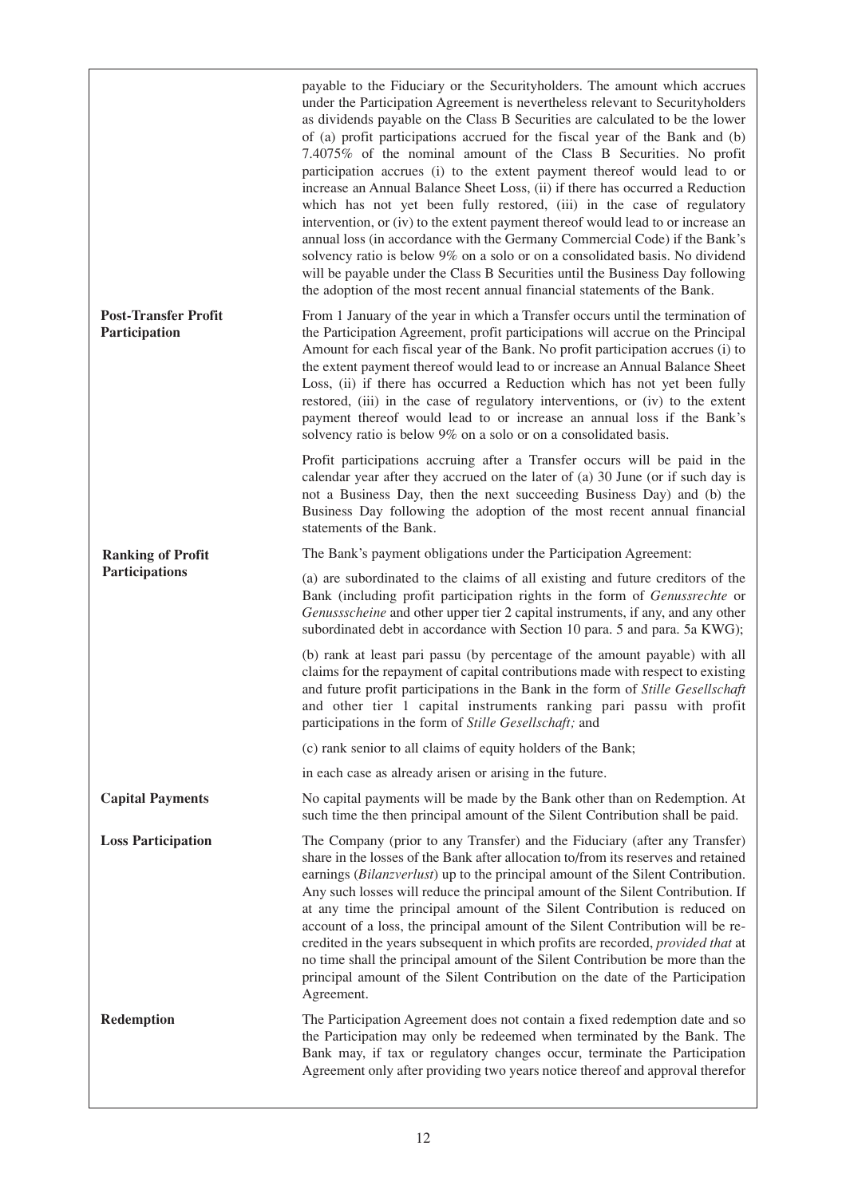payable to the Fiduciary or the Securityholders. The amount which accrues under the Participation Agreement is nevertheless relevant to Securityholders as dividends payable on the Class B Securities are calculated to be the lower of (a) profit participations accrued for the fiscal year of the Bank and (b) 7.4075% of the nominal amount of the Class B Securities. No profit participation accrues (i) to the extent payment thereof would lead to or increase an Annual Balance Sheet Loss, (ii) if there has occurred a Reduction which has not yet been fully restored, (iii) in the case of regulatory intervention, or (iv) to the extent payment thereof would lead to or increase an annual loss (in accordance with the Germany Commercial Code) if the Bank's solvency ratio is below 9% on a solo or on a consolidated basis. No dividend will be payable under the Class B Securities until the Business Day following the adoption of the most recent annual financial statements of the Bank.

**Post-Transfer Profit Participation**

From 1 January of the year in which a Transfer occurs until the termination of the Participation Agreement, profit participations will accrue on the Principal Amount for each fiscal year of the Bank. No profit participation accrues (i) to the extent payment thereof would lead to or increase an Annual Balance Sheet Loss, (ii) if there has occurred a Reduction which has not yet been fully restored, (iii) in the case of regulatory interventions, or (iv) to the extent payment thereof would lead to or increase an annual loss if the Bank's solvency ratio is below 9% on a solo or on a consolidated basis.

Profit participations accruing after a Transfer occurs will be paid in the calendar year after they accrued on the later of (a) 30 June (or if such day is not a Business Day, then the next succeeding Business Day) and (b) the Business Day following the adoption of the most recent annual financial statements of the Bank.

**Ranking of Profit Participations**

The Bank's payment obligations under the Participation Agreement:

(a) are subordinated to the claims of all existing and future creditors of the Bank (including profit participation rights in the form of *Genussrechte* or *Genussscheine* and other upper tier 2 capital instruments, if any, and any other subordinated debt in accordance with Section 10 para. 5 and para. 5a KWG);

(b) rank at least pari passu (by percentage of the amount payable) with all claims for the repayment of capital contributions made with respect to existing and future profit participations in the Bank in the form of *Stille Gesellschaft* and other tier 1 capital instruments ranking pari passu with profit participations in the form of *Stille Gesellschaft;* and

(c) rank senior to all claims of equity holders of the Bank;

in each case as already arisen or arising in the future.

**Capital Payments**

No capital payments will be made by the Bank other than on Redemption. At such time the then principal amount of the Silent Contribution shall be paid.

**Loss Participation**

The Company (prior to any Transfer) and the Fiduciary (after any Transfer) share in the losses of the Bank after allocation to/from its reserves and retained earnings (*Bilanzverlust*) up to the principal amount of the Silent Contribution. Any such losses will reduce the principal amount of the Silent Contribution. If at any time the principal amount of the Silent Contribution is reduced on account of a loss, the principal amount of the Silent Contribution will be re-credited in the years subsequent in which profits are recorded, *provided that* at no time shall the principal amount of the Silent Contribution be more than the principal amount of the Silent Contribution on the date of the Participation Agreement.

**Redemption**

The Participation Agreement does not contain a fixed redemption date and so the Participation may only be redeemed when terminated by the Bank. The Bank may, if tax or regulatory changes occur, terminate the Participation Agreement only after providing two years notice thereof and approval therefor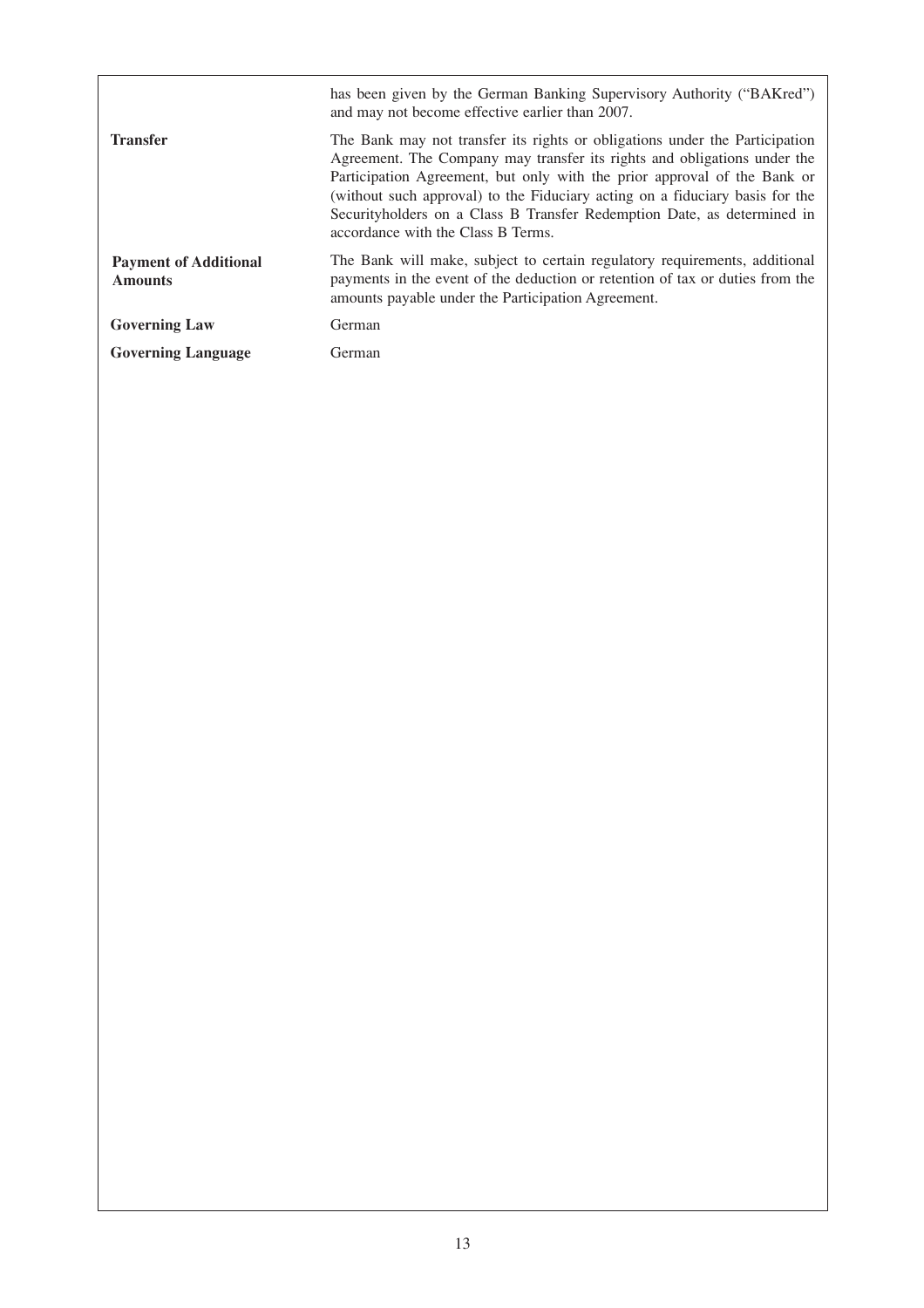| | |
|---|---|
| | has been given by the German Banking Supervisory Authority ("BAKred") and may not become effective earlier than 2007. |
| **Transfer** | The Bank may not transfer its rights or obligations under the Participation Agreement. The Company may transfer its rights and obligations under the Participation Agreement, but only with the prior approval of the Bank or (without such approval) to the Fiduciary acting on a fiduciary basis for the Securityholders on a Class B Transfer Redemption Date, as determined in accordance with the Class B Terms. |
| **Payment of Additional Amounts** | The Bank will make, subject to certain regulatory requirements, additional payments in the event of the deduction or retention of tax or duties from the amounts payable under the Participation Agreement. |
| **Governing Law** | German |
| **Governing Language** | German |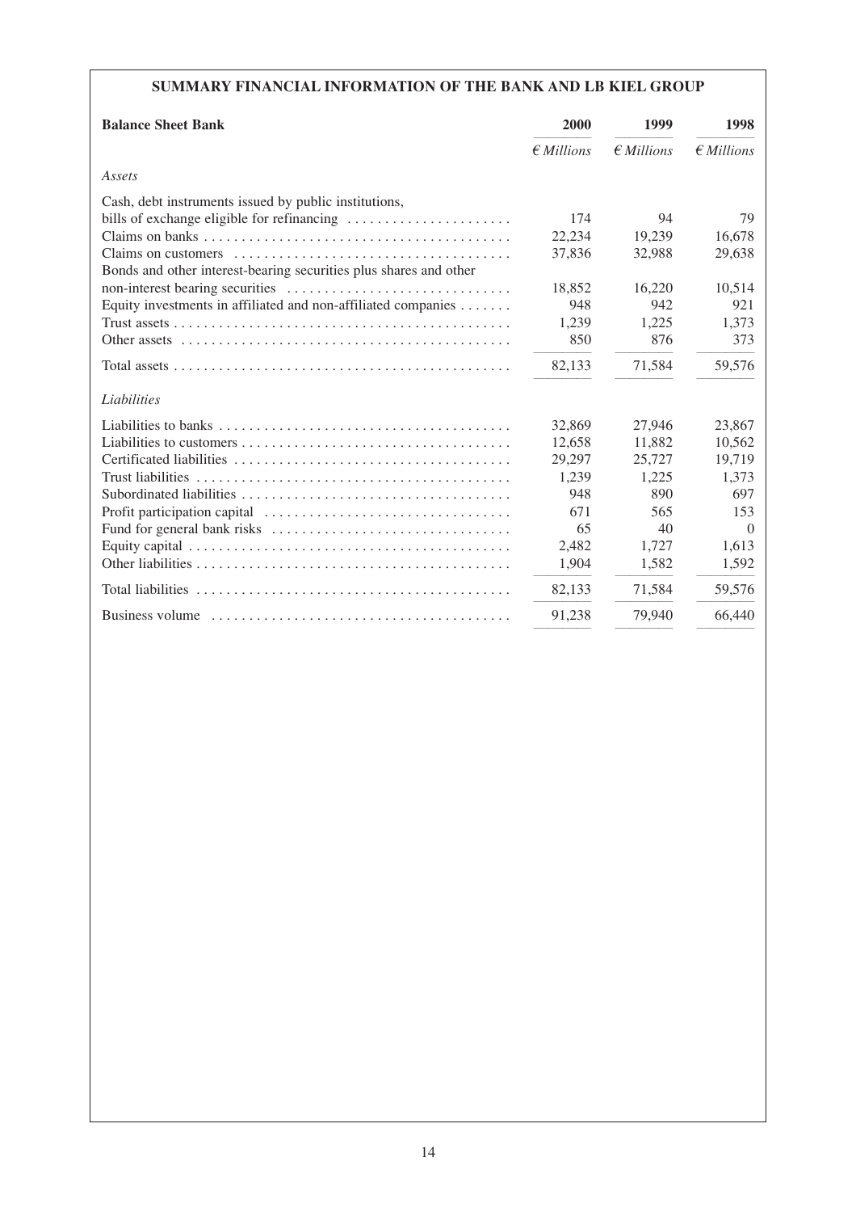## SUMMARY FINANCIAL INFORMATION OF THE BANK AND LB KIEL GROUP

| **Balance Sheet Bank** | **2000** | **1999** | **1998** |
|---|---|---|---|
| | *€ Millions* | *€ Millions* | *€ Millions* |
| *Assets* | | | |
| Cash, debt instruments issued by public institutions, bills of exchange eligible for refinancing | 174 | 94 | 79 |
| Claims on banks | 22,234 | 19,239 | 16,678 |
| Claims on customers | 37,836 | 32,988 | 29,638 |
| Bonds and other interest-bearing securities plus shares and other non-interest bearing securities | 18,852 | 16,220 | 10,514 |
| Equity investments in affiliated and non-affiliated companies | 948 | 942 | 921 |
| Trust assets | 1,239 | 1,225 | 1,373 |
| Other assets | 850 | 876 | 373 |
| Total assets | 82,133 | 71,584 | 59,576 |
| *Liabilities* | | | |
| Liabilities to banks | 32,869 | 27,946 | 23,867 |
| Liabilities to customers | 12,658 | 11,882 | 10,562 |
| Certificated liabilities | 29,297 | 25,727 | 19,719 |
| Trust liabilities | 1,239 | 1,225 | 1,373 |
| Subordinated liabilities | 948 | 890 | 697 |
| Profit participation capital | 671 | 565 | 153 |
| Fund for general bank risks | 65 | 40 | 0 |
| Equity capital | 2,482 | 1,727 | 1,613 |
| Other liabilities | 1,904 | 1,582 | 1,592 |
| Total liabilities | 82,133 | 71,584 | 59,576 |
| Business volume | 91,238 | 79,940 | 66,440 |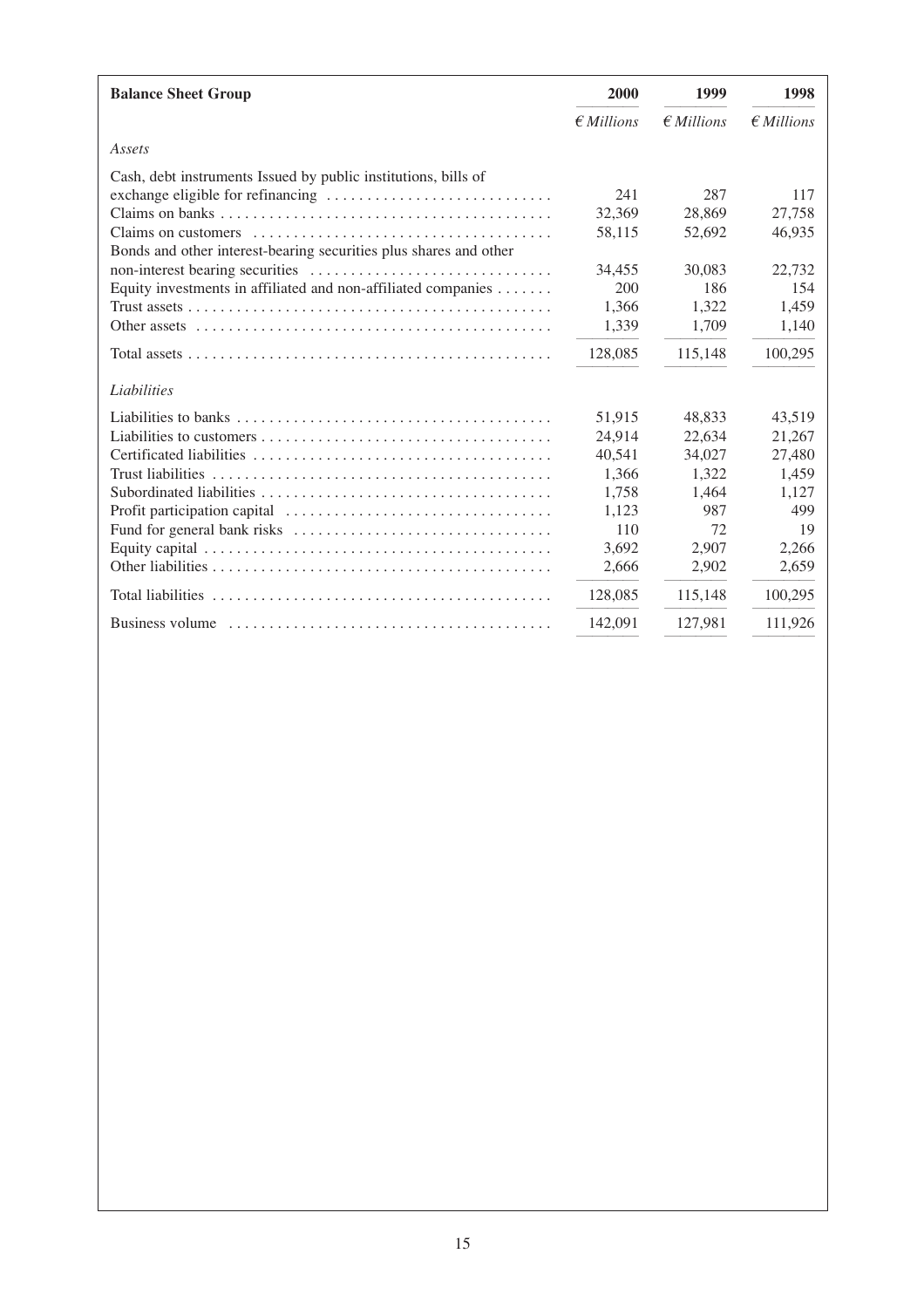| Balance Sheet Group | 2000 | 1999 | 1998 |
|---|---|---|---|
| | *€ Millions* | *€ Millions* | *€ Millions* |
| *Assets* | | | |
| Cash, debt instruments Issued by public institutions, bills of exchange eligible for refinancing | 241 | 287 | 117 |
| Claims on banks | 32,369 | 28,869 | 27,758 |
| Claims on customers | 58,115 | 52,692 | 46,935 |
| Bonds and other interest-bearing securities plus shares and other non-interest bearing securities | 34,455 | 30,083 | 22,732 |
| Equity investments in affiliated and non-affiliated companies | 200 | 186 | 154 |
| Trust assets | 1,366 | 1,322 | 1,459 |
| Other assets | 1,339 | 1,709 | 1,140 |
| Total assets | 128,085 | 115,148 | 100,295 |
| *Liabilities* | | | |
| Liabilities to banks | 51,915 | 48,833 | 43,519 |
| Liabilities to customers | 24,914 | 22,634 | 21,267 |
| Certificated liabilities | 40,541 | 34,027 | 27,480 |
| Trust liabilities | 1,366 | 1,322 | 1,459 |
| Subordinated liabilities | 1,758 | 1,464 | 1,127 |
| Profit participation capital | 1,123 | 987 | 499 |
| Fund for general bank risks | 110 | 72 | 19 |
| Equity capital | 3,692 | 2,907 | 2,266 |
| Other liabilities | 2,666 | 2,902 | 2,659 |
| Total liabilities | 128,085 | 115,148 | 100,295 |
| Business volume | 142,091 | 127,981 | 111,926 |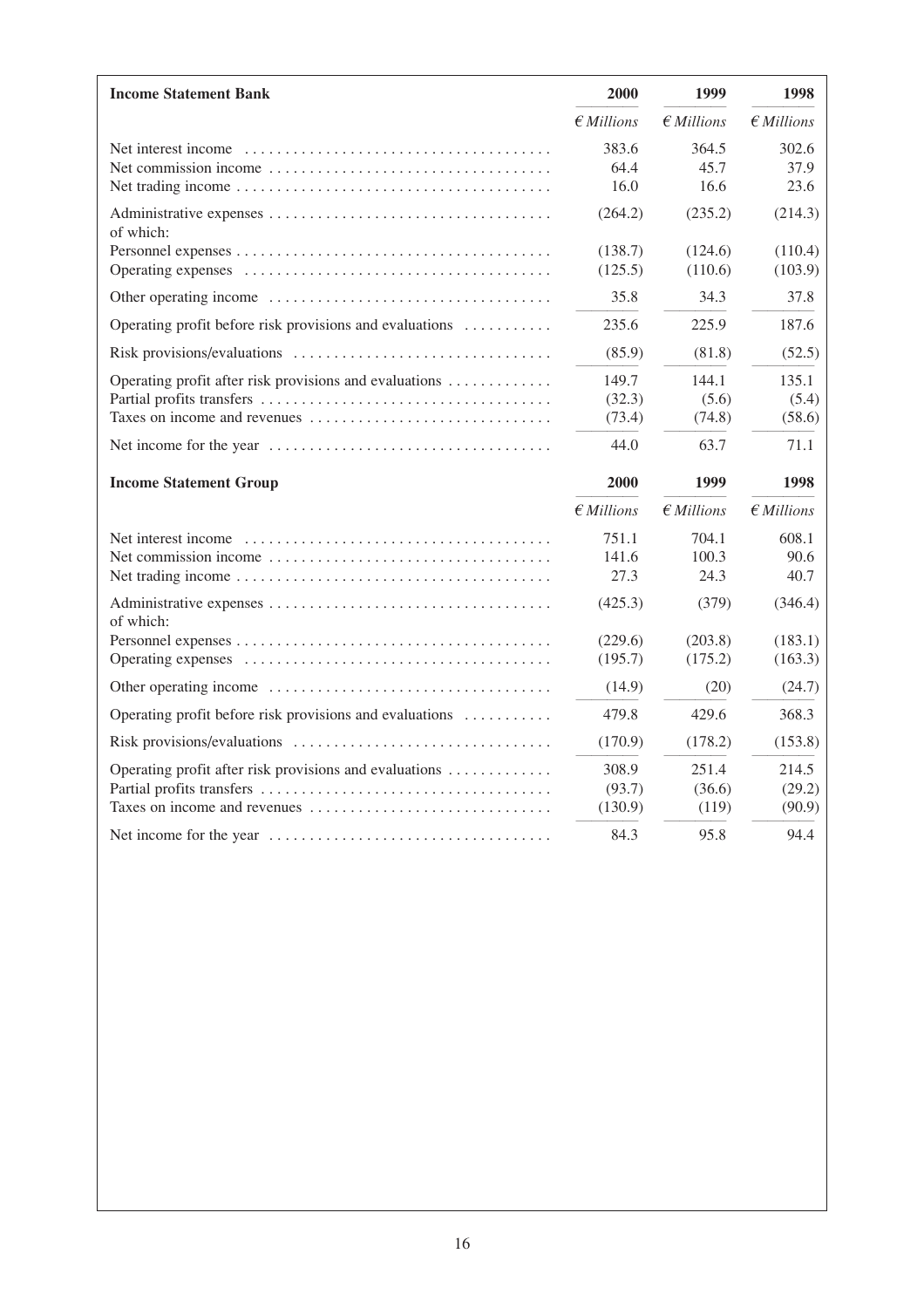| **Income Statement Bank** | **2000** | **1999** | **1998** |
|---|---|---|---|
| | *€ Millions* | *€ Millions* | *€ Millions* |
| Net interest income | 383.6 | 364.5 | 302.6 |
| Net commission income | 64.4 | 45.7 | 37.9 |
| Net trading income | 16.0 | 16.6 | 23.6 |
| Administrative expenses | (264.2) | (235.2) | (214.3) |
| of which: | | | |
| Personnel expenses | (138.7) | (124.6) | (110.4) |
| Operating expenses | (125.5) | (110.6) | (103.9) |
| Other operating income | 35.8 | 34.3 | 37.8 |
| Operating profit before risk provisions and evaluations | 235.6 | 225.9 | 187.6 |
| Risk provisions/evaluations | (85.9) | (81.8) | (52.5) |
| Operating profit after risk provisions and evaluations | 149.7 | 144.1 | 135.1 |
| Partial profits transfers | (32.3) | (5.6) | (5.4) |
| Taxes on income and revenues | (73.4) | (74.8) | (58.6) |
| Net income for the year | 44.0 | 63.7 | 71.1 |

| **Income Statement Group** | **2000** | **1999** | **1998** |
|---|---|---|---|
| | *€ Millions* | *€ Millions* | *€ Millions* |
| Net interest income | 751.1 | 704.1 | 608.1 |
| Net commission income | 141.6 | 100.3 | 90.6 |
| Net trading income | 27.3 | 24.3 | 40.7 |
| Administrative expenses | (425.3) | (379) | (346.4) |
| of which: | | | |
| Personnel expenses | (229.6) | (203.8) | (183.1) |
| Operating expenses | (195.7) | (175.2) | (163.3) |
| Other operating income | (14.9) | (20) | (24.7) |
| Operating profit before risk provisions and evaluations | 479.8 | 429.6 | 368.3 |
| Risk provisions/evaluations | (170.9) | (178.2) | (153.8) |
| Operating profit after risk provisions and evaluations | 308.9 | 251.4 | 214.5 |
| Partial profits transfers | (93.7) | (36.6) | (29.2) |
| Taxes on income and revenues | (130.9) | (119) | (90.9) |
| Net income for the year | 84.3 | 95.8 | 94.4 |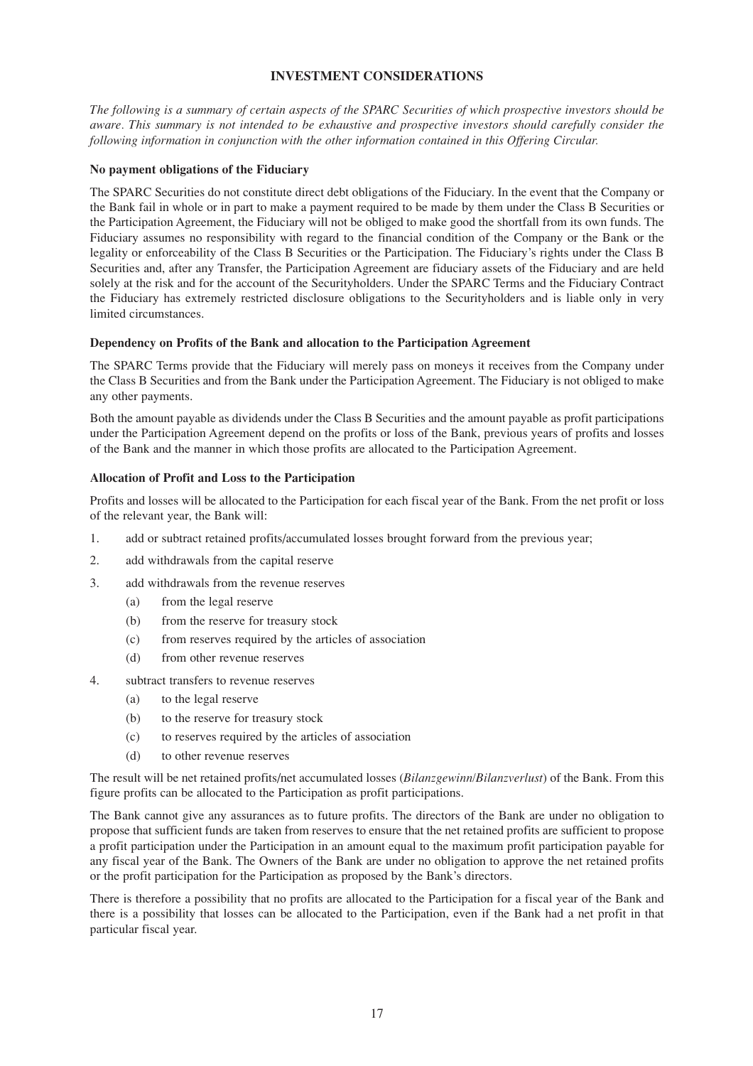## INVESTMENT CONSIDERATIONS

*The following is a summary of certain aspects of the SPARC Securities of which prospective investors should be aware. This summary is not intended to be exhaustive and prospective investors should carefully consider the following information in conjunction with the other information contained in this Offering Circular.*

### No payment obligations of the Fiduciary

The SPARC Securities do not constitute direct debt obligations of the Fiduciary. In the event that the Company or the Bank fail in whole or in part to make a payment required to be made by them under the Class B Securities or the Participation Agreement, the Fiduciary will not be obliged to make good the shortfall from its own funds. The Fiduciary assumes no responsibility with regard to the financial condition of the Company or the Bank or the legality or enforceability of the Class B Securities or the Participation. The Fiduciary's rights under the Class B Securities and, after any Transfer, the Participation Agreement are fiduciary assets of the Fiduciary and are held solely at the risk and for the account of the Securityholders. Under the SPARC Terms and the Fiduciary Contract the Fiduciary has extremely restricted disclosure obligations to the Securityholders and is liable only in very limited circumstances.

### Dependency on Profits of the Bank and allocation to the Participation Agreement

The SPARC Terms provide that the Fiduciary will merely pass on moneys it receives from the Company under the Class B Securities and from the Bank under the Participation Agreement. The Fiduciary is not obliged to make any other payments.

Both the amount payable as dividends under the Class B Securities and the amount payable as profit participations under the Participation Agreement depend on the profits or loss of the Bank, previous years of profits and losses of the Bank and the manner in which those profits are allocated to the Participation Agreement.

### Allocation of Profit and Loss to the Participation

Profits and losses will be allocated to the Participation for each fiscal year of the Bank. From the net profit or loss of the relevant year, the Bank will:

1. add or subtract retained profits/accumulated losses brought forward from the previous year;
2. add withdrawals from the capital reserve
3. add withdrawals from the revenue reserves
   - (a) from the legal reserve
   - (b) from the reserve for treasury stock
   - (c) from reserves required by the articles of association
   - (d) from other revenue reserves
4. subtract transfers to revenue reserves
   - (a) to the legal reserve
   - (b) to the reserve for treasury stock
   - (c) to reserves required by the articles of association
   - (d) to other revenue reserves

The result will be net retained profits/net accumulated losses (*Bilanzgewinn*/*Bilanzverlust*) of the Bank. From this figure profits can be allocated to the Participation as profit participations.

The Bank cannot give any assurances as to future profits. The directors of the Bank are under no obligation to propose that sufficient funds are taken from reserves to ensure that the net retained profits are sufficient to propose a profit participation under the Participation in an amount equal to the maximum profit participation payable for any fiscal year of the Bank. The Owners of the Bank are under no obligation to approve the net retained profits or the profit participation for the Participation as proposed by the Bank's directors.

There is therefore a possibility that no profits are allocated to the Participation for a fiscal year of the Bank and there is a possibility that losses can be allocated to the Participation, even if the Bank had a net profit in that particular fiscal year.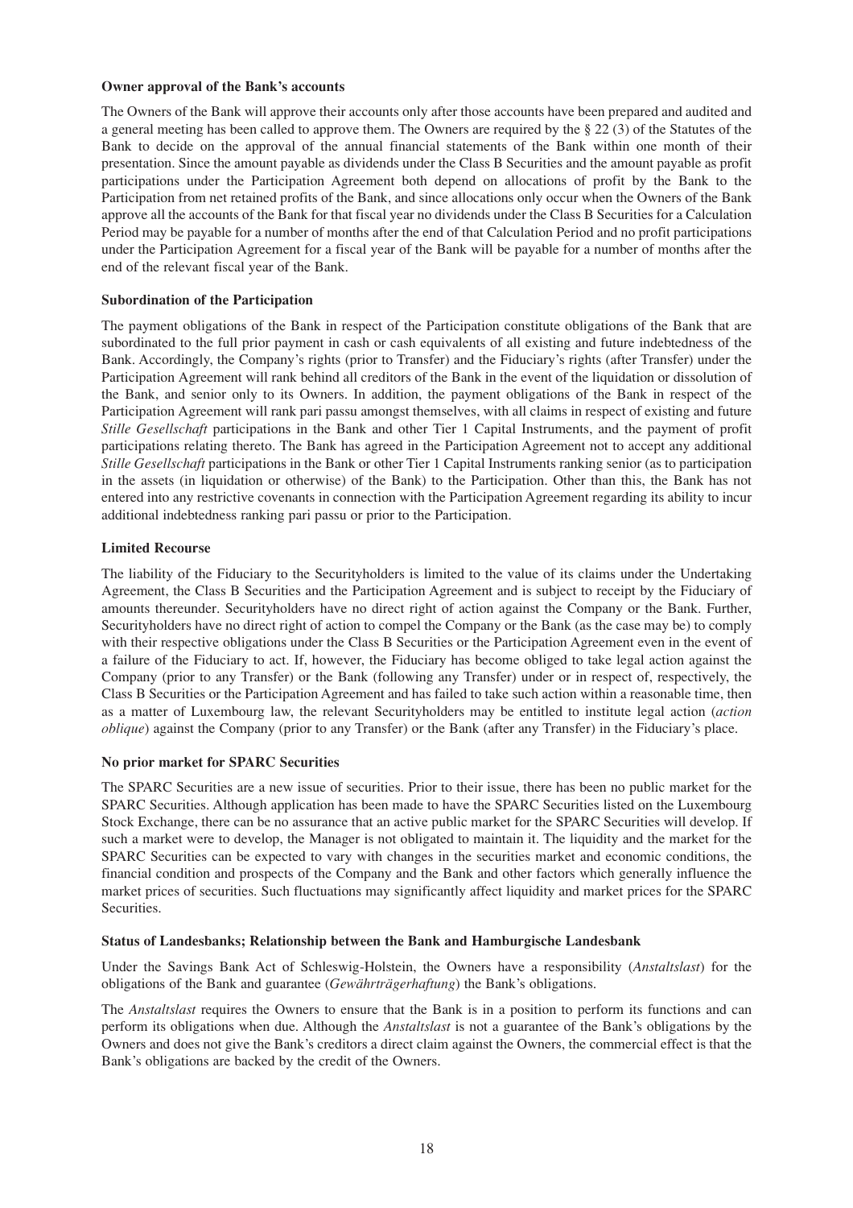**Owner approval of the Bank's accounts**

The Owners of the Bank will approve their accounts only after those accounts have been prepared and audited and a general meeting has been called to approve them. The Owners are required by the § 22 (3) of the Statutes of the Bank to decide on the approval of the annual financial statements of the Bank within one month of their presentation. Since the amount payable as dividends under the Class B Securities and the amount payable as profit participations under the Participation Agreement both depend on allocations of profit by the Bank to the Participation from net retained profits of the Bank, and since allocations only occur when the Owners of the Bank approve all the accounts of the Bank for that fiscal year no dividends under the Class B Securities for a Calculation Period may be payable for a number of months after the end of that Calculation Period and no profit participations under the Participation Agreement for a fiscal year of the Bank will be payable for a number of months after the end of the relevant fiscal year of the Bank.

**Subordination of the Participation**

The payment obligations of the Bank in respect of the Participation constitute obligations of the Bank that are subordinated to the full prior payment in cash or cash equivalents of all existing and future indebtedness of the Bank. Accordingly, the Company's rights (prior to Transfer) and the Fiduciary's rights (after Transfer) under the Participation Agreement will rank behind all creditors of the Bank in the event of the liquidation or dissolution of the Bank, and senior only to its Owners. In addition, the payment obligations of the Bank in respect of the Participation Agreement will rank pari passu amongst themselves, with all claims in respect of existing and future *Stille Gesellschaft* participations in the Bank and other Tier 1 Capital Instruments, and the payment of profit participations relating thereto. The Bank has agreed in the Participation Agreement not to accept any additional *Stille Gesellschaft* participations in the Bank or other Tier 1 Capital Instruments ranking senior (as to participation in the assets (in liquidation or otherwise) of the Bank) to the Participation. Other than this, the Bank has not entered into any restrictive covenants in connection with the Participation Agreement regarding its ability to incur additional indebtedness ranking pari passu or prior to the Participation.

**Limited Recourse**

The liability of the Fiduciary to the Securityholders is limited to the value of its claims under the Undertaking Agreement, the Class B Securities and the Participation Agreement and is subject to receipt by the Fiduciary of amounts thereunder. Securityholders have no direct right of action against the Company or the Bank. Further, Securityholders have no direct right of action to compel the Company or the Bank (as the case may be) to comply with their respective obligations under the Class B Securities or the Participation Agreement even in the event of a failure of the Fiduciary to act. If, however, the Fiduciary has become obliged to take legal action against the Company (prior to any Transfer) or the Bank (following any Transfer) under or in respect of, respectively, the Class B Securities or the Participation Agreement and has failed to take such action within a reasonable time, then as a matter of Luxembourg law, the relevant Securityholders may be entitled to institute legal action (*action oblique*) against the Company (prior to any Transfer) or the Bank (after any Transfer) in the Fiduciary's place.

**No prior market for SPARC Securities**

The SPARC Securities are a new issue of securities. Prior to their issue, there has been no public market for the SPARC Securities. Although application has been made to have the SPARC Securities listed on the Luxembourg Stock Exchange, there can be no assurance that an active public market for the SPARC Securities will develop. If such a market were to develop, the Manager is not obligated to maintain it. The liquidity and the market for the SPARC Securities can be expected to vary with changes in the securities market and economic conditions, the financial condition and prospects of the Company and the Bank and other factors which generally influence the market prices of securities. Such fluctuations may significantly affect liquidity and market prices for the SPARC Securities.

**Status of Landesbanks; Relationship between the Bank and Hamburgische Landesbank**

Under the Savings Bank Act of Schleswig-Holstein, the Owners have a responsibility (*Anstaltslast*) for the obligations of the Bank and guarantee (*Gewährträgerhaftung*) the Bank's obligations.

The *Anstaltslast* requires the Owners to ensure that the Bank is in a position to perform its functions and can perform its obligations when due. Although the *Anstaltslast* is not a guarantee of the Bank's obligations by the Owners and does not give the Bank's creditors a direct claim against the Owners, the commercial effect is that the Bank's obligations are backed by the credit of the Owners.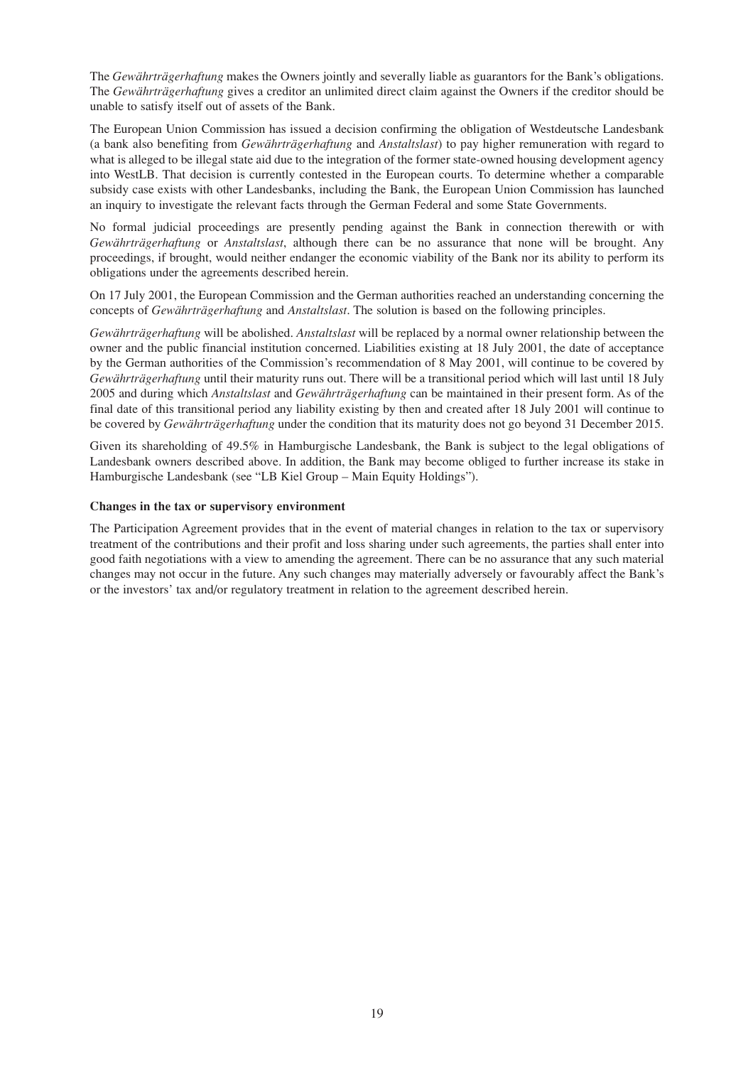The *Gewährträgerhaftung* makes the Owners jointly and severally liable as guarantors for the Bank's obligations. The *Gewährträgerhaftung* gives a creditor an unlimited direct claim against the Owners if the creditor should be unable to satisfy itself out of assets of the Bank.

The European Union Commission has issued a decision confirming the obligation of Westdeutsche Landesbank (a bank also benefiting from *Gewährträgerhaftung* and *Anstaltslast*) to pay higher remuneration with regard to what is alleged to be illegal state aid due to the integration of the former state-owned housing development agency into WestLB. That decision is currently contested in the European courts. To determine whether a comparable subsidy case exists with other Landesbanks, including the Bank, the European Union Commission has launched an inquiry to investigate the relevant facts through the German Federal and some State Governments.

No formal judicial proceedings are presently pending against the Bank in connection therewith or with *Gewährträgerhaftung* or *Anstaltslast*, although there can be no assurance that none will be brought. Any proceedings, if brought, would neither endanger the economic viability of the Bank nor its ability to perform its obligations under the agreements described herein.

On 17 July 2001, the European Commission and the German authorities reached an understanding concerning the concepts of *Gewährträgerhaftung* and *Anstaltslast*. The solution is based on the following principles.

*Gewährträgerhaftung* will be abolished. *Anstaltslast* will be replaced by a normal owner relationship between the owner and the public financial institution concerned. Liabilities existing at 18 July 2001, the date of acceptance by the German authorities of the Commission's recommendation of 8 May 2001, will continue to be covered by *Gewährträgerhaftung* until their maturity runs out. There will be a transitional period which will last until 18 July 2005 and during which *Anstaltslast* and *Gewährträgerhaftung* can be maintained in their present form. As of the final date of this transitional period any liability existing by then and created after 18 July 2001 will continue to be covered by *Gewährträgerhaftung* under the condition that its maturity does not go beyond 31 December 2015.

Given its shareholding of 49.5% in Hamburgische Landesbank, the Bank is subject to the legal obligations of Landesbank owners described above. In addition, the Bank may become obliged to further increase its stake in Hamburgische Landesbank (see "LB Kiel Group – Main Equity Holdings").

**Changes in the tax or supervisory environment**

The Participation Agreement provides that in the event of material changes in relation to the tax or supervisory treatment of the contributions and their profit and loss sharing under such agreements, the parties shall enter into good faith negotiations with a view to amending the agreement. There can be no assurance that any such material changes may not occur in the future. Any such changes may materially adversely or favourably affect the Bank's or the investors' tax and/or regulatory treatment in relation to the agreement described herein.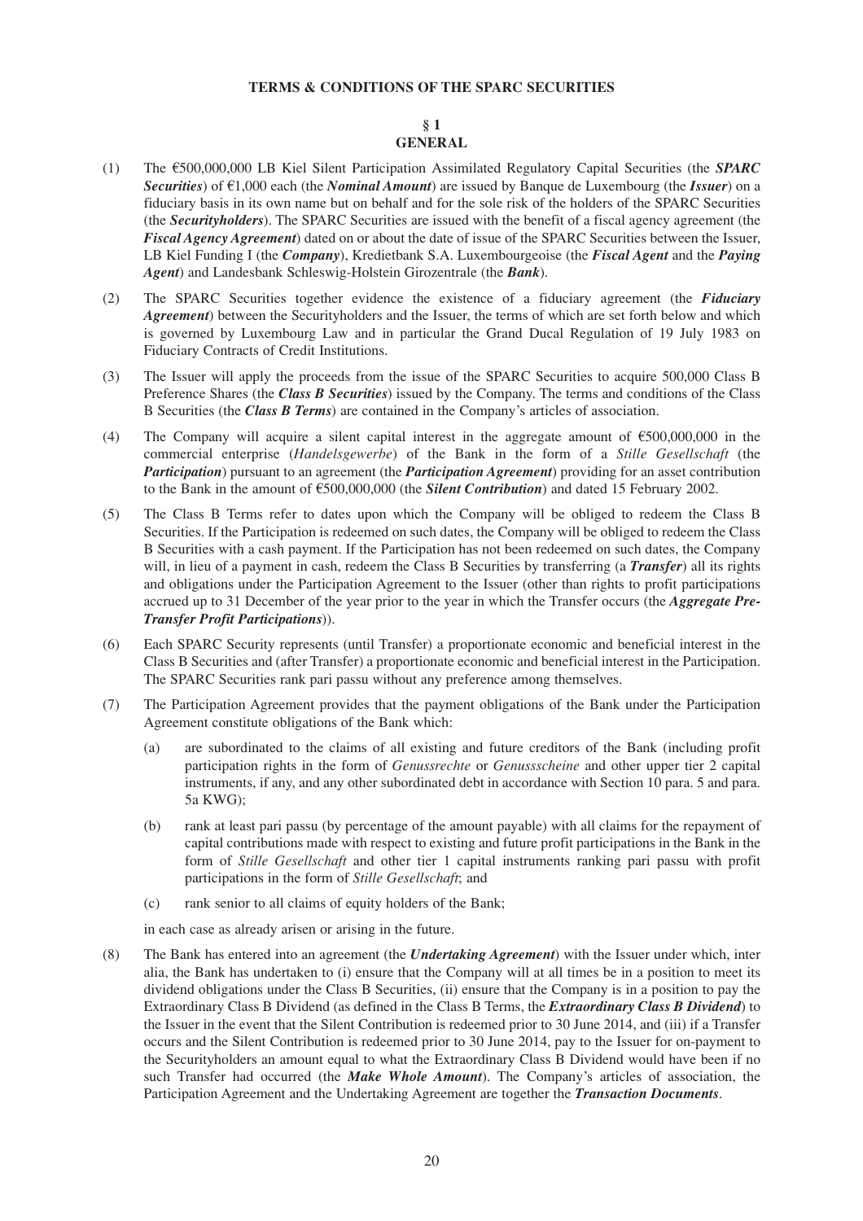## TERMS & CONDITIONS OF THE SPARC SECURITIES

### § 1
### GENERAL

(1) The €500,000,000 LB Kiel Silent Participation Assimilated Regulatory Capital Securities (the ***SPARC Securities***) of €1,000 each (the ***Nominal Amount***) are issued by Banque de Luxembourg (the ***Issuer***) on a fiduciary basis in its own name but on behalf and for the sole risk of the holders of the SPARC Securities (the ***Securityholders***). The SPARC Securities are issued with the benefit of a fiscal agency agreement (the ***Fiscal Agency Agreement***) dated on or about the date of issue of the SPARC Securities between the Issuer, LB Kiel Funding I (the ***Company***), Kredietbank S.A. Luxembourgeoise (the ***Fiscal Agent*** and the ***Paying Agent***) and Landesbank Schleswig-Holstein Girozentrale (the ***Bank***).

(2) The SPARC Securities together evidence the existence of a fiduciary agreement (the ***Fiduciary Agreement***) between the Securityholders and the Issuer, the terms of which are set forth below and which is governed by Luxembourg Law and in particular the Grand Ducal Regulation of 19 July 1983 on Fiduciary Contracts of Credit Institutions.

(3) The Issuer will apply the proceeds from the issue of the SPARC Securities to acquire 500,000 Class B Preference Shares (the ***Class B Securities***) issued by the Company. The terms and conditions of the Class B Securities (the ***Class B Terms***) are contained in the Company's articles of association.

(4) The Company will acquire a silent capital interest in the aggregate amount of €500,000,000 in the commercial enterprise (*Handelsgewerbe*) of the Bank in the form of a *Stille Gesellschaft* (the ***Participation***) pursuant to an agreement (the ***Participation Agreement***) providing for an asset contribution to the Bank in the amount of €500,000,000 (the ***Silent Contribution***) and dated 15 February 2002.

(5) The Class B Terms refer to dates upon which the Company will be obliged to redeem the Class B Securities. If the Participation is redeemed on such dates, the Company will be obliged to redeem the Class B Securities with a cash payment. If the Participation has not been redeemed on such dates, the Company will, in lieu of a payment in cash, redeem the Class B Securities by transferring (a ***Transfer***) all its rights and obligations under the Participation Agreement to the Issuer (other than rights to profit participations accrued up to 31 December of the year prior to the year in which the Transfer occurs (the ***Aggregate Pre-Transfer Profit Participations***)).

(6) Each SPARC Security represents (until Transfer) a proportionate economic and beneficial interest in the Class B Securities and (after Transfer) a proportionate economic and beneficial interest in the Participation. The SPARC Securities rank pari passu without any preference among themselves.

(7) The Participation Agreement provides that the payment obligations of the Bank under the Participation Agreement constitute obligations of the Bank which:

   (a) are subordinated to the claims of all existing and future creditors of the Bank (including profit participation rights in the form of *Genussrechte* or *Genussscheine* and other upper tier 2 capital instruments, if any, and any other subordinated debt in accordance with Section 10 para. 5 and para. 5a KWG);

   (b) rank at least pari passu (by percentage of the amount payable) with all claims for the repayment of capital contributions made with respect to existing and future profit participations in the Bank in the form of *Stille Gesellschaft* and other tier 1 capital instruments ranking pari passu with profit participations in the form of *Stille Gesellschaft*; and

   (c) rank senior to all claims of equity holders of the Bank;

   in each case as already arisen or arising in the future.

(8) The Bank has entered into an agreement (the ***Undertaking Agreement***) with the Issuer under which, inter alia, the Bank has undertaken to (i) ensure that the Company will at all times be in a position to meet its dividend obligations under the Class B Securities, (ii) ensure that the Company is in a position to pay the Extraordinary Class B Dividend (as defined in the Class B Terms, the ***Extraordinary Class B Dividend***) to the Issuer in the event that the Silent Contribution is redeemed prior to 30 June 2014, and (iii) if a Transfer occurs and the Silent Contribution is redeemed prior to 30 June 2014, pay to the Issuer for on-payment to the Securityholders an amount equal to what the Extraordinary Class B Dividend would have been if no such Transfer had occurred (the ***Make Whole Amount***). The Company's articles of association, the Participation Agreement and the Undertaking Agreement are together the ***Transaction Documents***.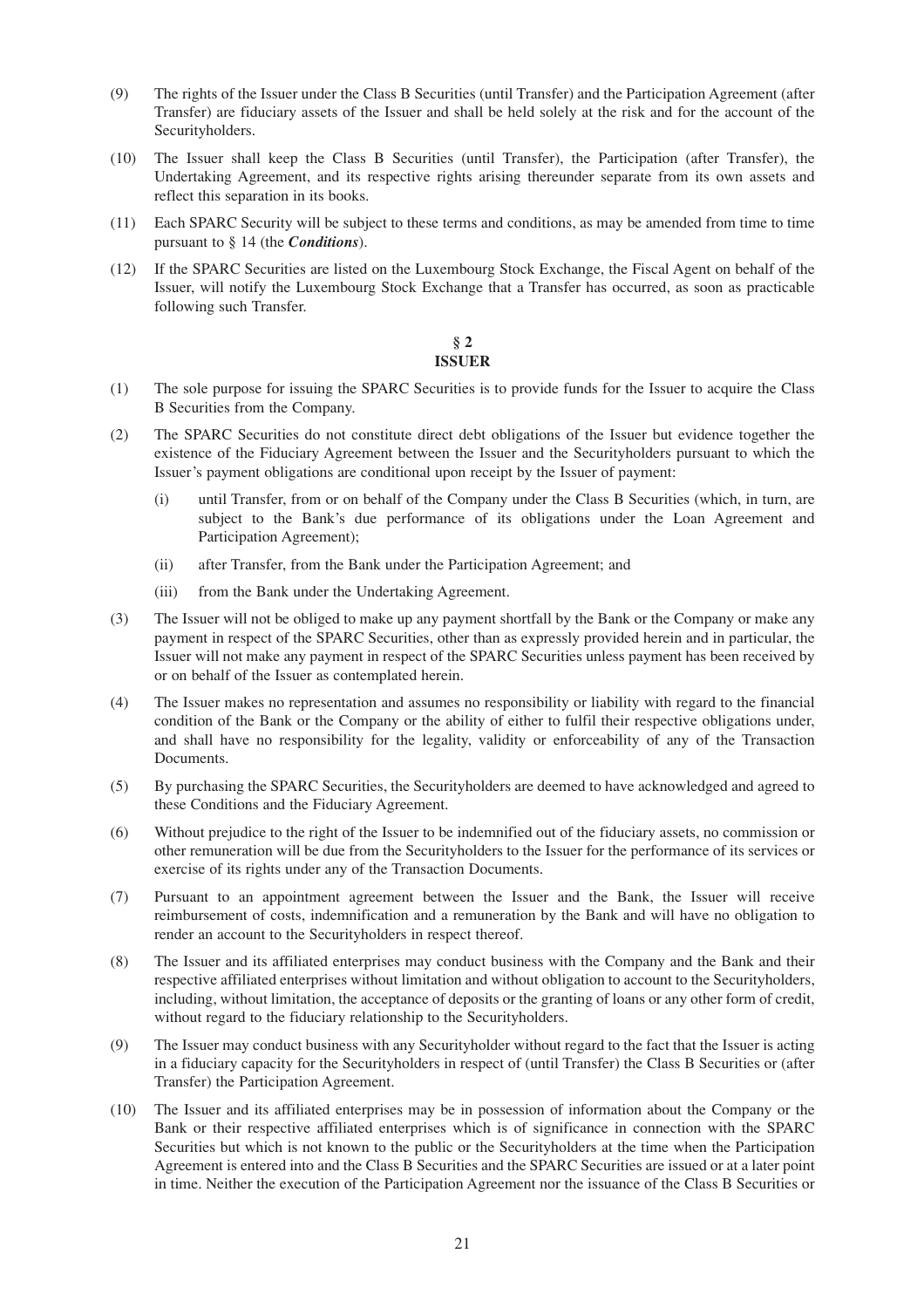(9) The rights of the Issuer under the Class B Securities (until Transfer) and the Participation Agreement (after Transfer) are fiduciary assets of the Issuer and shall be held solely at the risk and for the account of the Securityholders.

(10) The Issuer shall keep the Class B Securities (until Transfer), the Participation (after Transfer), the Undertaking Agreement, and its respective rights arising thereunder separate from its own assets and reflect this separation in its books.

(11) Each SPARC Security will be subject to these terms and conditions, as may be amended from time to time pursuant to § 14 (the ***Conditions***).

(12) If the SPARC Securities are listed on the Luxembourg Stock Exchange, the Fiscal Agent on behalf of the Issuer, will notify the Luxembourg Stock Exchange that a Transfer has occurred, as soon as practicable following such Transfer.

## § 2
## ISSUER

(1) The sole purpose for issuing the SPARC Securities is to provide funds for the Issuer to acquire the Class B Securities from the Company.

(2) The SPARC Securities do not constitute direct debt obligations of the Issuer but evidence together the existence of the Fiduciary Agreement between the Issuer and the Securityholders pursuant to which the Issuer's payment obligations are conditional upon receipt by the Issuer of payment:

   (i) until Transfer, from or on behalf of the Company under the Class B Securities (which, in turn, are subject to the Bank's due performance of its obligations under the Loan Agreement and Participation Agreement);

   (ii) after Transfer, from the Bank under the Participation Agreement; and

   (iii) from the Bank under the Undertaking Agreement.

(3) The Issuer will not be obliged to make up any payment shortfall by the Bank or the Company or make any payment in respect of the SPARC Securities, other than as expressly provided herein and in particular, the Issuer will not make any payment in respect of the SPARC Securities unless payment has been received by or on behalf of the Issuer as contemplated herein.

(4) The Issuer makes no representation and assumes no responsibility or liability with regard to the financial condition of the Bank or the Company or the ability of either to fulfil their respective obligations under, and shall have no responsibility for the legality, validity or enforceability of any of the Transaction Documents.

(5) By purchasing the SPARC Securities, the Securityholders are deemed to have acknowledged and agreed to these Conditions and the Fiduciary Agreement.

(6) Without prejudice to the right of the Issuer to be indemnified out of the fiduciary assets, no commission or other remuneration will be due from the Securityholders to the Issuer for the performance of its services or exercise of its rights under any of the Transaction Documents.

(7) Pursuant to an appointment agreement between the Issuer and the Bank, the Issuer will receive reimbursement of costs, indemnification and a remuneration by the Bank and will have no obligation to render an account to the Securityholders in respect thereof.

(8) The Issuer and its affiliated enterprises may conduct business with the Company and the Bank and their respective affiliated enterprises without limitation and without obligation to account to the Securityholders, including, without limitation, the acceptance of deposits or the granting of loans or any other form of credit, without regard to the fiduciary relationship to the Securityholders.

(9) The Issuer may conduct business with any Securityholder without regard to the fact that the Issuer is acting in a fiduciary capacity for the Securityholders in respect of (until Transfer) the Class B Securities or (after Transfer) the Participation Agreement.

(10) The Issuer and its affiliated enterprises may be in possession of information about the Company or the Bank or their respective affiliated enterprises which is of significance in connection with the SPARC Securities but which is not known to the public or the Securityholders at the time when the Participation Agreement is entered into and the Class B Securities and the SPARC Securities are issued or at a later point in time. Neither the execution of the Participation Agreement nor the issuance of the Class B Securities or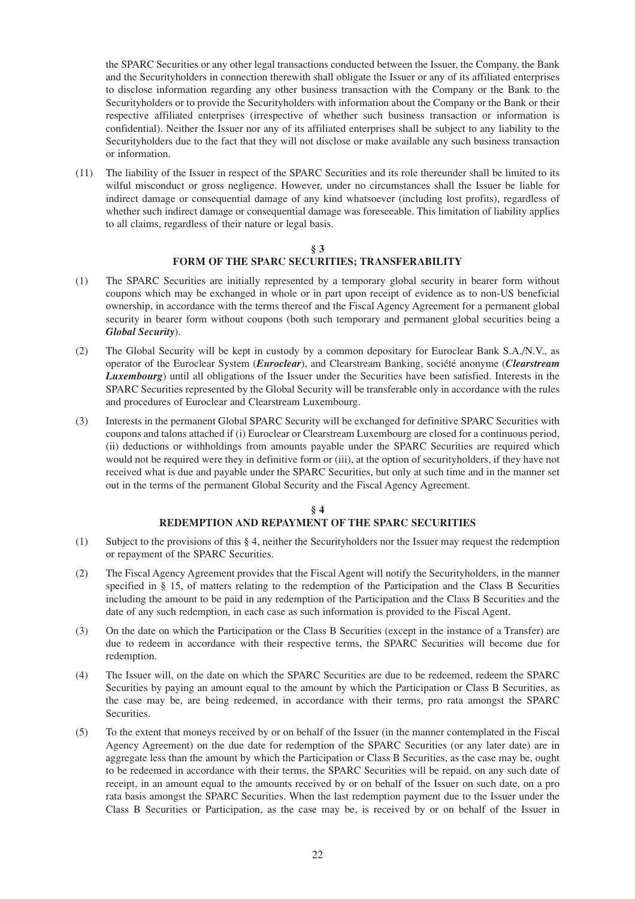the SPARC Securities or any other legal transactions conducted between the Issuer, the Company, the Bank and the Securityholders in connection therewith shall obligate the Issuer or any of its affiliated enterprises to disclose information regarding any other business transaction with the Company or the Bank to the Securityholders or to provide the Securityholders with information about the Company or the Bank or their respective affiliated enterprises (irrespective of whether such business transaction or information is confidential). Neither the Issuer nor any of its affiliated enterprises shall be subject to any liability to the Securityholders due to the fact that they will not disclose or make available any such business transaction or information.

(11) The liability of the Issuer in respect of the SPARC Securities and its role thereunder shall be limited to its wilful misconduct or gross negligence. However, under no circumstances shall the Issuer be liable for indirect damage or consequential damage of any kind whatsoever (including lost profits), regardless of whether such indirect damage or consequential damage was foreseeable. This limitation of liability applies to all claims, regardless of their nature or legal basis.

## § 3
## FORM OF THE SPARC SECURITIES; TRANSFERABILITY

(1) The SPARC Securities are initially represented by a temporary global security in bearer form without coupons which may be exchanged in whole or in part upon receipt of evidence as to non-US beneficial ownership, in accordance with the terms thereof and the Fiscal Agency Agreement for a permanent global security in bearer form without coupons (both such temporary and permanent global securities being a ***Global Security***).

(2) The Global Security will be kept in custody by a common depositary for Euroclear Bank S.A./N.V., as operator of the Euroclear System (***Euroclear***), and Clearstream Banking, société anonyme (***Clearstream Luxembourg***) until all obligations of the Issuer under the Securities have been satisfied. Interests in the SPARC Securities represented by the Global Security will be transferable only in accordance with the rules and procedures of Euroclear and Clearstream Luxembourg.

(3) Interests in the permanent Global SPARC Security will be exchanged for definitive SPARC Securities with coupons and talons attached if (i) Euroclear or Clearstream Luxembourg are closed for a continuous period, (ii) deductions or withholdings from amounts payable under the SPARC Securities are required which would not be required were they in definitive form or (iii), at the option of securityholders, if they have not received what is due and payable under the SPARC Securities, but only at such time and in the manner set out in the terms of the permanent Global Security and the Fiscal Agency Agreement.

## § 4
## REDEMPTION AND REPAYMENT OF THE SPARC SECURITIES

(1) Subject to the provisions of this § 4, neither the Securityholders nor the Issuer may request the redemption or repayment of the SPARC Securities.

(2) The Fiscal Agency Agreement provides that the Fiscal Agent will notify the Securityholders, in the manner specified in § 15, of matters relating to the redemption of the Participation and the Class B Securities including the amount to be paid in any redemption of the Participation and the Class B Securities and the date of any such redemption, in each case as such information is provided to the Fiscal Agent.

(3) On the date on which the Participation or the Class B Securities (except in the instance of a Transfer) are due to redeem in accordance with their respective terms, the SPARC Securities will become due for redemption.

(4) The Issuer will, on the date on which the SPARC Securities are due to be redeemed, redeem the SPARC Securities by paying an amount equal to the amount by which the Participation or Class B Securities, as the case may be, are being redeemed, in accordance with their terms, pro rata amongst the SPARC Securities.

(5) To the extent that moneys received by or on behalf of the Issuer (in the manner contemplated in the Fiscal Agency Agreement) on the due date for redemption of the SPARC Securities (or any later date) are in aggregate less than the amount by which the Participation or Class B Securities, as the case may be, ought to be redeemed in accordance with their terms, the SPARC Securities will be repaid, on any such date of receipt, in an amount equal to the amounts received by or on behalf of the Issuer on such date, on a pro rata basis amongst the SPARC Securities. When the last redemption payment due to the Issuer under the Class B Securities or Participation, as the case may be, is received by or on behalf of the Issuer in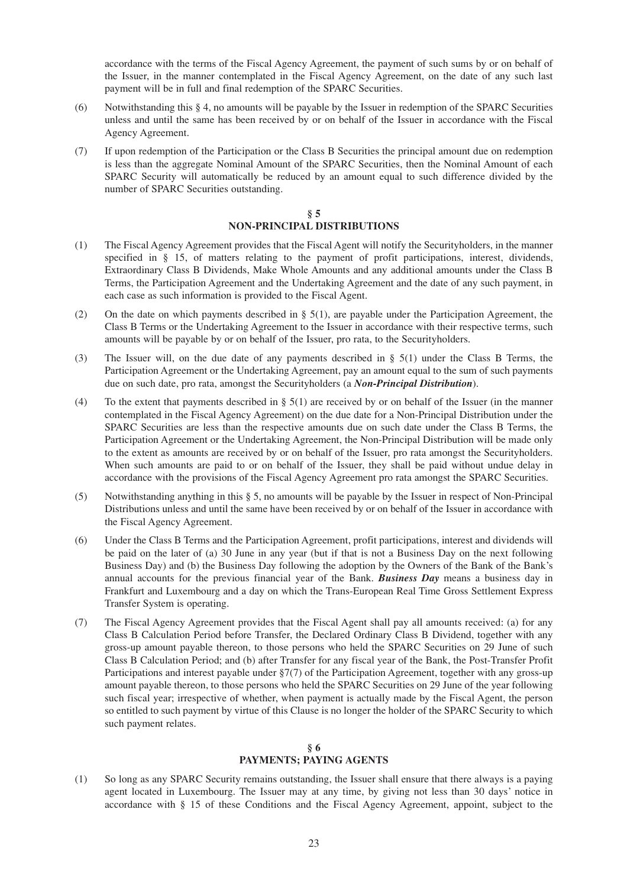accordance with the terms of the Fiscal Agency Agreement, the payment of such sums by or on behalf of the Issuer, in the manner contemplated in the Fiscal Agency Agreement, on the date of any such last payment will be in full and final redemption of the SPARC Securities.

(6) Notwithstanding this § 4, no amounts will be payable by the Issuer in redemption of the SPARC Securities unless and until the same has been received by or on behalf of the Issuer in accordance with the Fiscal Agency Agreement.

(7) If upon redemption of the Participation or the Class B Securities the principal amount due on redemption is less than the aggregate Nominal Amount of the SPARC Securities, then the Nominal Amount of each SPARC Security will automatically be reduced by an amount equal to such difference divided by the number of SPARC Securities outstanding.

## § 5
## NON-PRINCIPAL DISTRIBUTIONS

(1) The Fiscal Agency Agreement provides that the Fiscal Agent will notify the Securityholders, in the manner specified in § 15, of matters relating to the payment of profit participations, interest, dividends, Extraordinary Class B Dividends, Make Whole Amounts and any additional amounts under the Class B Terms, the Participation Agreement and the Undertaking Agreement and the date of any such payment, in each case as such information is provided to the Fiscal Agent.

(2) On the date on which payments described in § 5(1), are payable under the Participation Agreement, the Class B Terms or the Undertaking Agreement to the Issuer in accordance with their respective terms, such amounts will be payable by or on behalf of the Issuer, pro rata, to the Securityholders.

(3) The Issuer will, on the due date of any payments described in § 5(1) under the Class B Terms, the Participation Agreement or the Undertaking Agreement, pay an amount equal to the sum of such payments due on such date, pro rata, amongst the Securityholders (a ***Non-Principal Distribution***).

(4) To the extent that payments described in § 5(1) are received by or on behalf of the Issuer (in the manner contemplated in the Fiscal Agency Agreement) on the due date for a Non-Principal Distribution under the SPARC Securities are less than the respective amounts due on such date under the Class B Terms, the Participation Agreement or the Undertaking Agreement, the Non-Principal Distribution will be made only to the extent as amounts are received by or on behalf of the Issuer, pro rata amongst the Securityholders. When such amounts are paid to or on behalf of the Issuer, they shall be paid without undue delay in accordance with the provisions of the Fiscal Agency Agreement pro rata amongst the SPARC Securities.

(5) Notwithstanding anything in this § 5, no amounts will be payable by the Issuer in respect of Non-Principal Distributions unless and until the same have been received by or on behalf of the Issuer in accordance with the Fiscal Agency Agreement.

(6) Under the Class B Terms and the Participation Agreement, profit participations, interest and dividends will be paid on the later of (a) 30 June in any year (but if that is not a Business Day on the next following Business Day) and (b) the Business Day following the adoption by the Owners of the Bank of the Bank's annual accounts for the previous financial year of the Bank. ***Business Day*** means a business day in Frankfurt and Luxembourg and a day on which the Trans-European Real Time Gross Settlement Express Transfer System is operating.

(7) The Fiscal Agency Agreement provides that the Fiscal Agent shall pay all amounts received: (a) for any Class B Calculation Period before Transfer, the Declared Ordinary Class B Dividend, together with any gross-up amount payable thereon, to those persons who held the SPARC Securities on 29 June of such Class B Calculation Period; and (b) after Transfer for any fiscal year of the Bank, the Post-Transfer Profit Participations and interest payable under §7(7) of the Participation Agreement, together with any gross-up amount payable thereon, to those persons who held the SPARC Securities on 29 June of the year following such fiscal year; irrespective of whether, when payment is actually made by the Fiscal Agent, the person so entitled to such payment by virtue of this Clause is no longer the holder of the SPARC Security to which such payment relates.

## § 6
## PAYMENTS; PAYING AGENTS

(1) So long as any SPARC Security remains outstanding, the Issuer shall ensure that there always is a paying agent located in Luxembourg. The Issuer may at any time, by giving not less than 30 days' notice in accordance with § 15 of these Conditions and the Fiscal Agency Agreement, appoint, subject to the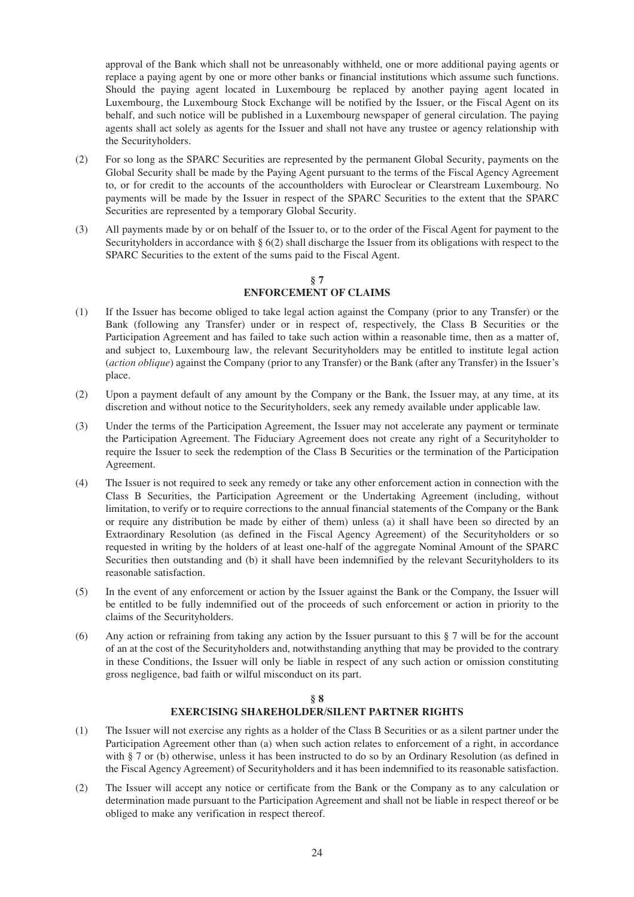approval of the Bank which shall not be unreasonably withheld, one or more additional paying agents or replace a paying agent by one or more other banks or financial institutions which assume such functions. Should the paying agent located in Luxembourg be replaced by another paying agent located in Luxembourg, the Luxembourg Stock Exchange will be notified by the Issuer, or the Fiscal Agent on its behalf, and such notice will be published in a Luxembourg newspaper of general circulation. The paying agents shall act solely as agents for the Issuer and shall not have any trustee or agency relationship with the Securityholders.

(2) For so long as the SPARC Securities are represented by the permanent Global Security, payments on the Global Security shall be made by the Paying Agent pursuant to the terms of the Fiscal Agency Agreement to, or for credit to the accounts of the accountholders with Euroclear or Clearstream Luxembourg. No payments will be made by the Issuer in respect of the SPARC Securities to the extent that the SPARC Securities are represented by a temporary Global Security.

(3) All payments made by or on behalf of the Issuer to, or to the order of the Fiscal Agent for payment to the Securityholders in accordance with § 6(2) shall discharge the Issuer from its obligations with respect to the SPARC Securities to the extent of the sums paid to the Fiscal Agent.

## § 7
## ENFORCEMENT OF CLAIMS

(1) If the Issuer has become obliged to take legal action against the Company (prior to any Transfer) or the Bank (following any Transfer) under or in respect of, respectively, the Class B Securities or the Participation Agreement and has failed to take such action within a reasonable time, then as a matter of, and subject to, Luxembourg law, the relevant Securityholders may be entitled to institute legal action (*action oblique*) against the Company (prior to any Transfer) or the Bank (after any Transfer) in the Issuer's place.

(2) Upon a payment default of any amount by the Company or the Bank, the Issuer may, at any time, at its discretion and without notice to the Securityholders, seek any remedy available under applicable law.

(3) Under the terms of the Participation Agreement, the Issuer may not accelerate any payment or terminate the Participation Agreement. The Fiduciary Agreement does not create any right of a Securityholder to require the Issuer to seek the redemption of the Class B Securities or the termination of the Participation Agreement.

(4) The Issuer is not required to seek any remedy or take any other enforcement action in connection with the Class B Securities, the Participation Agreement or the Undertaking Agreement (including, without limitation, to verify or to require corrections to the annual financial statements of the Company or the Bank or require any distribution be made by either of them) unless (a) it shall have been so directed by an Extraordinary Resolution (as defined in the Fiscal Agency Agreement) of the Securityholders or so requested in writing by the holders of at least one-half of the aggregate Nominal Amount of the SPARC Securities then outstanding and (b) it shall have been indemnified by the relevant Securityholders to its reasonable satisfaction.

(5) In the event of any enforcement or action by the Issuer against the Bank or the Company, the Issuer will be entitled to be fully indemnified out of the proceeds of such enforcement or action in priority to the claims of the Securityholders.

(6) Any action or refraining from taking any action by the Issuer pursuant to this § 7 will be for the account of an at the cost of the Securityholders and, notwithstanding anything that may be provided to the contrary in these Conditions, the Issuer will only be liable in respect of any such action or omission constituting gross negligence, bad faith or wilful misconduct on its part.

## § 8
## EXERCISING SHAREHOLDER/SILENT PARTNER RIGHTS

(1) The Issuer will not exercise any rights as a holder of the Class B Securities or as a silent partner under the Participation Agreement other than (a) when such action relates to enforcement of a right, in accordance with § 7 or (b) otherwise, unless it has been instructed to do so by an Ordinary Resolution (as defined in the Fiscal Agency Agreement) of Securityholders and it has been indemnified to its reasonable satisfaction.

(2) The Issuer will accept any notice or certificate from the Bank or the Company as to any calculation or determination made pursuant to the Participation Agreement and shall not be liable in respect thereof or be obliged to make any verification in respect thereof.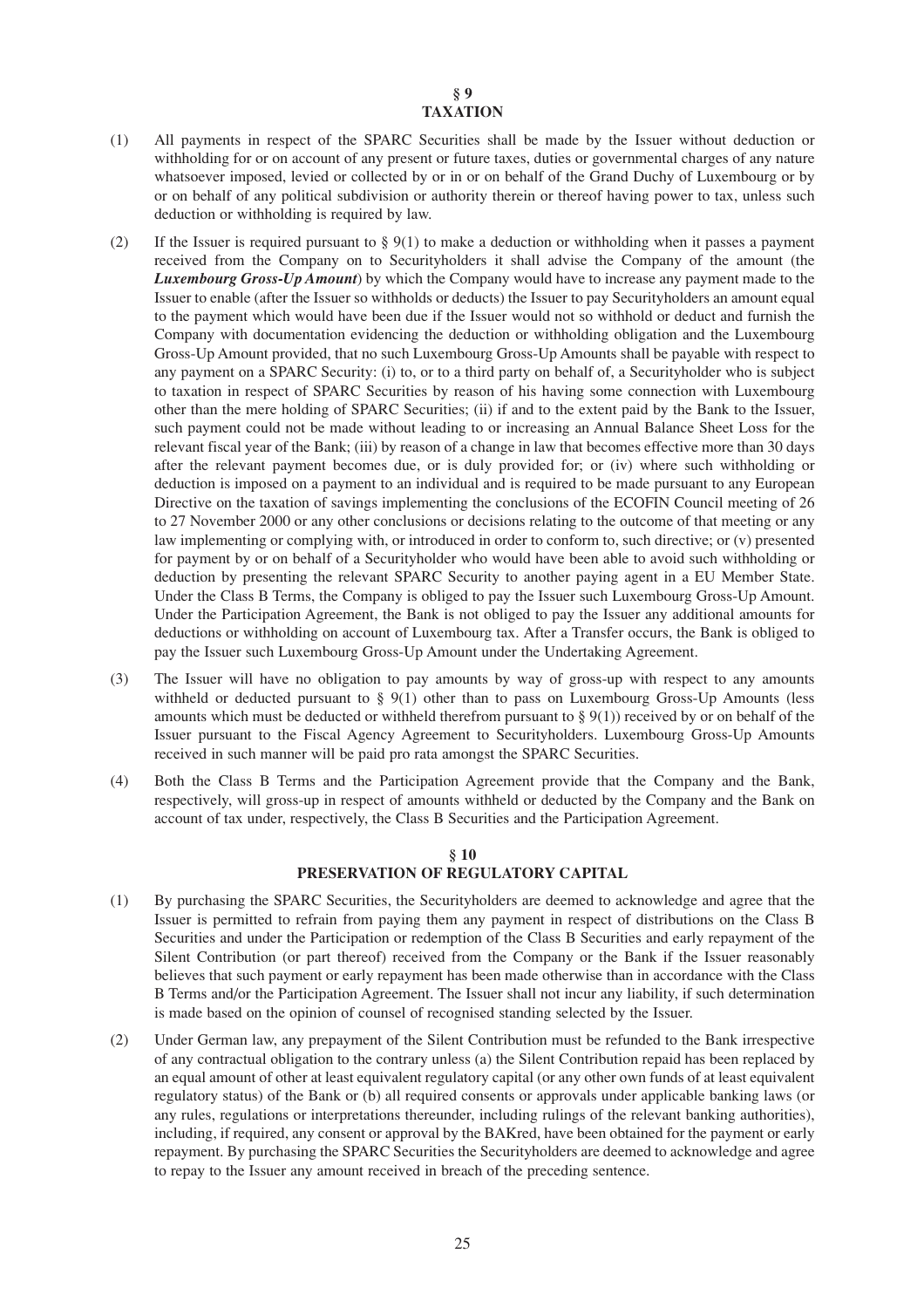## § 9
## TAXATION

(1) All payments in respect of the SPARC Securities shall be made by the Issuer without deduction or withholding for or on account of any present or future taxes, duties or governmental charges of any nature whatsoever imposed, levied or collected by or in or on behalf of the Grand Duchy of Luxembourg or by or on behalf of any political subdivision or authority therein or thereof having power to tax, unless such deduction or withholding is required by law.

(2) If the Issuer is required pursuant to § 9(1) to make a deduction or withholding when it passes a payment received from the Company on to Securityholders it shall advise the Company of the amount (the ***Luxembourg Gross-Up Amount***) by which the Company would have to increase any payment made to the Issuer to enable (after the Issuer so withholds or deducts) the Issuer to pay Securityholders an amount equal to the payment which would have been due if the Issuer would not so withhold or deduct and furnish the Company with documentation evidencing the deduction or withholding obligation and the Luxembourg Gross-Up Amount provided, that no such Luxembourg Gross-Up Amounts shall be payable with respect to any payment on a SPARC Security: (i) to, or to a third party on behalf of, a Securityholder who is subject to taxation in respect of SPARC Securities by reason of his having some connection with Luxembourg other than the mere holding of SPARC Securities; (ii) if and to the extent paid by the Bank to the Issuer, such payment could not be made without leading to or increasing an Annual Balance Sheet Loss for the relevant fiscal year of the Bank; (iii) by reason of a change in law that becomes effective more than 30 days after the relevant payment becomes due, or is duly provided for; or (iv) where such withholding or deduction is imposed on a payment to an individual and is required to be made pursuant to any European Directive on the taxation of savings implementing the conclusions of the ECOFIN Council meeting of 26 to 27 November 2000 or any other conclusions or decisions relating to the outcome of that meeting or any law implementing or complying with, or introduced in order to conform to, such directive; or (v) presented for payment by or on behalf of a Securityholder who would have been able to avoid such withholding or deduction by presenting the relevant SPARC Security to another paying agent in a EU Member State. Under the Class B Terms, the Company is obliged to pay the Issuer such Luxembourg Gross-Up Amount. Under the Participation Agreement, the Bank is not obliged to pay the Issuer any additional amounts for deductions or withholding on account of Luxembourg tax. After a Transfer occurs, the Bank is obliged to pay the Issuer such Luxembourg Gross-Up Amount under the Undertaking Agreement.

(3) The Issuer will have no obligation to pay amounts by way of gross-up with respect to any amounts withheld or deducted pursuant to § 9(1) other than to pass on Luxembourg Gross-Up Amounts (less amounts which must be deducted or withheld therefrom pursuant to § 9(1)) received by or on behalf of the Issuer pursuant to the Fiscal Agency Agreement to Securityholders. Luxembourg Gross-Up Amounts received in such manner will be paid pro rata amongst the SPARC Securities.

(4) Both the Class B Terms and the Participation Agreement provide that the Company and the Bank, respectively, will gross-up in respect of amounts withheld or deducted by the Company and the Bank on account of tax under, respectively, the Class B Securities and the Participation Agreement.

## § 10
## PRESERVATION OF REGULATORY CAPITAL

(1) By purchasing the SPARC Securities, the Securityholders are deemed to acknowledge and agree that the Issuer is permitted to refrain from paying them any payment in respect of distributions on the Class B Securities and under the Participation or redemption of the Class B Securities and early repayment of the Silent Contribution (or part thereof) received from the Company or the Bank if the Issuer reasonably believes that such payment or early repayment has been made otherwise than in accordance with the Class B Terms and/or the Participation Agreement. The Issuer shall not incur any liability, if such determination is made based on the opinion of counsel of recognised standing selected by the Issuer.

(2) Under German law, any prepayment of the Silent Contribution must be refunded to the Bank irrespective of any contractual obligation to the contrary unless (a) the Silent Contribution repaid has been replaced by an equal amount of other at least equivalent regulatory capital (or any other own funds of at least equivalent regulatory status) of the Bank or (b) all required consents or approvals under applicable banking laws (or any rules, regulations or interpretations thereunder, including rulings of the relevant banking authorities), including, if required, any consent or approval by the BAKred, have been obtained for the payment or early repayment. By purchasing the SPARC Securities the Securityholders are deemed to acknowledge and agree to repay to the Issuer any amount received in breach of the preceding sentence.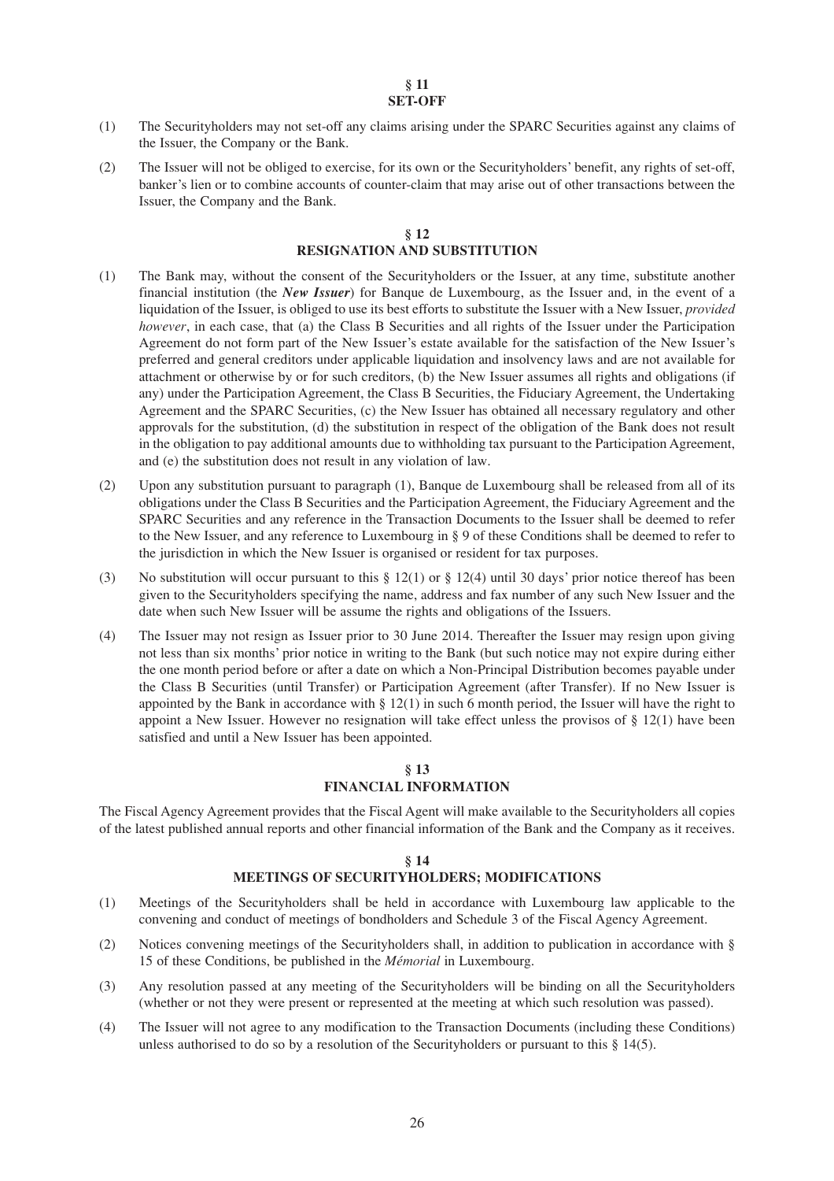## § 11
## SET-OFF

(1) The Securityholders may not set-off any claims arising under the SPARC Securities against any claims of the Issuer, the Company or the Bank.

(2) The Issuer will not be obliged to exercise, for its own or the Securityholders' benefit, any rights of set-off, banker's lien or to combine accounts of counter-claim that may arise out of other transactions between the Issuer, the Company and the Bank.

## § 12
## RESIGNATION AND SUBSTITUTION

(1) The Bank may, without the consent of the Securityholders or the Issuer, at any time, substitute another financial institution (the ***New Issuer***) for Banque de Luxembourg, as the Issuer and, in the event of a liquidation of the Issuer, is obliged to use its best efforts to substitute the Issuer with a New Issuer, *provided however*, in each case, that (a) the Class B Securities and all rights of the Issuer under the Participation Agreement do not form part of the New Issuer's estate available for the satisfaction of the New Issuer's preferred and general creditors under applicable liquidation and insolvency laws and are not available for attachment or otherwise by or for such creditors, (b) the New Issuer assumes all rights and obligations (if any) under the Participation Agreement, the Class B Securities, the Fiduciary Agreement, the Undertaking Agreement and the SPARC Securities, (c) the New Issuer has obtained all necessary regulatory and other approvals for the substitution, (d) the substitution in respect of the obligation of the Bank does not result in the obligation to pay additional amounts due to withholding tax pursuant to the Participation Agreement, and (e) the substitution does not result in any violation of law.

(2) Upon any substitution pursuant to paragraph (1), Banque de Luxembourg shall be released from all of its obligations under the Class B Securities and the Participation Agreement, the Fiduciary Agreement and the SPARC Securities and any reference in the Transaction Documents to the Issuer shall be deemed to refer to the New Issuer, and any reference to Luxembourg in § 9 of these Conditions shall be deemed to refer to the jurisdiction in which the New Issuer is organised or resident for tax purposes.

(3) No substitution will occur pursuant to this § 12(1) or § 12(4) until 30 days' prior notice thereof has been given to the Securityholders specifying the name, address and fax number of any such New Issuer and the date when such New Issuer will be assume the rights and obligations of the Issuers.

(4) The Issuer may not resign as Issuer prior to 30 June 2014. Thereafter the Issuer may resign upon giving not less than six months' prior notice in writing to the Bank (but such notice may not expire during either the one month period before or after a date on which a Non-Principal Distribution becomes payable under the Class B Securities (until Transfer) or Participation Agreement (after Transfer). If no New Issuer is appointed by the Bank in accordance with § 12(1) in such 6 month period, the Issuer will have the right to appoint a New Issuer. However no resignation will take effect unless the provisos of § 12(1) have been satisfied and until a New Issuer has been appointed.

## § 13
## FINANCIAL INFORMATION

The Fiscal Agency Agreement provides that the Fiscal Agent will make available to the Securityholders all copies of the latest published annual reports and other financial information of the Bank and the Company as it receives.

## § 14
## MEETINGS OF SECURITYHOLDERS; MODIFICATIONS

(1) Meetings of the Securityholders shall be held in accordance with Luxembourg law applicable to the convening and conduct of meetings of bondholders and Schedule 3 of the Fiscal Agency Agreement.

(2) Notices convening meetings of the Securityholders shall, in addition to publication in accordance with § 15 of these Conditions, be published in the *Mémorial* in Luxembourg.

(3) Any resolution passed at any meeting of the Securityholders will be binding on all the Securityholders (whether or not they were present or represented at the meeting at which such resolution was passed).

(4) The Issuer will not agree to any modification to the Transaction Documents (including these Conditions) unless authorised to do so by a resolution of the Securityholders or pursuant to this § 14(5).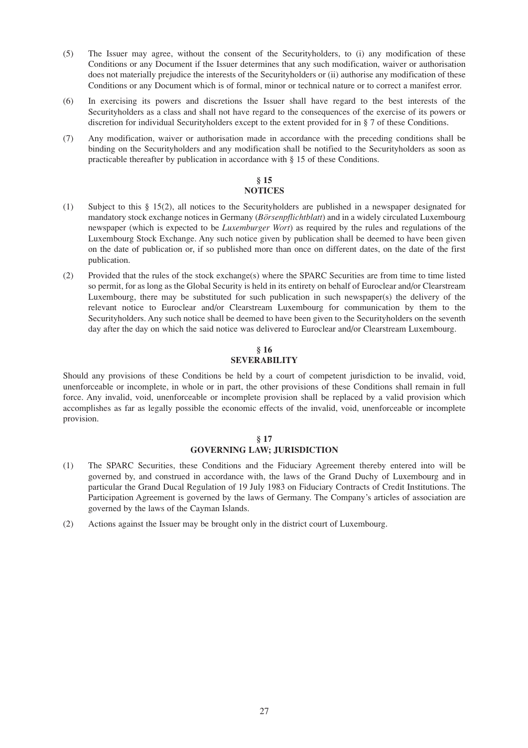(5) The Issuer may agree, without the consent of the Securityholders, to (i) any modification of these Conditions or any Document if the Issuer determines that any such modification, waiver or authorisation does not materially prejudice the interests of the Securityholders or (ii) authorise any modification of these Conditions or any Document which is of formal, minor or technical nature or to correct a manifest error.

(6) In exercising its powers and discretions the Issuer shall have regard to the best interests of the Securityholders as a class and shall not have regard to the consequences of the exercise of its powers or discretion for individual Securityholders except to the extent provided for in § 7 of these Conditions.

(7) Any modification, waiver or authorisation made in accordance with the preceding conditions shall be binding on the Securityholders and any modification shall be notified to the Securityholders as soon as practicable thereafter by publication in accordance with § 15 of these Conditions.

## § 15
## NOTICES

(1) Subject to this § 15(2), all notices to the Securityholders are published in a newspaper designated for mandatory stock exchange notices in Germany (*Börsenpflichtblatt*) and in a widely circulated Luxembourg newspaper (which is expected to be *Luxemburger Wort*) as required by the rules and regulations of the Luxembourg Stock Exchange. Any such notice given by publication shall be deemed to have been given on the date of publication or, if so published more than once on different dates, on the date of the first publication.

(2) Provided that the rules of the stock exchange(s) where the SPARC Securities are from time to time listed so permit, for as long as the Global Security is held in its entirety on behalf of Euroclear and/or Clearstream Luxembourg, there may be substituted for such publication in such newspaper(s) the delivery of the relevant notice to Euroclear and/or Clearstream Luxembourg for communication by them to the Securityholders. Any such notice shall be deemed to have been given to the Securityholders on the seventh day after the day on which the said notice was delivered to Euroclear and/or Clearstream Luxembourg.

## § 16
## SEVERABILITY

Should any provisions of these Conditions be held by a court of competent jurisdiction to be invalid, void, unenforceable or incomplete, in whole or in part, the other provisions of these Conditions shall remain in full force. Any invalid, void, unenforceable or incomplete provision shall be replaced by a valid provision which accomplishes as far as legally possible the economic effects of the invalid, void, unenforceable or incomplete provision.

## § 17
## GOVERNING LAW; JURISDICTION

(1) The SPARC Securities, these Conditions and the Fiduciary Agreement thereby entered into will be governed by, and construed in accordance with, the laws of the Grand Duchy of Luxembourg and in particular the Grand Ducal Regulation of 19 July 1983 on Fiduciary Contracts of Credit Institutions. The Participation Agreement is governed by the laws of Germany. The Company's articles of association are governed by the laws of the Cayman Islands.

(2) Actions against the Issuer may be brought only in the district court of Luxembourg.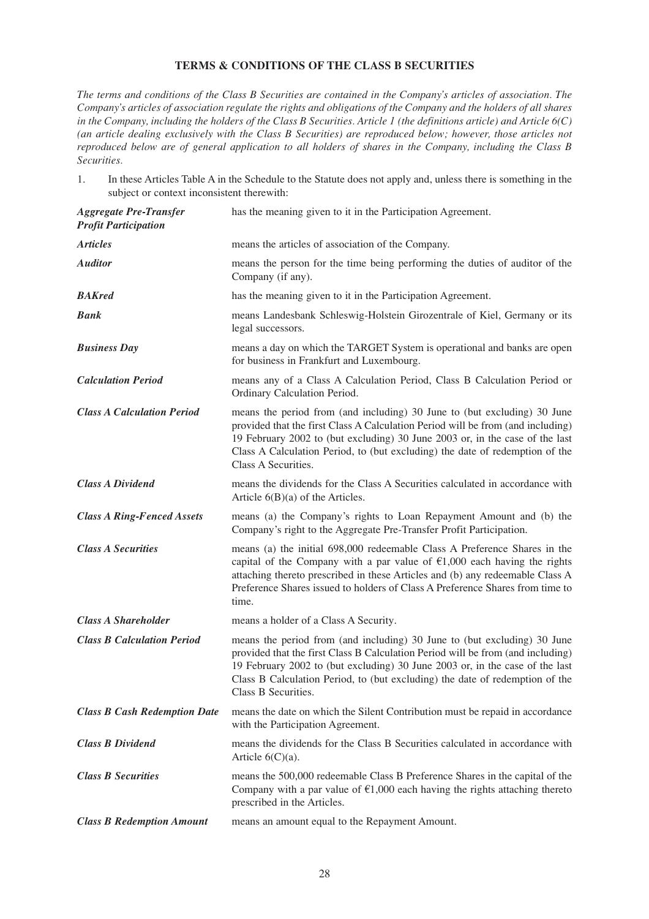## TERMS & CONDITIONS OF THE CLASS B SECURITIES

*The terms and conditions of the Class B Securities are contained in the Company's articles of association. The Company's articles of association regulate the rights and obligations of the Company and the holders of all shares in the Company, including the holders of the Class B Securities. Article 1 (the definitions article) and Article 6(C) (an article dealing exclusively with the Class B Securities) are reproduced below; however, those articles not reproduced below are of general application to all holders of shares in the Company, including the Class B Securities.*

1. In these Articles Table A in the Schedule to the Statute does not apply and, unless there is something in the subject or context inconsistent therewith:

| | |
|---|---|
| ***Aggregate Pre-Transfer Profit Participation*** | has the meaning given to it in the Participation Agreement. |
| ***Articles*** | means the articles of association of the Company. |
| ***Auditor*** | means the person for the time being performing the duties of auditor of the Company (if any). |
| ***BAKred*** | has the meaning given to it in the Participation Agreement. |
| ***Bank*** | means Landesbank Schleswig-Holstein Girozentrale of Kiel, Germany or its legal successors. |
| ***Business Day*** | means a day on which the TARGET System is operational and banks are open for business in Frankfurt and Luxembourg. |
| ***Calculation Period*** | means any of a Class A Calculation Period, Class B Calculation Period or Ordinary Calculation Period. |
| ***Class A Calculation Period*** | means the period from (and including) 30 June to (but excluding) 30 June provided that the first Class A Calculation Period will be from (and including) 19 February 2002 to (but excluding) 30 June 2003 or, in the case of the last Class A Calculation Period, to (but excluding) the date of redemption of the Class A Securities. |
| ***Class A Dividend*** | means the dividends for the Class A Securities calculated in accordance with Article 6(B)(a) of the Articles. |
| ***Class A Ring-Fenced Assets*** | means (a) the Company's rights to Loan Repayment Amount and (b) the Company's right to the Aggregate Pre-Transfer Profit Participation. |
| ***Class A Securities*** | means (a) the initial 698,000 redeemable Class A Preference Shares in the capital of the Company with a par value of €1,000 each having the rights attaching thereto prescribed in these Articles and (b) any redeemable Class A Preference Shares issued to holders of Class A Preference Shares from time to time. |
| ***Class A Shareholder*** | means a holder of a Class A Security. |
| ***Class B Calculation Period*** | means the period from (and including) 30 June to (but excluding) 30 June provided that the first Class B Calculation Period will be from (and including) 19 February 2002 to (but excluding) 30 June 2003 or, in the case of the last Class B Calculation Period, to (but excluding) the date of redemption of the Class B Securities. |
| ***Class B Cash Redemption Date*** | means the date on which the Silent Contribution must be repaid in accordance with the Participation Agreement. |
| ***Class B Dividend*** | means the dividends for the Class B Securities calculated in accordance with Article 6(C)(a). |
| ***Class B Securities*** | means the 500,000 redeemable Class B Preference Shares in the capital of the Company with a par value of €1,000 each having the rights attaching thereto prescribed in the Articles. |
| ***Class B Redemption Amount*** | means an amount equal to the Repayment Amount. |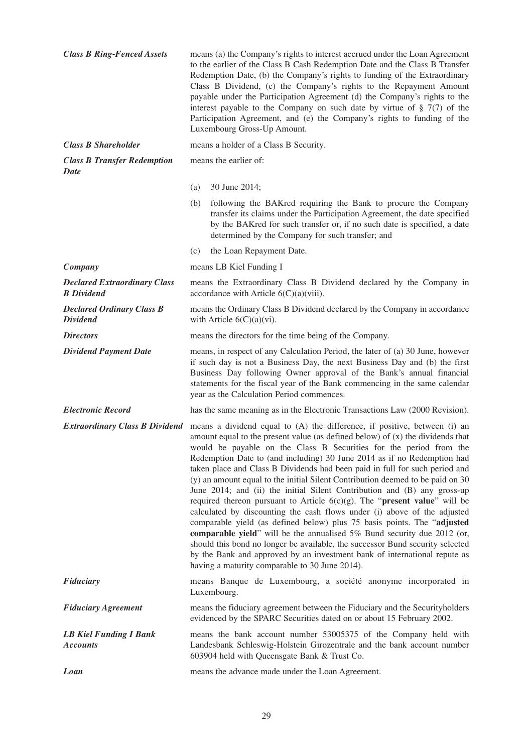***Class B Ring-Fenced Assets*** means (a) the Company's rights to interest accrued under the Loan Agreement to the earlier of the Class B Cash Redemption Date and the Class B Transfer Redemption Date, (b) the Company's rights to funding of the Extraordinary Class B Dividend, (c) the Company's rights to the Repayment Amount payable under the Participation Agreement (d) the Company's rights to the interest payable to the Company on such date by virtue of § 7(7) of the Participation Agreement, and (e) the Company's rights to funding of the Luxembourg Gross-Up Amount.

***Class B Shareholder*** means a holder of a Class B Security.

***Class B Transfer Redemption Date*** means the earlier of:

(a) 30 June 2014;

(b) following the BAKred requiring the Bank to procure the Company transfer its claims under the Participation Agreement, the date specified by the BAKred for such transfer or, if no such date is specified, a date determined by the Company for such transfer; and

(c) the Loan Repayment Date.

***Company*** means LB Kiel Funding I

***Declared Extraordinary Class B Dividend*** means the Extraordinary Class B Dividend declared by the Company in accordance with Article 6(C)(a)(viii).

***Declared Ordinary Class B Dividend*** means the Ordinary Class B Dividend declared by the Company in accordance with Article 6(C)(a)(vi).

***Directors*** means the directors for the time being of the Company.

***Dividend Payment Date*** means, in respect of any Calculation Period, the later of (a) 30 June, however if such day is not a Business Day, the next Business Day and (b) the first Business Day following Owner approval of the Bank's annual financial statements for the fiscal year of the Bank commencing in the same calendar year as the Calculation Period commences.

***Electronic Record*** has the same meaning as in the Electronic Transactions Law (2000 Revision).

***Extraordinary Class B Dividend*** means a dividend equal to (A) the difference, if positive, between (i) an amount equal to the present value (as defined below) of (x) the dividends that would be payable on the Class B Securities for the period from the Redemption Date to (and including) 30 June 2014 as if no Redemption had taken place and Class B Dividends had been paid in full for such period and (y) an amount equal to the initial Silent Contribution deemed to be paid on 30 June 2014; and (ii) the initial Silent Contribution and (B) any gross-up required thereon pursuant to Article 6(c)(g). The "**present value**" will be calculated by discounting the cash flows under (i) above of the adjusted comparable yield (as defined below) plus 75 basis points. The "**adjusted comparable yield**" will be the annualised 5% Bund security due 2012 (or, should this bond no longer be available, the successor Bund security selected by the Bank and approved by an investment bank of international repute as having a maturity comparable to 30 June 2014).

***Fiduciary*** means Banque de Luxembourg, a société anonyme incorporated in Luxembourg.

***Fiduciary Agreement*** means the fiduciary agreement between the Fiduciary and the Securityholders evidenced by the SPARC Securities dated on or about 15 February 2002.

***LB Kiel Funding I Bank Accounts*** means the bank account number 53005375 of the Company held with Landesbank Schleswig-Holstein Girozentrale and the bank account number 603904 held with Queensgate Bank & Trust Co.

***Loan*** means the advance made under the Loan Agreement.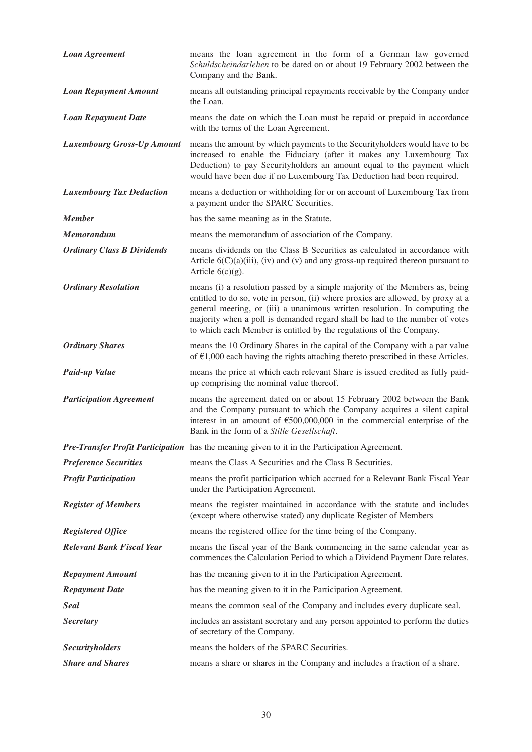| | |
|---|---|
| ***Loan Agreement*** | means the loan agreement in the form of a German law governed *Schuldscheindarlehen* to be dated on or about 19 February 2002 between the Company and the Bank. |
| ***Loan Repayment Amount*** | means all outstanding principal repayments receivable by the Company under the Loan. |
| ***Loan Repayment Date*** | means the date on which the Loan must be repaid or prepaid in accordance with the terms of the Loan Agreement. |
| ***Luxembourg Gross-Up Amount*** | means the amount by which payments to the Securityholders would have to be increased to enable the Fiduciary (after it makes any Luxembourg Tax Deduction) to pay Securityholders an amount equal to the payment which would have been due if no Luxembourg Tax Deduction had been required. |
| ***Luxembourg Tax Deduction*** | means a deduction or withholding for or on account of Luxembourg Tax from a payment under the SPARC Securities. |
| ***Member*** | has the same meaning as in the Statute. |
| ***Memorandum*** | means the memorandum of association of the Company. |
| ***Ordinary Class B Dividends*** | means dividends on the Class B Securities as calculated in accordance with Article 6(C)(a)(iii), (iv) and (v) and any gross-up required thereon pursuant to Article 6(c)(g). |
| ***Ordinary Resolution*** | means (i) a resolution passed by a simple majority of the Members as, being entitled to do so, vote in person, (ii) where proxies are allowed, by proxy at a general meeting, or (iii) a unanimous written resolution. In computing the majority when a poll is demanded regard shall be had to the number of votes to which each Member is entitled by the regulations of the Company. |
| ***Ordinary Shares*** | means the 10 Ordinary Shares in the capital of the Company with a par value of €1,000 each having the rights attaching thereto prescribed in these Articles. |
| ***Paid-up Value*** | means the price at which each relevant Share is issued credited as fully paid-up comprising the nominal value thereof. |
| ***Participation Agreement*** | means the agreement dated on or about 15 February 2002 between the Bank and the Company pursuant to which the Company acquires a silent capital interest in an amount of €500,000,000 in the commercial enterprise of the Bank in the form of a *Stille Gesellschaft*. |
| ***Pre-Transfer Profit Participation*** | has the meaning given to it in the Participation Agreement. |
| ***Preference Securities*** | means the Class A Securities and the Class B Securities. |
| ***Profit Participation*** | means the profit participation which accrued for a Relevant Bank Fiscal Year under the Participation Agreement. |
| ***Register of Members*** | means the register maintained in accordance with the statute and includes (except where otherwise stated) any duplicate Register of Members |
| ***Registered Office*** | means the registered office for the time being of the Company. |
| ***Relevant Bank Fiscal Year*** | means the fiscal year of the Bank commencing in the same calendar year as commences the Calculation Period to which a Dividend Payment Date relates. |
| ***Repayment Amount*** | has the meaning given to it in the Participation Agreement. |
| ***Repayment Date*** | has the meaning given to it in the Participation Agreement. |
| ***Seal*** | means the common seal of the Company and includes every duplicate seal. |
| ***Secretary*** | includes an assistant secretary and any person appointed to perform the duties of secretary of the Company. |
| ***Securityholders*** | means the holders of the SPARC Securities. |
| ***Share and Shares*** | means a share or shares in the Company and includes a fraction of a share. |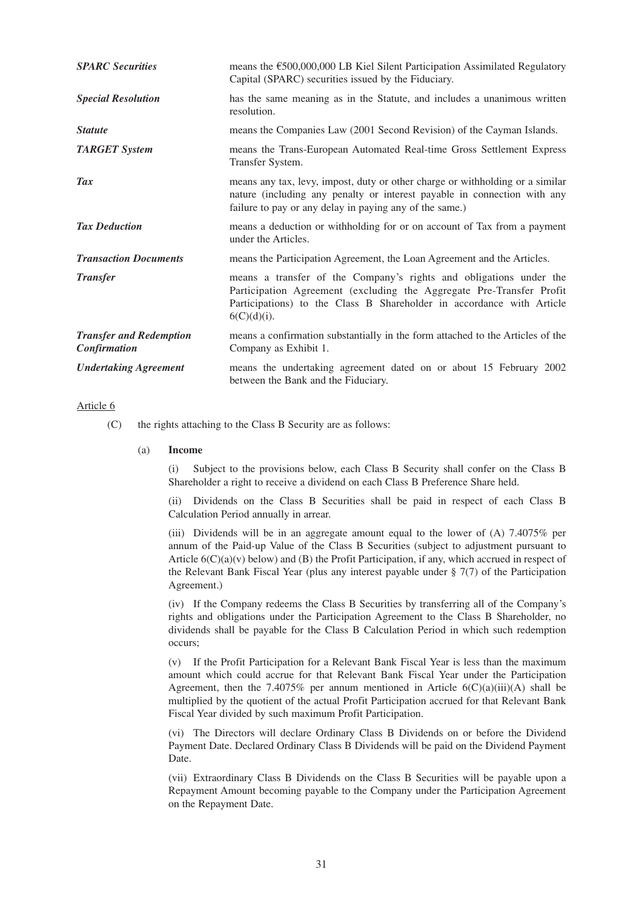| | |
|---|---|
| ***SPARC Securities*** | means the €500,000,000 LB Kiel Silent Participation Assimilated Regulatory Capital (SPARC) securities issued by the Fiduciary. |
| ***Special Resolution*** | has the same meaning as in the Statute, and includes a unanimous written resolution. |
| ***Statute*** | means the Companies Law (2001 Second Revision) of the Cayman Islands. |
| ***TARGET System*** | means the Trans-European Automated Real-time Gross Settlement Express Transfer System. |
| ***Tax*** | means any tax, levy, impost, duty or other charge or withholding or a similar nature (including any penalty or interest payable in connection with any failure to pay or any delay in paying any of the same.) |
| ***Tax Deduction*** | means a deduction or withholding for or on account of Tax from a payment under the Articles. |
| ***Transaction Documents*** | means the Participation Agreement, the Loan Agreement and the Articles. |
| ***Transfer*** | means a transfer of the Company's rights and obligations under the Participation Agreement (excluding the Aggregate Pre-Transfer Profit Participations) to the Class B Shareholder in accordance with Article 6(C)(d)(i). |
| ***Transfer and Redemption Confirmation*** | means a confirmation substantially in the form attached to the Articles of the Company as Exhibit 1. |
| ***Undertaking Agreement*** | means the undertaking agreement dated on or about 15 February 2002 between the Bank and the Fiduciary. |

Article 6

(C) the rights attaching to the Class B Security are as follows:

(a) **Income**

(i) Subject to the provisions below, each Class B Security shall confer on the Class B Shareholder a right to receive a dividend on each Class B Preference Share held.

(ii) Dividends on the Class B Securities shall be paid in respect of each Class B Calculation Period annually in arrear.

(iii) Dividends will be in an aggregate amount equal to the lower of (A) 7.4075% per annum of the Paid-up Value of the Class B Securities (subject to adjustment pursuant to Article 6(C)(a)(v) below) and (B) the Profit Participation, if any, which accrued in respect of the Relevant Bank Fiscal Year (plus any interest payable under § 7(7) of the Participation Agreement.)

(iv) If the Company redeems the Class B Securities by transferring all of the Company's rights and obligations under the Participation Agreement to the Class B Shareholder, no dividends shall be payable for the Class B Calculation Period in which such redemption occurs;

(v) If the Profit Participation for a Relevant Bank Fiscal Year is less than the maximum amount which could accrue for that Relevant Bank Fiscal Year under the Participation Agreement, then the 7.4075% per annum mentioned in Article 6(C)(a)(iii)(A) shall be multiplied by the quotient of the actual Profit Participation accrued for that Relevant Bank Fiscal Year divided by such maximum Profit Participation.

(vi) The Directors will declare Ordinary Class B Dividends on or before the Dividend Payment Date. Declared Ordinary Class B Dividends will be paid on the Dividend Payment Date.

(vii) Extraordinary Class B Dividends on the Class B Securities will be payable upon a Repayment Amount becoming payable to the Company under the Participation Agreement on the Repayment Date.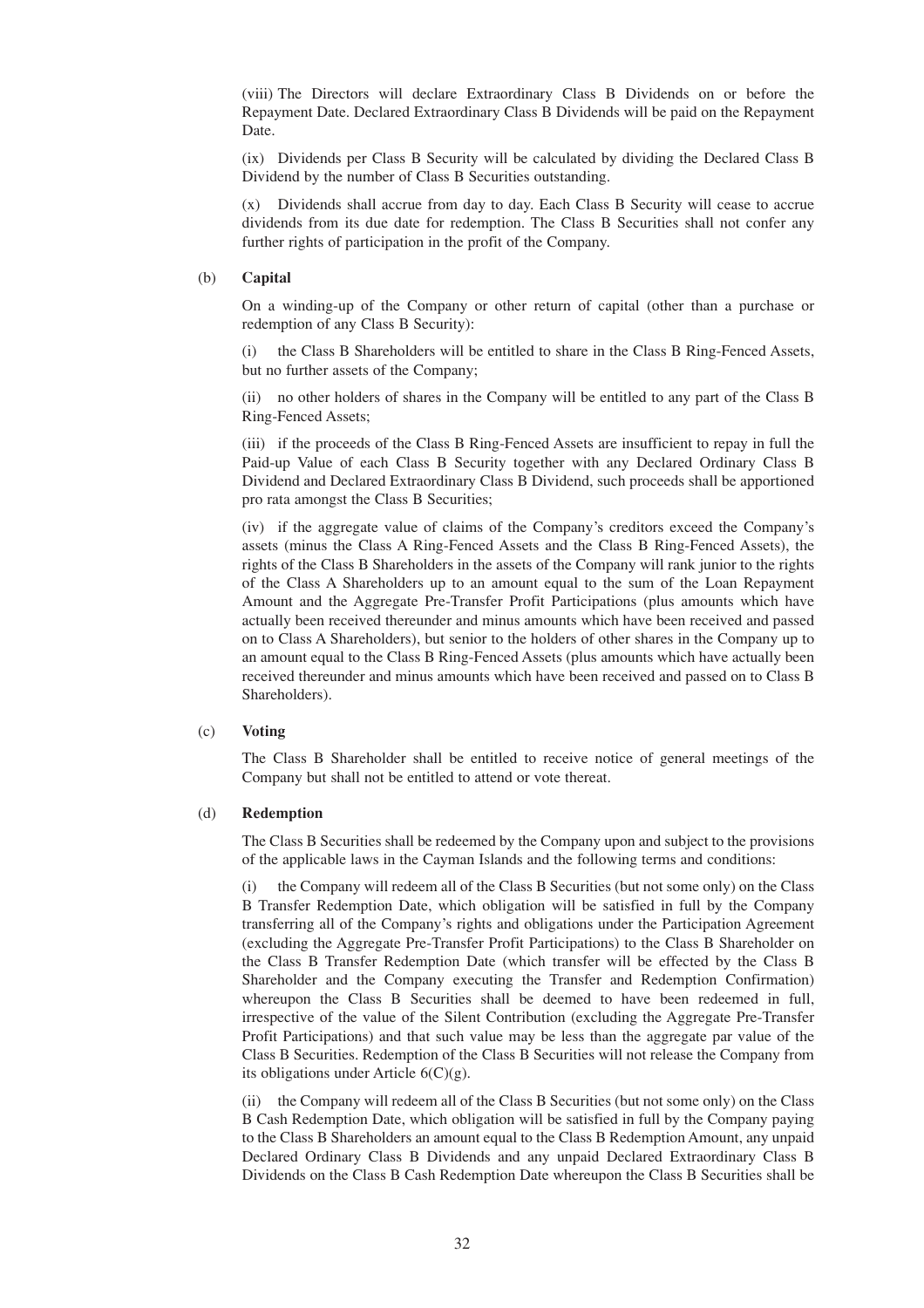(viii) The Directors will declare Extraordinary Class B Dividends on or before the Repayment Date. Declared Extraordinary Class B Dividends will be paid on the Repayment Date.

(ix) Dividends per Class B Security will be calculated by dividing the Declared Class B Dividend by the number of Class B Securities outstanding.

(x) Dividends shall accrue from day to day. Each Class B Security will cease to accrue dividends from its due date for redemption. The Class B Securities shall not confer any further rights of participation in the profit of the Company.

(b) **Capital**

On a winding-up of the Company or other return of capital (other than a purchase or redemption of any Class B Security):

(i) the Class B Shareholders will be entitled to share in the Class B Ring-Fenced Assets, but no further assets of the Company;

(ii) no other holders of shares in the Company will be entitled to any part of the Class B Ring-Fenced Assets;

(iii) if the proceeds of the Class B Ring-Fenced Assets are insufficient to repay in full the Paid-up Value of each Class B Security together with any Declared Ordinary Class B Dividend and Declared Extraordinary Class B Dividend, such proceeds shall be apportioned pro rata amongst the Class B Securities;

(iv) if the aggregate value of claims of the Company's creditors exceed the Company's assets (minus the Class A Ring-Fenced Assets and the Class B Ring-Fenced Assets), the rights of the Class B Shareholders in the assets of the Company will rank junior to the rights of the Class A Shareholders up to an amount equal to the sum of the Loan Repayment Amount and the Aggregate Pre-Transfer Profit Participations (plus amounts which have actually been received thereunder and minus amounts which have been received and passed on to Class A Shareholders), but senior to the holders of other shares in the Company up to an amount equal to the Class B Ring-Fenced Assets (plus amounts which have actually been received thereunder and minus amounts which have been received and passed on to Class B Shareholders).

(c) **Voting**

The Class B Shareholder shall be entitled to receive notice of general meetings of the Company but shall not be entitled to attend or vote thereat.

(d) **Redemption**

The Class B Securities shall be redeemed by the Company upon and subject to the provisions of the applicable laws in the Cayman Islands and the following terms and conditions:

(i) the Company will redeem all of the Class B Securities (but not some only) on the Class B Transfer Redemption Date, which obligation will be satisfied in full by the Company transferring all of the Company's rights and obligations under the Participation Agreement (excluding the Aggregate Pre-Transfer Profit Participations) to the Class B Shareholder on the Class B Transfer Redemption Date (which transfer will be effected by the Class B Shareholder and the Company executing the Transfer and Redemption Confirmation) whereupon the Class B Securities shall be deemed to have been redeemed in full, irrespective of the value of the Silent Contribution (excluding the Aggregate Pre-Transfer Profit Participations) and that such value may be less than the aggregate par value of the Class B Securities. Redemption of the Class B Securities will not release the Company from its obligations under Article 6(C)(g).

(ii) the Company will redeem all of the Class B Securities (but not some only) on the Class B Cash Redemption Date, which obligation will be satisfied in full by the Company paying to the Class B Shareholders an amount equal to the Class B Redemption Amount, any unpaid Declared Ordinary Class B Dividends and any unpaid Declared Extraordinary Class B Dividends on the Class B Cash Redemption Date whereupon the Class B Securities shall be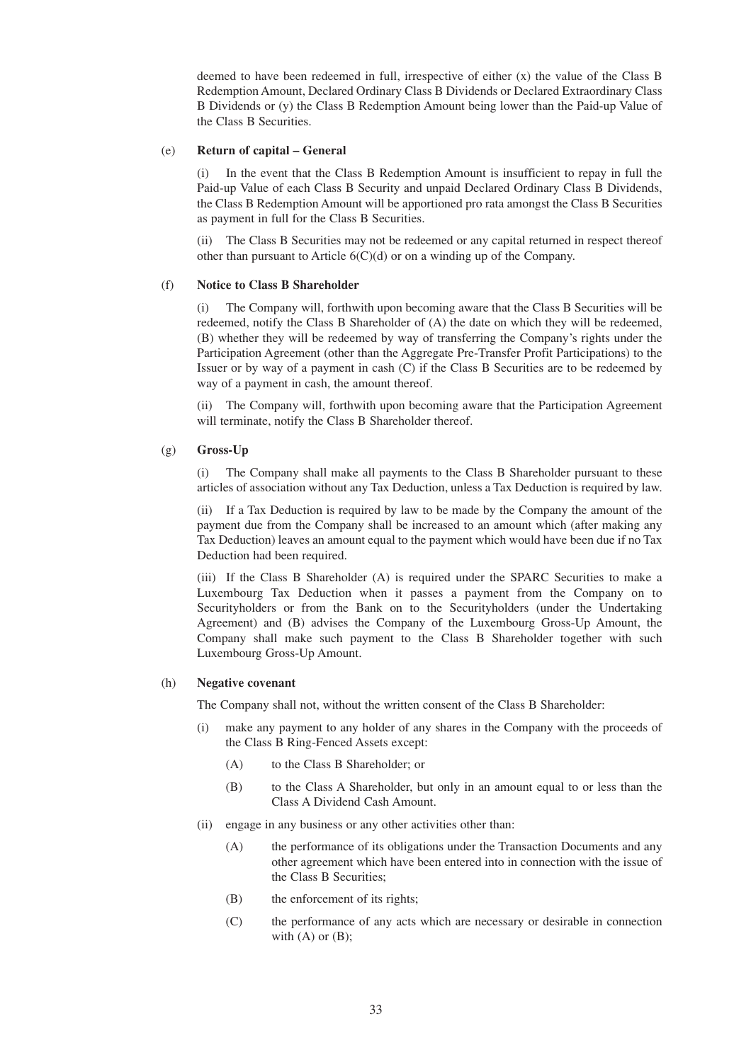deemed to have been redeemed in full, irrespective of either (x) the value of the Class B Redemption Amount, Declared Ordinary Class B Dividends or Declared Extraordinary Class B Dividends or (y) the Class B Redemption Amount being lower than the Paid-up Value of the Class B Securities.

(e) **Return of capital – General**

(i) In the event that the Class B Redemption Amount is insufficient to repay in full the Paid-up Value of each Class B Security and unpaid Declared Ordinary Class B Dividends, the Class B Redemption Amount will be apportioned pro rata amongst the Class B Securities as payment in full for the Class B Securities.

(ii) The Class B Securities may not be redeemed or any capital returned in respect thereof other than pursuant to Article 6(C)(d) or on a winding up of the Company.

(f) **Notice to Class B Shareholder**

(i) The Company will, forthwith upon becoming aware that the Class B Securities will be redeemed, notify the Class B Shareholder of (A) the date on which they will be redeemed, (B) whether they will be redeemed by way of transferring the Company's rights under the Participation Agreement (other than the Aggregate Pre-Transfer Profit Participations) to the Issuer or by way of a payment in cash (C) if the Class B Securities are to be redeemed by way of a payment in cash, the amount thereof.

(ii) The Company will, forthwith upon becoming aware that the Participation Agreement will terminate, notify the Class B Shareholder thereof.

(g) **Gross-Up**

(i) The Company shall make all payments to the Class B Shareholder pursuant to these articles of association without any Tax Deduction, unless a Tax Deduction is required by law.

(ii) If a Tax Deduction is required by law to be made by the Company the amount of the payment due from the Company shall be increased to an amount which (after making any Tax Deduction) leaves an amount equal to the payment which would have been due if no Tax Deduction had been required.

(iii) If the Class B Shareholder (A) is required under the SPARC Securities to make a Luxembourg Tax Deduction when it passes a payment from the Company on to Securityholders or from the Bank on to the Securityholders (under the Undertaking Agreement) and (B) advises the Company of the Luxembourg Gross-Up Amount, the Company shall make such payment to the Class B Shareholder together with such Luxembourg Gross-Up Amount.

(h) **Negative covenant**

The Company shall not, without the written consent of the Class B Shareholder:

(i) make any payment to any holder of any shares in the Company with the proceeds of the Class B Ring-Fenced Assets except:

  (A) to the Class B Shareholder; or

  (B) to the Class A Shareholder, but only in an amount equal to or less than the Class A Dividend Cash Amount.

(ii) engage in any business or any other activities other than:

  (A) the performance of its obligations under the Transaction Documents and any other agreement which have been entered into in connection with the issue of the Class B Securities;

  (B) the enforcement of its rights;

  (C) the performance of any acts which are necessary or desirable in connection with (A) or (B);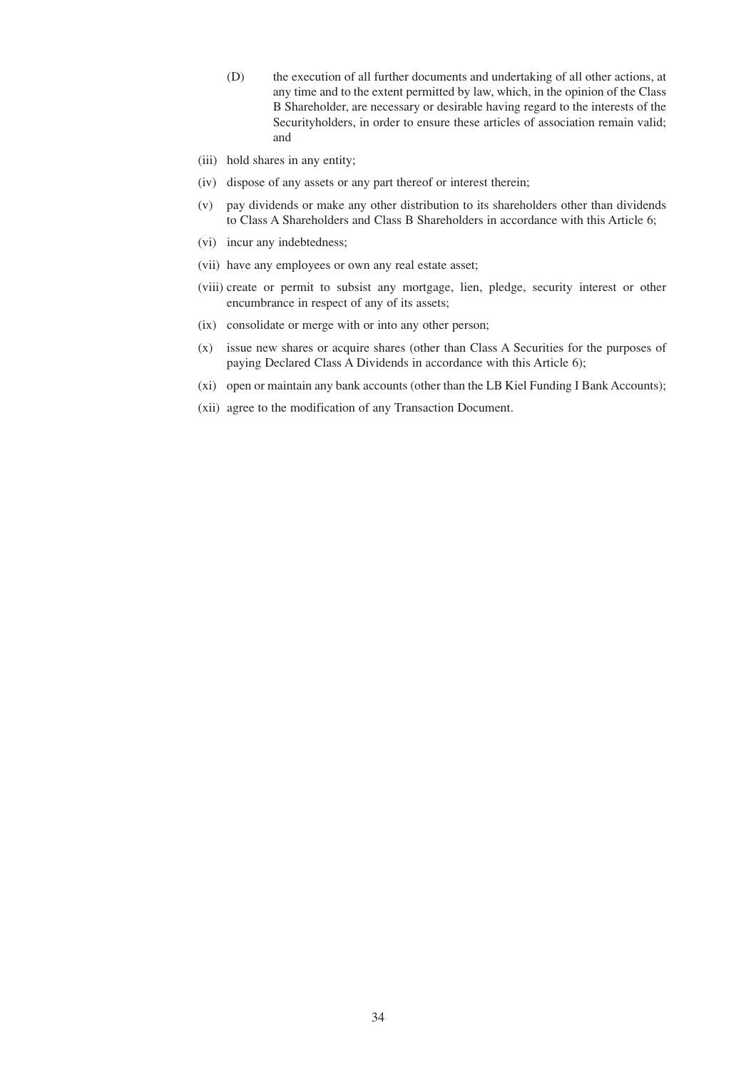(D) the execution of all further documents and undertaking of all other actions, at any time and to the extent permitted by law, which, in the opinion of the Class B Shareholder, are necessary or desirable having regard to the interests of the Securityholders, in order to ensure these articles of association remain valid; and

(iii) hold shares in any entity;

(iv) dispose of any assets or any part thereof or interest therein;

(v) pay dividends or make any other distribution to its shareholders other than dividends to Class A Shareholders and Class B Shareholders in accordance with this Article 6;

(vi) incur any indebtedness;

(vii) have any employees or own any real estate asset;

(viii) create or permit to subsist any mortgage, lien, pledge, security interest or other encumbrance in respect of any of its assets;

(ix) consolidate or merge with or into any other person;

(x) issue new shares or acquire shares (other than Class A Securities for the purposes of paying Declared Class A Dividends in accordance with this Article 6);

(xi) open or maintain any bank accounts (other than the LB Kiel Funding I Bank Accounts);

(xii) agree to the modification of any Transaction Document.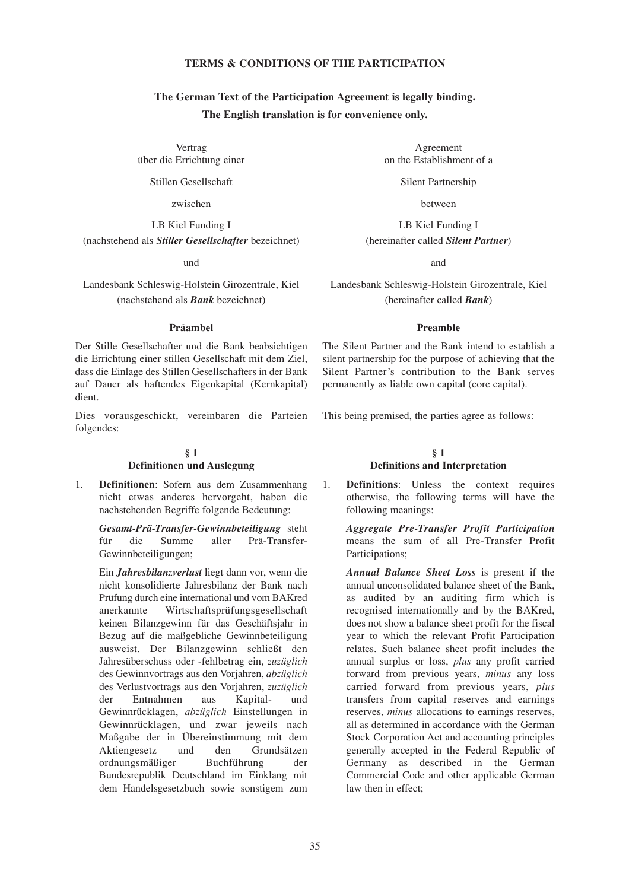## TERMS & CONDITIONS OF THE PARTICIPATION

**The German Text of the Participation Agreement is legally binding.**
**The English translation is for convenience only.**

Vertrag
über die Errichtung einer

Stillen Gesellschaft

zwischen

LB Kiel Funding I
(nachstehend als ***Stiller Gesellschafter*** bezeichnet)

und

Landesbank Schleswig-Holstein Girozentrale, Kiel
(nachstehend als ***Bank*** bezeichnet)

**Präambel**

Der Stille Gesellschafter und die Bank beabsichtigen die Errichtung einer stillen Gesellschaft mit dem Ziel, dass die Einlage des Stillen Gesellschafters in der Bank auf Dauer als haftendes Eigenkapital (Kernkapital) dient.

Dies vorausgeschickt, vereinbaren die Parteien folgendes:

**§ 1**
**Definitionen und Auslegung**

1. **Definitionen**: Sofern aus dem Zusammenhang nicht etwas anderes hervorgeht, haben die nachstehenden Begriffe folgende Bedeutung:

   ***Gesamt-Prä-Transfer-Gewinnbeteiligung*** steht für die Summe aller Prä-Transfer-Gewinnbeteiligungen;

   Ein ***Jahresbilanzverlust*** liegt dann vor, wenn die nicht konsolidierte Jahresbilanz der Bank nach Prüfung durch eine international und vom BAKred anerkannte Wirtschaftsprüfungsgesellschaft keinen Bilanzgewinn für das Geschäftsjahr in Bezug auf die maßgebliche Gewinnbeteiligung ausweist. Der Bilanzgewinn schließt den Jahresüberschuss oder -fehlbetrag ein, *zuzüglich* des Gewinnvortrags aus den Vorjahren, *abzüglich* des Verlustvortrags aus den Vorjahren, *zuzüglich* der Entnahmen aus Kapital- und Gewinnrücklagen, *abzüglich* Einstellungen in Gewinnrücklagen, und zwar jeweils nach Maßgabe der in Übereinstimmung mit dem Aktiengesetz und den Grundsätzen ordnungsmäßiger Buchführung der Bundesrepublik Deutschland im Einklang mit dem Handelsgesetzbuch sowie sonstigem zum

Agreement
on the Establishment of a

Silent Partnership

between

LB Kiel Funding I
(hereinafter called ***Silent Partner***)

and

Landesbank Schleswig-Holstein Girozentrale, Kiel
(hereinafter called ***Bank***)

**Preamble**

The Silent Partner and the Bank intend to establish a silent partnership for the purpose of achieving that the Silent Partner's contribution to the Bank serves permanently as liable own capital (core capital).

This being premised, the parties agree as follows:

**§ 1**
**Definitions and Interpretation**

1. **Definitions**: Unless the context requires otherwise, the following terms will have the following meanings:

   ***Aggregate Pre-Transfer Profit Participation*** means the sum of all Pre-Transfer Profit Participations;

   ***Annual Balance Sheet Loss*** is present if the annual unconsolidated balance sheet of the Bank, as audited by an auditing firm which is recognised internationally and by the BAKred, does not show a balance sheet profit for the fiscal year to which the relevant Profit Participation relates. Such balance sheet profit includes the annual surplus or loss, *plus* any profit carried forward from previous years, *minus* any loss carried forward from previous years, *plus* transfers from capital reserves and earnings reserves, *minus* allocations to earnings reserves, all as determined in accordance with the German Stock Corporation Act and accounting principles generally accepted in the Federal Republic of Germany as described in the German Commercial Code and other applicable German law then in effect;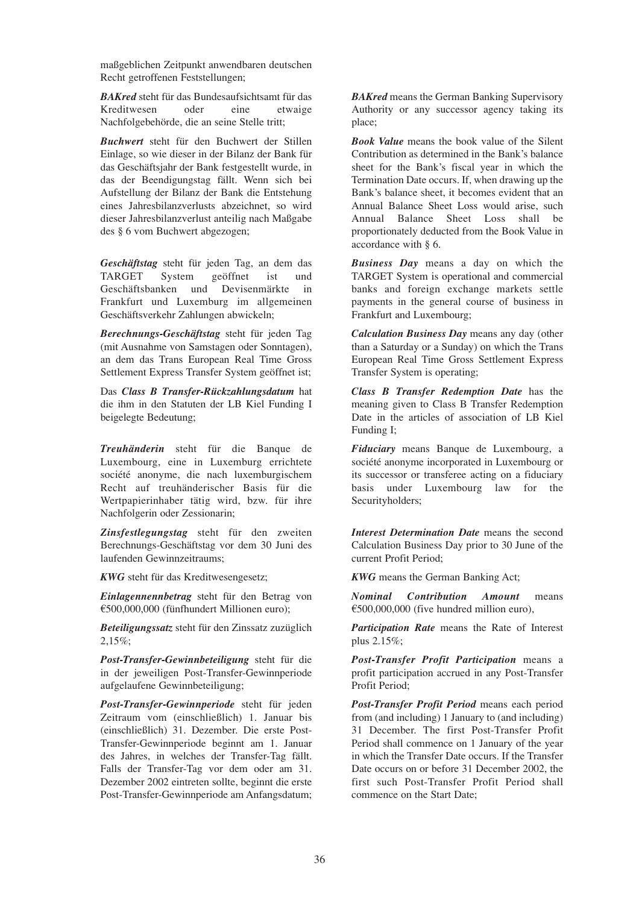maßgeblichen Zeitpunkt anwendbaren deutschen Recht getroffenen Feststellungen;

***BAKred*** steht für das Bundesaufsichtsamt für das Kreditwesen oder eine etwaige Nachfolgebehörde, die an seine Stelle tritt;

***Buchwert*** steht für den Buchwert der Stillen Einlage, so wie dieser in der Bilanz der Bank für das Geschäftsjahr der Bank festgestellt wurde, in das der Beendigungstag fällt. Wenn sich bei Aufstellung der Bilanz der Bank die Entstehung eines Jahresbilanzverlusts abzeichnet, so wird dieser Jahresbilanzverlust anteilig nach Maßgabe des § 6 vom Buchwert abgezogen;

***Geschäftstag*** steht für jeden Tag, an dem das TARGET System geöffnet ist und Geschäftsbanken und Devisenmärkte in Frankfurt und Luxemburg im allgemeinen Geschäftsverkehr Zahlungen abwickeln;

***Berechnungs-Geschäftstag*** steht für jeden Tag (mit Ausnahme von Samstagen oder Sonntagen), an dem das Trans European Real Time Gross Settlement Express Transfer System geöffnet ist;

Das ***Class B Transfer-Rückzahlungsdatum*** hat die ihm in den Statuten der LB Kiel Funding I beigelegte Bedeutung;

***Treuhänderin*** steht für die Banque de Luxembourg, eine in Luxemburg errichtete société anonyme, die nach luxemburgischem Recht auf treuhänderischer Basis für die Wertpapierinhaber tätig wird, bzw. für ihre Nachfolgerin oder Zessionarin;

***Zinsfestlegungstag*** steht für den zweiten Berechnungs-Geschäftstag vor dem 30 Juni des laufenden Gewinnzeitraums;

***KWG*** steht für das Kreditwesengesetz;

***Einlagennennbetrag*** steht für den Betrag von €500,000,000 (fünfhundert Millionen euro);

***Beteiligungssatz*** steht für den Zinssatz zuzüglich 2,15%;

***Post-Transfer-Gewinnbeteiligung*** steht für die in der jeweiligen Post-Transfer-Gewinnperiode aufgelaufene Gewinnbeteiligung;

***Post-Transfer-Gewinnperiode*** steht für jeden Zeitraum vom (einschließlich) 1. Januar bis (einschließlich) 31. Dezember. Die erste Post-Transfer-Gewinnperiode beginnt am 1. Januar des Jahres, in welches der Transfer-Tag fällt. Falls der Transfer-Tag vor dem oder am 31. Dezember 2002 eintreten sollte, beginnt die erste Post-Transfer-Gewinnperiode am Anfangsdatum;

***BAKred*** means the German Banking Supervisory Authority or any successor agency taking its place;

***Book Value*** means the book value of the Silent Contribution as determined in the Bank's balance sheet for the Bank's fiscal year in which the Termination Date occurs. If, when drawing up the Bank's balance sheet, it becomes evident that an Annual Balance Sheet Loss would arise, such Annual Balance Sheet Loss shall be proportionately deducted from the Book Value in accordance with § 6.

***Business Day*** means a day on which the TARGET System is operational and commercial banks and foreign exchange markets settle payments in the general course of business in Frankfurt and Luxembourg;

***Calculation Business Day*** means any day (other than a Saturday or a Sunday) on which the Trans European Real Time Gross Settlement Express Transfer System is operating;

***Class B Transfer Redemption Date*** has the meaning given to Class B Transfer Redemption Date in the articles of association of LB Kiel Funding I;

***Fiduciary*** means Banque de Luxembourg, a société anonyme incorporated in Luxembourg or its successor or transferee acting on a fiduciary basis under Luxembourg law for the Securityholders;

***Interest Determination Date*** means the second Calculation Business Day prior to 30 June of the current Profit Period;

***KWG*** means the German Banking Act;

***Nominal Contribution Amount*** means €500,000,000 (five hundred million euro),

***Participation Rate*** means the Rate of Interest plus 2.15%;

***Post-Transfer Profit Participation*** means a profit participation accrued in any Post-Transfer Profit Period;

***Post-Transfer Profit Period*** means each period from (and including) 1 January to (and including) 31 December. The first Post-Transfer Profit Period shall commence on 1 January of the year in which the Transfer Date occurs. If the Transfer Date occurs on or before 31 December 2002, the first such Post-Transfer Profit Period shall commence on the Start Date;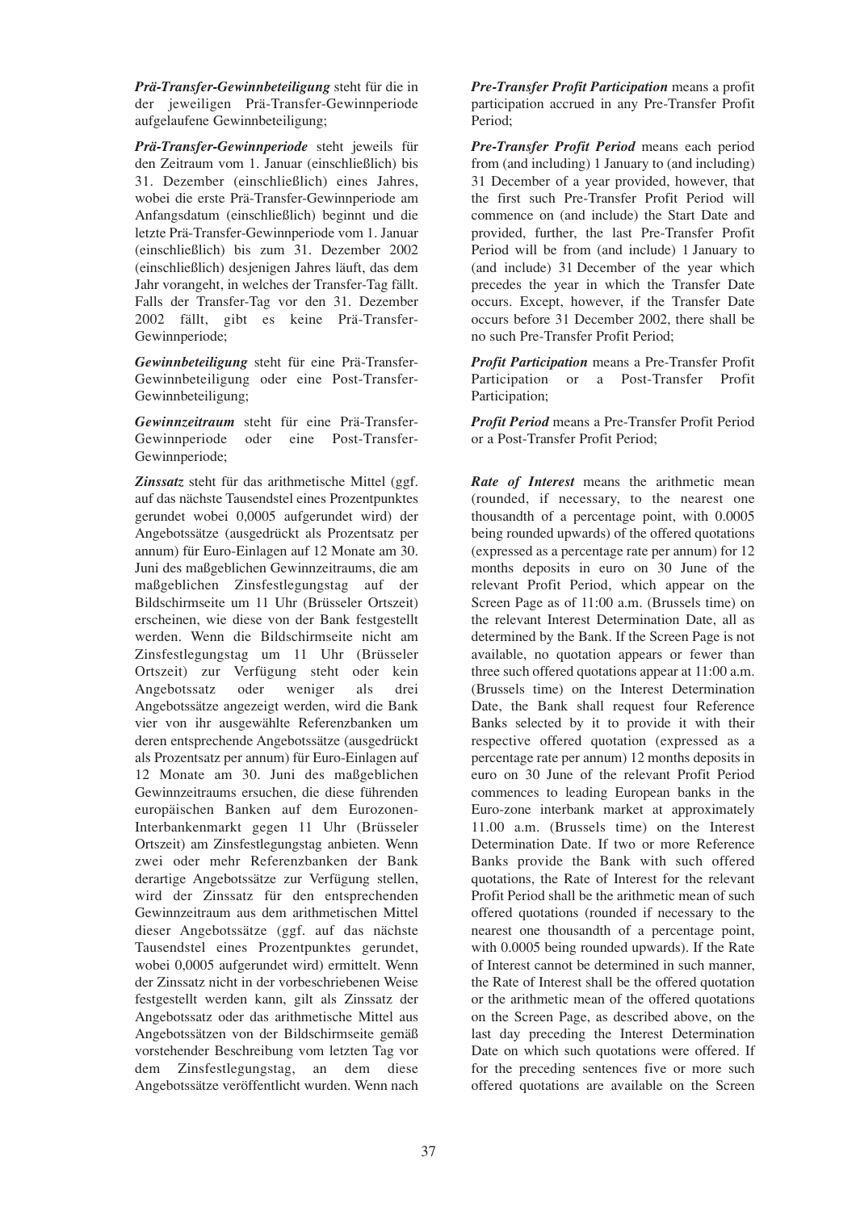***Prä-Transfer-Gewinnbeteiligung*** steht für die in der jeweiligen Prä-Transfer-Gewinnperiode aufgelaufene Gewinnbeteiligung;

***Prä-Transfer-Gewinnperiode*** steht jeweils für den Zeitraum vom 1. Januar (einschließlich) bis 31. Dezember (einschließlich) eines Jahres, wobei die erste Prä-Transfer-Gewinnperiode am Anfangsdatum (einschließlich) beginnt und die letzte Prä-Transfer-Gewinnperiode vom 1. Januar (einschließlich) bis zum 31. Dezember 2002 (einschließlich) desjenigen Jahres läuft, das dem Jahr vorangeht, in welches der Transfer-Tag fällt. Falls der Transfer-Tag vor den 31. Dezember 2002 fällt, gibt es keine Prä-Transfer-Gewinnperiode;

***Gewinnbeteiligung*** steht für eine Prä-Transfer-Gewinnbeteiligung oder eine Post-Transfer-Gewinnbeteiligung;

***Gewinnzeitraum*** steht für eine Prä-Transfer-Gewinnperiode oder eine Post-Transfer-Gewinnperiode;

***Zinssatz*** steht für das arithmetische Mittel (ggf. auf das nächste Tausendstel eines Prozentpunktes gerundet wobei 0,0005 aufgerundet wird) der Angebotssätze (ausgedrückt als Prozentsatz per annum) für Euro-Einlagen auf 12 Monate am 30. Juni des maßgeblichen Gewinnzeitraums, die am maßgeblichen Zinsfestlegungstag auf der Bildschirmseite um 11 Uhr (Brüsseler Ortszeit) erscheinen, wie diese von der Bank festgestellt werden. Wenn die Bildschirmseite nicht am Zinsfestlegungstag um 11 Uhr (Brüsseler Ortszeit) zur Verfügung steht oder kein Angebotssatz oder weniger als drei Angebotssätze angezeigt werden, wird die Bank vier von ihr ausgewählte Referenzbanken um deren entsprechende Angebotssätze (ausgedrückt als Prozentsatz per annum) für Euro-Einlagen auf 12 Monate am 30. Juni des maßgeblichen Gewinnzeitraums ersuchen, die diese führenden europäischen Banken auf dem Eurozonen-Interbankenmarkt gegen 11 Uhr (Brüsseler Ortszeit) am Zinsfestlegungstag anbieten. Wenn zwei oder mehr Referenzbanken der Bank derartige Angebotssätze zur Verfügung stellen, wird der Zinssatz für den entsprechenden Gewinnzeitraum aus dem arithmetischen Mittel dieser Angebotssätze (ggf. auf das nächste Tausendstel eines Prozentpunktes gerundet, wobei 0,0005 aufgerundet wird) ermittelt. Wenn der Zinssatz nicht in der vorbeschriebenen Weise festgestellt werden kann, gilt als Zinssatz der Angebotssatz oder das arithmetische Mittel aus Angebotssätzen von der Bildschirmseite gemäß vorstehender Beschreibung vom letzten Tag vor dem Zinsfestlegungstag, an dem diese Angebotssätze veröffentlicht wurden. Wenn nach

***Pre-Transfer Profit Participation*** means a profit participation accrued in any Pre-Transfer Profit Period;

***Pre-Transfer Profit Period*** means each period from (and including) 1 January to (and including) 31 December of a year provided, however, that the first such Pre-Transfer Profit Period will commence on (and include) the Start Date and provided, further, the last Pre-Transfer Profit Period will be from (and include) 1 January to (and include) 31 December of the year which precedes the year in which the Transfer Date occurs. Except, however, if the Transfer Date occurs before 31 December 2002, there shall be no such Pre-Transfer Profit Period;

***Profit Participation*** means a Pre-Transfer Profit Participation or a Post-Transfer Profit Participation;

***Profit Period*** means a Pre-Transfer Profit Period or a Post-Transfer Profit Period;

***Rate of Interest*** means the arithmetic mean (rounded, if necessary, to the nearest one thousandth of a percentage point, with 0.0005 being rounded upwards) of the offered quotations (expressed as a percentage rate per annum) for 12 months deposits in euro on 30 June of the relevant Profit Period, which appear on the Screen Page as of 11:00 a.m. (Brussels time) on the relevant Interest Determination Date, all as determined by the Bank. If the Screen Page is not available, no quotation appears or fewer than three such offered quotations appear at 11:00 a.m. (Brussels time) on the Interest Determination Date, the Bank shall request four Reference Banks selected by it to provide it with their respective offered quotation (expressed as a percentage rate per annum) 12 months deposits in euro on 30 June of the relevant Profit Period commences to leading European banks in the Euro-zone interbank market at approximately 11.00 a.m. (Brussels time) on the Interest Determination Date. If two or more Reference Banks provide the Bank with such offered quotations, the Rate of Interest for the relevant Profit Period shall be the arithmetic mean of such offered quotations (rounded if necessary to the nearest one thousandth of a percentage point, with 0.0005 being rounded upwards). If the Rate of Interest cannot be determined in such manner, the Rate of Interest shall be the offered quotation or the arithmetic mean of the offered quotations on the Screen Page, as described above, on the last day preceding the Interest Determination Date on which such quotations were offered. If for the preceding sentences five or more such offered quotations are available on the Screen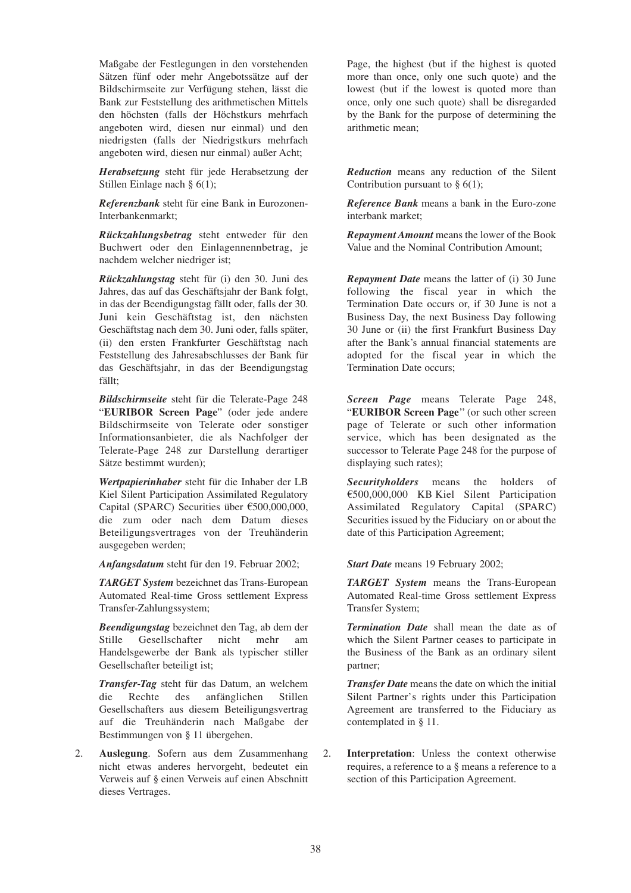Maßgabe der Festlegungen in den vorstehenden Sätzen fünf oder mehr Angebotssätze auf der Bildschirmseite zur Verfügung stehen, lässt die Bank zur Feststellung des arithmetischen Mittels den höchsten (falls der Höchstkurs mehrfach angeboten wird, diesen nur einmal) und den niedrigsten (falls der Niedrigstkurs mehrfach angeboten wird, diesen nur einmal) außer Acht;

***Herabsetzung*** steht für jede Herabsetzung der Stillen Einlage nach § 6(1);

***Referenzbank*** steht für eine Bank in Eurozonen-Interbankenmarkt;

***Rückzahlungsbetrag*** steht entweder für den Buchwert oder den Einlagennennbetrag, je nachdem welcher niedriger ist;

***Rückzahlungstag*** steht für (i) den 30. Juni des Jahres, das auf das Geschäftsjahr der Bank folgt, in das der Beendigungstag fällt oder, falls der 30. Juni kein Geschäftstag ist, den nächsten Geschäftstag nach dem 30. Juni oder, falls später, (ii) den ersten Frankfurter Geschäftstag nach Feststellung des Jahresabschlusses der Bank für das Geschäftsjahr, in das der Beendigungstag fällt;

***Bildschirmseite*** steht für die Telerate-Page 248 "**EURIBOR Screen Page**" (oder jede andere Bildschirmseite von Telerate oder sonstiger Informationsanbieter, die als Nachfolger der Telerate-Page 248 zur Darstellung derartiger Sätze bestimmt wurden);

***Wertpapierinhaber*** steht für die Inhaber der LB Kiel Silent Participation Assimilated Regulatory Capital (SPARC) Securities über €500,000,000, die zum oder nach dem Datum dieses Beteiligungsvertrages von der Treuhänderin ausgegeben werden;

***Anfangsdatum*** steht für den 19. Februar 2002;

***TARGET System*** bezeichnet das Trans-European Automated Real-time Gross settlement Express Transfer-Zahlungssystem;

***Beendigungstag*** bezeichnet den Tag, ab dem der Stille Gesellschafter nicht mehr am Handelsgewerbe der Bank als typischer stiller Gesellschafter beteiligt ist;

***Transfer-Tag*** steht für das Datum, an welchem die Rechte des anfänglichen Stillen Gesellschafters aus diesem Beteiligungsvertrag auf die Treuhänderin nach Maßgabe der Bestimmungen von § 11 übergehen.

2. **Auslegung**. Sofern aus dem Zusammenhang nicht etwas anderes hervorgeht, bedeutet ein Verweis auf § einen Verweis auf einen Abschnitt dieses Vertrages.

Page, the highest (but if the highest is quoted more than once, only one such quote) and the lowest (but if the lowest is quoted more than once, only one such quote) shall be disregarded by the Bank for the purpose of determining the arithmetic mean;

***Reduction*** means any reduction of the Silent Contribution pursuant to § 6(1);

***Reference Bank*** means a bank in the Euro-zone interbank market;

***Repayment Amount*** means the lower of the Book Value and the Nominal Contribution Amount;

***Repayment Date*** means the latter of (i) 30 June following the fiscal year in which the Termination Date occurs or, if 30 June is not a Business Day, the next Business Day following 30 June or (ii) the first Frankfurt Business Day after the Bank's annual financial statements are adopted for the fiscal year in which the Termination Date occurs;

***Screen Page*** means Telerate Page 248, "**EURIBOR Screen Page**" (or such other screen page of Telerate or such other information service, which has been designated as the successor to Telerate Page 248 for the purpose of displaying such rates);

***Securityholders*** means the holders of €500,000,000 KB Kiel Silent Participation Assimilated Regulatory Capital (SPARC) Securities issued by the Fiduciary on or about the date of this Participation Agreement;

***Start Date*** means 19 February 2002;

***TARGET System*** means the Trans-European Automated Real-time Gross settlement Express Transfer System;

***Termination Date*** shall mean the date as of which the Silent Partner ceases to participate in the Business of the Bank as an ordinary silent partner;

***Transfer Date*** means the date on which the initial Silent Partner's rights under this Participation Agreement are transferred to the Fiduciary as contemplated in § 11.

2. **Interpretation**: Unless the context otherwise requires, a reference to a § means a reference to a section of this Participation Agreement.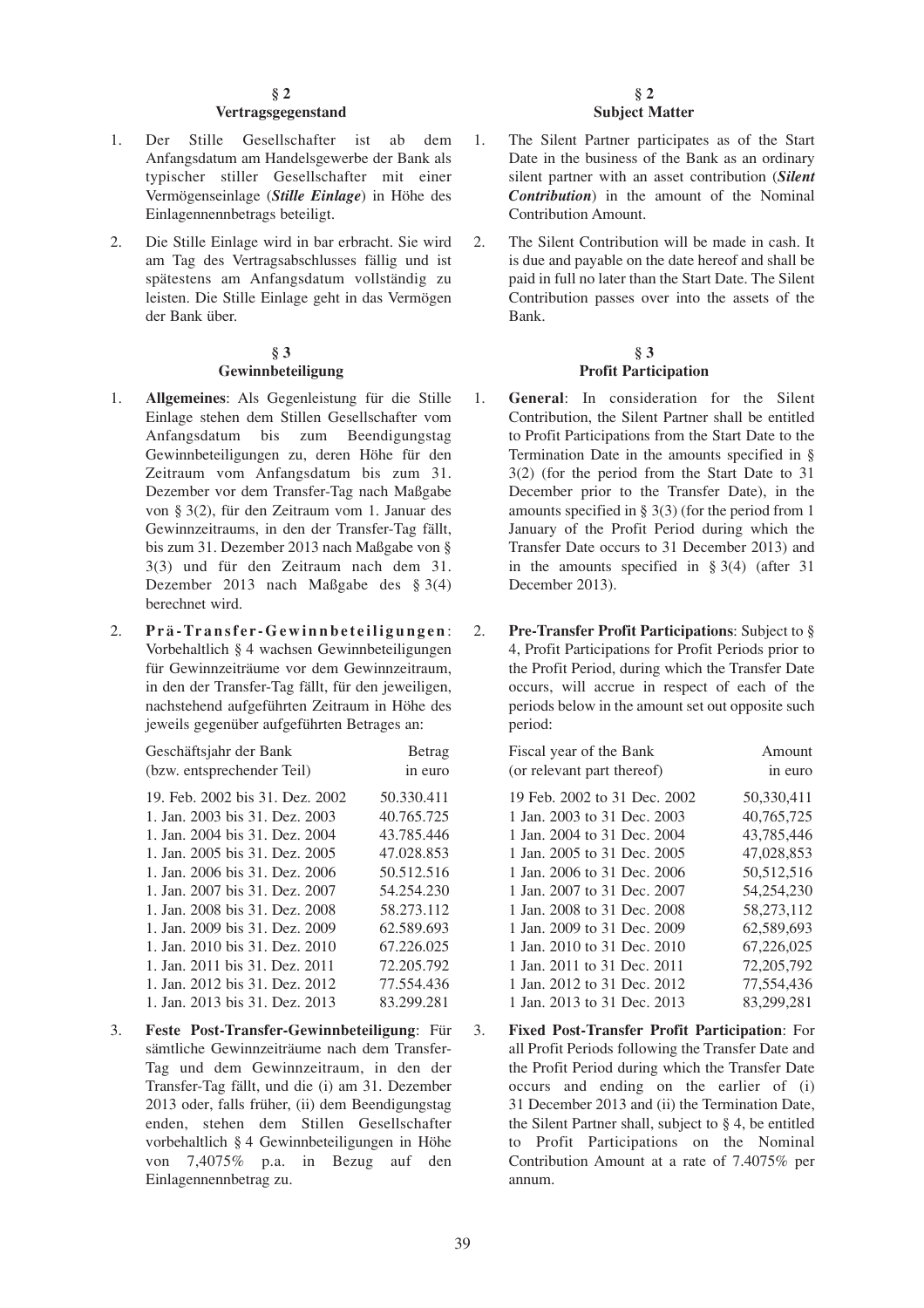### § 2
### Vertragsgegenstand

1. Der Stille Gesellschafter ist ab dem Anfangsdatum am Handelsgewerbe der Bank als typischer stiller Gesellschafter mit einer Vermögenseinlage (***Stille Einlage***) in Höhe des Einlagennennbetrags beteiligt.

2. Die Stille Einlage wird in bar erbracht. Sie wird am Tag des Vertragsabschlusses fällig und ist spätestens am Anfangsdatum vollständig zu leisten. Die Stille Einlage geht in das Vermögen der Bank über.

### § 3
### Gewinnbeteiligung

1. **Allgemeines**: Als Gegenleistung für die Stille Einlage stehen dem Stillen Gesellschafter vom Anfangsdatum bis zum Beendigungstag Gewinnbeteiligungen zu, deren Höhe für den Zeitraum vom Anfangsdatum bis zum 31. Dezember vor dem Transfer-Tag nach Maßgabe von § 3(2), für den Zeitraum vom 1. Januar des Gewinnzeitraums, in den der Transfer-Tag fällt, bis zum 31. Dezember 2013 nach Maßgabe von § 3(3) und für den Zeitraum nach dem 31. Dezember 2013 nach Maßgabe des § 3(4) berechnet wird.

2. **Prä-Transfer-Gewinnbeteiligungen**: Vorbehaltlich § 4 wachsen Gewinnbeteiligungen für Gewinnzeiträume vor dem Gewinnzeitraum, in den der Transfer-Tag fällt, für den jeweiligen, nachstehend aufgeführten Zeitraum in Höhe des jeweils gegenüber aufgeführten Betrages an:

| Geschäftsjahr der Bank (bzw. entsprechender Teil) | Betrag in euro |
|---|---|
| 19. Feb. 2002 bis 31. Dez. 2002 | 50.330.411 |
| 1. Jan. 2003 bis 31. Dez. 2003 | 40.765.725 |
| 1. Jan. 2004 bis 31. Dez. 2004 | 43.785.446 |
| 1. Jan. 2005 bis 31. Dez. 2005 | 47.028.853 |
| 1. Jan. 2006 bis 31. Dez. 2006 | 50.512.516 |
| 1. Jan. 2007 bis 31. Dez. 2007 | 54.254.230 |
| 1. Jan. 2008 bis 31. Dez. 2008 | 58.273.112 |
| 1. Jan. 2009 bis 31. Dez. 2009 | 62.589.693 |
| 1. Jan. 2010 bis 31. Dez. 2010 | 67.226.025 |
| 1. Jan. 2011 bis 31. Dez. 2011 | 72.205.792 |
| 1. Jan. 2012 bis 31. Dez. 2012 | 77.554.436 |
| 1. Jan. 2013 bis 31. Dez. 2013 | 83.299.281 |

3. **Feste Post-Transfer-Gewinnbeteiligung**: Für sämtliche Gewinnzeiträume nach dem Transfer-Tag und dem Gewinnzeitraum, in den der Transfer-Tag fällt, und die (i) am 31. Dezember 2013 oder, falls früher, (ii) dem Beendigungstag enden, stehen dem Stillen Gesellschafter vorbehaltlich § 4 Gewinnbeteiligungen in Höhe von 7,4075% p.a. in Bezug auf den Einlagennennbetrag zu.

### § 2
### Subject Matter

1. The Silent Partner participates as of the Start Date in the business of the Bank as an ordinary silent partner with an asset contribution (***Silent Contribution***) in the amount of the Nominal Contribution Amount.

2. The Silent Contribution will be made in cash. It is due and payable on the date hereof and shall be paid in full no later than the Start Date. The Silent Contribution passes over into the assets of the Bank.

### § 3
### Profit Participation

1. **General**: In consideration for the Silent Contribution, the Silent Partner shall be entitled to Profit Participations from the Start Date to the Termination Date in the amounts specified in § 3(2) (for the period from the Start Date to 31 December prior to the Transfer Date), in the amounts specified in § 3(3) (for the period from 1 January of the Profit Period during which the Transfer Date occurs to 31 December 2013) and in the amounts specified in § 3(4) (after 31 December 2013).

2. **Pre-Transfer Profit Participations**: Subject to § 4, Profit Participations for Profit Periods prior to the Profit Period, during which the Transfer Date occurs, will accrue in respect of each of the periods below in the amount set out opposite such period:

| Fiscal year of the Bank (or relevant part thereof) | Amount in euro |
|---|---|
| 19 Feb. 2002 to 31 Dec. 2002 | 50,330,411 |
| 1 Jan. 2003 to 31 Dec. 2003 | 40,765,725 |
| 1 Jan. 2004 to 31 Dec. 2004 | 43,785,446 |
| 1 Jan. 2005 to 31 Dec. 2005 | 47,028,853 |
| 1 Jan. 2006 to 31 Dec. 2006 | 50,512,516 |
| 1 Jan. 2007 to 31 Dec. 2007 | 54,254,230 |
| 1 Jan. 2008 to 31 Dec. 2008 | 58,273,112 |
| 1 Jan. 2009 to 31 Dec. 2009 | 62,589,693 |
| 1 Jan. 2010 to 31 Dec. 2010 | 67,226,025 |
| 1 Jan. 2011 to 31 Dec. 2011 | 72,205,792 |
| 1 Jan. 2012 to 31 Dec. 2012 | 77,554,436 |
| 1 Jan. 2013 to 31 Dec. 2013 | 83,299,281 |

3. **Fixed Post-Transfer Profit Participation**: For all Profit Periods following the Transfer Date and the Profit Period during which the Transfer Date occurs and ending on the earlier of (i) 31 December 2013 and (ii) the Termination Date, the Silent Partner shall, subject to § 4, be entitled to Profit Participations on the Nominal Contribution Amount at a rate of 7.4075% per annum.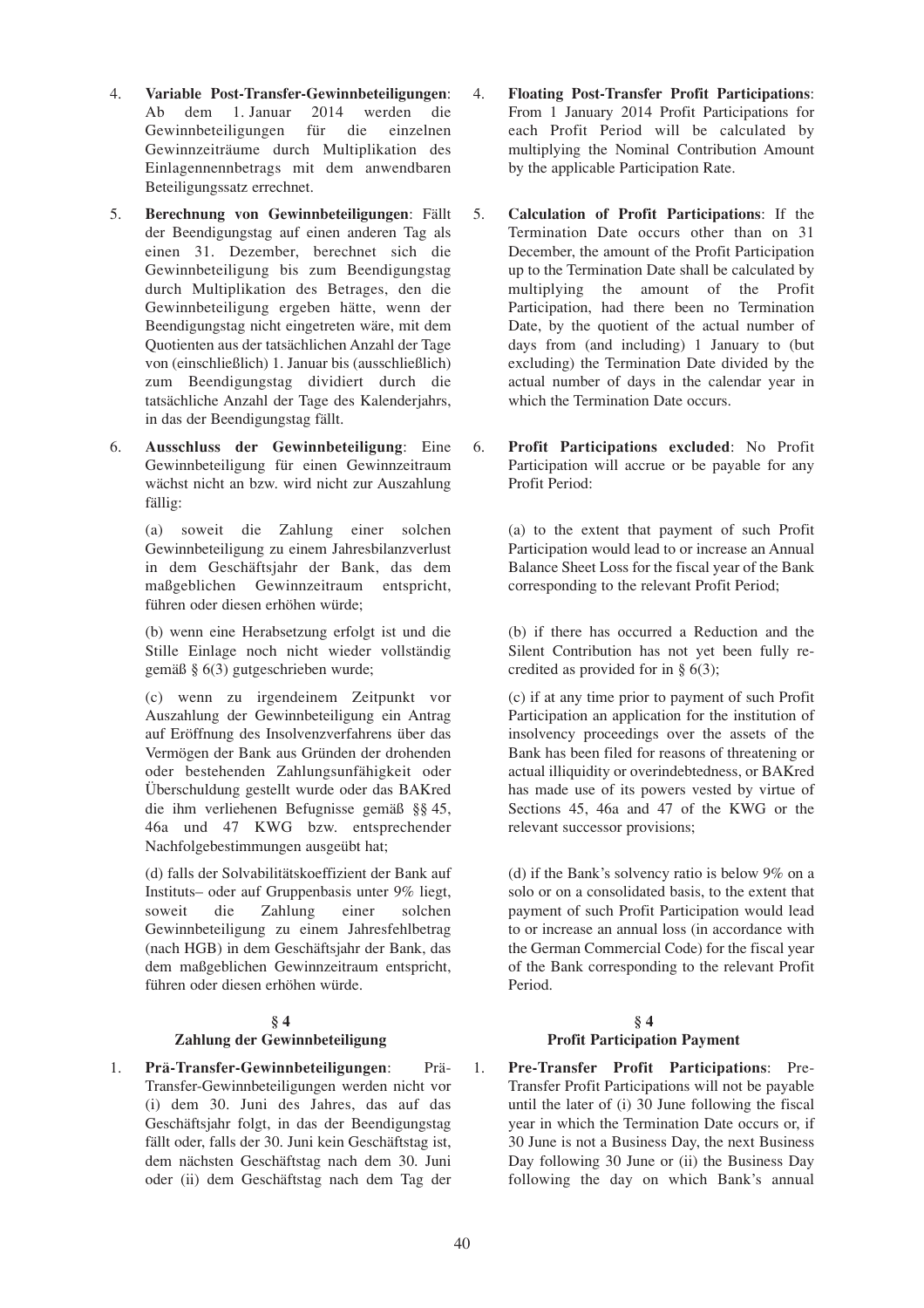4. **Variable Post-Transfer-Gewinnbeteiligungen**: Ab dem 1. Januar 2014 werden die Gewinnbeteiligungen für die einzelnen Gewinnzeiträume durch Multiplikation des Einlagennennbetrags mit dem anwendbaren Beteiligungssatz errechnet.

5. **Berechnung von Gewinnbeteiligungen**: Fällt der Beendigungstag auf einen anderen Tag als einen 31. Dezember, berechnet sich die Gewinnbeteiligung bis zum Beendigungstag durch Multiplikation des Betrages, den die Gewinnbeteiligung ergeben hätte, wenn der Beendigungstag nicht eingetreten wäre, mit dem Quotienten aus der tatsächlichen Anzahl der Tage von (einschließlich) 1. Januar bis (ausschließlich) zum Beendigungstag dividiert durch die tatsächliche Anzahl der Tage des Kalenderjahrs, in das der Beendigungstag fällt.

6. **Ausschluss der Gewinnbeteiligung**: Eine Gewinnbeteiligung für einen Gewinnzeitraum wächst nicht an bzw. wird nicht zur Auszahlung fällig:

   (a) soweit die Zahlung einer solchen Gewinnbeteiligung zu einem Jahresbilanzverlust in dem Geschäftsjahr der Bank, das dem maßgeblichen Gewinnzeitraum entspricht, führen oder diesen erhöhen würde;

   (b) wenn eine Herabsetzung erfolgt ist und die Stille Einlage noch nicht wieder vollständig gemäß § 6(3) gutgeschrieben wurde;

   (c) wenn zu irgendeinem Zeitpunkt vor Auszahlung der Gewinnbeteiligung ein Antrag auf Eröffnung des Insolvenzverfahrens über das Vermögen der Bank aus Gründen der drohenden oder bestehenden Zahlungsunfähigkeit oder Überschuldung gestellt wurde oder das BAKred die ihm verliehenen Befugnisse gemäß §§ 45, 46a und 47 KWG bzw. entsprechender Nachfolgebestimmungen ausgeübt hat;

   (d) falls der Solvabilitätskoeffizient der Bank auf Instituts– oder auf Gruppenbasis unter 9% liegt, soweit die Zahlung einer solchen Gewinnbeteiligung zu einem Jahresfehlbetrag (nach HGB) in dem Geschäftsjahr der Bank, das dem maßgeblichen Gewinnzeitraum entspricht, führen oder diesen erhöhen würde.

## § 4
## Zahlung der Gewinnbeteiligung

1. **Prä-Transfer-Gewinnbeteiligungen**: Prä-Transfer-Gewinnbeteiligungen werden nicht vor (i) dem 30. Juni des Jahres, das auf das Geschäftsjahr folgt, in das der Beendigungstag fällt oder, falls der 30. Juni kein Geschäftstag ist, dem nächsten Geschäftstag nach dem 30. Juni oder (ii) dem Geschäftstag nach dem Tag der

4. **Floating Post-Transfer Profit Participations**: From 1 January 2014 Profit Participations for each Profit Period will be calculated by multiplying the Nominal Contribution Amount by the applicable Participation Rate.

5. **Calculation of Profit Participations**: If the Termination Date occurs other than on 31 December, the amount of the Profit Participation up to the Termination Date shall be calculated by multiplying the amount of the Profit Participation, had there been no Termination Date, by the quotient of the actual number of days from (and including) 1 January to (but excluding) the Termination Date divided by the actual number of days in the calendar year in which the Termination Date occurs.

6. **Profit Participations excluded**: No Profit Participation will accrue or be payable for any Profit Period:

   (a) to the extent that payment of such Profit Participation would lead to or increase an Annual Balance Sheet Loss for the fiscal year of the Bank corresponding to the relevant Profit Period;

   (b) if there has occurred a Reduction and the Silent Contribution has not yet been fully re-credited as provided for in § 6(3);

   (c) if at any time prior to payment of such Profit Participation an application for the institution of insolvency proceedings over the assets of the Bank has been filed for reasons of threatening or actual illiquidity or overindebtedness, or BAKred has made use of its powers vested by virtue of Sections 45, 46a and 47 of the KWG or the relevant successor provisions;

   (d) if the Bank's solvency ratio is below 9% on a solo or on a consolidated basis, to the extent that payment of such Profit Participation would lead to or increase an annual loss (in accordance with the German Commercial Code) for the fiscal year of the Bank corresponding to the relevant Profit Period.

## § 4
## Profit Participation Payment

1. **Pre-Transfer Profit Participations**: Pre-Transfer Profit Participations will not be payable until the later of (i) 30 June following the fiscal year in which the Termination Date occurs or, if 30 June is not a Business Day, the next Business Day following 30 June or (ii) the Business Day following the day on which Bank's annual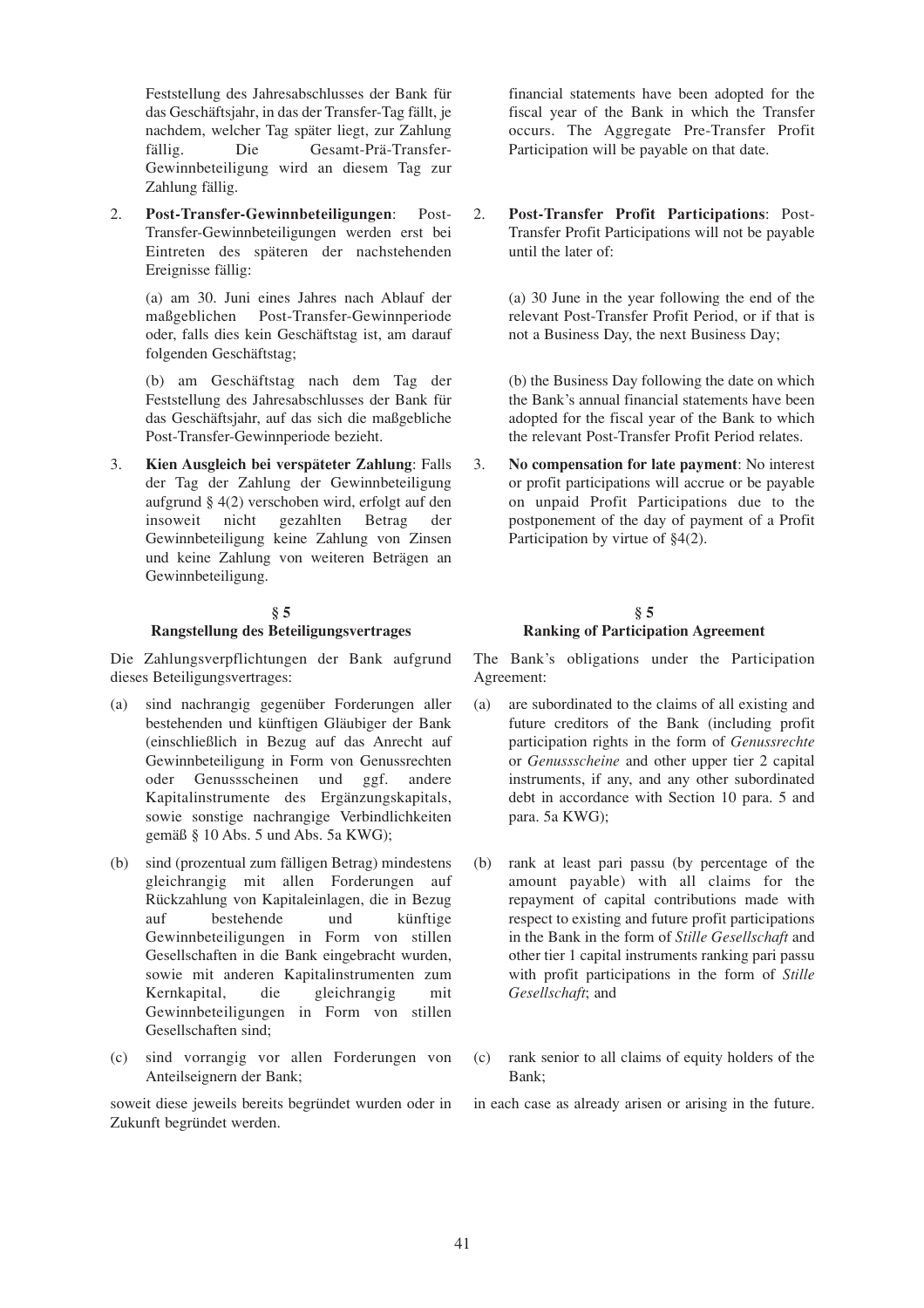Feststellung des Jahresabschlusses der Bank für das Geschäftsjahr, in das der Transfer-Tag fällt, je nachdem, welcher Tag später liegt, zur Zahlung fällig. Die Gesamt-Prä-Transfer-Gewinnbeteiligung wird an diesem Tag zur Zahlung fällig.

2. **Post-Transfer-Gewinnbeteiligungen**: Post-Transfer-Gewinnbeteiligungen werden erst bei Eintreten des späteren der nachstehenden Ereignisse fällig:

   (a) am 30. Juni eines Jahres nach Ablauf der maßgeblichen Post-Transfer-Gewinnperiode oder, falls dies kein Geschäftstag ist, am darauf folgenden Geschäftstag;

   (b) am Geschäftstag nach dem Tag der Feststellung des Jahresabschlusses der Bank für das Geschäftsjahr, auf das sich die maßgebliche Post-Transfer-Gewinnperiode bezieht.

3. **Kien Ausgleich bei verspäteter Zahlung**: Falls der Tag der Zahlung der Gewinnbeteiligung aufgrund § 4(2) verschoben wird, erfolgt auf den insoweit nicht gezahlten Betrag der Gewinnbeteiligung keine Zahlung von Zinsen und keine Zahlung von weiteren Beträgen an Gewinnbeteiligung.

### § 5
### Rangstellung des Beteiligungsvertrages

Die Zahlungsverpflichtungen der Bank aufgrund dieses Beteiligungsvertrages:

(a) sind nachrangig gegenüber Forderungen aller bestehenden und künftigen Gläubiger der Bank (einschließlich in Bezug auf das Anrecht auf Gewinnbeteiligung in Form von Genussrechten oder Genussscheinen und ggf. andere Kapitalinstrumente des Ergänzungskapitals, sowie sonstige nachrangige Verbindlichkeiten gemäß § 10 Abs. 5 und Abs. 5a KWG);

(b) sind (prozentual zum fälligen Betrag) mindestens gleichrangig mit allen Forderungen auf Rückzahlung von Kapitaleinlagen, die in Bezug auf bestehende und künftige Gewinnbeteiligungen in Form von stillen Gesellschaften in die Bank eingebracht wurden, sowie mit anderen Kapitalinstrumenten zum Kernkapital, die gleichrangig mit Gewinnbeteiligungen in Form von stillen Gesellschaften sind;

(c) sind vorrangig vor allen Forderungen von Anteilseignern der Bank;

soweit diese jeweils bereits begründet wurden oder in Zukunft begründet werden.

financial statements have been adopted for the fiscal year of the Bank in which the Transfer occurs. The Aggregate Pre-Transfer Profit Participation will be payable on that date.

2. **Post-Transfer Profit Participations**: Post-Transfer Profit Participations will not be payable until the later of:

   (a) 30 June in the year following the end of the relevant Post-Transfer Profit Period, or if that is not a Business Day, the next Business Day;

   (b) the Business Day following the date on which the Bank's annual financial statements have been adopted for the fiscal year of the Bank to which the relevant Post-Transfer Profit Period relates.

3. **No compensation for late payment**: No interest or profit participations will accrue or be payable on unpaid Profit Participations due to the postponement of the day of payment of a Profit Participation by virtue of §4(2).

### § 5
### Ranking of Participation Agreement

The Bank's obligations under the Participation Agreement:

(a) are subordinated to the claims of all existing and future creditors of the Bank (including profit participation rights in the form of *Genussrechte* or *Genussscheine* and other upper tier 2 capital instruments, if any, and any other subordinated debt in accordance with Section 10 para. 5 and para. 5a KWG);

(b) rank at least pari passu (by percentage of the amount payable) with all claims for the repayment of capital contributions made with respect to existing and future profit participations in the Bank in the form of *Stille Gesellschaft* and other tier 1 capital instruments ranking pari passu with profit participations in the form of *Stille Gesellschaft*; and

(c) rank senior to all claims of equity holders of the Bank;

in each case as already arisen or arising in the future.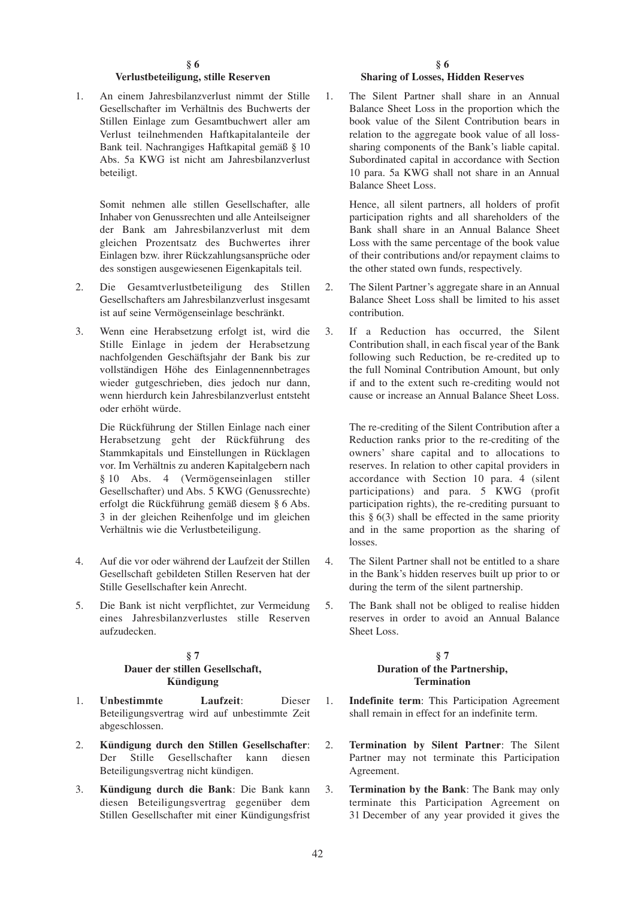## § 6
## Verlustbeteiligung, stille Reserven

1. An einem Jahresbilanzverlust nimmt der Stille Gesellschafter im Verhältnis des Buchwerts der Stillen Einlage zum Gesamtbuchwert aller am Verlust teilnehmenden Haftkapitalanteile der Bank teil. Nachrangiges Haftkapital gemäß § 10 Abs. 5a KWG ist nicht am Jahresbilanzverlust beteiligt.

   Somit nehmen alle stillen Gesellschafter, alle Inhaber von Genussrechten und alle Anteilseigner der Bank am Jahresbilanzverlust mit dem gleichen Prozentsatz des Buchwertes ihrer Einlagen bzw. ihrer Rückzahlungsansprüche oder des sonstigen ausgewiesenen Eigenkapitals teil.

2. Die Gesamtverlustbeteiligung des Stillen Gesellschafters am Jahresbilanzverlust insgesamt ist auf seine Vermögenseinlage beschränkt.

3. Wenn eine Herabsetzung erfolgt ist, wird die Stille Einlage in jedem der Herabsetzung nachfolgenden Geschäftsjahr der Bank bis zur vollständigen Höhe des Einlagennennbetrages wieder gutgeschrieben, dies jedoch nur dann, wenn hierdurch kein Jahresbilanzverlust entsteht oder erhöht würde.

   Die Rückführung der Stillen Einlage nach einer Herabsetzung geht der Rückführung des Stammkapitals und Einstellungen in Rücklagen vor. Im Verhältnis zu anderen Kapitalgebern nach § 10 Abs. 4 (Vermögenseinlagen stiller Gesellschafter) und Abs. 5 KWG (Genussrechte) erfolgt die Rückführung gemäß diesem § 6 Abs. 3 in der gleichen Reihenfolge und im gleichen Verhältnis wie die Verlustbeteiligung.

4. Auf die vor oder während der Laufzeit der Stillen Gesellschaft gebildeten Stillen Reserven hat der Stille Gesellschafter kein Anrecht.

5. Die Bank ist nicht verpflichtet, zur Vermeidung eines Jahresbilanzverlustes stille Reserven aufzudecken.

## § 7
## Dauer der stillen Gesellschaft, Kündigung

1. **Unbestimmte Laufzeit**: Dieser Beteiligungsvertrag wird auf unbestimmte Zeit abgeschlossen.

2. **Kündigung durch den Stillen Gesellschafter**: Der Stille Gesellschafter kann diesen Beteiligungsvertrag nicht kündigen.

3. **Kündigung durch die Bank**: Die Bank kann diesen Beteiligungsvertrag gegenüber dem Stillen Gesellschafter mit einer Kündigungsfrist

## § 6
## Sharing of Losses, Hidden Reserves

1. The Silent Partner shall share in an Annual Balance Sheet Loss in the proportion which the book value of the Silent Contribution bears in relation to the aggregate book value of all loss-sharing components of the Bank's liable capital. Subordinated capital in accordance with Section 10 para. 5a KWG shall not share in an Annual Balance Sheet Loss.

   Hence, all silent partners, all holders of profit participation rights and all shareholders of the Bank shall share in an Annual Balance Sheet Loss with the same percentage of the book value of their contributions and/or repayment claims to the other stated own funds, respectively.

2. The Silent Partner's aggregate share in an Annual Balance Sheet Loss shall be limited to his asset contribution.

3. If a Reduction has occurred, the Silent Contribution shall, in each fiscal year of the Bank following such Reduction, be re-credited up to the full Nominal Contribution Amount, but only if and to the extent such re-crediting would not cause or increase an Annual Balance Sheet Loss.

   The re-crediting of the Silent Contribution after a Reduction ranks prior to the re-crediting of the owners' share capital and to allocations to reserves. In relation to other capital providers in accordance with Section 10 para. 4 (silent participations) and para. 5 KWG (profit participation rights), the re-crediting pursuant to this § 6(3) shall be effected in the same priority and in the same proportion as the sharing of losses.

4. The Silent Partner shall not be entitled to a share in the Bank's hidden reserves built up prior to or during the term of the silent partnership.

5. The Bank shall not be obliged to realise hidden reserves in order to avoid an Annual Balance Sheet Loss.

## § 7
## Duration of the Partnership, Termination

1. **Indefinite term**: This Participation Agreement shall remain in effect for an indefinite term.

2. **Termination by Silent Partner**: The Silent Partner may not terminate this Participation Agreement.

3. **Termination by the Bank**: The Bank may only terminate this Participation Agreement on 31 December of any year provided it gives the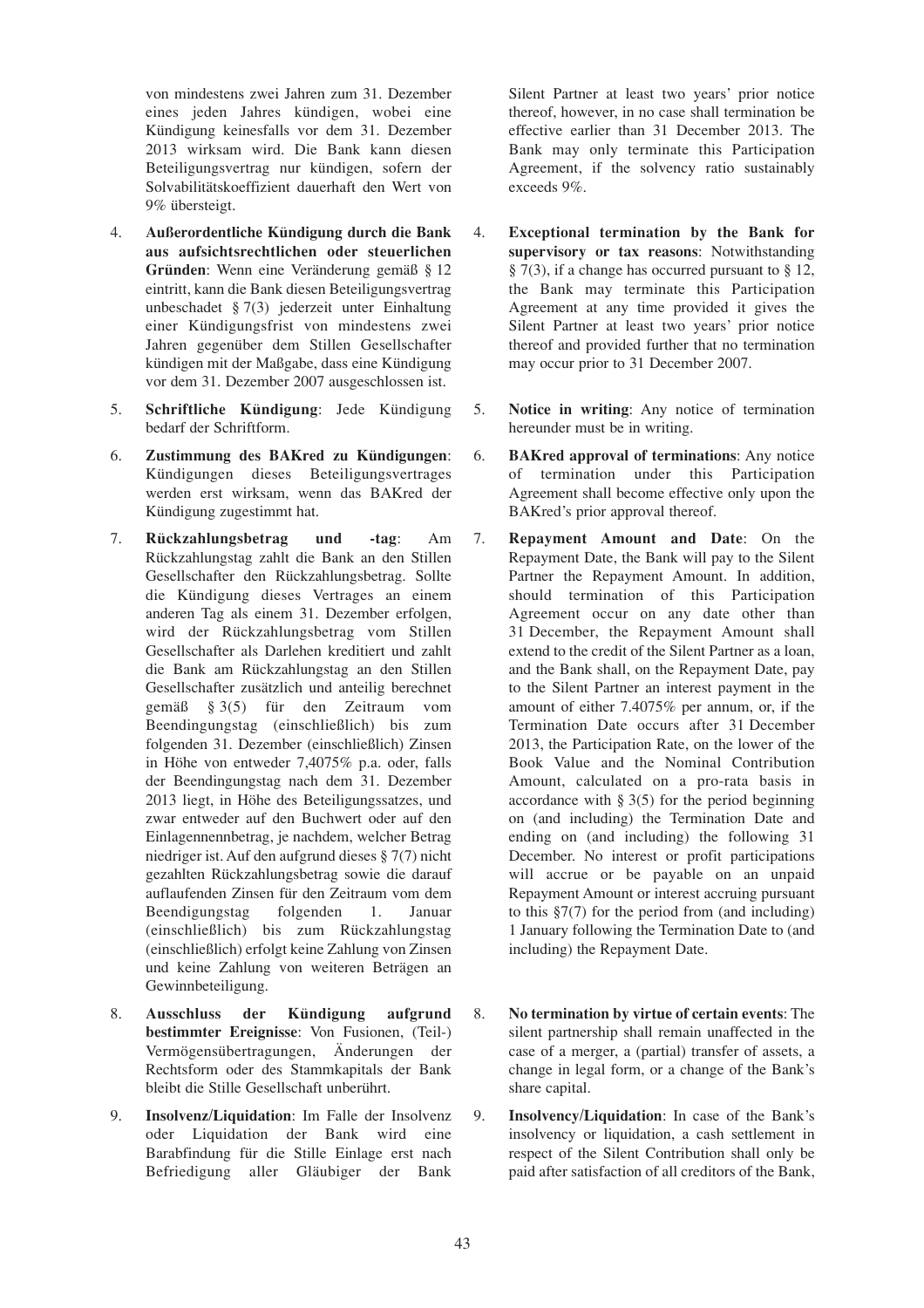von mindestens zwei Jahren zum 31. Dezember eines jeden Jahres kündigen, wobei eine Kündigung keinesfalls vor dem 31. Dezember 2013 wirksam wird. Die Bank kann diesen Beteiligungsvertrag nur kündigen, sofern der Solvabilitätskoeffizient dauerhaft den Wert von 9% übersteigt.

4. **Außerordentliche Kündigung durch die Bank aus aufsichtsrechtlichen oder steuerlichen Gründen**: Wenn eine Veränderung gemäß § 12 eintritt, kann die Bank diesen Beteiligungsvertrag unbeschadet § 7(3) jederzeit unter Einhaltung einer Kündigungsfrist von mindestens zwei Jahren gegenüber dem Stillen Gesellschafter kündigen mit der Maßgabe, dass eine Kündigung vor dem 31. Dezember 2007 ausgeschlossen ist.

5. **Schriftliche Kündigung**: Jede Kündigung bedarf der Schriftform.

6. **Zustimmung des BAKred zu Kündigungen**: Kündigungen dieses Beteiligungsvertrages werden erst wirksam, wenn das BAKred der Kündigung zugestimmt hat.

7. **Rückzahlungsbetrag und -tag**: Am Rückzahlungstag zahlt die Bank an den Stillen Gesellschafter den Rückzahlungsbetrag. Sollte die Kündigung dieses Vertrages an einem anderen Tag als einem 31. Dezember erfolgen, wird der Rückzahlungsbetrag vom Stillen Gesellschafter als Darlehen kreditiert und zahlt die Bank am Rückzahlungstag an den Stillen Gesellschafter zusätzlich und anteilig berechnet gemäß § 3(5) für den Zeitraum vom Beendingungstag (einschließlich) bis zum folgenden 31. Dezember (einschließlich) Zinsen in Höhe von entweder 7,4075% p.a. oder, falls der Beendingungstag nach dem 31. Dezember 2013 liegt, in Höhe des Beteiligungssatzes, und zwar entweder auf den Buchwert oder auf den Einlagennennbetrag, je nachdem, welcher Betrag niedriger ist. Auf den aufgrund dieses § 7(7) nicht gezahlten Rückzahlungsbetrag sowie die darauf auflaufenden Zinsen für den Zeitraum vom dem Beendingungstag folgenden 1. Januar (einschließlich) bis zum Rückzahlungstag (einschließlich) erfolgt keine Zahlung von Zinsen und keine Zahlung von weiteren Beträgen an Gewinnbeteiligung.

8. **Ausschluss der Kündigung aufgrund bestimmter Ereignisse**: Von Fusionen, (Teil-) Vermögensübertragungen, Änderungen der Rechtsform oder des Stammkapitals der Bank bleibt die Stille Gesellschaft unberührt.

9. **Insolvenz/Liquidation**: Im Falle der Insolvenz oder Liquidation der Bank wird eine Barabfindung für die Stille Einlage erst nach Befriedigung aller Gläubiger der Bank

Silent Partner at least two years' prior notice thereof, however, in no case shall termination be effective earlier than 31 December 2013. The Bank may only terminate this Participation Agreement, if the solvency ratio sustainably exceeds 9%.

4. **Exceptional termination by the Bank for supervisory or tax reasons**: Notwithstanding § 7(3), if a change has occurred pursuant to § 12, the Bank may terminate this Participation Agreement at any time provided it gives the Silent Partner at least two years' prior notice thereof and provided further that no termination may occur prior to 31 December 2007.

5. **Notice in writing**: Any notice of termination hereunder must be in writing.

6. **BAKred approval of terminations**: Any notice of termination under this Participation Agreement shall become effective only upon the BAKred's prior approval thereof.

7. **Repayment Amount and Date**: On the Repayment Date, the Bank will pay to the Silent Partner the Repayment Amount. In addition, should termination of this Participation Agreement occur on any date other than 31 December, the Repayment Amount shall extend to the credit of the Silent Partner as a loan, and the Bank shall, on the Repayment Date, pay to the Silent Partner an interest payment in the amount of either 7.4075% per annum, or, if the Termination Date occurs after 31 December 2013, the Participation Rate, on the lower of the Book Value and the Nominal Contribution Amount, calculated on a pro-rata basis in accordance with § 3(5) for the period beginning on (and including) the Termination Date and ending on (and including) the following 31 December. No interest or profit participations will accrue or be payable on an unpaid Repayment Amount or interest accruing pursuant to this §7(7) for the period from (and including) 1 January following the Termination Date to (and including) the Repayment Date.

8. **No termination by virtue of certain events**: The silent partnership shall remain unaffected in the case of a merger, a (partial) transfer of assets, a change in legal form, or a change of the Bank's share capital.

9. **Insolvency/Liquidation**: In case of the Bank's insolvency or liquidation, a cash settlement in respect of the Silent Contribution shall only be paid after satisfaction of all creditors of the Bank,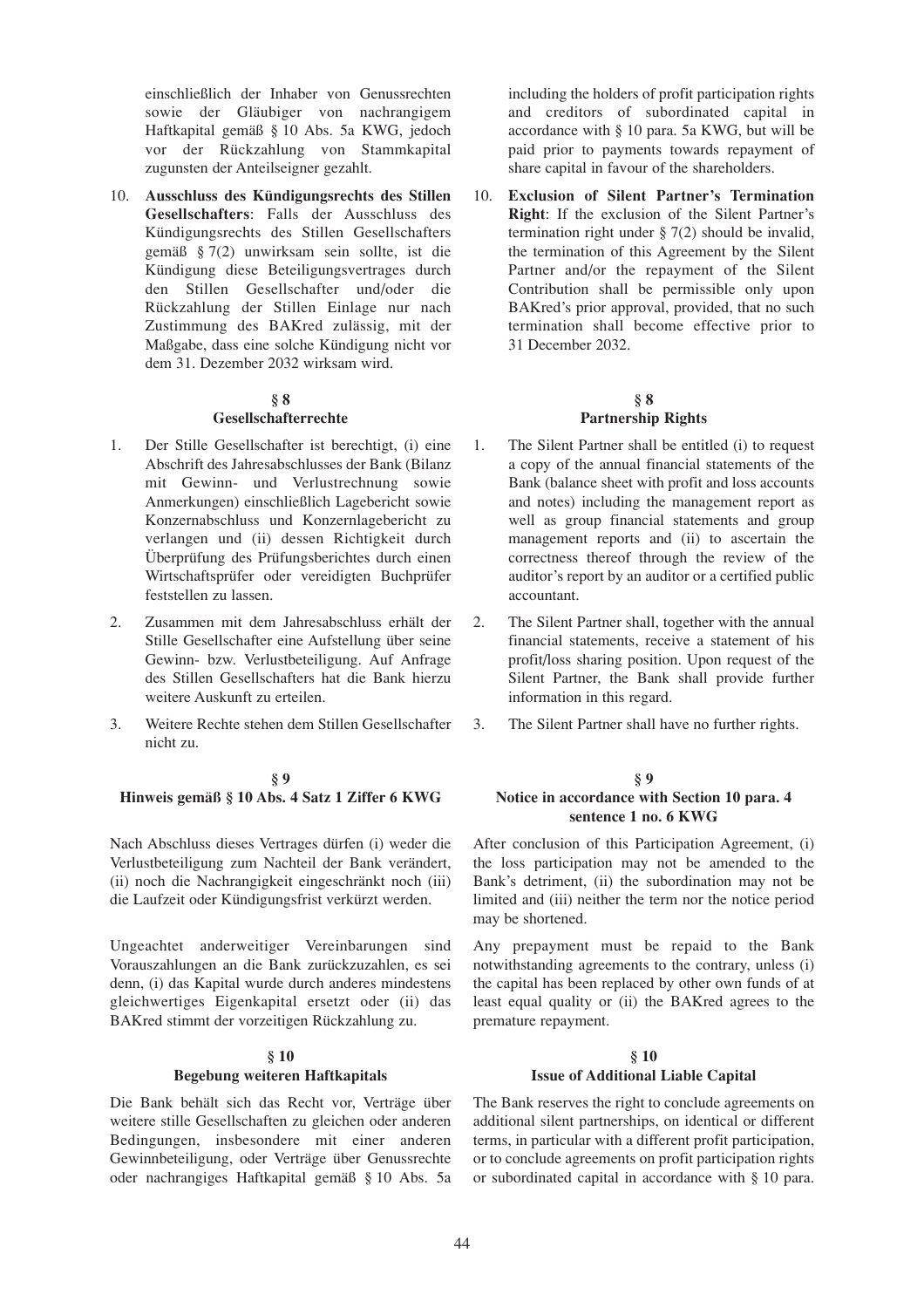einschließlich der Inhaber von Genussrechten sowie der Gläubiger von nachrangigem Haftkapital gemäß § 10 Abs. 5a KWG, jedoch vor der Rückzahlung von Stammkapital zugunsten der Anteilseigner gezahlt.

10. **Ausschluss des Kündigungsrechts des Stillen Gesellschafters**: Falls der Ausschluss des Kündigungsrechts des Stillen Gesellschafters gemäß § 7(2) unwirksam sein sollte, ist die Kündigung diese Beteiligungsvertrages durch den Stillen Gesellschafter und/oder die Rückzahlung der Stillen Einlage nur nach Zustimmung des BAKred zulässig, mit der Maßgabe, dass eine solche Kündigung nicht vor dem 31. Dezember 2032 wirksam wird.

### § 8
### Gesellschafterrechte

1. Der Stille Gesellschafter ist berechtigt, (i) eine Abschrift des Jahresabschlusses der Bank (Bilanz mit Gewinn- und Verlustrechnung sowie Anmerkungen) einschließlich Lagebericht sowie Konzernabschluss und Konzernlagebericht zu verlangen und (ii) dessen Richtigkeit durch Überprüfung des Prüfungsberichtes durch einen Wirtschaftsprüfer oder vereidigten Buchprüfer feststellen zu lassen.

2. Zusammen mit dem Jahresabschluss erhält der Stille Gesellschafter eine Aufstellung über seine Gewinn- bzw. Verlustbeteiligung. Auf Anfrage des Stillen Gesellschafters hat die Bank hierzu weitere Auskunft zu erteilen.

3. Weitere Rechte stehen dem Stillen Gesellschafter nicht zu.

### § 9
### Hinweis gemäß § 10 Abs. 4 Satz 1 Ziffer 6 KWG

Nach Abschluss dieses Vertrages dürfen (i) weder die Verlustbeteiligung zum Nachteil der Bank verändert, (ii) noch die Nachrangigkeit eingeschränkt noch (iii) die Laufzeit oder Kündigungsfrist verkürzt werden.

Ungeachtet anderweitiger Vereinbarungen sind Vorauszahlungen an die Bank zurückzuzahlen, es sei denn, (i) das Kapital wurde durch anderes mindestens gleichwertiges Eigenkapital ersetzt oder (ii) das BAKred stimmt der vorzeitigen Rückzahlung zu.

### § 10
### Begebung weiteren Haftkapitals

Die Bank behält sich das Recht vor, Verträge über weitere stille Gesellschaften zu gleichen oder anderen Bedingungen, insbesondere mit einer anderen Gewinnbeteiligung, oder Verträge über Genussrechte oder nachrangiges Haftkapital gemäß § 10 Abs. 5a

including the holders of profit participation rights and creditors of subordinated capital in accordance with § 10 para. 5a KWG, but will be paid prior to payments towards repayment of share capital in favour of the shareholders.

10. **Exclusion of Silent Partner's Termination Right**: If the exclusion of the Silent Partner's termination right under § 7(2) should be invalid, the termination of this Agreement by the Silent Partner and/or the repayment of the Silent Contribution shall be permissible only upon BAKred's prior approval, provided, that no such termination shall become effective prior to 31 December 2032.

### § 8
### Partnership Rights

1. The Silent Partner shall be entitled (i) to request a copy of the annual financial statements of the Bank (balance sheet with profit and loss accounts and notes) including the management report as well as group financial statements and group management reports and (ii) to ascertain the correctness thereof through the review of the auditor's report by an auditor or a certified public accountant.

2. The Silent Partner shall, together with the annual financial statements, receive a statement of his profit/loss sharing position. Upon request of the Silent Partner, the Bank shall provide further information in this regard.

3. The Silent Partner shall have no further rights.

### § 9
### Notice in accordance with Section 10 para. 4 sentence 1 no. 6 KWG

After conclusion of this Participation Agreement, (i) the loss participation may not be amended to the Bank's detriment, (ii) the subordination may not be limited and (iii) neither the term nor the notice period may be shortened.

Any prepayment must be repaid to the Bank notwithstanding agreements to the contrary, unless (i) the capital has been replaced by other own funds of at least equal quality or (ii) the BAKred agrees to the premature repayment.

### § 10
### Issue of Additional Liable Capital

The Bank reserves the right to conclude agreements on additional silent partnerships, on identical or different terms, in particular with a different profit participation, or to conclude agreements on profit participation rights or subordinated capital in accordance with § 10 para.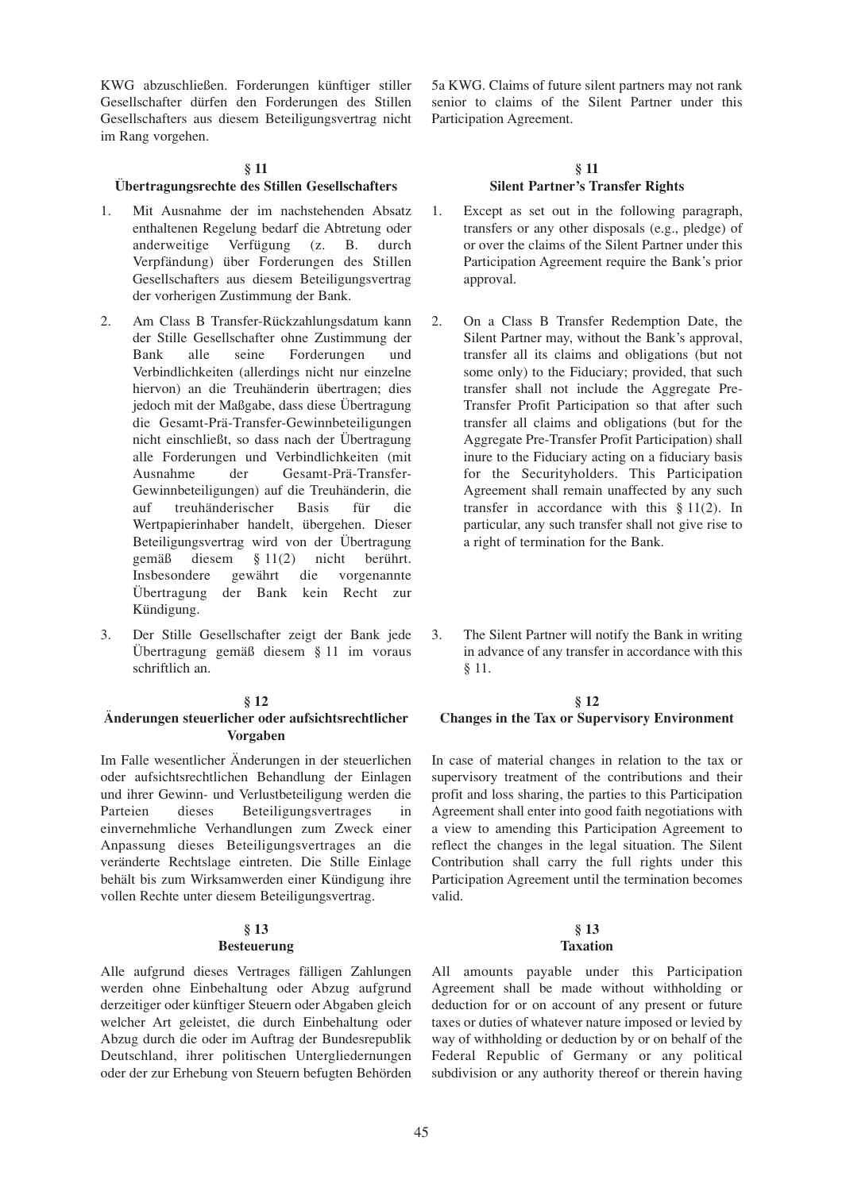KWG abzuschließen. Forderungen künftiger stiller Gesellschafter dürfen den Forderungen des Stillen Gesellschafters aus diesem Beteiligungsvertrag nicht im Rang vorgehen.

### § 11
### Übertragungsrechte des Stillen Gesellschafters

1. Mit Ausnahme der im nachstehenden Absatz enthaltenen Regelung bedarf die Abtretung oder anderweitige Verfügung (z. B. durch Verpfändung) über Forderungen des Stillen Gesellschafters aus diesem Beteiligungsvertrag der vorherigen Zustimmung der Bank.

2. Am Class B Transfer-Rückzahlungsdatum kann der Stille Gesellschafter ohne Zustimmung der Bank alle seine Forderungen und Verbindlichkeiten (allerdings nicht nur einzelne hiervon) an die Treuhänderin übertragen; dies jedoch mit der Maßgabe, dass diese Übertragung die Gesamt-Prä-Transfer-Gewinnbeteiligungen nicht einschließt, so dass nach der Übertragung alle Forderungen und Verbindlichkeiten (mit Ausnahme der Gesamt-Prä-Transfer-Gewinnbeteiligungen) auf die Treuhänderin, die auf treuhänderischer Basis für die Wertpapierinhaber handelt, übergehen. Dieser Beteiligungsvertrag wird von der Übertragung gemäß diesem § 11(2) nicht berührt. Insbesondere gewährt die vorgenannte Übertragung der Bank kein Recht zur Kündigung.

3. Der Stille Gesellschafter zeigt der Bank jede Übertragung gemäß diesem § 11 im voraus schriftlich an.

### § 12
### Änderungen steuerlicher oder aufsichtsrechtlicher Vorgaben

Im Falle wesentlicher Änderungen in der steuerlichen oder aufsichtsrechtlichen Behandlung der Einlagen und ihrer Gewinn- und Verlustbeteiligung werden die Parteien dieses Beteiligungsvertrages in einvernehmliche Verhandlungen zum Zweck einer Anpassung dieses Beteiligungsvertrages an die veränderte Rechtslage eintreten. Die Stille Einlage behält bis zum Wirksamwerden einer Kündigung ihre vollen Rechte unter diesem Beteiligungsvertrag.

### § 13
### Besteuerung

Alle aufgrund dieses Vertrages fälligen Zahlungen werden ohne Einbehaltung oder Abzug aufgrund derzeitiger oder künftiger Steuern oder Abgaben gleich welcher Art geleistet, die durch Einbehaltung oder Abzug durch die oder im Auftrag der Bundesrepublik Deutschland, ihrer politischen Untergliedernungen oder der zur Erhebung von Steuern befugten Behörden

5a KWG. Claims of future silent partners may not rank senior to claims of the Silent Partner under this Participation Agreement.

### § 11
### Silent Partner's Transfer Rights

1. Except as set out in the following paragraph, transfers or any other disposals (e.g., pledge) of or over the claims of the Silent Partner under this Participation Agreement require the Bank's prior approval.

2. On a Class B Transfer Redemption Date, the Silent Partner may, without the Bank's approval, transfer all its claims and obligations (but not some only) to the Fiduciary; provided, that such transfer shall not include the Aggregate Pre-Transfer Profit Participation so that after such transfer all claims and obligations (but for the Aggregate Pre-Transfer Profit Participation) shall inure to the Fiduciary acting on a fiduciary basis for the Securityholders. This Participation Agreement shall remain unaffected by any such transfer in accordance with this § 11(2). In particular, any such transfer shall not give rise to a right of termination for the Bank.

3. The Silent Partner will notify the Bank in writing in advance of any transfer in accordance with this § 11.

### § 12
### Changes in the Tax or Supervisory Environment

In case of material changes in relation to the tax or supervisory treatment of the contributions and their profit and loss sharing, the parties to this Participation Agreement shall enter into good faith negotiations with a view to amending this Participation Agreement to reflect the changes in the legal situation. The Silent Contribution shall carry the full rights under this Participation Agreement until the termination becomes valid.

### § 13
### Taxation

All amounts payable under this Participation Agreement shall be made without withholding or deduction for or on account of any present or future taxes or duties of whatever nature imposed or levied by way of withholding or deduction by or on behalf of the Federal Republic of Germany or any political subdivision or any authority thereof or therein having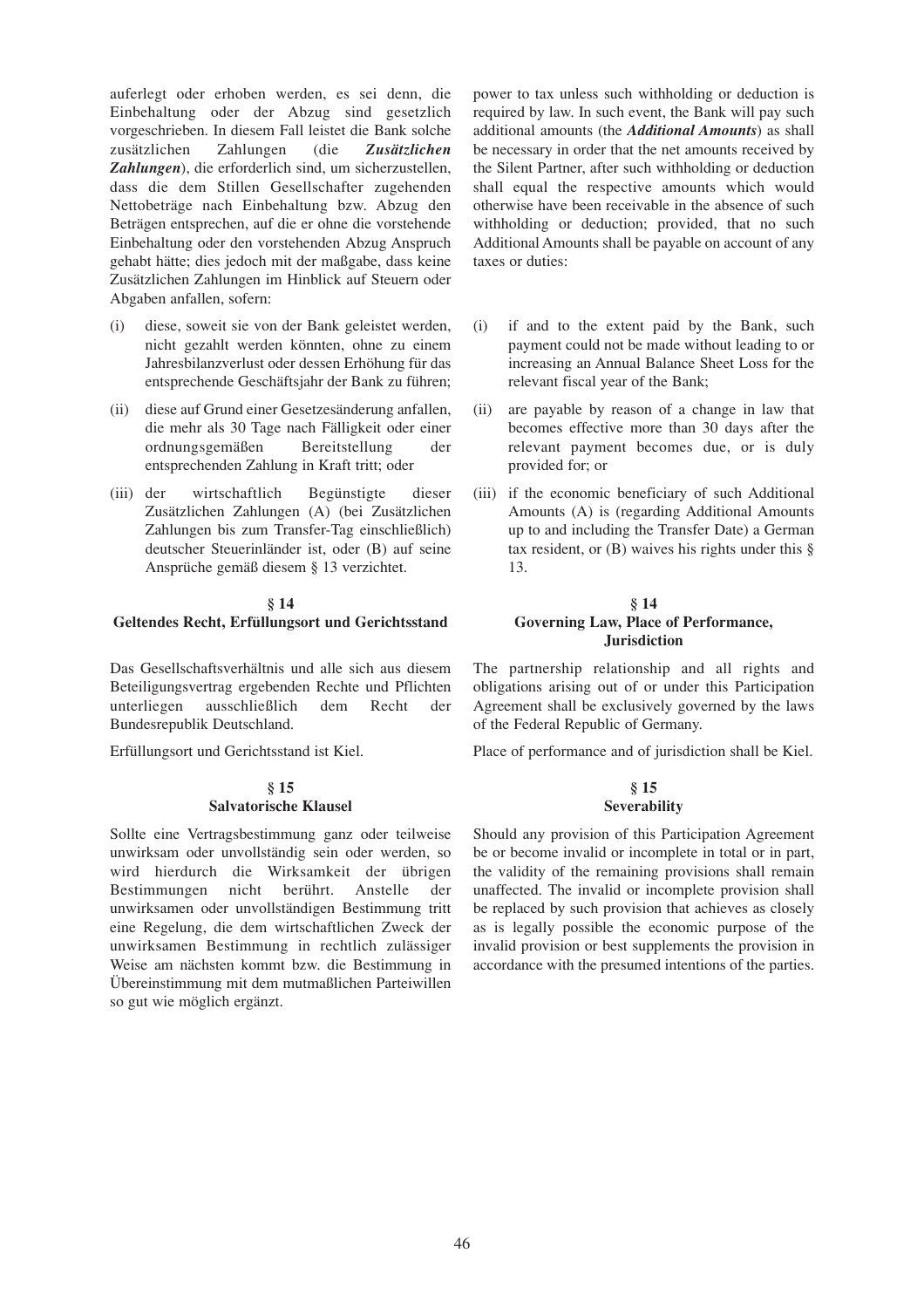auferlegt oder erhoben werden, es sei denn, die Einbehaltung oder der Abzug sind gesetzlich vorgeschrieben. In diesem Fall leistet die Bank solche zusätzlichen Zahlungen (die ***Zusätzlichen Zahlungen***), die erforderlich sind, um sicherzustellen, dass die dem Stillen Gesellschafter zugehenden Nettobeträge nach Einbehaltung bzw. Abzug den Beträgen entsprechen, auf die er ohne die vorstehende Einbehaltung oder den vorstehenden Abzug Anspruch gehabt hätte; dies jedoch mit der maßgabe, dass keine Zusätzlichen Zahlungen im Hinblick auf Steuern oder Abgaben anfallen, sofern:

(i) diese, soweit sie von der Bank geleistet werden, nicht gezahlt werden könnten, ohne zu einem Jahresbilanzverlust oder dessen Erhöhung für das entsprechende Geschäftsjahr der Bank zu führen;

(ii) diese auf Grund einer Gesetzesänderung anfallen, die mehr als 30 Tage nach Fälligkeit oder einer ordnungsgemäßen Bereitstellung der entsprechenden Zahlung in Kraft tritt; oder

(iii) der wirtschaftlich Begünstigte dieser Zusätzlichen Zahlungen (A) (bei Zusätzlichen Zahlungen bis zum Transfer-Tag einschließlich) deutscher Steuerinländer ist, oder (B) auf seine Ansprüche gemäß diesem § 13 verzichtet.

power to tax unless such withholding or deduction is required by law. In such event, the Bank will pay such additional amounts (the ***Additional Amounts***) as shall be necessary in order that the net amounts received by the Silent Partner, after such withholding or deduction shall equal the respective amounts which would otherwise have been receivable in the absence of such withholding or deduction; provided, that no such Additional Amounts shall be payable on account of any taxes or duties:

(i) if and to the extent paid by the Bank, such payment could not be made without leading to or increasing an Annual Balance Sheet Loss for the relevant fiscal year of the Bank;

(ii) are payable by reason of a change in law that becomes effective more than 30 days after the relevant payment becomes due, or is duly provided for; or

(iii) if the economic beneficiary of such Additional Amounts (A) is (regarding Additional Amounts up to and including the Transfer Date) a German tax resident, or (B) waives his rights under this § 13.

## § 14
## Geltendes Recht, Erfüllungsort und Gerichtsstand

Das Gesellschaftsverhältnis und alle sich aus diesem Beteiligungsvertrag ergebenden Rechte und Pflichten unterliegen ausschließlich dem Recht der Bundesrepublik Deutschland.

Erfüllungsort und Gerichtsstand ist Kiel.

## § 14
## Governing Law, Place of Performance, Jurisdiction

The partnership relationship and all rights and obligations arising out of or under this Participation Agreement shall be exclusively governed by the laws of the Federal Republic of Germany.

Place of performance and of jurisdiction shall be Kiel.

## § 15
## Salvatorische Klausel

Sollte eine Vertragsbestimmung ganz oder teilweise unwirksam oder unvollständig sein oder werden, so wird hierdurch die Wirksamkeit der übrigen Bestimmungen nicht berührt. Anstelle der unwirksamen oder unvollständigen Bestimmung tritt eine Regelung, die dem wirtschaftlichen Zweck der unwirksamen Bestimmung in rechtlich zulässiger Weise am nächsten kommt bzw. die Bestimmung in Übereinstimmung mit dem mutmaßlichen Parteiwillen so gut wie möglich ergänzt.

## § 15
## Severability

Should any provision of this Participation Agreement be or become invalid or incomplete in total or in part, the validity of the remaining provisions shall remain unaffected. The invalid or incomplete provision shall be replaced by such provision that achieves as closely as is legally possible the economic purpose of the invalid provision or best supplements the provision in accordance with the presumed intentions of the parties.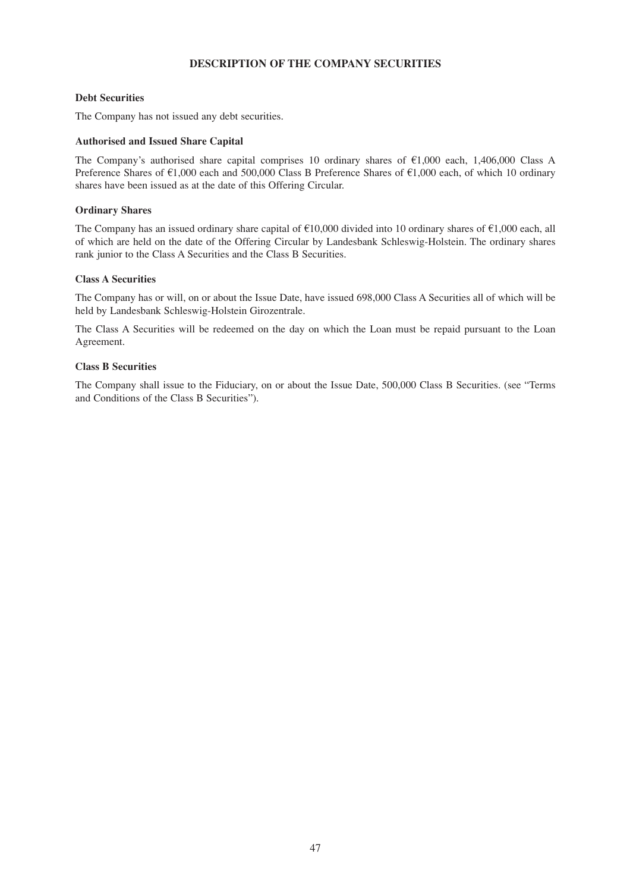## DESCRIPTION OF THE COMPANY SECURITIES

### Debt Securities

The Company has not issued any debt securities.

### Authorised and Issued Share Capital

The Company's authorised share capital comprises 10 ordinary shares of €1,000 each, 1,406,000 Class A Preference Shares of €1,000 each and 500,000 Class B Preference Shares of €1,000 each, of which 10 ordinary shares have been issued as at the date of this Offering Circular.

### Ordinary Shares

The Company has an issued ordinary share capital of €10,000 divided into 10 ordinary shares of €1,000 each, all of which are held on the date of the Offering Circular by Landesbank Schleswig-Holstein. The ordinary shares rank junior to the Class A Securities and the Class B Securities.

### Class A Securities

The Company has or will, on or about the Issue Date, have issued 698,000 Class A Securities all of which will be held by Landesbank Schleswig-Holstein Girozentrale.

The Class A Securities will be redeemed on the day on which the Loan must be repaid pursuant to the Loan Agreement.

### Class B Securities

The Company shall issue to the Fiduciary, on or about the Issue Date, 500,000 Class B Securities. (see "Terms and Conditions of the Class B Securities").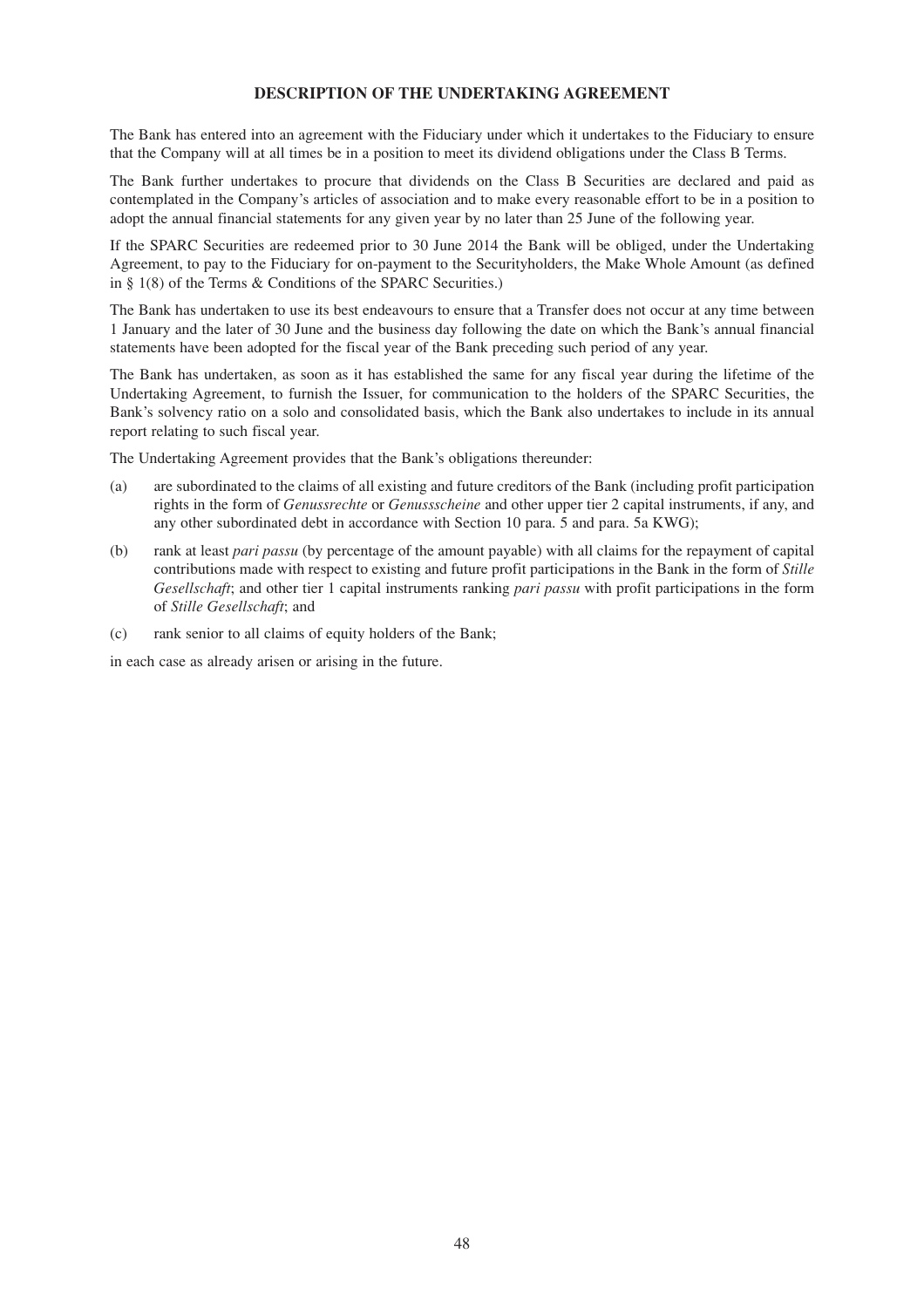# DESCRIPTION OF THE UNDERTAKING AGREEMENT

The Bank has entered into an agreement with the Fiduciary under which it undertakes to the Fiduciary to ensure that the Company will at all times be in a position to meet its dividend obligations under the Class B Terms.

The Bank further undertakes to procure that dividends on the Class B Securities are declared and paid as contemplated in the Company's articles of association and to make every reasonable effort to be in a position to adopt the annual financial statements for any given year by no later than 25 June of the following year.

If the SPARC Securities are redeemed prior to 30 June 2014 the Bank will be obliged, under the Undertaking Agreement, to pay to the Fiduciary for on-payment to the Securityholders, the Make Whole Amount (as defined in § 1(8) of the Terms & Conditions of the SPARC Securities.)

The Bank has undertaken to use its best endeavours to ensure that a Transfer does not occur at any time between 1 January and the later of 30 June and the business day following the date on which the Bank's annual financial statements have been adopted for the fiscal year of the Bank preceding such period of any year.

The Bank has undertaken, as soon as it has established the same for any fiscal year during the lifetime of the Undertaking Agreement, to furnish the Issuer, for communication to the holders of the SPARC Securities, the Bank's solvency ratio on a solo and consolidated basis, which the Bank also undertakes to include in its annual report relating to such fiscal year.

The Undertaking Agreement provides that the Bank's obligations thereunder:

(a) are subordinated to the claims of all existing and future creditors of the Bank (including profit participation rights in the form of *Genussrechte* or *Genussscheine* and other upper tier 2 capital instruments, if any, and any other subordinated debt in accordance with Section 10 para. 5 and para. 5a KWG);

(b) rank at least *pari passu* (by percentage of the amount payable) with all claims for the repayment of capital contributions made with respect to existing and future profit participations in the Bank in the form of *Stille Gesellschaft*; and other tier 1 capital instruments ranking *pari passu* with profit participations in the form of *Stille Gesellschaft*; and

(c) rank senior to all claims of equity holders of the Bank;

in each case as already arisen or arising in the future.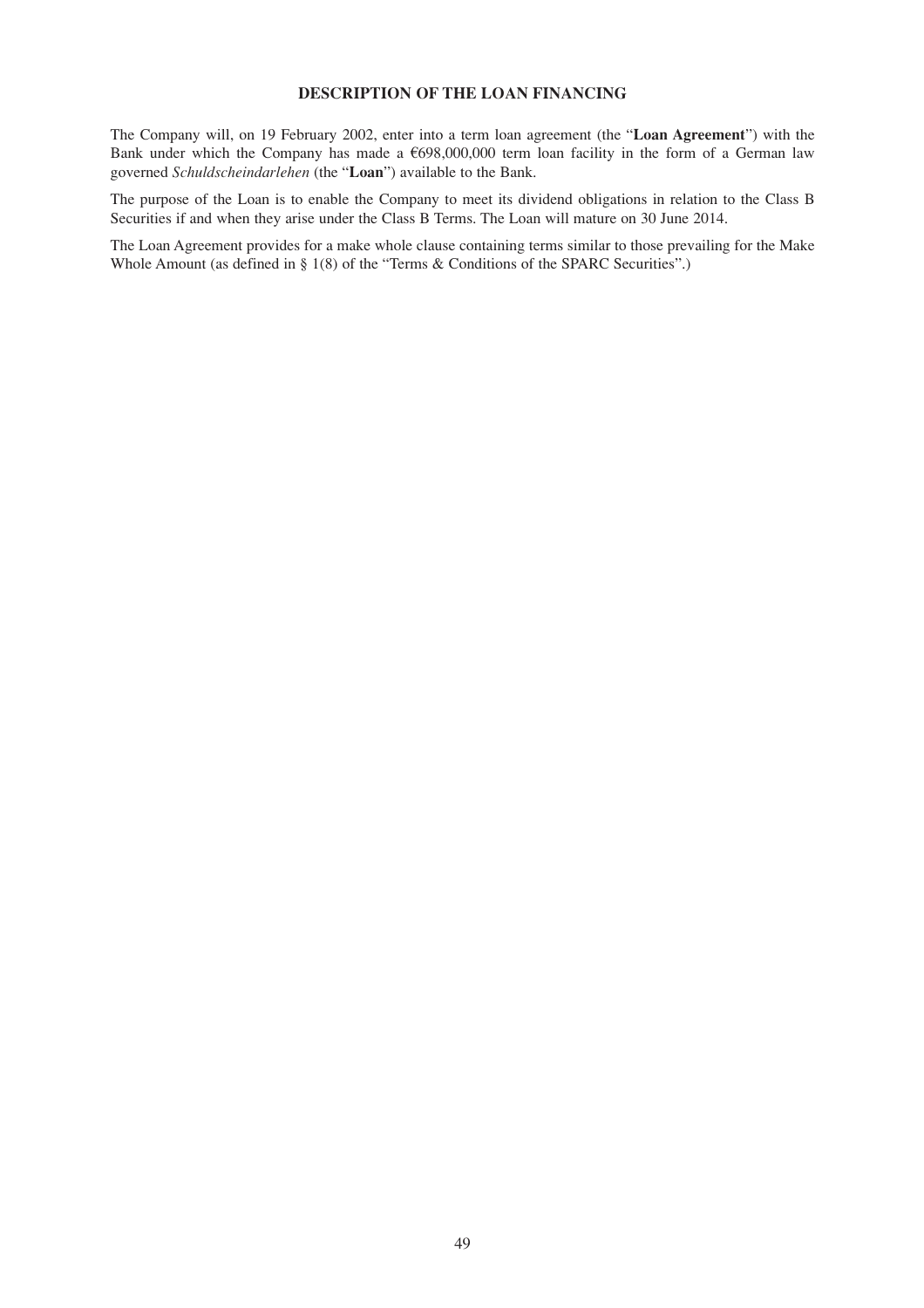# DESCRIPTION OF THE LOAN FINANCING

The Company will, on 19 February 2002, enter into a term loan agreement (the "**Loan Agreement**") with the Bank under which the Company has made a €698,000,000 term loan facility in the form of a German law governed *Schuldscheindarlehen* (the "**Loan**") available to the Bank.

The purpose of the Loan is to enable the Company to meet its dividend obligations in relation to the Class B Securities if and when they arise under the Class B Terms. The Loan will mature on 30 June 2014.

The Loan Agreement provides for a make whole clause containing terms similar to those prevailing for the Make Whole Amount (as defined in § 1(8) of the "Terms & Conditions of the SPARC Securities".)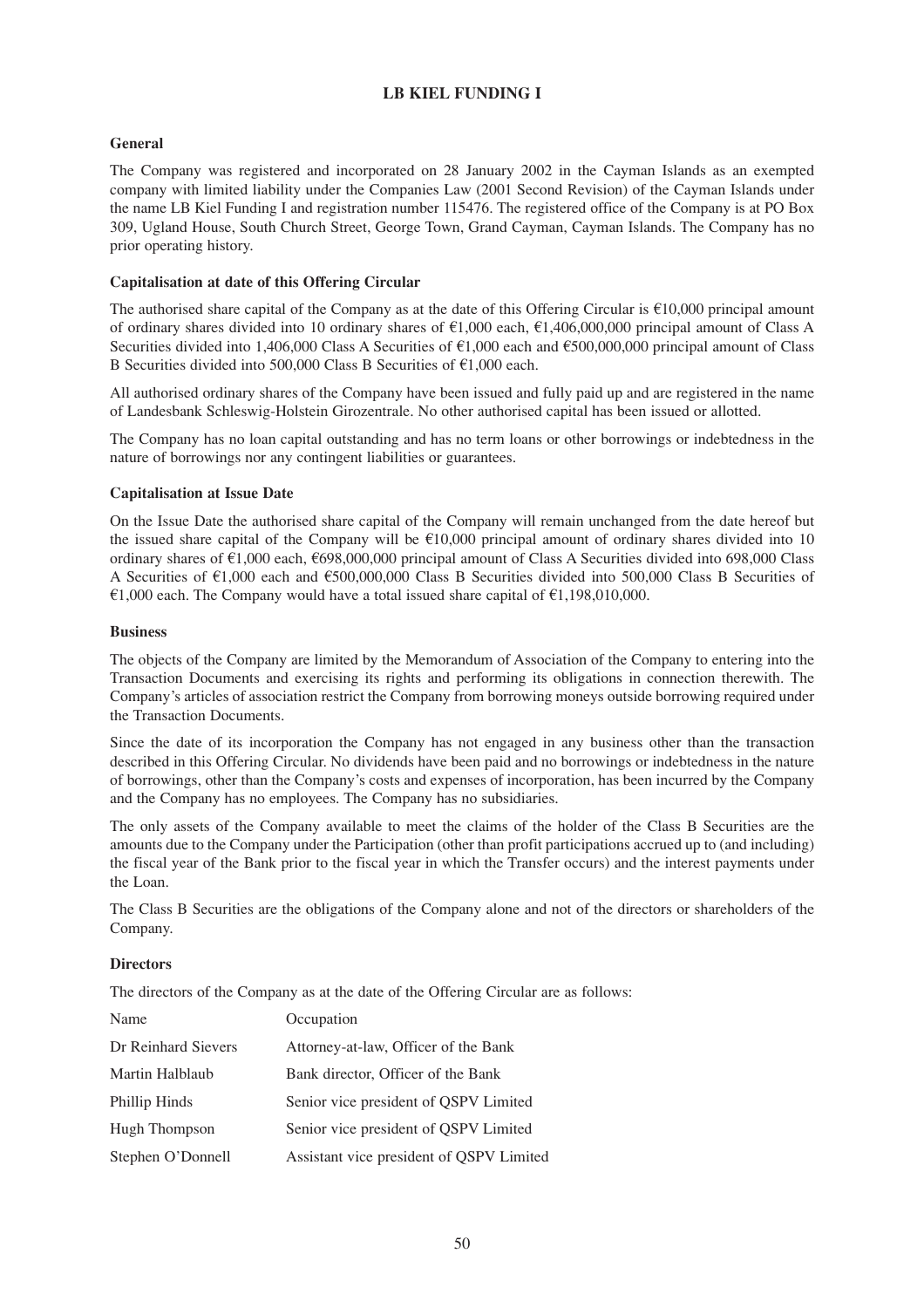# LB KIEL FUNDING I

## General

The Company was registered and incorporated on 28 January 2002 in the Cayman Islands as an exempted company with limited liability under the Companies Law (2001 Second Revision) of the Cayman Islands under the name LB Kiel Funding I and registration number 115476. The registered office of the Company is at PO Box 309, Ugland House, South Church Street, George Town, Grand Cayman, Cayman Islands. The Company has no prior operating history.

## Capitalisation at date of this Offering Circular

The authorised share capital of the Company as at the date of this Offering Circular is €10,000 principal amount of ordinary shares divided into 10 ordinary shares of €1,000 each, €1,406,000,000 principal amount of Class A Securities divided into 1,406,000 Class A Securities of €1,000 each and €500,000,000 principal amount of Class B Securities divided into 500,000 Class B Securities of €1,000 each.

All authorised ordinary shares of the Company have been issued and fully paid up and are registered in the name of Landesbank Schleswig-Holstein Girozentrale. No other authorised capital has been issued or allotted.

The Company has no loan capital outstanding and has no term loans or other borrowings or indebtedness in the nature of borrowings nor any contingent liabilities or guarantees.

## Capitalisation at Issue Date

On the Issue Date the authorised share capital of the Company will remain unchanged from the date hereof but the issued share capital of the Company will be €10,000 principal amount of ordinary shares divided into 10 ordinary shares of €1,000 each, €698,000,000 principal amount of Class A Securities divided into 698,000 Class A Securities of €1,000 each and €500,000,000 Class B Securities divided into 500,000 Class B Securities of €1,000 each. The Company would have a total issued share capital of €1,198,010,000.

## Business

The objects of the Company are limited by the Memorandum of Association of the Company to entering into the Transaction Documents and exercising its rights and performing its obligations in connection therewith. The Company's articles of association restrict the Company from borrowing moneys outside borrowing required under the Transaction Documents.

Since the date of its incorporation the Company has not engaged in any business other than the transaction described in this Offering Circular. No dividends have been paid and no borrowings or indebtedness in the nature of borrowings, other than the Company's costs and expenses of incorporation, has been incurred by the Company and the Company has no employees. The Company has no subsidiaries.

The only assets of the Company available to meet the claims of the holder of the Class B Securities are the amounts due to the Company under the Participation (other than profit participations accrued up to (and including) the fiscal year of the Bank prior to the fiscal year in which the Transfer occurs) and the interest payments under the Loan.

The Class B Securities are the obligations of the Company alone and not of the directors or shareholders of the Company.

## Directors

The directors of the Company as at the date of the Offering Circular are as follows:

| Name | Occupation |
|---|---|
| Dr Reinhard Sievers | Attorney-at-law, Officer of the Bank |
| Martin Halblaub | Bank director, Officer of the Bank |
| Phillip Hinds | Senior vice president of QSPV Limited |
| Hugh Thompson | Senior vice president of QSPV Limited |
| Stephen O'Donnell | Assistant vice president of QSPV Limited |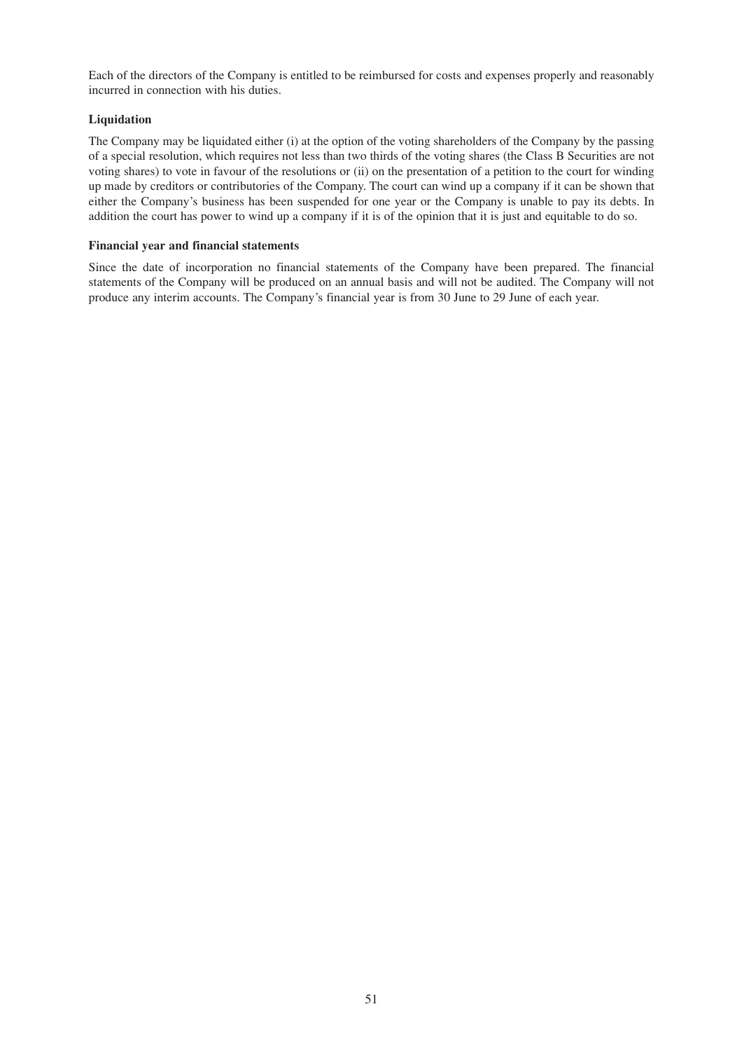Each of the directors of the Company is entitled to be reimbursed for costs and expenses properly and reasonably incurred in connection with his duties.

**Liquidation**

The Company may be liquidated either (i) at the option of the voting shareholders of the Company by the passing of a special resolution, which requires not less than two thirds of the voting shares (the Class B Securities are not voting shares) to vote in favour of the resolutions or (ii) on the presentation of a petition to the court for winding up made by creditors or contributories of the Company. The court can wind up a company if it can be shown that either the Company's business has been suspended for one year or the Company is unable to pay its debts. In addition the court has power to wind up a company if it is of the opinion that it is just and equitable to do so.

**Financial year and financial statements**

Since the date of incorporation no financial statements of the Company have been prepared. The financial statements of the Company will be produced on an annual basis and will not be audited. The Company will not produce any interim accounts. The Company's financial year is from 30 June to 29 June of each year.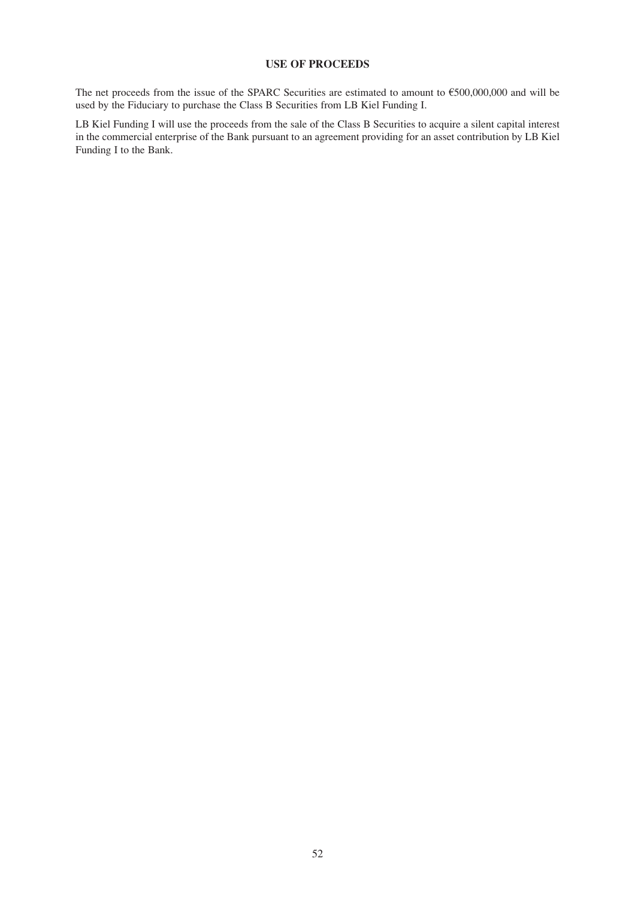# USE OF PROCEEDS

The net proceeds from the issue of the SPARC Securities are estimated to amount to €500,000,000 and will be used by the Fiduciary to purchase the Class B Securities from LB Kiel Funding I.

LB Kiel Funding I will use the proceeds from the sale of the Class B Securities to acquire a silent capital interest in the commercial enterprise of the Bank pursuant to an agreement providing for an asset contribution by LB Kiel Funding I to the Bank.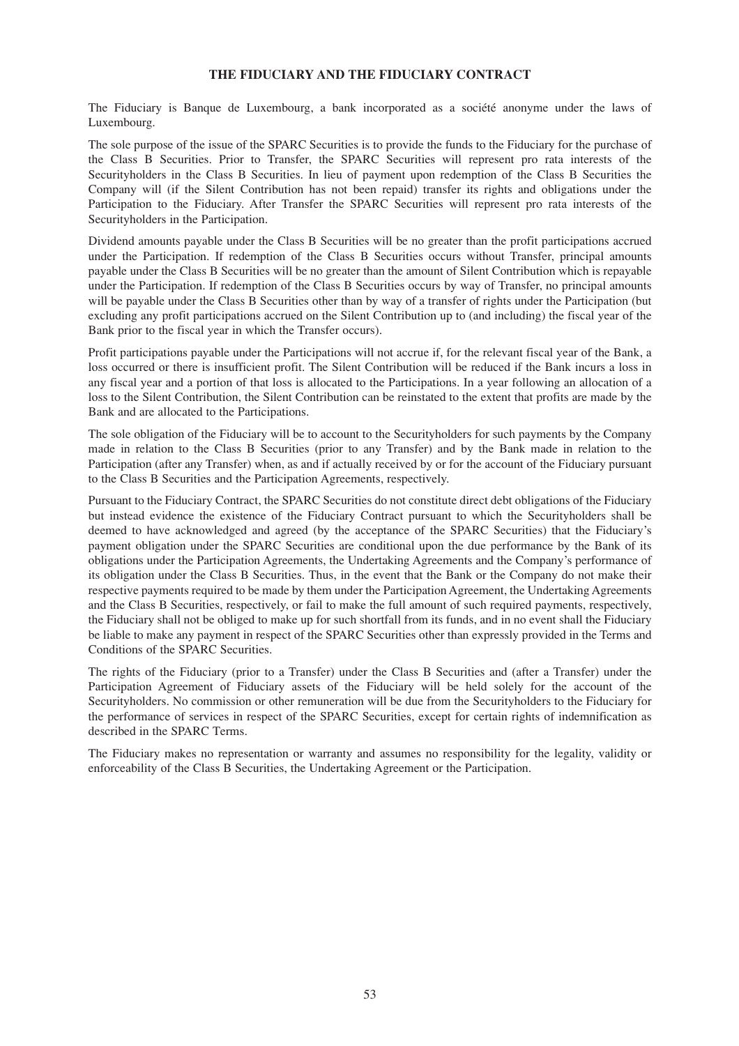## THE FIDUCIARY AND THE FIDUCIARY CONTRACT

The Fiduciary is Banque de Luxembourg, a bank incorporated as a société anonyme under the laws of Luxembourg.

The sole purpose of the issue of the SPARC Securities is to provide the funds to the Fiduciary for the purchase of the Class B Securities. Prior to Transfer, the SPARC Securities will represent pro rata interests of the Securityholders in the Class B Securities. In lieu of payment upon redemption of the Class B Securities the Company will (if the Silent Contribution has not been repaid) transfer its rights and obligations under the Participation to the Fiduciary. After Transfer the SPARC Securities will represent pro rata interests of the Securityholders in the Participation.

Dividend amounts payable under the Class B Securities will be no greater than the profit participations accrued under the Participation. If redemption of the Class B Securities occurs without Transfer, principal amounts payable under the Class B Securities will be no greater than the amount of Silent Contribution which is repayable under the Participation. If redemption of the Class B Securities occurs by way of Transfer, no principal amounts will be payable under the Class B Securities other than by way of a transfer of rights under the Participation (but excluding any profit participations accrued on the Silent Contribution up to (and including) the fiscal year of the Bank prior to the fiscal year in which the Transfer occurs).

Profit participations payable under the Participations will not accrue if, for the relevant fiscal year of the Bank, a loss occurred or there is insufficient profit. The Silent Contribution will be reduced if the Bank incurs a loss in any fiscal year and a portion of that loss is allocated to the Participations. In a year following an allocation of a loss to the Silent Contribution, the Silent Contribution can be reinstated to the extent that profits are made by the Bank and are allocated to the Participations.

The sole obligation of the Fiduciary will be to account to the Securityholders for such payments by the Company made in relation to the Class B Securities (prior to any Transfer) and by the Bank made in relation to the Participation (after any Transfer) when, as and if actually received by or for the account of the Fiduciary pursuant to the Class B Securities and the Participation Agreements, respectively.

Pursuant to the Fiduciary Contract, the SPARC Securities do not constitute direct debt obligations of the Fiduciary but instead evidence the existence of the Fiduciary Contract pursuant to which the Securityholders shall be deemed to have acknowledged and agreed (by the acceptance of the SPARC Securities) that the Fiduciary's payment obligation under the SPARC Securities are conditional upon the due performance by the Bank of its obligations under the Participation Agreements, the Undertaking Agreements and the Company's performance of its obligation under the Class B Securities. Thus, in the event that the Bank or the Company do not make their respective payments required to be made by them under the Participation Agreement, the Undertaking Agreements and the Class B Securities, respectively, or fail to make the full amount of such required payments, respectively, the Fiduciary shall not be obliged to make up for such shortfall from its funds, and in no event shall the Fiduciary be liable to make any payment in respect of the SPARC Securities other than expressly provided in the Terms and Conditions of the SPARC Securities.

The rights of the Fiduciary (prior to a Transfer) under the Class B Securities and (after a Transfer) under the Participation Agreement of Fiduciary assets of the Fiduciary will be held solely for the account of the Securityholders. No commission or other remuneration will be due from the Securityholders to the Fiduciary for the performance of services in respect of the SPARC Securities, except for certain rights of indemnification as described in the SPARC Terms.

The Fiduciary makes no representation or warranty and assumes no responsibility for the legality, validity or enforceability of the Class B Securities, the Undertaking Agreement or the Participation.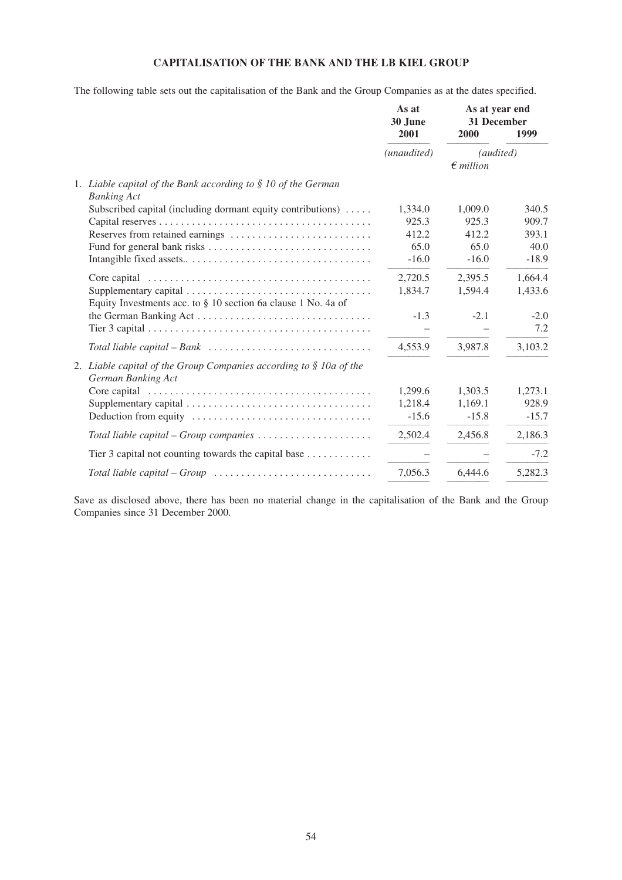## CAPITALISATION OF THE BANK AND THE LB KIEL GROUP

The following table sets out the capitalisation of the Bank and the Group Companies as at the dates specified.

| | As at 30 June 2001 | As at year end 31 December 2000 | 1999 |
|---|---|---|---|
| | *(unaudited)* | *(audited)* | |
| | | *€ million* | |
| 1. *Liable capital of the Bank according to § 10 of the German Banking Act* | | | |
| Subscribed capital (including dormant equity contributions) | 1,334.0 | 1,009.0 | 340.5 |
| Capital reserves | 925.3 | 925.3 | 909.7 |
| Reserves from retained earnings | 412.2 | 412.2 | 393.1 |
| Fund for general bank risks | 65.0 | 65.0 | 40.0 |
| Intangible fixed assets.. | -16.0 | -16.0 | -18.9 |
| Core capital | 2,720.5 | 2,395.5 | 1,664.4 |
| Supplementary capital | 1,834.7 | 1,594.4 | 1,433.6 |
| Equity Investments acc. to § 10 section 6a clause 1 No. 4a of the German Banking Act | -1.3 | -2.1 | -2.0 |
| Tier 3 capital | – | – | 7.2 |
| *Total liable capital – Bank* | 4,553.9 | 3,987.8 | 3,103.2 |
| 2. *Liable capital of the Group Companies according to § 10a of the German Banking Act* | | | |
| Core capital | 1,299.6 | 1,303.5 | 1,273.1 |
| Supplementary capital | 1,218.4 | 1,169.1 | 928.9 |
| Deduction from equity | -15.6 | -15.8 | -15.7 |
| *Total liable capital – Group companies* | 2,502.4 | 2,456.8 | 2,186.3 |
| Tier 3 capital not counting towards the capital base | – | – | -7.2 |
| *Total liable capital – Group* | 7,056.3 | 6,444.6 | 5,282.3 |

Save as disclosed above, there has been no material change in the capitalisation of the Bank and the Group Companies since 31 December 2000.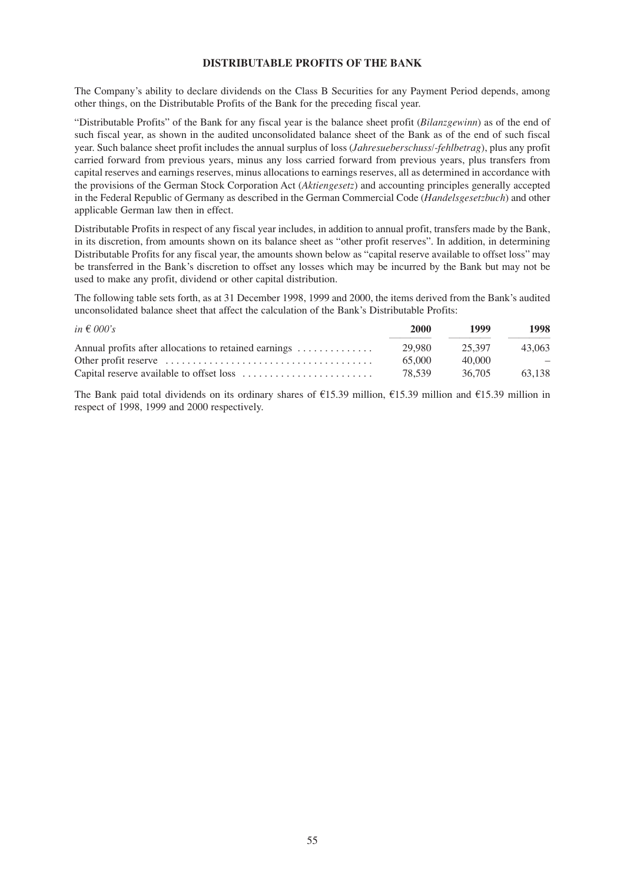# DISTRIBUTABLE PROFITS OF THE BANK

The Company's ability to declare dividends on the Class B Securities for any Payment Period depends, among other things, on the Distributable Profits of the Bank for the preceding fiscal year.

"Distributable Profits" of the Bank for any fiscal year is the balance sheet profit (*Bilanzgewinn*) as of the end of such fiscal year, as shown in the audited unconsolidated balance sheet of the Bank as of the end of such fiscal year. Such balance sheet profit includes the annual surplus of loss (*Jahresueberschuss*/*-fehlbetrag*), plus any profit carried forward from previous years, minus any loss carried forward from previous years, plus transfers from capital reserves and earnings reserves, minus allocations to earnings reserves, all as determined in accordance with the provisions of the German Stock Corporation Act (*Aktiengesetz*) and accounting principles generally accepted in the Federal Republic of Germany as described in the German Commercial Code (*Handelsgesetzbuch*) and other applicable German law then in effect.

Distributable Profits in respect of any fiscal year includes, in addition to annual profit, transfers made by the Bank, in its discretion, from amounts shown on its balance sheet as "other profit reserves". In addition, in determining Distributable Profits for any fiscal year, the amounts shown below as "capital reserve available to offset loss" may be transferred in the Bank's discretion to offset any losses which may be incurred by the Bank but may not be used to make any profit, dividend or other capital distribution.

The following table sets forth, as at 31 December 1998, 1999 and 2000, the items derived from the Bank's audited unconsolidated balance sheet that affect the calculation of the Bank's Distributable Profits:

| *in € 000's* | 2000 | 1999 | 1998 |
|---|---|---|---|
| Annual profits after allocations to retained earnings | 29,980 | 25,397 | 43,063 |
| Other profit reserve | 65,000 | 40,000 | – |
| Capital reserve available to offset loss | 78,539 | 36,705 | 63,138 |

The Bank paid total dividends on its ordinary shares of €15.39 million, €15.39 million and €15.39 million in respect of 1998, 1999 and 2000 respectively.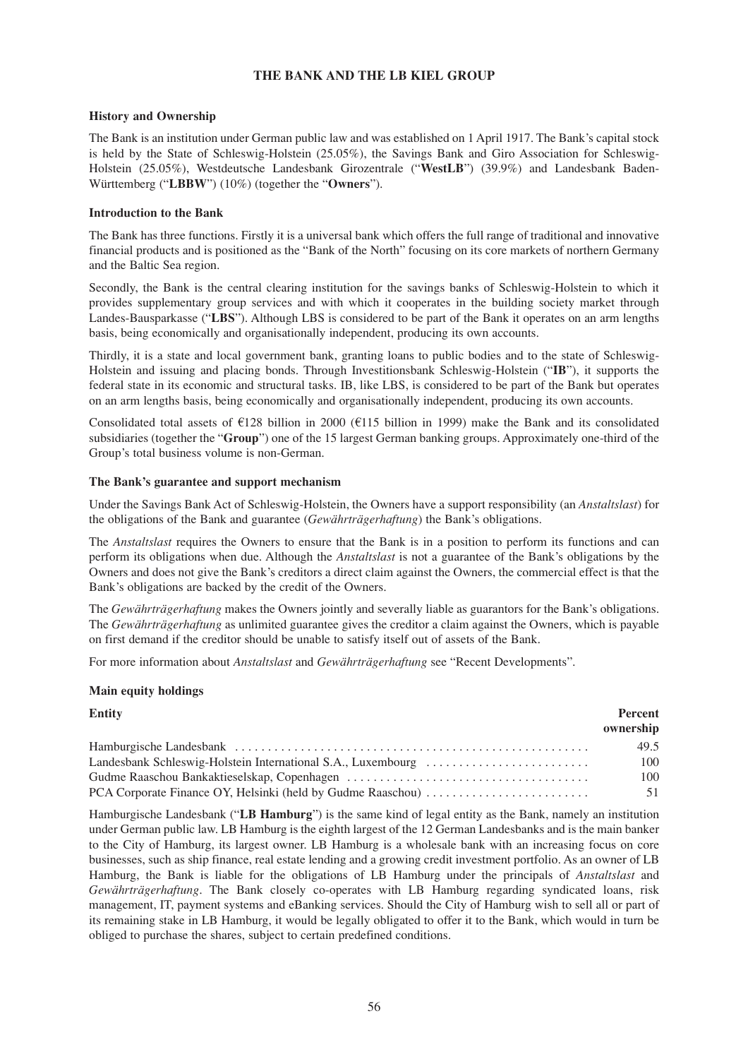# THE BANK AND THE LB KIEL GROUP

## History and Ownership

The Bank is an institution under German public law and was established on 1 April 1917. The Bank's capital stock is held by the State of Schleswig-Holstein (25.05%), the Savings Bank and Giro Association for Schleswig-Holstein (25.05%), Westdeutsche Landesbank Girozentrale ("**WestLB**") (39.9%) and Landesbank Baden-Württemberg ("**LBBW**") (10%) (together the "**Owners**").

## Introduction to the Bank

The Bank has three functions. Firstly it is a universal bank which offers the full range of traditional and innovative financial products and is positioned as the "Bank of the North" focusing on its core markets of northern Germany and the Baltic Sea region.

Secondly, the Bank is the central clearing institution for the savings banks of Schleswig-Holstein to which it provides supplementary group services and with which it cooperates in the building society market through Landes-Bausparkasse ("**LBS**"). Although LBS is considered to be part of the Bank it operates on an arm lengths basis, being economically and organisationally independent, producing its own accounts.

Thirdly, it is a state and local government bank, granting loans to public bodies and to the state of Schleswig-Holstein and issuing and placing bonds. Through Investitionsbank Schleswig-Holstein ("**IB**"), it supports the federal state in its economic and structural tasks. IB, like LBS, is considered to be part of the Bank but operates on an arm lengths basis, being economically and organisationally independent, producing its own accounts.

Consolidated total assets of €128 billion in 2000 (€115 billion in 1999) make the Bank and its consolidated subsidiaries (together the "**Group**") one of the 15 largest German banking groups. Approximately one-third of the Group's total business volume is non-German.

## The Bank's guarantee and support mechanism

Under the Savings Bank Act of Schleswig-Holstein, the Owners have a support responsibility (an *Anstaltslast*) for the obligations of the Bank and guarantee (*Gewährträgerhaftung*) the Bank's obligations.

The *Anstaltslast* requires the Owners to ensure that the Bank is in a position to perform its functions and can perform its obligations when due. Although the *Anstaltslast* is not a guarantee of the Bank's obligations by the Owners and does not give the Bank's creditors a direct claim against the Owners, the commercial effect is that the Bank's obligations are backed by the credit of the Owners.

The *Gewährträgerhaftung* makes the Owners jointly and severally liable as guarantors for the Bank's obligations. The *Gewährträgerhaftung* as unlimited guarantee gives the creditor a claim against the Owners, which is payable on first demand if the creditor should be unable to satisfy itself out of assets of the Bank.

For more information about *Anstaltslast* and *Gewährträgerhaftung* see "Recent Developments".

## Main equity holdings

| Entity | Percent ownership |
|---|---|
| Hamburgische Landesbank | 49.5 |
| Landesbank Schleswig-Holstein International S.A., Luxembourg | 100 |
| Gudme Raaschou Bankaktieselskap, Copenhagen | 100 |
| PCA Corporate Finance OY, Helsinki (held by Gudme Raaschou) | 51 |

Hamburgische Landesbank ("**LB Hamburg**") is the same kind of legal entity as the Bank, namely an institution under German public law. LB Hamburg is the eighth largest of the 12 German Landesbanks and is the main banker to the City of Hamburg, its largest owner. LB Hamburg is a wholesale bank with an increasing focus on core businesses, such as ship finance, real estate lending and a growing credit investment portfolio. As an owner of LB Hamburg, the Bank is liable for the obligations of LB Hamburg under the principals of *Anstaltslast* and *Gewährträgerhaftung*. The Bank closely co-operates with LB Hamburg regarding syndicated loans, risk management, IT, payment systems and eBanking services. Should the City of Hamburg wish to sell all or part of its remaining stake in LB Hamburg, it would be legally obligated to offer it to the Bank, which would in turn be obliged to purchase the shares, subject to certain predefined conditions.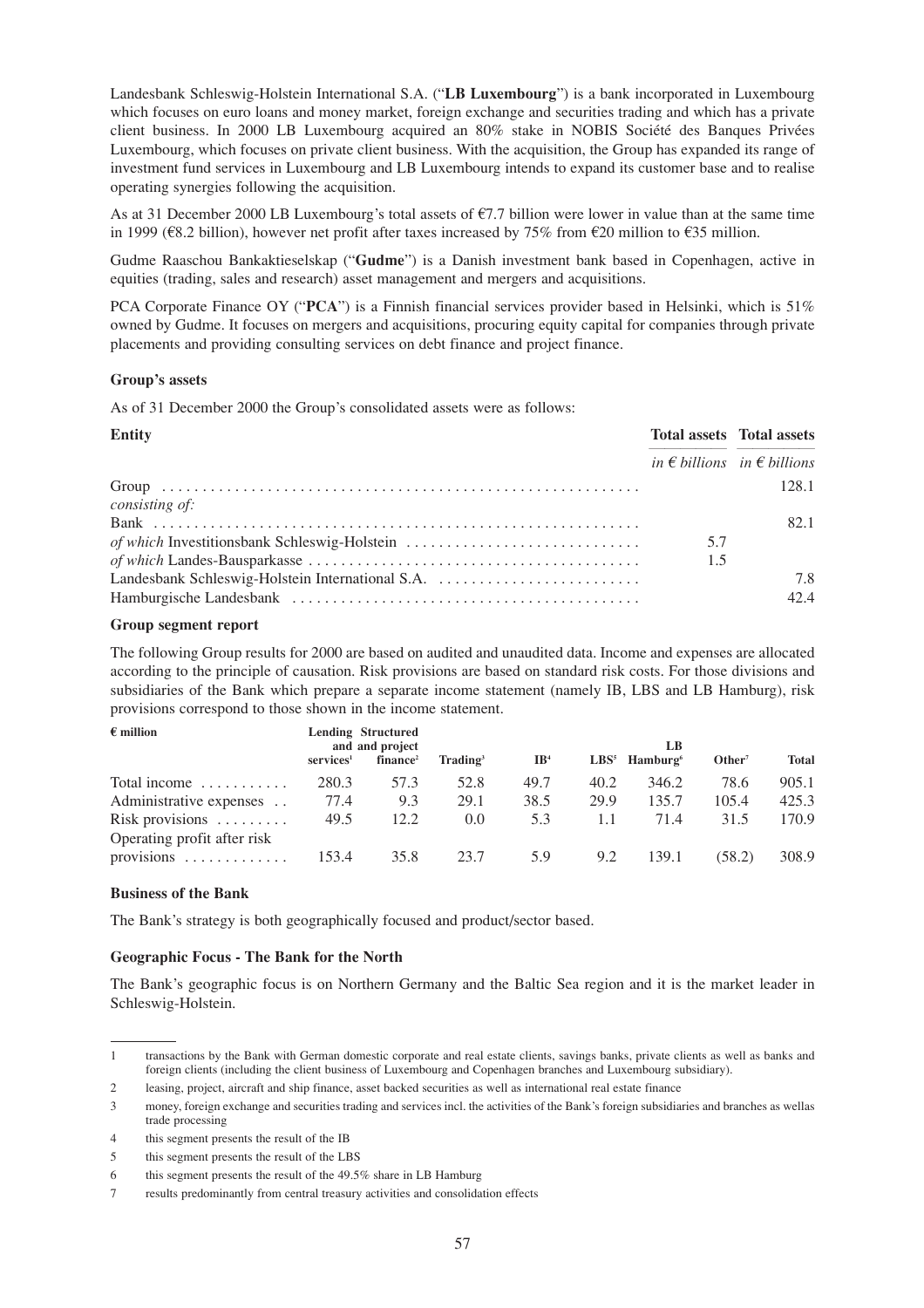Landesbank Schleswig-Holstein International S.A. ("**LB Luxembourg**") is a bank incorporated in Luxembourg which focuses on euro loans and money market, foreign exchange and securities trading and which has a private client business. In 2000 LB Luxembourg acquired an 80% stake in NOBIS Société des Banques Privées Luxembourg, which focuses on private client business. With the acquisition, the Group has expanded its range of investment fund services in Luxembourg and LB Luxembourg intends to expand its customer base and to realise operating synergies following the acquisition.

As at 31 December 2000 LB Luxembourg's total assets of €7.7 billion were lower in value than at the same time in 1999 (€8.2 billion), however net profit after taxes increased by 75% from €20 million to €35 million.

Gudme Raaschou Bankaktieselskap ("**Gudme**") is a Danish investment bank based in Copenhagen, active in equities (trading, sales and research) asset management and mergers and acquisitions.

PCA Corporate Finance OY ("**PCA**") is a Finnish financial services provider based in Helsinki, which is 51% owned by Gudme. It focuses on mergers and acquisitions, procuring equity capital for companies through private placements and providing consulting services on debt finance and project finance.

**Group's assets**

As of 31 December 2000 the Group's consolidated assets were as follows:

| **Entity** | **Total assets** | **Total assets** |
|---|---|---|
| | *in € billions* | *in € billions* |
| Group | | 128.1 |
| *consisting of:* | | |
| Bank | | 82.1 |
| *of which* Investitionsbank Schleswig-Holstein | 5.7 | |
| *of which* Landes-Bausparkasse | 1.5 | |
| Landesbank Schleswig-Holstein International S.A. | | 7.8 |
| Hamburgische Landesbank | | 42.4 |

**Group segment report**

The following Group results for 2000 are based on audited and unaudited data. Income and expenses are allocated according to the principle of causation. Risk provisions are based on standard risk costs. For those divisions and subsidiaries of the Bank which prepare a separate income statement (namely IB, LBS and LB Hamburg), risk provisions correspond to those shown in the income statement.

| **€ million** | **Lending and services**[1] | **Structured and project finance**[2] | **Trading**[3] | **IB**[4] | **LBS**[5] | **LB Hamburg**[6] | **Other**[7] | **Total** |
|---|---|---|---|---|---|---|---|---|
| Total income | 280.3 | 57.3 | 52.8 | 49.7 | 40.2 | 346.2 | 78.6 | 905.1 |
| Administrative expenses | 77.4 | 9.3 | 29.1 | 38.5 | 29.9 | 135.7 | 105.4 | 425.3 |
| Risk provisions | 49.5 | 12.2 | 0.0 | 5.3 | 1.1 | 71.4 | 31.5 | 170.9 |
| Operating profit after risk provisions | 153.4 | 35.8 | 23.7 | 5.9 | 9.2 | 139.1 | (58.2) | 308.9 |

**Business of the Bank**

The Bank's strategy is both geographically focused and product/sector based.

**Geographic Focus - The Bank for the North**

The Bank's geographic focus is on Northern Germany and the Baltic Sea region and it is the market leader in Schleswig-Holstein.

---

1 transactions by the Bank with German domestic corporate and real estate clients, savings banks, private clients as well as banks and foreign clients (including the client business of Luxembourg and Copenhagen branches and Luxembourg subsidiary).

2 leasing, project, aircraft and ship finance, asset backed securities as well as international real estate finance

3 money, foreign exchange and securities trading and services incl. the activities of the Bank's foreign subsidiaries and branches as wellas trade processing

4 this segment presents the result of the IB

5 this segment presents the result of the LBS

6 this segment presents the result of the 49.5% share in LB Hamburg

7 results predominantly from central treasury activities and consolidation effects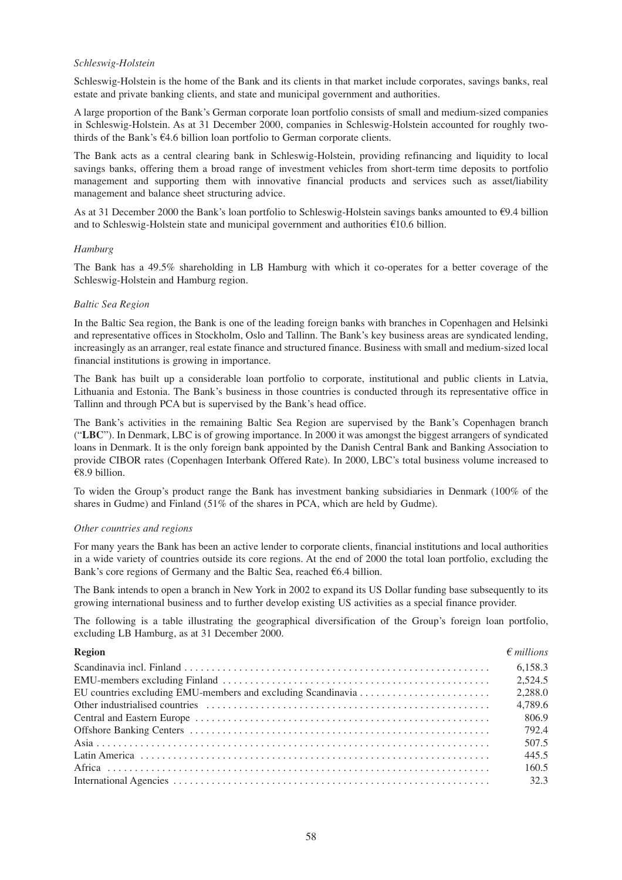*Schleswig-Holstein*

Schleswig-Holstein is the home of the Bank and its clients in that market include corporates, savings banks, real estate and private banking clients, and state and municipal government and authorities.

A large proportion of the Bank's German corporate loan portfolio consists of small and medium-sized companies in Schleswig-Holstein. As at 31 December 2000, companies in Schleswig-Holstein accounted for roughly two-thirds of the Bank's €4.6 billion loan portfolio to German corporate clients.

The Bank acts as a central clearing bank in Schleswig-Holstein, providing refinancing and liquidity to local savings banks, offering them a broad range of investment vehicles from short-term time deposits to portfolio management and supporting them with innovative financial products and services such as asset/liability management and balance sheet structuring advice.

As at 31 December 2000 the Bank's loan portfolio to Schleswig-Holstein savings banks amounted to €9.4 billion and to Schleswig-Holstein state and municipal government and authorities €10.6 billion.

*Hamburg*

The Bank has a 49.5% shareholding in LB Hamburg with which it co-operates for a better coverage of the Schleswig-Holstein and Hamburg region.

*Baltic Sea Region*

In the Baltic Sea region, the Bank is one of the leading foreign banks with branches in Copenhagen and Helsinki and representative offices in Stockholm, Oslo and Tallinn. The Bank's key business areas are syndicated lending, increasingly as an arranger, real estate finance and structured finance. Business with small and medium-sized local financial institutions is growing in importance.

The Bank has built up a considerable loan portfolio to corporate, institutional and public clients in Latvia, Lithuania and Estonia. The Bank's business in those countries is conducted through its representative office in Tallinn and through PCA but is supervised by the Bank's head office.

The Bank's activities in the remaining Baltic Sea Region are supervised by the Bank's Copenhagen branch ("**LBC**"). In Denmark, LBC is of growing importance. In 2000 it was amongst the biggest arrangers of syndicated loans in Denmark. It is the only foreign bank appointed by the Danish Central Bank and Banking Association to provide CIBOR rates (Copenhagen Interbank Offered Rate). In 2000, LBC's total business volume increased to €8.9 billion.

To widen the Group's product range the Bank has investment banking subsidiaries in Denmark (100% of the shares in Gudme) and Finland (51% of the shares in PCA, which are held by Gudme).

*Other countries and regions*

For many years the Bank has been an active lender to corporate clients, financial institutions and local authorities in a wide variety of countries outside its core regions. At the end of 2000 the total loan portfolio, excluding the Bank's core regions of Germany and the Baltic Sea, reached €6.4 billion.

The Bank intends to open a branch in New York in 2002 to expand its US Dollar funding base subsequently to its growing international business and to further develop existing US activities as a special finance provider.

The following is a table illustrating the geographical diversification of the Group's foreign loan portfolio, excluding LB Hamburg, as at 31 December 2000.

| **Region** | *€ millions* |
|---|---|
| Scandinavia incl. Finland | 6,158.3 |
| EMU-members excluding Finland | 2,524.5 |
| EU countries excluding EMU-members and excluding Scandinavia | 2,288.0 |
| Other industrialised countries | 4,789.6 |
| Central and Eastern Europe | 806.9 |
| Offshore Banking Centers | 792.4 |
| Asia | 507.5 |
| Latin America | 445.5 |
| Africa | 160.5 |
| International Agencies | 32.3 |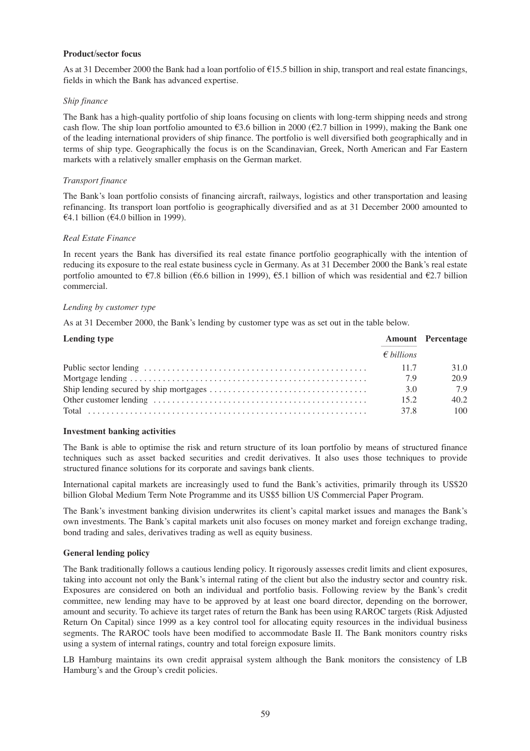**Product/sector focus**

As at 31 December 2000 the Bank had a loan portfolio of €15.5 billion in ship, transport and real estate financings, fields in which the Bank has advanced expertise.

*Ship finance*

The Bank has a high-quality portfolio of ship loans focusing on clients with long-term shipping needs and strong cash flow. The ship loan portfolio amounted to €3.6 billion in 2000 (€2.7 billion in 1999), making the Bank one of the leading international providers of ship finance. The portfolio is well diversified both geographically and in terms of ship type. Geographically the focus is on the Scandinavian, Greek, North American and Far Eastern markets with a relatively smaller emphasis on the German market.

*Transport finance*

The Bank's loan portfolio consists of financing aircraft, railways, logistics and other transportation and leasing refinancing. Its transport loan portfolio is geographically diversified and as at 31 December 2000 amounted to €4.1 billion (€4.0 billion in 1999).

*Real Estate Finance*

In recent years the Bank has diversified its real estate finance portfolio geographically with the intention of reducing its exposure to the real estate business cycle in Germany. As at 31 December 2000 the Bank's real estate portfolio amounted to €7.8 billion (€6.6 billion in 1999), €5.1 billion of which was residential and €2.7 billion commercial.

*Lending by customer type*

As at 31 December 2000, the Bank's lending by customer type was as set out in the table below.

| **Lending type** | **Amount** | **Percentage** |
|---|---|---|
| | *€ billions* | |
| Public sector lending | 11.7 | 31.0 |
| Mortgage lending | 7.9 | 20.9 |
| Ship lending secured by ship mortgages | 3.0 | 7.9 |
| Other customer lending | 15.2 | 40.2 |
| Total | 37.8 | 100 |

**Investment banking activities**

The Bank is able to optimise the risk and return structure of its loan portfolio by means of structured finance techniques such as asset backed securities and credit derivatives. It also uses those techniques to provide structured finance solutions for its corporate and savings bank clients.

International capital markets are increasingly used to fund the Bank's activities, primarily through its US$20 billion Global Medium Term Note Programme and its US$5 billion US Commercial Paper Program.

The Bank's investment banking division underwrites its client's capital market issues and manages the Bank's own investments. The Bank's capital markets unit also focuses on money market and foreign exchange trading, bond trading and sales, derivatives trading as well as equity business.

**General lending policy**

The Bank traditionally follows a cautious lending policy. It rigorously assesses credit limits and client exposures, taking into account not only the Bank's internal rating of the client but also the industry sector and country risk. Exposures are considered on both an individual and portfolio basis. Following review by the Bank's credit committee, new lending may have to be approved by at least one board director, depending on the borrower, amount and security. To achieve its target rates of return the Bank has been using RAROC targets (Risk Adjusted Return On Capital) since 1999 as a key control tool for allocating equity resources in the individual business segments. The RAROC tools have been modified to accommodate Basle II. The Bank monitors country risks using a system of internal ratings, country and total foreign exposure limits.

LB Hamburg maintains its own credit appraisal system although the Bank monitors the consistency of LB Hamburg's and the Group's credit policies.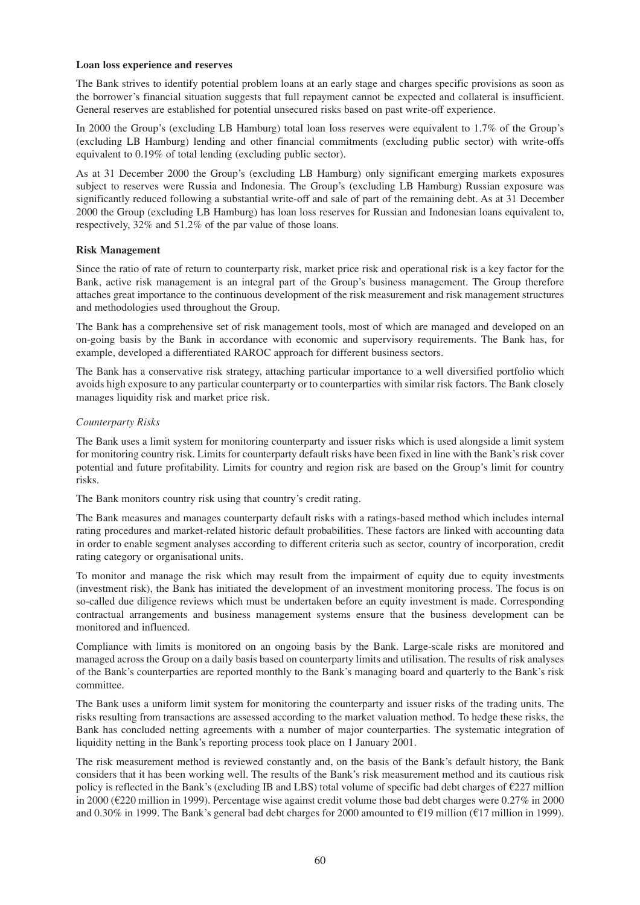**Loan loss experience and reserves**

The Bank strives to identify potential problem loans at an early stage and charges specific provisions as soon as the borrower's financial situation suggests that full repayment cannot be expected and collateral is insufficient. General reserves are established for potential unsecured risks based on past write-off experience.

In 2000 the Group's (excluding LB Hamburg) total loan loss reserves were equivalent to 1.7% of the Group's (excluding LB Hamburg) lending and other financial commitments (excluding public sector) with write-offs equivalent to 0.19% of total lending (excluding public sector).

As at 31 December 2000 the Group's (excluding LB Hamburg) only significant emerging markets exposures subject to reserves were Russia and Indonesia. The Group's (excluding LB Hamburg) Russian exposure was significantly reduced following a substantial write-off and sale of part of the remaining debt. As at 31 December 2000 the Group (excluding LB Hamburg) has loan loss reserves for Russian and Indonesian loans equivalent to, respectively, 32% and 51.2% of the par value of those loans.

**Risk Management**

Since the ratio of rate of return to counterparty risk, market price risk and operational risk is a key factor for the Bank, active risk management is an integral part of the Group's business management. The Group therefore attaches great importance to the continuous development of the risk measurement and risk management structures and methodologies used throughout the Group.

The Bank has a comprehensive set of risk management tools, most of which are managed and developed on an on-going basis by the Bank in accordance with economic and supervisory requirements. The Bank has, for example, developed a differentiated RAROC approach for different business sectors.

The Bank has a conservative risk strategy, attaching particular importance to a well diversified portfolio which avoids high exposure to any particular counterparty or to counterparties with similar risk factors. The Bank closely manages liquidity risk and market price risk.

*Counterparty Risks*

The Bank uses a limit system for monitoring counterparty and issuer risks which is used alongside a limit system for monitoring country risk. Limits for counterparty default risks have been fixed in line with the Bank's risk cover potential and future profitability. Limits for country and region risk are based on the Group's limit for country risks.

The Bank monitors country risk using that country's credit rating.

The Bank measures and manages counterparty default risks with a ratings-based method which includes internal rating procedures and market-related historic default probabilities. These factors are linked with accounting data in order to enable segment analyses according to different criteria such as sector, country of incorporation, credit rating category or organisational units.

To monitor and manage the risk which may result from the impairment of equity due to equity investments (investment risk), the Bank has initiated the development of an investment monitoring process. The focus is on so-called due diligence reviews which must be undertaken before an equity investment is made. Corresponding contractual arrangements and business management systems ensure that the business development can be monitored and influenced.

Compliance with limits is monitored on an ongoing basis by the Bank. Large-scale risks are monitored and managed across the Group on a daily basis based on counterparty limits and utilisation. The results of risk analyses of the Bank's counterparties are reported monthly to the Bank's managing board and quarterly to the Bank's risk committee.

The Bank uses a uniform limit system for monitoring the counterparty and issuer risks of the trading units. The risks resulting from transactions are assessed according to the market valuation method. To hedge these risks, the Bank has concluded netting agreements with a number of major counterparties. The systematic integration of liquidity netting in the Bank's reporting process took place on 1 January 2001.

The risk measurement method is reviewed constantly and, on the basis of the Bank's default history, the Bank considers that it has been working well. The results of the Bank's risk measurement method and its cautious risk policy is reflected in the Bank's (excluding IB and LBS) total volume of specific bad debt charges of €227 million in 2000 (€220 million in 1999). Percentage wise against credit volume those bad debt charges were 0.27% in 2000 and 0.30% in 1999. The Bank's general bad debt charges for 2000 amounted to €19 million (€17 million in 1999).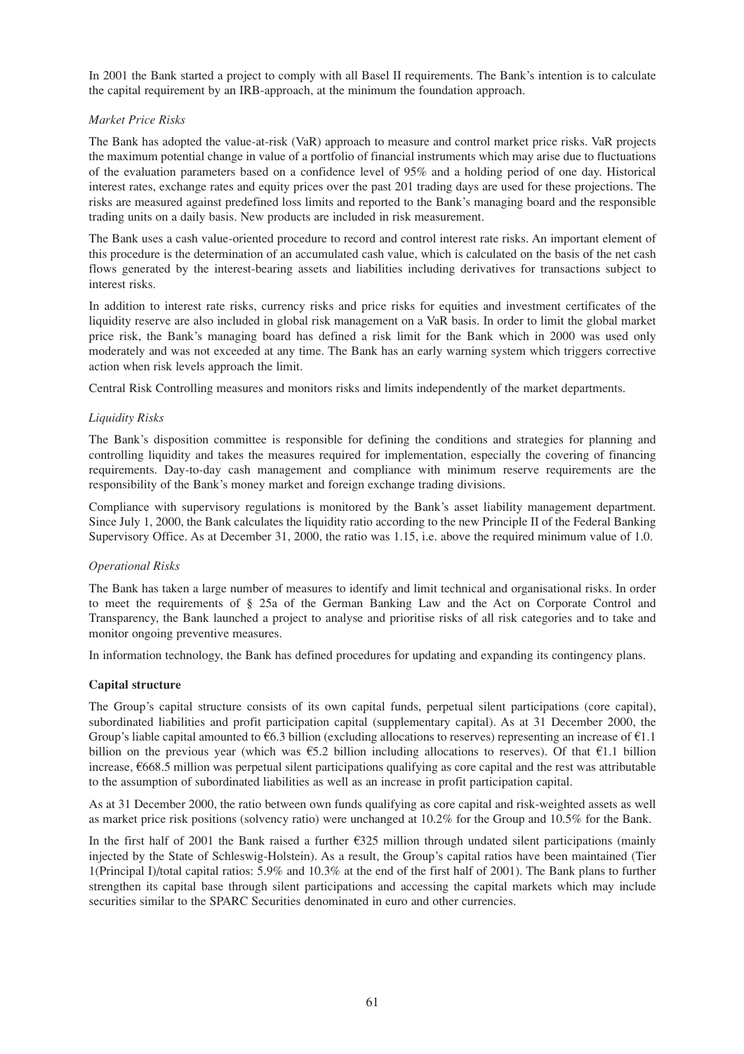In 2001 the Bank started a project to comply with all Basel II requirements. The Bank's intention is to calculate the capital requirement by an IRB-approach, at the minimum the foundation approach.

*Market Price Risks*

The Bank has adopted the value-at-risk (VaR) approach to measure and control market price risks. VaR projects the maximum potential change in value of a portfolio of financial instruments which may arise due to fluctuations of the evaluation parameters based on a confidence level of 95% and a holding period of one day. Historical interest rates, exchange rates and equity prices over the past 201 trading days are used for these projections. The risks are measured against predefined loss limits and reported to the Bank's managing board and the responsible trading units on a daily basis. New products are included in risk measurement.

The Bank uses a cash value-oriented procedure to record and control interest rate risks. An important element of this procedure is the determination of an accumulated cash value, which is calculated on the basis of the net cash flows generated by the interest-bearing assets and liabilities including derivatives for transactions subject to interest risks.

In addition to interest rate risks, currency risks and price risks for equities and investment certificates of the liquidity reserve are also included in global risk management on a VaR basis. In order to limit the global market price risk, the Bank's managing board has defined a risk limit for the Bank which in 2000 was used only moderately and was not exceeded at any time. The Bank has an early warning system which triggers corrective action when risk levels approach the limit.

Central Risk Controlling measures and monitors risks and limits independently of the market departments.

*Liquidity Risks*

The Bank's disposition committee is responsible for defining the conditions and strategies for planning and controlling liquidity and takes the measures required for implementation, especially the covering of financing requirements. Day-to-day cash management and compliance with minimum reserve requirements are the responsibility of the Bank's money market and foreign exchange trading divisions.

Compliance with supervisory regulations is monitored by the Bank's asset liability management department. Since July 1, 2000, the Bank calculates the liquidity ratio according to the new Principle II of the Federal Banking Supervisory Office. As at December 31, 2000, the ratio was 1.15, i.e. above the required minimum value of 1.0.

*Operational Risks*

The Bank has taken a large number of measures to identify and limit technical and organisational risks. In order to meet the requirements of § 25a of the German Banking Law and the Act on Corporate Control and Transparency, the Bank launched a project to analyse and prioritise risks of all risk categories and to take and monitor ongoing preventive measures.

In information technology, the Bank has defined procedures for updating and expanding its contingency plans.

**Capital structure**

The Group's capital structure consists of its own capital funds, perpetual silent participations (core capital), subordinated liabilities and profit participation capital (supplementary capital). As at 31 December 2000, the Group's liable capital amounted to €6.3 billion (excluding allocations to reserves) representing an increase of €1.1 billion on the previous year (which was €5.2 billion including allocations to reserves). Of that €1.1 billion increase, €668.5 million was perpetual silent participations qualifying as core capital and the rest was attributable to the assumption of subordinated liabilities as well as an increase in profit participation capital.

As at 31 December 2000, the ratio between own funds qualifying as core capital and risk-weighted assets as well as market price risk positions (solvency ratio) were unchanged at 10.2% for the Group and 10.5% for the Bank.

In the first half of 2001 the Bank raised a further €325 million through undated silent participations (mainly injected by the State of Schleswig-Holstein). As a result, the Group's capital ratios have been maintained (Tier 1(Principal I)/total capital ratios: 5.9% and 10.3% at the end of the first half of 2001). The Bank plans to further strengthen its capital base through silent participations and accessing the capital markets which may include securities similar to the SPARC Securities denominated in euro and other currencies.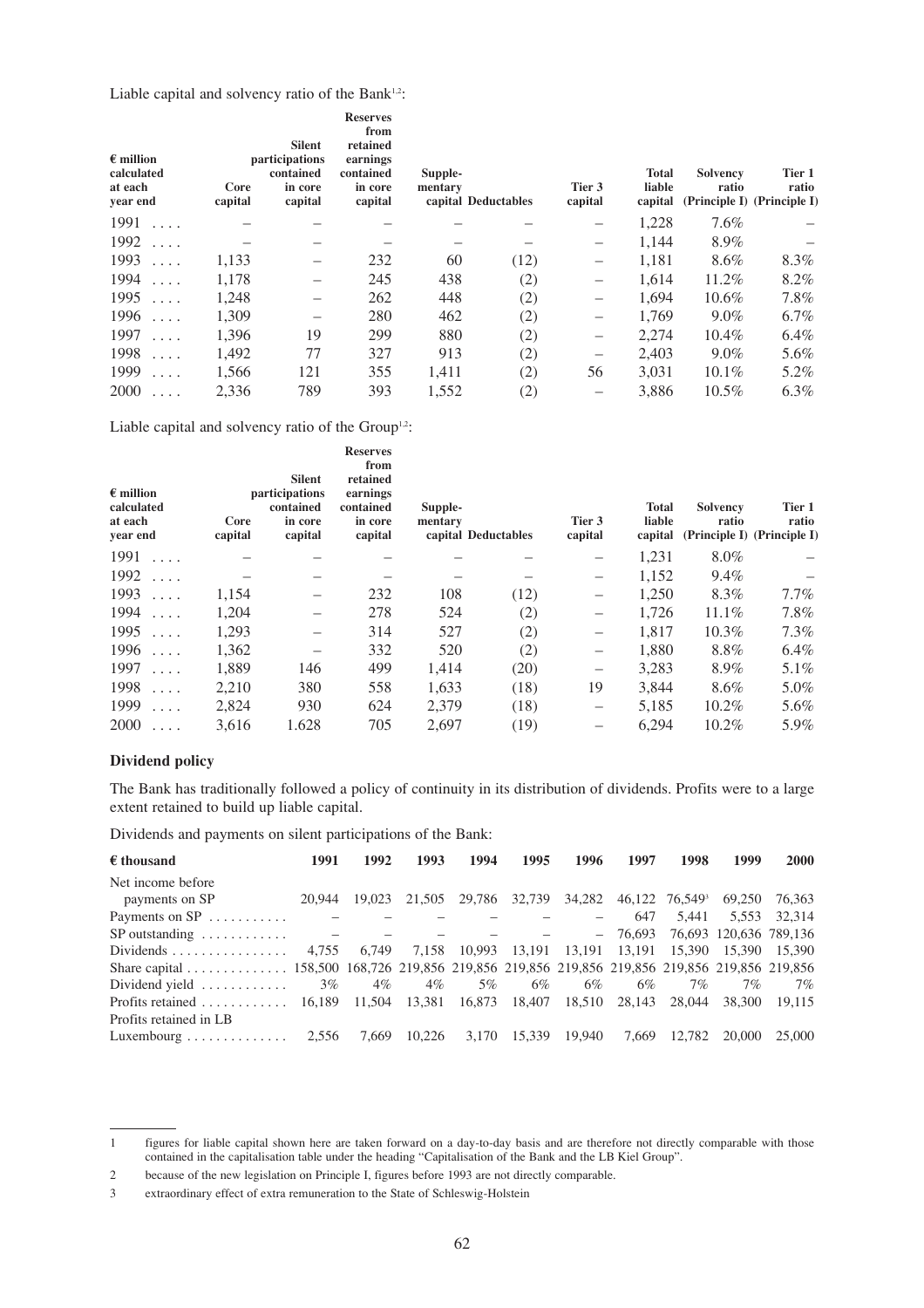Liable capital and solvency ratio of the Bank[1,2]:

| € million calculated at each year end | Core capital | Silent participations contained in core capital | Reserves from retained earnings contained in core capital | Supplementary capital | Deductables | Tier 3 capital | Total liable capital | Solvency ratio (Principle I) | Tier 1 ratio (Principle I) |
|---|---|---|---|---|---|---|---|---|---|
| 1991 | – | – | – | – | – | – | 1,228 | 7.6% | – |
| 1992 | – | – | – | – | – | – | 1,144 | 8.9% | – |
| 1993 | 1,133 | – | 232 | 60 | (12) | – | 1,181 | 8.6% | 8.3% |
| 1994 | 1,178 | – | 245 | 438 | (2) | – | 1,614 | 11.2% | 8.2% |
| 1995 | 1,248 | – | 262 | 448 | (2) | – | 1,694 | 10.6% | 7.8% |
| 1996 | 1,309 | – | 280 | 462 | (2) | – | 1,769 | 9.0% | 6.7% |
| 1997 | 1,396 | 19 | 299 | 880 | (2) | – | 2,274 | 10.4% | 6.4% |
| 1998 | 1,492 | 77 | 327 | 913 | (2) | – | 2,403 | 9.0% | 5.6% |
| 1999 | 1,566 | 121 | 355 | 1,411 | (2) | 56 | 3,031 | 10.1% | 5.2% |
| 2000 | 2,336 | 789 | 393 | 1,552 | (2) | – | 3,886 | 10.5% | 6.3% |

Liable capital and solvency ratio of the Group[1,2]:

| € million calculated at each year end | Core capital | Silent participations contained in core capital | Reserves from retained earnings contained in core capital | Supplementary capital | Deductables | Tier 3 capital | Total liable capital | Solvency ratio (Principle I) | Tier 1 ratio (Principle I) |
|---|---|---|---|---|---|---|---|---|---|
| 1991 | – | – | – | – | – | – | 1,231 | 8.0% | – |
| 1992 | – | – | – | – | – | – | 1,152 | 9.4% | – |
| 1993 | 1,154 | – | 232 | 108 | (12) | – | 1,250 | 8.3% | 7.7% |
| 1994 | 1,204 | – | 278 | 524 | (2) | – | 1,726 | 11.1% | 7.8% |
| 1995 | 1,293 | – | 314 | 527 | (2) | – | 1,817 | 10.3% | 7.3% |
| 1996 | 1,362 | – | 332 | 520 | (2) | – | 1,880 | 8.8% | 6.4% |
| 1997 | 1,889 | 146 | 499 | 1,414 | (20) | – | 3,283 | 8.9% | 5.1% |
| 1998 | 2,210 | 380 | 558 | 1,633 | (18) | 19 | 3,844 | 8.6% | 5.0% |
| 1999 | 2,824 | 930 | 624 | 2,379 | (18) | – | 5,185 | 10.2% | 5.6% |
| 2000 | 3,616 | 1.628 | 705 | 2,697 | (19) | – | 6,294 | 10.2% | 5.9% |

**Dividend policy**

The Bank has traditionally followed a policy of continuity in its distribution of dividends. Profits were to a large extent retained to build up liable capital.

Dividends and payments on silent participations of the Bank:

| € thousand | 1991 | 1992 | 1993 | 1994 | 1995 | 1996 | 1997 | 1998 | 1999 | 2000 |
|---|---|---|---|---|---|---|---|---|---|---|
| Net income before payments on SP | 20,944 | 19,023 | 21,505 | 29,786 | 32,739 | 34,282 | 46,122 | 76,549[3] | 69,250 | 76,363 |
| Payments on SP | – | – | – | – | – | – | 647 | 5,441 | 5,553 | 32,314 |
| SP outstanding | – | – | – | – | – | – | 76,693 | 76,693 | 120,636 | 789,136 |
| Dividends | 4,755 | 6,749 | 7,158 | 10,993 | 13,191 | 13,191 | 13,191 | 15,390 | 15,390 | 15,390 |
| Share capital | 158,500 | 168,726 | 219,856 | 219,856 | 219,856 | 219,856 | 219,856 | 219,856 | 219,856 | 219,856 |
| Dividend yield | 3% | 4% | 4% | 5% | 6% | 6% | 6% | 7% | 7% | 7% |
| Profits retained | 16,189 | 11,504 | 13,381 | 16,873 | 18,407 | 18,510 | 28,143 | 28,044 | 38,300 | 19,115 |
| Profits retained in LB Luxembourg | 2,556 | 7,669 | 10,226 | 3,170 | 15,339 | 19,940 | 7,669 | 12,782 | 20,000 | 25,000 |

1 figures for liable capital shown here are taken forward on a day-to-day basis and are therefore not directly comparable with those contained in the capitalisation table under the heading "Capitalisation of the Bank and the LB Kiel Group".

2 because of the new legislation on Principle I, figures before 1993 are not directly comparable.

3 extraordinary effect of extra remuneration to the State of Schleswig-Holstein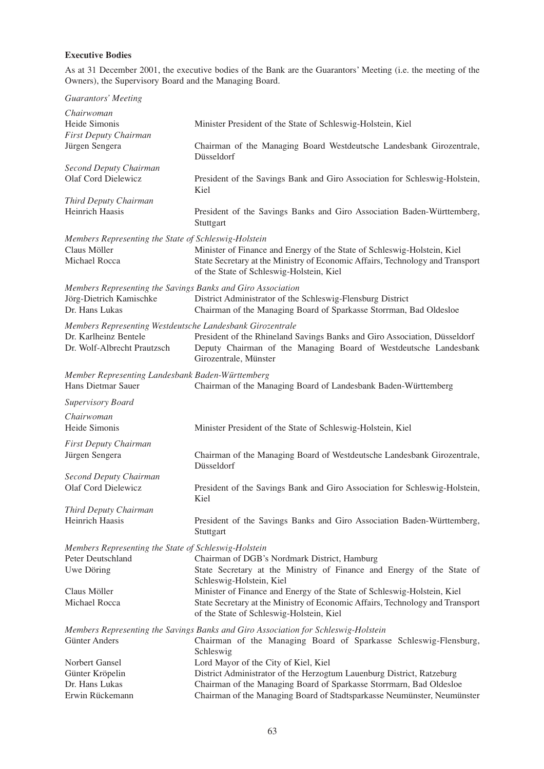**Executive Bodies**

As at 31 December 2001, the executive bodies of the Bank are the Guarantors' Meeting (i.e. the meeting of the Owners), the Supervisory Board and the Managing Board.

*Guarantors' Meeting*

*Chairwoman*

| | |
|---|---|
| Heide Simonis | Minister President of the State of Schleswig-Holstein, Kiel |

*First Deputy Chairman*

| | |
|---|---|
| Jürgen Sengera | Chairman of the Managing Board Westdeutsche Landesbank Girozentrale, Düsseldorf |

*Second Deputy Chairman*

| | |
|---|---|
| Olaf Cord Dielewicz | President of the Savings Bank and Giro Association for Schleswig-Holstein, Kiel |

*Third Deputy Chairman*

| | |
|---|---|
| Heinrich Haasis | President of the Savings Banks and Giro Association Baden-Württemberg, Stuttgart |

*Members Representing the State of Schleswig-Holstein*

| | |
|---|---|
| Claus Möller | Minister of Finance and Energy of the State of Schleswig-Holstein, Kiel |
| Michael Rocca | State Secretary at the Ministry of Economic Affairs, Technology and Transport of the State of Schleswig-Holstein, Kiel |

*Members Representing the Savings Banks and Giro Association*

| | |
|---|---|
| Jörg-Dietrich Kamischke | District Administrator of the Schleswig-Flensburg District |
| Dr. Hans Lukas | Chairman of the Managing Board of Sparkasse Storrman, Bad Oldesloe |

*Members Representing Westdeutsche Landesbank Girozentrale*

| | |
|---|---|
| Dr. Karlheinz Bentele | President of the Rhineland Savings Banks and Giro Association, Düsseldorf |
| Dr. Wolf-Albrecht Prautzsch | Deputy Chairman of the Managing Board of Westdeutsche Landesbank Girozentrale, Münster |

*Member Representing Landesbank Baden-Württemberg*

| | |
|---|---|
| Hans Dietmar Sauer | Chairman of the Managing Board of Landesbank Baden-Württemberg |

*Supervisory Board*

*Chairwoman*

| | |
|---|---|
| Heide Simonis | Minister President of the State of Schleswig-Holstein, Kiel |

*First Deputy Chairman*

| | |
|---|---|
| Jürgen Sengera | Chairman of the Managing Board of Westdeutsche Landesbank Girozentrale, Düsseldorf |

*Second Deputy Chairman*

| | |
|---|---|
| Olaf Cord Dielewicz | President of the Savings Bank and Giro Association for Schleswig-Holstein, Kiel |

*Third Deputy Chairman*

| | |
|---|---|
| Heinrich Haasis | President of the Savings Banks and Giro Association Baden-Württemberg, Stuttgart |

*Members Representing the State of Schleswig-Holstein*

| | |
|---|---|
| Peter Deutschland | Chairman of DGB's Nordmark District, Hamburg |
| Uwe Döring | State Secretary at the Ministry of Finance and Energy of the State of Schleswig-Holstein, Kiel |
| Claus Möller | Minister of Finance and Energy of the State of Schleswig-Holstein, Kiel |
| Michael Rocca | State Secretary at the Ministry of Economic Affairs, Technology and Transport of the State of Schleswig-Holstein, Kiel |

*Members Representing the Savings Banks and Giro Association for Schleswig-Holstein*

| | |
|---|---|
| Günter Anders | Chairman of the Managing Board of Sparkasse Schleswig-Flensburg, Schleswig |
| Norbert Gansel | Lord Mayor of the City of Kiel, Kiel |
| Günter Kröpelin | District Administrator of the Herzogtum Lauenburg District, Ratzeburg |
| Dr. Hans Lukas | Chairman of the Managing Board of Sparkasse Storrmarn, Bad Oldesloe |
| Erwin Rückemann | Chairman of the Managing Board of Stadtsparkasse Neumünster, Neumünster |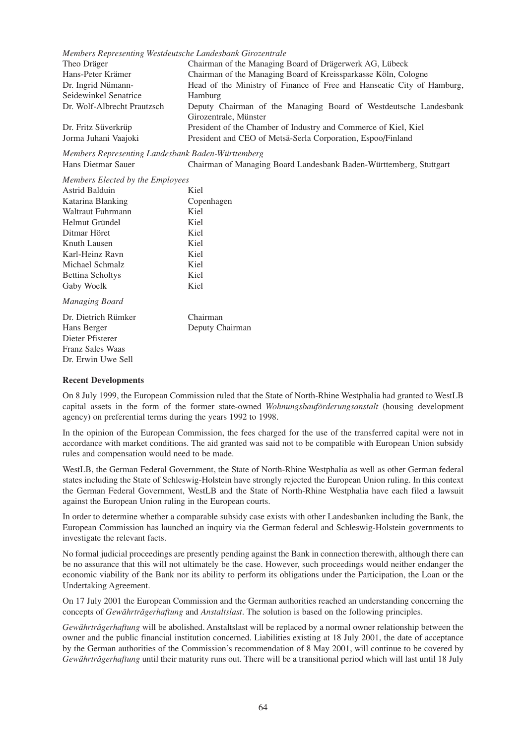*Members Representing Westdeutsche Landesbank Girozentrale*

| | |
|---|---|
| Theo Dräger | Chairman of the Managing Board of Drägerwerk AG, Lübeck |
| Hans-Peter Krämer | Chairman of the Managing Board of Kreissparkasse Köln, Cologne |
| Dr. Ingrid Nümann-Seidewinkel Senatrice | Head of the Ministry of Finance of Free and Hanseatic City of Hamburg, Hamburg |
| Dr. Wolf-Albrecht Prautzsch | Deputy Chairman of the Managing Board of Westdeutsche Landesbank Girozentrale, Münster |
| Dr. Fritz Süverkrüp | President of the Chamber of Industry and Commerce of Kiel, Kiel |
| Jorma Juhani Vaajoki | President and CEO of Metsä-Serla Corporation, Espoo/Finland |

*Members Representing Landesbank Baden-Württemberg*

| | |
|---|---|
| Hans Dietmar Sauer | Chairman of Managing Board Landesbank Baden-Württemberg, Stuttgart |

*Members Elected by the Employees*

| | |
|---|---|
| Astrid Balduin | Kiel |
| Katarina Blanking | Copenhagen |
| Waltraut Fuhrmann | Kiel |
| Helmut Gründel | Kiel |
| Ditmar Höret | Kiel |
| Knuth Lausen | Kiel |
| Karl-Heinz Ravn | Kiel |
| Michael Schmalz | Kiel |
| Bettina Scholtys | Kiel |
| Gaby Woelk | Kiel |

*Managing Board*

| | |
|---|---|
| Dr. Dietrich Rümker | Chairman |
| Hans Berger | Deputy Chairman |
| Dieter Pfisterer | |
| Franz Sales Waas | |
| Dr. Erwin Uwe Sell | |

**Recent Developments**

On 8 July 1999, the European Commission ruled that the State of North-Rhine Westphalia had granted to WestLB capital assets in the form of the former state-owned *Wohnungsbauförderungsanstalt* (housing development agency) on preferential terms during the years 1992 to 1998.

In the opinion of the European Commission, the fees charged for the use of the transferred capital were not in accordance with market conditions. The aid granted was said not to be compatible with European Union subsidy rules and compensation would need to be made.

WestLB, the German Federal Government, the State of North-Rhine Westphalia as well as other German federal states including the State of Schleswig-Holstein have strongly rejected the European Union ruling. In this context the German Federal Government, WestLB and the State of North-Rhine Westphalia have each filed a lawsuit against the European Union ruling in the European courts.

In order to determine whether a comparable subsidy case exists with other Landesbanken including the Bank, the European Commission has launched an inquiry via the German federal and Schleswig-Holstein governments to investigate the relevant facts.

No formal judicial proceedings are presently pending against the Bank in connection therewith, although there can be no assurance that this will not ultimately be the case. However, such proceedings would neither endanger the economic viability of the Bank nor its ability to perform its obligations under the Participation, the Loan or the Undertaking Agreement.

On 17 July 2001 the European Commission and the German authorities reached an understanding concerning the concepts of *Gewährträgerhaftung* and *Anstaltslast*. The solution is based on the following principles.

*Gewährträgerhaftung* will be abolished. Anstaltslast will be replaced by a normal owner relationship between the owner and the public financial institution concerned. Liabilities existing at 18 July 2001, the date of acceptance by the German authorities of the Commission's recommendation of 8 May 2001, will continue to be covered by *Gewährträgerhaftung* until their maturity runs out. There will be a transitional period which will last until 18 July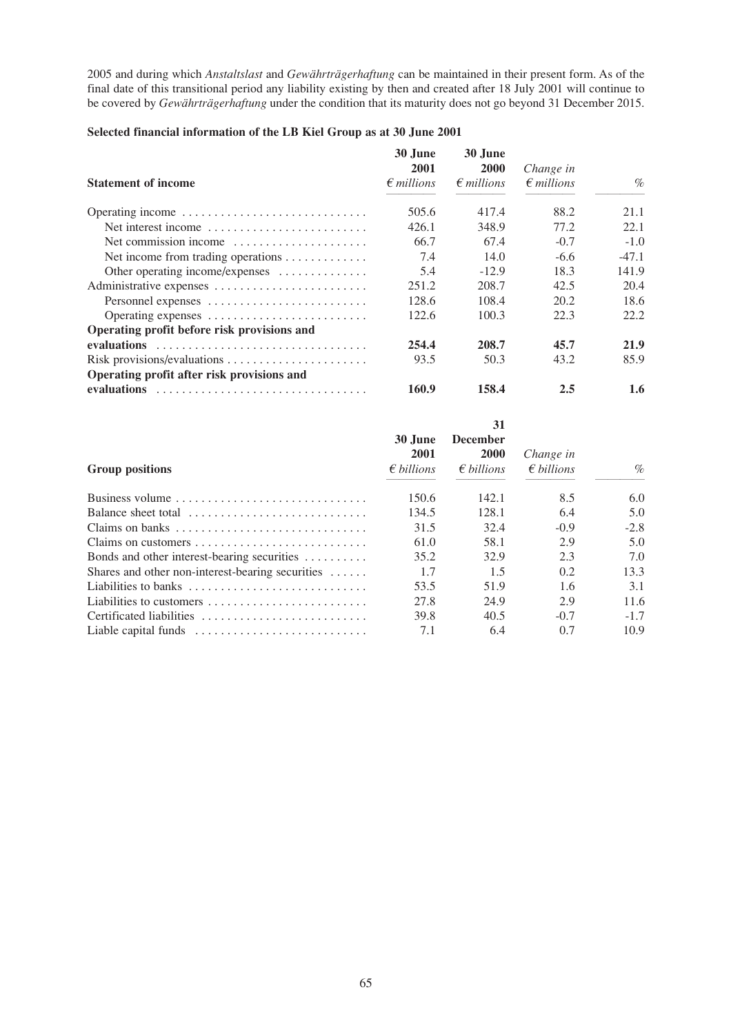2005 and during which *Anstaltslast* and *Gewährträgerhaftung* can be maintained in their present form. As of the final date of this transitional period any liability existing by then and created after 18 July 2001 will continue to be covered by *Gewährträgerhaftung* under the condition that its maturity does not go beyond 31 December 2015.

**Selected financial information of the LB Kiel Group as at 30 June 2001**

| Statement of income | 30 June 2001 *€ millions* | 30 June 2000 *€ millions* | *Change in € millions* | *%* |
|---|---|---|---|---|
| Operating income | 505.6 | 417.4 | 88.2 | 21.1 |
| Net interest income | 426.1 | 348.9 | 77.2 | 22.1 |
| Net commission income | 66.7 | 67.4 | -0.7 | -1.0 |
| Net income from trading operations | 7.4 | 14.0 | -6.6 | -47.1 |
| Other operating income/expenses | 5.4 | -12.9 | 18.3 | 141.9 |
| Administrative expenses | 251.2 | 208.7 | 42.5 | 20.4 |
| Personnel expenses | 128.6 | 108.4 | 20.2 | 18.6 |
| Operating expenses | 122.6 | 100.3 | 22.3 | 22.2 |
| **Operating profit before risk provisions and evaluations** | **254.4** | **208.7** | **45.7** | **21.9** |
| Risk provisions/evaluations | 93.5 | 50.3 | 43.2 | 85.9 |
| **Operating profit after risk provisions and evaluations** | **160.9** | **158.4** | **2.5** | **1.6** |

| Group positions | 30 June 2001 *€ billions* | 31 December 2000 *€ billions* | *Change in € billions* | *%* |
|---|---|---|---|---|
| Business volume | 150.6 | 142.1 | 8.5 | 6.0 |
| Balance sheet total | 134.5 | 128.1 | 6.4 | 5.0 |
| Claims on banks | 31.5 | 32.4 | -0.9 | -2.8 |
| Claims on customers | 61.0 | 58.1 | 2.9 | 5.0 |
| Bonds and other interest-bearing securities | 35.2 | 32.9 | 2.3 | 7.0 |
| Shares and other non-interest-bearing securities | 1.7 | 1.5 | 0.2 | 13.3 |
| Liabilities to banks | 53.5 | 51.9 | 1.6 | 3.1 |
| Liabilities to customers | 27.8 | 24.9 | 2.9 | 11.6 |
| Certificated liabilities | 39.8 | 40.5 | -0.7 | -1.7 |
| Liable capital funds | 7.1 | 6.4 | 0.7 | 10.9 |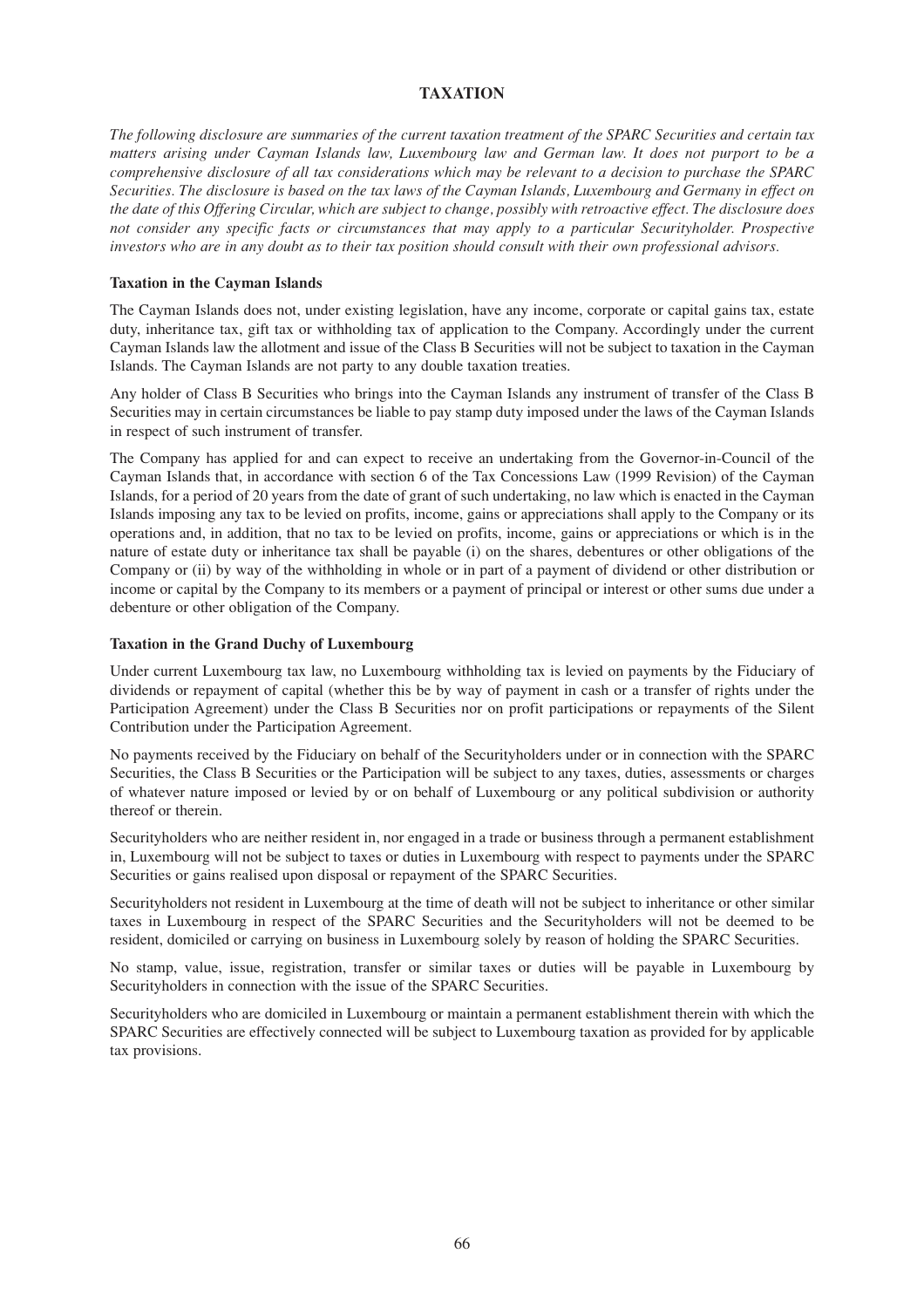# TAXATION

*The following disclosure are summaries of the current taxation treatment of the SPARC Securities and certain tax matters arising under Cayman Islands law, Luxembourg law and German law. It does not purport to be a comprehensive disclosure of all tax considerations which may be relevant to a decision to purchase the SPARC Securities. The disclosure is based on the tax laws of the Cayman Islands, Luxembourg and Germany in effect on the date of this Offering Circular, which are subject to change, possibly with retroactive effect. The disclosure does not consider any specific facts or circumstances that may apply to a particular Securityholder. Prospective investors who are in any doubt as to their tax position should consult with their own professional advisors.*

### Taxation in the Cayman Islands

The Cayman Islands does not, under existing legislation, have any income, corporate or capital gains tax, estate duty, inheritance tax, gift tax or withholding tax of application to the Company. Accordingly under the current Cayman Islands law the allotment and issue of the Class B Securities will not be subject to taxation in the Cayman Islands. The Cayman Islands are not party to any double taxation treaties.

Any holder of Class B Securities who brings into the Cayman Islands any instrument of transfer of the Class B Securities may in certain circumstances be liable to pay stamp duty imposed under the laws of the Cayman Islands in respect of such instrument of transfer.

The Company has applied for and can expect to receive an undertaking from the Governor-in-Council of the Cayman Islands that, in accordance with section 6 of the Tax Concessions Law (1999 Revision) of the Cayman Islands, for a period of 20 years from the date of grant of such undertaking, no law which is enacted in the Cayman Islands imposing any tax to be levied on profits, income, gains or appreciations shall apply to the Company or its operations and, in addition, that no tax to be levied on profits, income, gains or appreciations or which is in the nature of estate duty or inheritance tax shall be payable (i) on the shares, debentures or other obligations of the Company or (ii) by way of the withholding in whole or in part of a payment of dividend or other distribution or income or capital by the Company to its members or a payment of principal or interest or other sums due under a debenture or other obligation of the Company.

### Taxation in the Grand Duchy of Luxembourg

Under current Luxembourg tax law, no Luxembourg withholding tax is levied on payments by the Fiduciary of dividends or repayment of capital (whether this be by way of payment in cash or a transfer of rights under the Participation Agreement) under the Class B Securities nor on profit participations or repayments of the Silent Contribution under the Participation Agreement.

No payments received by the Fiduciary on behalf of the Securityholders under or in connection with the SPARC Securities, the Class B Securities or the Participation will be subject to any taxes, duties, assessments or charges of whatever nature imposed or levied by or on behalf of Luxembourg or any political subdivision or authority thereof or therein.

Securityholders who are neither resident in, nor engaged in a trade or business through a permanent establishment in, Luxembourg will not be subject to taxes or duties in Luxembourg with respect to payments under the SPARC Securities or gains realised upon disposal or repayment of the SPARC Securities.

Securityholders not resident in Luxembourg at the time of death will not be subject to inheritance or other similar taxes in Luxembourg in respect of the SPARC Securities and the Securityholders will not be deemed to be resident, domiciled or carrying on business in Luxembourg solely by reason of holding the SPARC Securities.

No stamp, value, issue, registration, transfer or similar taxes or duties will be payable in Luxembourg by Securityholders in connection with the issue of the SPARC Securities.

Securityholders who are domiciled in Luxembourg or maintain a permanent establishment therein with which the SPARC Securities are effectively connected will be subject to Luxembourg taxation as provided for by applicable tax provisions.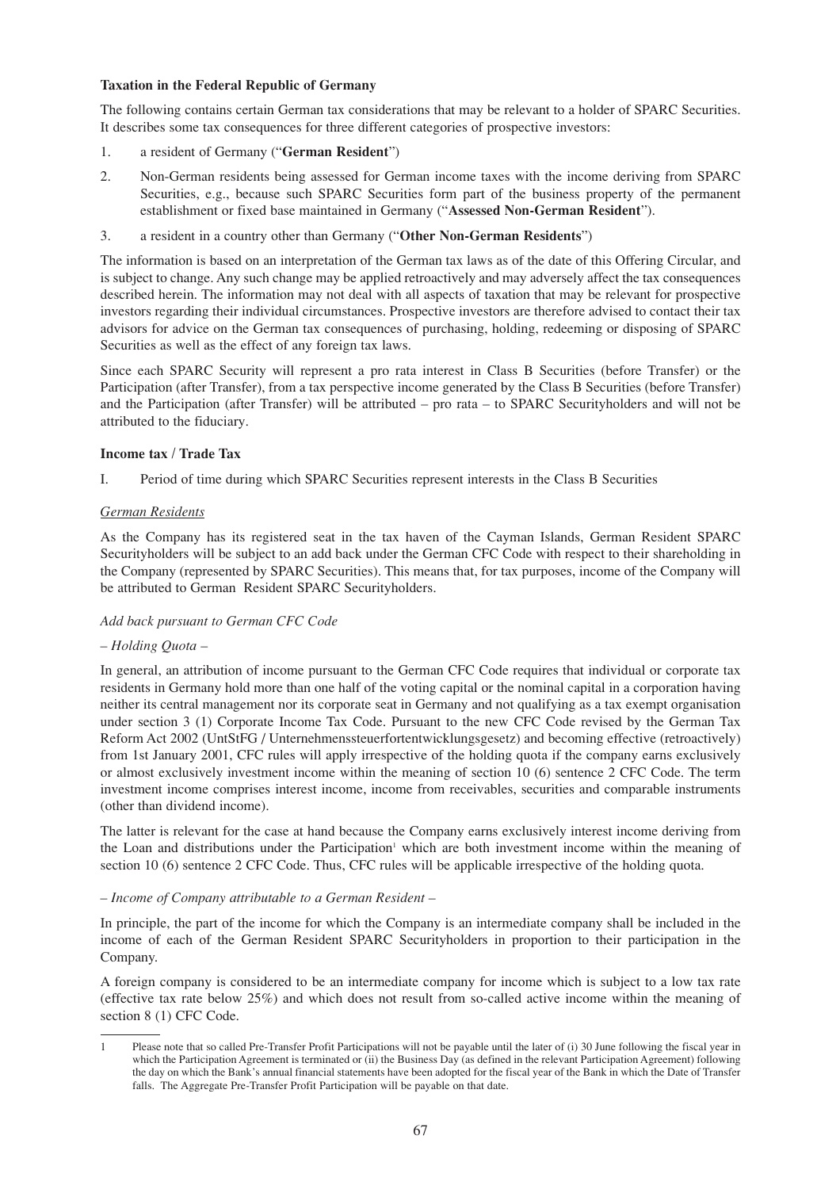**Taxation in the Federal Republic of Germany**

The following contains certain German tax considerations that may be relevant to a holder of SPARC Securities. It describes some tax consequences for three different categories of prospective investors:

1. a resident of Germany ("**German Resident**")
2. Non-German residents being assessed for German income taxes with the income deriving from SPARC Securities, e.g., because such SPARC Securities form part of the business property of the permanent establishment or fixed base maintained in Germany ("**Assessed Non-German Resident**").
3. a resident in a country other than Germany ("**Other Non-German Residents**")

The information is based on an interpretation of the German tax laws as of the date of this Offering Circular, and is subject to change. Any such change may be applied retroactively and may adversely affect the tax consequences described herein. The information may not deal with all aspects of taxation that may be relevant for prospective investors regarding their individual circumstances. Prospective investors are therefore advised to contact their tax advisors for advice on the German tax consequences of purchasing, holding, redeeming or disposing of SPARC Securities as well as the effect of any foreign tax laws.

Since each SPARC Security will represent a pro rata interest in Class B Securities (before Transfer) or the Participation (after Transfer), from a tax perspective income generated by the Class B Securities (before Transfer) and the Participation (after Transfer) will be attributed – pro rata – to SPARC Securityholders and will not be attributed to the fiduciary.

**Income tax / Trade Tax**

I. Period of time during which SPARC Securities represent interests in the Class B Securities

<u>*German Residents*</u>

As the Company has its registered seat in the tax haven of the Cayman Islands, German Resident SPARC Securityholders will be subject to an add back under the German CFC Code with respect to their shareholding in the Company (represented by SPARC Securities). This means that, for tax purposes, income of the Company will be attributed to German Resident SPARC Securityholders.

*Add back pursuant to German CFC Code*

*– Holding Quota –*

In general, an attribution of income pursuant to the German CFC Code requires that individual or corporate tax residents in Germany hold more than one half of the voting capital or the nominal capital in a corporation having neither its central management nor its corporate seat in Germany and not qualifying as a tax exempt organisation under section 3 (1) Corporate Income Tax Code. Pursuant to the new CFC Code revised by the German Tax Reform Act 2002 (UntStFG / Unternehmenssteuerfortentwicklungsgesetz) and becoming effective (retroactively) from 1st January 2001, CFC rules will apply irrespective of the holding quota if the company earns exclusively or almost exclusively investment income within the meaning of section 10 (6) sentence 2 CFC Code. The term investment income comprises interest income, income from receivables, securities and comparable instruments (other than dividend income).

The latter is relevant for the case at hand because the Company earns exclusively interest income deriving from the Loan and distributions under the Participation[1] which are both investment income within the meaning of section 10 (6) sentence 2 CFC Code. Thus, CFC rules will be applicable irrespective of the holding quota.

*– Income of Company attributable to a German Resident –*

In principle, the part of the income for which the Company is an intermediate company shall be included in the income of each of the German Resident SPARC Securityholders in proportion to their participation in the Company.

A foreign company is considered to be an intermediate company for income which is subject to a low tax rate (effective tax rate below 25%) and which does not result from so-called active income within the meaning of section 8 (1) CFC Code.

---

1 Please note that so called Pre-Transfer Profit Participations will not be payable until the later of (i) 30 June following the fiscal year in which the Participation Agreement is terminated or (ii) the Business Day (as defined in the relevant Participation Agreement) following the day on which the Bank's annual financial statements have been adopted for the fiscal year of the Bank in which the Date of Transfer falls. The Aggregate Pre-Transfer Profit Participation will be payable on that date.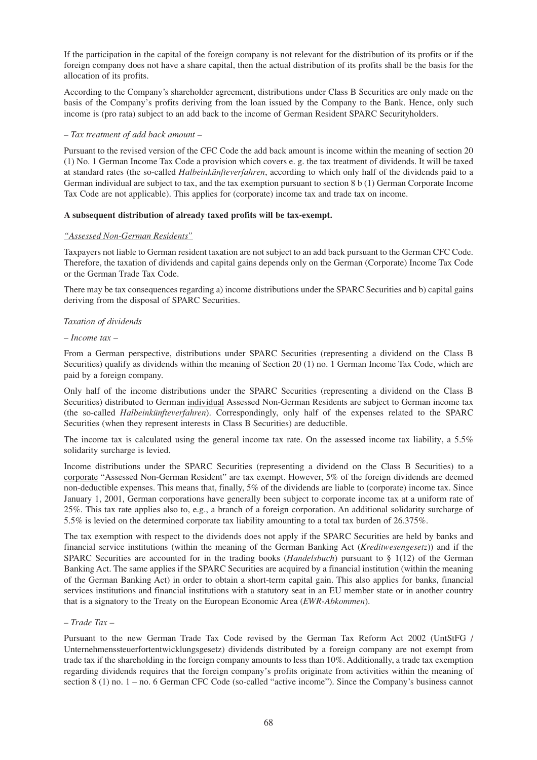If the participation in the capital of the foreign company is not relevant for the distribution of its profits or if the foreign company does not have a share capital, then the actual distribution of its profits shall be the basis for the allocation of its profits.

According to the Company's shareholder agreement, distributions under Class B Securities are only made on the basis of the Company's profits deriving from the loan issued by the Company to the Bank. Hence, only such income is (pro rata) subject to an add back to the income of German Resident SPARC Securityholders.

*– Tax treatment of add back amount –*

Pursuant to the revised version of the CFC Code the add back amount is income within the meaning of section 20 (1) No. 1 German Income Tax Code a provision which covers e. g. the tax treatment of dividends. It will be taxed at standard rates (the so-called *Halbeinkünfteverfahren*, according to which only half of the dividends paid to a German individual are subject to tax, and the tax exemption pursuant to section 8 b (1) German Corporate Income Tax Code are not applicable). This applies for (corporate) income tax and trade tax on income.

**A subsequent distribution of already taxed profits will be tax-exempt.**

*"Assessed Non-German Residents"*

Taxpayers not liable to German resident taxation are not subject to an add back pursuant to the German CFC Code. Therefore, the taxation of dividends and capital gains depends only on the German (Corporate) Income Tax Code or the German Trade Tax Code.

There may be tax consequences regarding a) income distributions under the SPARC Securities and b) capital gains deriving from the disposal of SPARC Securities.

*Taxation of dividends*

*– Income tax –*

From a German perspective, distributions under SPARC Securities (representing a dividend on the Class B Securities) qualify as dividends within the meaning of Section 20 (1) no. 1 German Income Tax Code, which are paid by a foreign company.

Only half of the income distributions under the SPARC Securities (representing a dividend on the Class B Securities) distributed to German individual Assessed Non-German Residents are subject to German income tax (the so-called *Halbeinkünfteverfahren*). Correspondingly, only half of the expenses related to the SPARC Securities (when they represent interests in Class B Securities) are deductible.

The income tax is calculated using the general income tax rate. On the assessed income tax liability, a 5.5% solidarity surcharge is levied.

Income distributions under the SPARC Securities (representing a dividend on the Class B Securities) to a corporate "Assessed Non-German Resident" are tax exempt. However, 5% of the foreign dividends are deemed non-deductible expenses. This means that, finally, 5% of the dividends are liable to (corporate) income tax. Since January 1, 2001, German corporations have generally been subject to corporate income tax at a uniform rate of 25%. This tax rate applies also to, e.g., a branch of a foreign corporation. An additional solidarity surcharge of 5.5% is levied on the determined corporate tax liability amounting to a total tax burden of 26.375%.

The tax exemption with respect to the dividends does not apply if the SPARC Securities are held by banks and financial service institutions (within the meaning of the German Banking Act (*Kreditwesengesetz*)) and if the SPARC Securities are accounted for in the trading books (*Handelsbuch*) pursuant to § 1(12) of the German Banking Act. The same applies if the SPARC Securities are acquired by a financial institution (within the meaning of the German Banking Act) in order to obtain a short-term capital gain. This also applies for banks, financial services institutions and financial institutions with a statutory seat in an EU member state or in another country that is a signatory to the Treaty on the European Economic Area (*EWR-Abkommen*).

*– Trade Tax –*

Pursuant to the new German Trade Tax Code revised by the German Tax Reform Act 2002 (UntStFG / Unternehmenssteuerfortentwicklungsgesetz) dividends distributed by a foreign company are not exempt from trade tax if the shareholding in the foreign company amounts to less than 10%. Additionally, a trade tax exemption regarding dividends requires that the foreign company's profits originate from activities within the meaning of section 8 (1) no. 1 – no. 6 German CFC Code (so-called "active income"). Since the Company's business cannot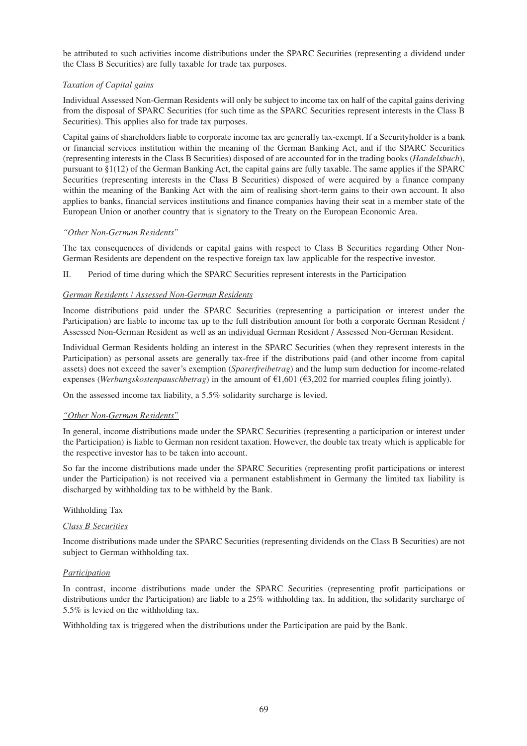be attributed to such activities income distributions under the SPARC Securities (representing a dividend under the Class B Securities) are fully taxable for trade tax purposes.

*Taxation of Capital gains*

Individual Assessed Non-German Residents will only be subject to income tax on half of the capital gains deriving from the disposal of SPARC Securities (for such time as the SPARC Securities represent interests in the Class B Securities). This applies also for trade tax purposes.

Capital gains of shareholders liable to corporate income tax are generally tax-exempt. If a Securityholder is a bank or financial services institution within the meaning of the German Banking Act, and if the SPARC Securities (representing interests in the Class B Securities) disposed of are accounted for in the trading books (*Handelsbuch*), pursuant to §1(12) of the German Banking Act, the capital gains are fully taxable. The same applies if the SPARC Securities (representing interests in the Class B Securities) disposed of were acquired by a finance company within the meaning of the Banking Act with the aim of realising short-term gains to their own account. It also applies to banks, financial services institutions and finance companies having their seat in a member state of the European Union or another country that is signatory to the Treaty on the European Economic Area.

*"Other Non-German Residents"*

The tax consequences of dividends or capital gains with respect to Class B Securities regarding Other Non-German Residents are dependent on the respective foreign tax law applicable for the respective investor.

II. Period of time during which the SPARC Securities represent interests in the Participation

*German Residents / Assessed Non-German Residents*

Income distributions paid under the SPARC Securities (representing a participation or interest under the Participation) are liable to income tax up to the full distribution amount for both a corporate German Resident / Assessed Non-German Resident as well as an individual German Resident / Assessed Non-German Resident.

Individual German Residents holding an interest in the SPARC Securities (when they represent interests in the Participation) as personal assets are generally tax-free if the distributions paid (and other income from capital assets) does not exceed the saver's exemption (*Sparerfreibetrag*) and the lump sum deduction for income-related expenses (*Werbungskostenpauschbetrag*) in the amount of €1,601 (€3,202 for married couples filing jointly).

On the assessed income tax liability, a 5.5% solidarity surcharge is levied.

*"Other Non-German Residents"*

In general, income distributions made under the SPARC Securities (representing a participation or interest under the Participation) is liable to German non resident taxation. However, the double tax treaty which is applicable for the respective investor has to be taken into account.

So far the income distributions made under the SPARC Securities (representing profit participations or interest under the Participation) is not received via a permanent establishment in Germany the limited tax liability is discharged by withholding tax to be withheld by the Bank.

Withholding Tax

*Class B Securities*

Income distributions made under the SPARC Securities (representing dividends on the Class B Securities) are not subject to German withholding tax.

*Participation*

In contrast, income distributions made under the SPARC Securities (representing profit participations or distributions under the Participation) are liable to a 25% withholding tax. In addition, the solidarity surcharge of 5.5% is levied on the withholding tax.

Withholding tax is triggered when the distributions under the Participation are paid by the Bank.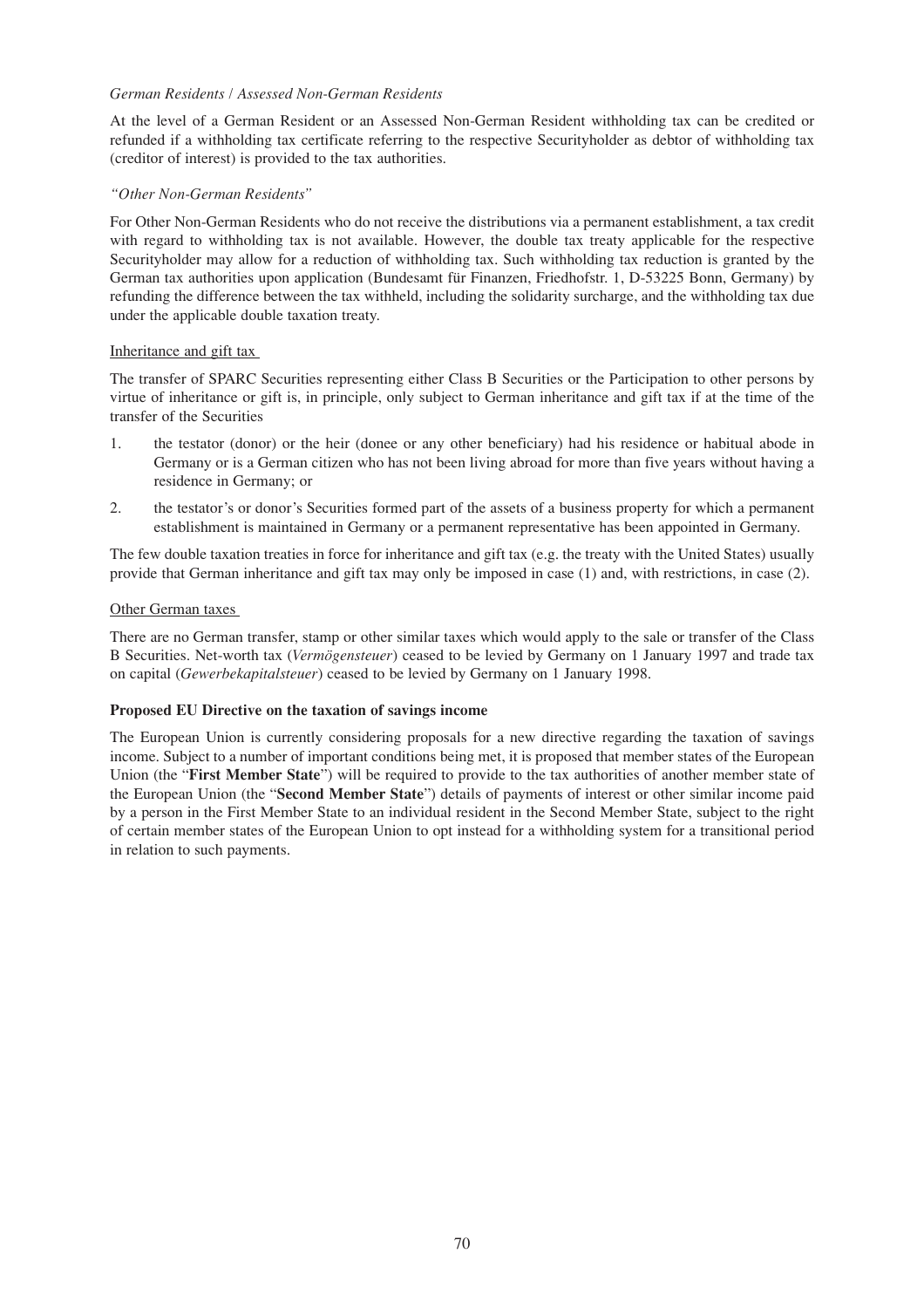*German Residents / Assessed Non-German Residents*

At the level of a German Resident or an Assessed Non-German Resident withholding tax can be credited or refunded if a withholding tax certificate referring to the respective Securityholder as debtor of withholding tax (creditor of interest) is provided to the tax authorities.

*"Other Non-German Residents"*

For Other Non-German Residents who do not receive the distributions via a permanent establishment, a tax credit with regard to withholding tax is not available. However, the double tax treaty applicable for the respective Securityholder may allow for a reduction of withholding tax. Such withholding tax reduction is granted by the German tax authorities upon application (Bundesamt für Finanzen, Friedhofstr. 1, D-53225 Bonn, Germany) by refunding the difference between the tax withheld, including the solidarity surcharge, and the withholding tax due under the applicable double taxation treaty.

Inheritance and gift tax

The transfer of SPARC Securities representing either Class B Securities or the Participation to other persons by virtue of inheritance or gift is, in principle, only subject to German inheritance and gift tax if at the time of the transfer of the Securities

1. the testator (donor) or the heir (donee or any other beneficiary) had his residence or habitual abode in Germany or is a German citizen who has not been living abroad for more than five years without having a residence in Germany; or
2. the testator's or donor's Securities formed part of the assets of a business property for which a permanent establishment is maintained in Germany or a permanent representative has been appointed in Germany.

The few double taxation treaties in force for inheritance and gift tax (e.g. the treaty with the United States) usually provide that German inheritance and gift tax may only be imposed in case (1) and, with restrictions, in case (2).

Other German taxes

There are no German transfer, stamp or other similar taxes which would apply to the sale or transfer of the Class B Securities. Net-worth tax (*Vermögensteuer*) ceased to be levied by Germany on 1 January 1997 and trade tax on capital (*Gewerbekapitalsteuer*) ceased to be levied by Germany on 1 January 1998.

**Proposed EU Directive on the taxation of savings income**

The European Union is currently considering proposals for a new directive regarding the taxation of savings income. Subject to a number of important conditions being met, it is proposed that member states of the European Union (the "**First Member State**") will be required to provide to the tax authorities of another member state of the European Union (the "**Second Member State**") details of payments of interest or other similar income paid by a person in the First Member State to an individual resident in the Second Member State, subject to the right of certain member states of the European Union to opt instead for a withholding system for a transitional period in relation to such payments.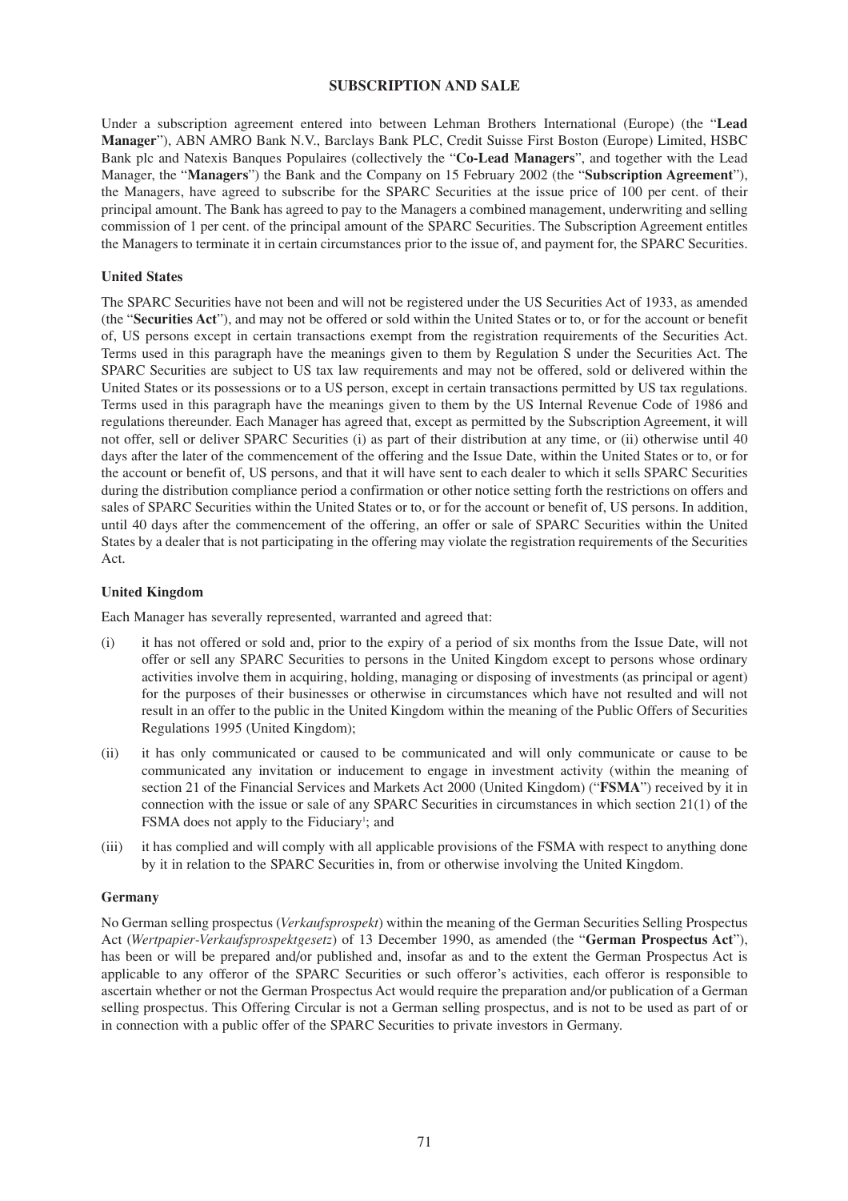## SUBSCRIPTION AND SALE

Under a subscription agreement entered into between Lehman Brothers International (Europe) (the "**Lead Manager**"), ABN AMRO Bank N.V., Barclays Bank PLC, Credit Suisse First Boston (Europe) Limited, HSBC Bank plc and Natexis Banques Populaires (collectively the "**Co-Lead Managers**", and together with the Lead Manager, the "**Managers**") the Bank and the Company on 15 February 2002 (the "**Subscription Agreement**"), the Managers, have agreed to subscribe for the SPARC Securities at the issue price of 100 per cent. of their principal amount. The Bank has agreed to pay to the Managers a combined management, underwriting and selling commission of 1 per cent. of the principal amount of the SPARC Securities. The Subscription Agreement entitles the Managers to terminate it in certain circumstances prior to the issue of, and payment for, the SPARC Securities.

### United States

The SPARC Securities have not been and will not be registered under the US Securities Act of 1933, as amended (the "**Securities Act**"), and may not be offered or sold within the United States or to, or for the account or benefit of, US persons except in certain transactions exempt from the registration requirements of the Securities Act. Terms used in this paragraph have the meanings given to them by Regulation S under the Securities Act. The SPARC Securities are subject to US tax law requirements and may not be offered, sold or delivered within the United States or its possessions or to a US person, except in certain transactions permitted by US tax regulations. Terms used in this paragraph have the meanings given to them by the US Internal Revenue Code of 1986 and regulations thereunder. Each Manager has agreed that, except as permitted by the Subscription Agreement, it will not offer, sell or deliver SPARC Securities (i) as part of their distribution at any time, or (ii) otherwise until 40 days after the later of the commencement of the offering and the Issue Date, within the United States or to, or for the account or benefit of, US persons, and that it will have sent to each dealer to which it sells SPARC Securities during the distribution compliance period a confirmation or other notice setting forth the restrictions on offers and sales of SPARC Securities within the United States or to, or for the account or benefit of, US persons. In addition, until 40 days after the commencement of the offering, an offer or sale of SPARC Securities within the United States by a dealer that is not participating in the offering may violate the registration requirements of the Securities Act.

### United Kingdom

Each Manager has severally represented, warranted and agreed that:

(i) it has not offered or sold and, prior to the expiry of a period of six months from the Issue Date, will not offer or sell any SPARC Securities to persons in the United Kingdom except to persons whose ordinary activities involve them in acquiring, holding, managing or disposing of investments (as principal or agent) for the purposes of their businesses or otherwise in circumstances which have not resulted and will not result in an offer to the public in the United Kingdom within the meaning of the Public Offers of Securities Regulations 1995 (United Kingdom);

(ii) it has only communicated or caused to be communicated and will only communicate or cause to be communicated any invitation or inducement to engage in investment activity (within the meaning of section 21 of the Financial Services and Markets Act 2000 (United Kingdom) ("**FSMA**") received by it in connection with the issue or sale of any SPARC Securities in circumstances in which section 21(1) of the FSMA does not apply to the Fiduciary[1]; and

(iii) it has complied and will comply with all applicable provisions of the FSMA with respect to anything done by it in relation to the SPARC Securities in, from or otherwise involving the United Kingdom.

### Germany

No German selling prospectus (*Verkaufsprospekt*) within the meaning of the German Securities Selling Prospectus Act (*Wertpapier-Verkaufsprospektgesetz*) of 13 December 1990, as amended (the "**German Prospectus Act**"), has been or will be prepared and/or published and, insofar as and to the extent the German Prospectus Act is applicable to any offeror of the SPARC Securities or such offeror's activities, each offeror is responsible to ascertain whether or not the German Prospectus Act would require the preparation and/or publication of a German selling prospectus. This Offering Circular is not a German selling prospectus, and is not to be used as part of or in connection with a public offer of the SPARC Securities to private investors in Germany.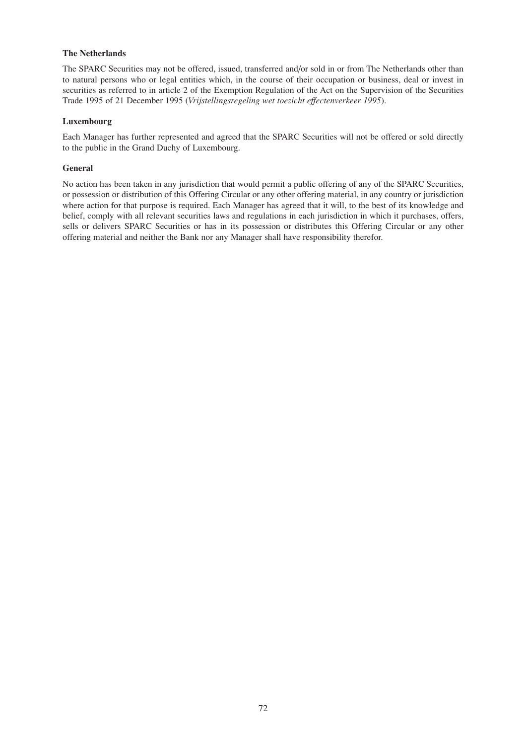**The Netherlands**

The SPARC Securities may not be offered, issued, transferred and/or sold in or from The Netherlands other than to natural persons who or legal entities which, in the course of their occupation or business, deal or invest in securities as referred to in article 2 of the Exemption Regulation of the Act on the Supervision of the Securities Trade 1995 of 21 December 1995 (*Vrijstellingsregeling wet toezicht effectenverkeer 1995*).

**Luxembourg**

Each Manager has further represented and agreed that the SPARC Securities will not be offered or sold directly to the public in the Grand Duchy of Luxembourg.

**General**

No action has been taken in any jurisdiction that would permit a public offering of any of the SPARC Securities, or possession or distribution of this Offering Circular or any other offering material, in any country or jurisdiction where action for that purpose is required. Each Manager has agreed that it will, to the best of its knowledge and belief, comply with all relevant securities laws and regulations in each jurisdiction in which it purchases, offers, sells or delivers SPARC Securities or has in its possession or distributes this Offering Circular or any other offering material and neither the Bank nor any Manager shall have responsibility therefor.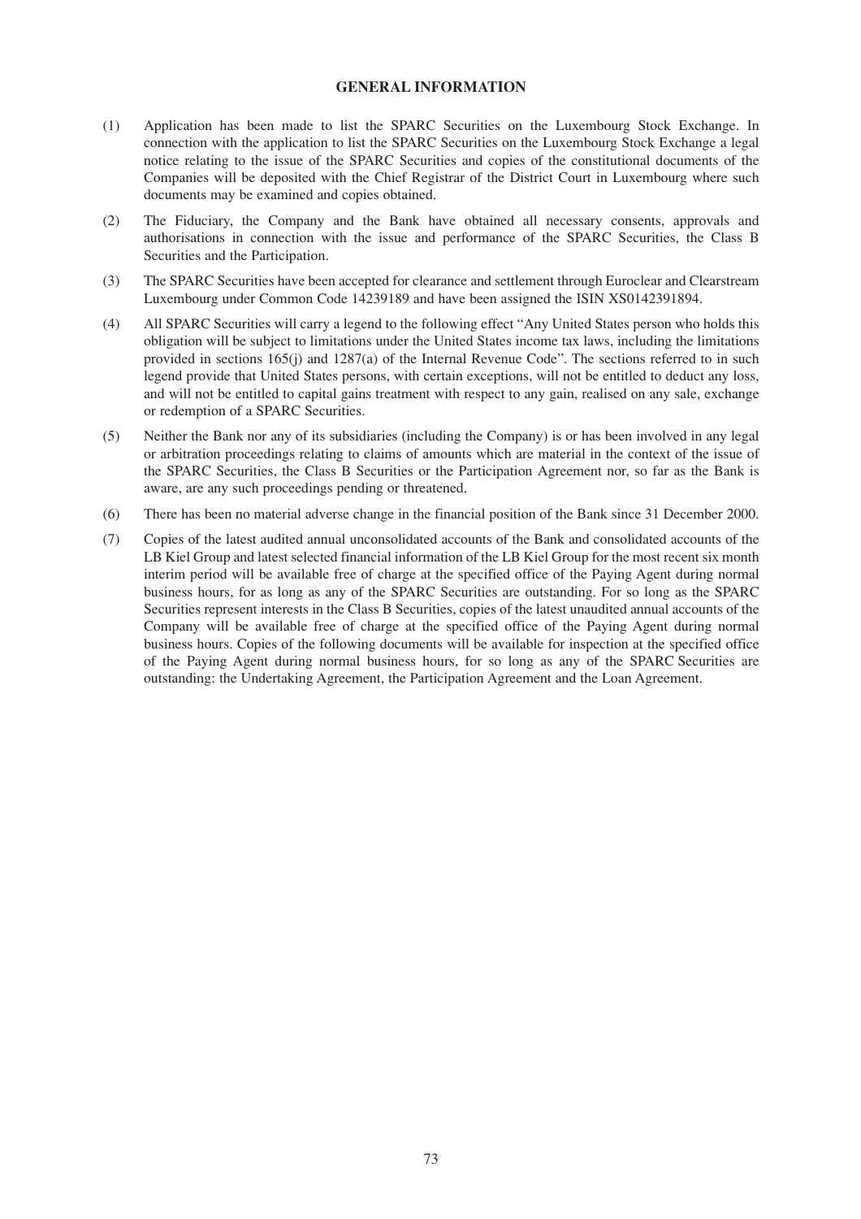## GENERAL INFORMATION

(1) Application has been made to list the SPARC Securities on the Luxembourg Stock Exchange. In connection with the application to list the SPARC Securities on the Luxembourg Stock Exchange a legal notice relating to the issue of the SPARC Securities and copies of the constitutional documents of the Companies will be deposited with the Chief Registrar of the District Court in Luxembourg where such documents may be examined and copies obtained.

(2) The Fiduciary, the Company and the Bank have obtained all necessary consents, approvals and authorisations in connection with the issue and performance of the SPARC Securities, the Class B Securities and the Participation.

(3) The SPARC Securities have been accepted for clearance and settlement through Euroclear and Clearstream Luxembourg under Common Code 14239189 and have been assigned the ISIN XS0142391894.

(4) All SPARC Securities will carry a legend to the following effect "Any United States person who holds this obligation will be subject to limitations under the United States income tax laws, including the limitations provided in sections 165(j) and 1287(a) of the Internal Revenue Code". The sections referred to in such legend provide that United States persons, with certain exceptions, will not be entitled to deduct any loss, and will not be entitled to capital gains treatment with respect to any gain, realised on any sale, exchange or redemption of a SPARC Securities.

(5) Neither the Bank nor any of its subsidiaries (including the Company) is or has been involved in any legal or arbitration proceedings relating to claims of amounts which are material in the context of the issue of the SPARC Securities, the Class B Securities or the Participation Agreement nor, so far as the Bank is aware, are any such proceedings pending or threatened.

(6) There has been no material adverse change in the financial position of the Bank since 31 December 2000.

(7) Copies of the latest audited annual unconsolidated accounts of the Bank and consolidated accounts of the LB Kiel Group and latest selected financial information of the LB Kiel Group for the most recent six month interim period will be available free of charge at the specified office of the Paying Agent during normal business hours, for as long as any of the SPARC Securities are outstanding. For so long as the SPARC Securities represent interests in the Class B Securities, copies of the latest unaudited annual accounts of the Company will be available free of charge at the specified office of the Paying Agent during normal business hours. Copies of the following documents will be available for inspection at the specified office of the Paying Agent during normal business hours, for so long as any of the SPARC Securities are outstanding: the Undertaking Agreement, the Participation Agreement and the Loan Agreement.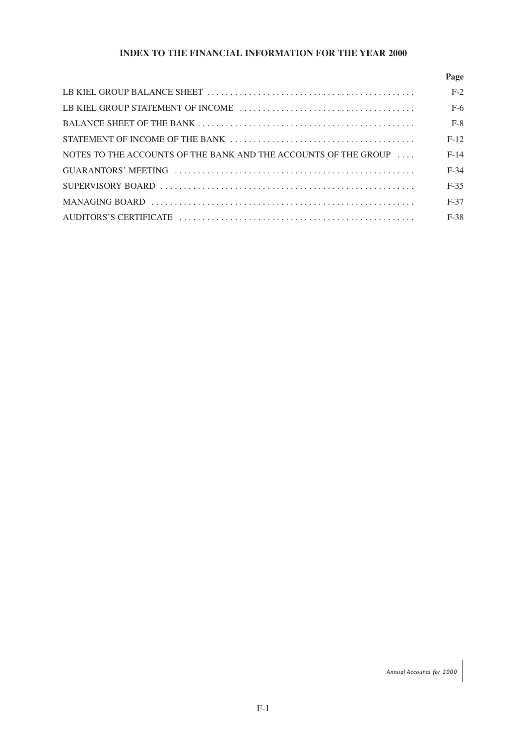# INDEX TO THE FINANCIAL INFORMATION FOR THE YEAR 2000

| | Page |
|---|---|
| LB KIEL GROUP BALANCE SHEET | F-2 |
| LB KIEL GROUP STATEMENT OF INCOME | F-6 |
| BALANCE SHEET OF THE BANK | F-8 |
| STATEMENT OF INCOME OF THE BANK | F-12 |
| NOTES TO THE ACCOUNTS OF THE BANK AND THE ACCOUNTS OF THE GROUP | F-14 |
| GUARANTORS' MEETING | F-34 |
| SUPERVISORY BOARD | F-35 |
| MANAGING BOARD | F-37 |
| AUDITORS'S CERTIFICATE | F-38 |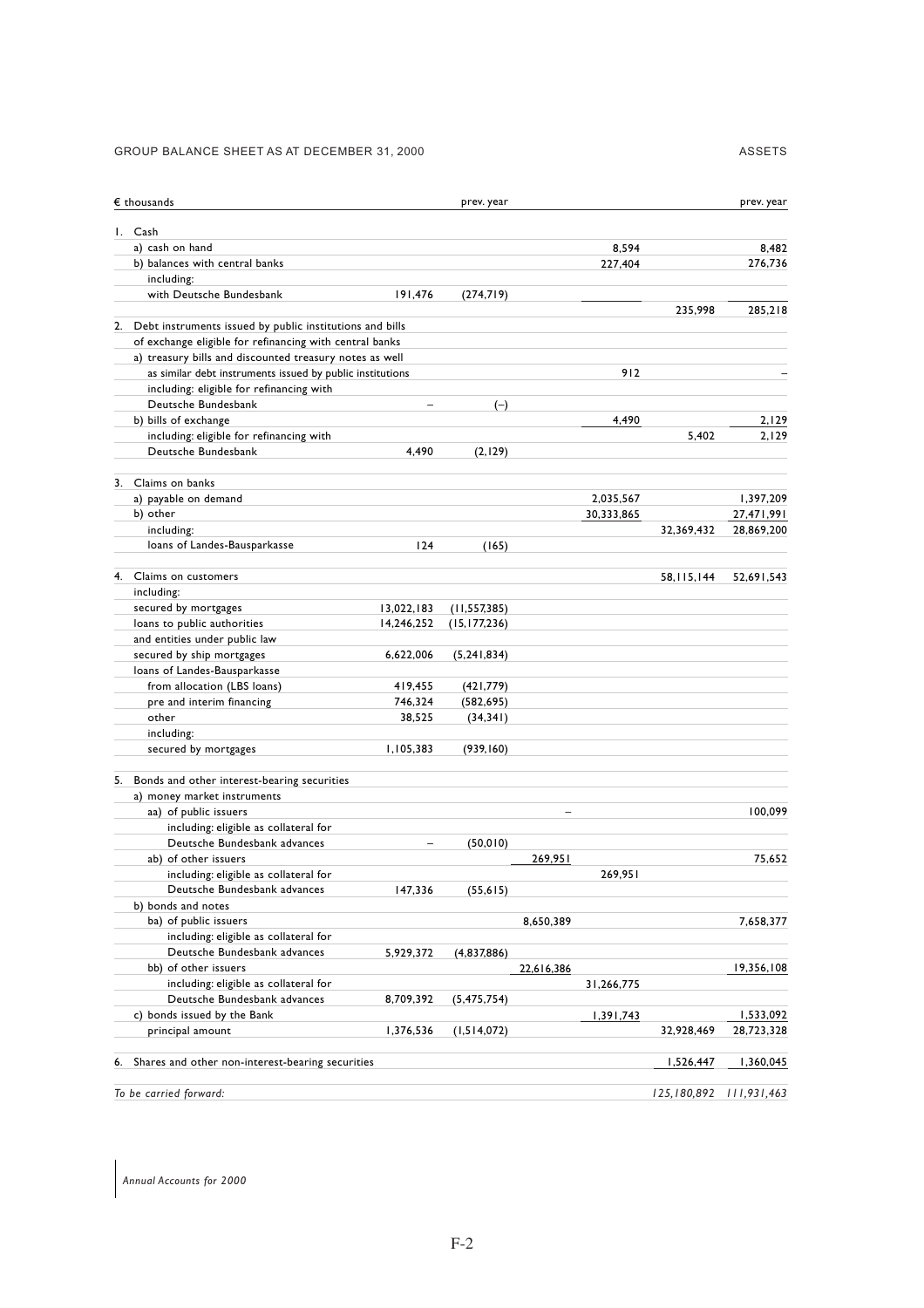GROUP BALANCE SHEET AS AT DECEMBER 31, 2000 — ASSETS

| € thousands | | prev. year | | | | prev. year |
|---|---|---|---|---|---|---|
| 1. Cash | | | | | | |
| a) cash on hand | | | | 8,594 | | 8,482 |
| b) balances with central banks | | | | 227,404 | | 276,736 |
| including: | | | | | | |
| with Deutsche Bundesbank | 191,476 | (274,719) | | | | |
| | | | | | 235,998 | 285,218 |
| 2. Debt instruments issued by public institutions and bills of exchange eligible for refinancing with central banks | | | | | | |
| a) treasury bills and discounted treasury notes as well as similar debt instruments issued by public institutions | | | | 912 | | – |
| including: eligible for refinancing with Deutsche Bundesbank | – | (–) | | | | |
| b) bills of exchange | | | | 4,490 | | 2,129 |
| including: eligible for refinancing with | | | | | 5,402 | 2,129 |
| Deutsche Bundesbank | 4,490 | (2,129) | | | | |
| 3. Claims on banks | | | | | | |
| a) payable on demand | | | | 2,035,567 | | 1,397,209 |
| b) other | | | | 30,333,865 | | 27,471,991 |
| including: | | | | | 32,369,432 | 28,869,200 |
| loans of Landes-Bausparkasse | 124 | (165) | | | | |
| 4. Claims on customers | | | | | 58,115,144 | 52,691,543 |
| including: | | | | | | |
| secured by mortgages | 13,022,183 | (11,557,385) | | | | |
| loans to public authorities and entities under public law | 14,246,252 | (15,177,236) | | | | |
| secured by ship mortgages | 6,622,006 | (5,241,834) | | | | |
| loans of Landes-Bausparkasse | | | | | | |
| from allocation (LBS loans) | 419,455 | (421,779) | | | | |
| pre and interim financing | 746,324 | (582,695) | | | | |
| other | 38,525 | (34,341) | | | | |
| including: | | | | | | |
| secured by mortgages | 1,105,383 | (939,160) | | | | |
| 5. Bonds and other interest-bearing securities | | | | | | |
| a) money market instruments | | | | | | |
| aa) of public issuers | | | – | | | 100,099 |
| including: eligible as collateral for Deutsche Bundesbank advances | – | (50,010) | | | | |
| ab) of other issuers | | | 269,951 | | | 75,652 |
| including: eligible as collateral for | | | | 269,951 | | |
| Deutsche Bundesbank advances | 147,336 | (55,615) | | | | |
| b) bonds and notes | | | | | | |
| ba) of public issuers | | | 8,650,389 | | | 7,658,377 |
| including: eligible as collateral for Deutsche Bundesbank advances | 5,929,372 | (4,837,886) | | | | |
| bb) of other issuers | | | 22,616,386 | | | 19,356,108 |
| including: eligible as collateral for | | | | 31,266,775 | | |
| Deutsche Bundesbank advances | 8,709,392 | (5,475,754) | | | | |
| c) bonds issued by the Bank | | | | 1,391,743 | | 1,533,092 |
| principal amount | 1,376,536 | (1,514,072) | | | 32,928,469 | 28,723,328 |
| 6. Shares and other non-interest-bearing securities | | | | | 1,526,447 | 1,360,045 |
| *To be carried forward:* | | | | | *125,180,892* | *111,931,463* |

*Annual Accounts for 2000*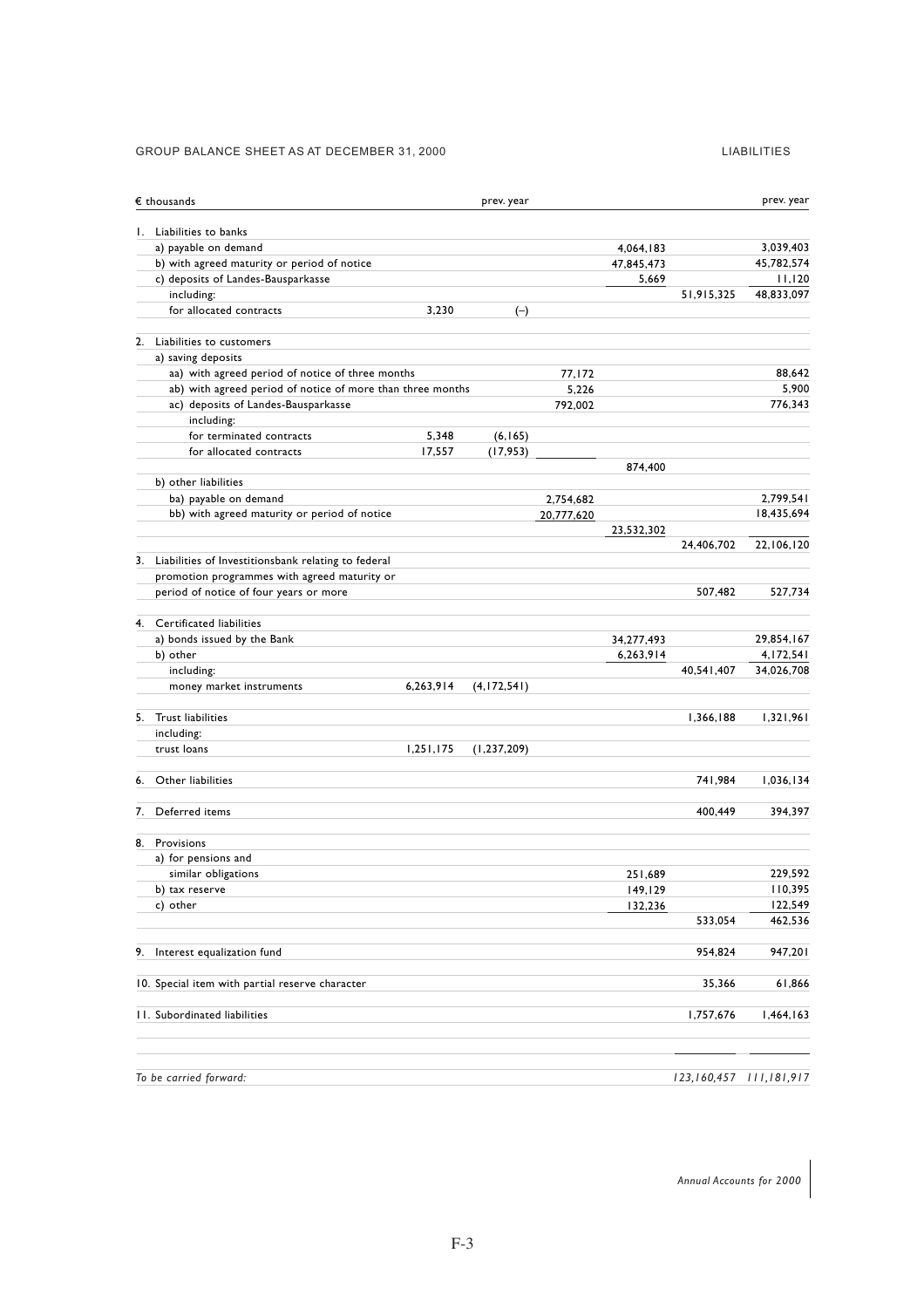GROUP BALANCE SHEET AS AT DECEMBER 31, 2000 — LIABILITIES

| € thousands | | prev. year | | | | prev. year |
|---|---|---|---|---|---|---|
| 1. Liabilities to banks | | | | | | |
| a) payable on demand | | | | 4,064,183 | | 3,039,403 |
| b) with agreed maturity or period of notice | | | | 47,845,473 | | 45,782,574 |
| c) deposits of Landes-Bausparkasse | | | | 5,669 | | 11,120 |
| including: | | | | | 51,915,325 | 48,833,097 |
| for allocated contracts | 3,230 | (–) | | | | |
| 2. Liabilities to customers | | | | | | |
| a) saving deposits | | | | | | |
| aa) with agreed period of notice of three months | | | 77,172 | | | 88,642 |
| ab) with agreed period of notice of more than three months | | | 5,226 | | | 5,900 |
| ac) deposits of Landes-Bausparkasse | | | 792,002 | | | 776,343 |
| including: | | | | | | |
| for terminated contracts | 5,348 | (6,165) | | | | |
| for allocated contracts | 17,557 | (17,953) | | | | |
| | | | | 874,400 | | |
| b) other liabilities | | | | | | |
| ba) payable on demand | | | 2,754,682 | | | 2,799,541 |
| bb) with agreed maturity or period of notice | | | 20,777,620 | | | 18,435,694 |
| | | | | 23,532,302 | | |
| | | | | | 24,406,702 | 22,106,120 |
| 3. Liabilities of Investitionsbank relating to federal promotion programmes with agreed maturity or period of notice of four years or more | | | | | 507,482 | 527,734 |
| 4. Certificated liabilities | | | | | | |
| a) bonds issued by the Bank | | | | 34,277,493 | | 29,854,167 |
| b) other | | | | 6,263,914 | | 4,172,541 |
| including: | | | | | 40,541,407 | 34,026,708 |
| money market instruments | 6,263,914 | (4,172,541) | | | | |
| 5. Trust liabilities | | | | | 1,366,188 | 1,321,961 |
| including: | | | | | | |
| trust loans | 1,251,175 | (1,237,209) | | | | |
| 6. Other liabilities | | | | | 741,984 | 1,036,134 |
| 7. Deferred items | | | | | 400,449 | 394,397 |
| 8. Provisions | | | | | | |
| a) for pensions and similar obligations | | | | 251,689 | | 229,592 |
| b) tax reserve | | | | 149,129 | | 110,395 |
| c) other | | | | 132,236 | | 122,549 |
| | | | | | 533,054 | 462,536 |
| 9. Interest equalization fund | | | | | 954,824 | 947,201 |
| 10. Special item with partial reserve character | | | | | 35,366 | 61,866 |
| 11. Subordinated liabilities | | | | | 1,757,676 | 1,464,163 |
| *To be carried forward:* | | | | | *123,160,457* | *111,181,917* |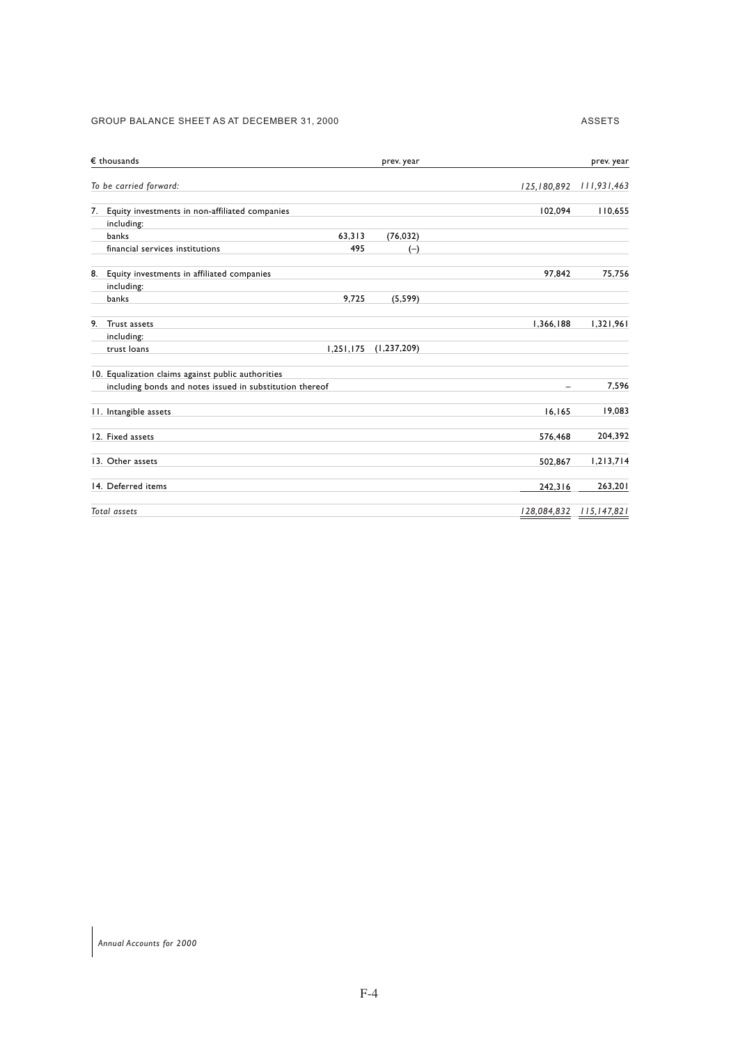GROUP BALANCE SHEET AS AT DECEMBER 31, 2000

ASSETS

| € thousands | | prev. year | | prev. year |
|---|---|---|---|---|
| *To be carried forward:* | | | *125,180,892* | *111,931,463* |
| 7. Equity investments in non-affiliated companies | | | 102,094 | 110,655 |
| including: | | | | |
| banks | 63,313 | (76,032) | | |
| financial services institutions | 495 | (–) | | |
| 8. Equity investments in affiliated companies | | | 97,842 | 75,756 |
| including: | | | | |
| banks | 9,725 | (5,599) | | |
| 9. Trust assets | | | 1,366,188 | 1,321,961 |
| including: | | | | |
| trust loans | 1,251,175 | (1,237,209) | | |
| 10. Equalization claims against public authorities including bonds and notes issued in substitution thereof | | | – | 7,596 |
| 11. Intangible assets | | | 16,165 | 19,083 |
| 12. Fixed assets | | | 576,468 | 204,392 |
| 13. Other assets | | | 502,867 | 1,213,714 |
| 14. Deferred items | | | 242,316 | 263,201 |
| *Total assets* | | | *128,084,832* | *115,147,821* |

*Annual Accounts for 2000*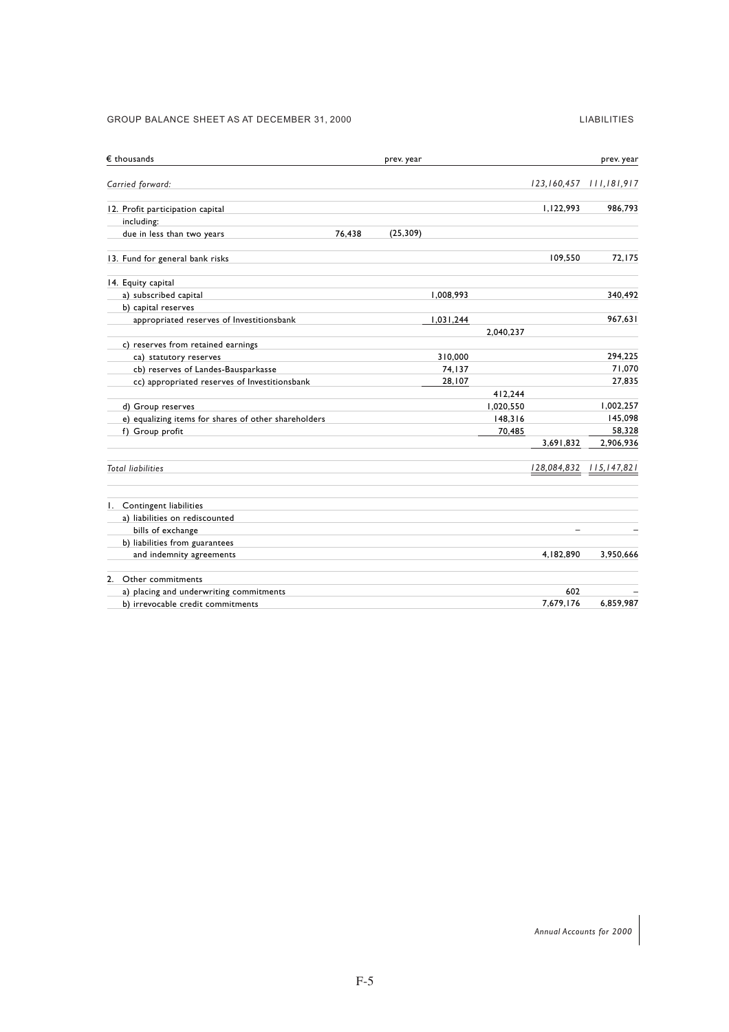GROUP BALANCE SHEET AS AT DECEMBER 31, 2000

LIABILITIES

| € thousands | | prev. year | | | | prev. year |
|---|---|---|---|---|---|---|
| *Carried forward:* | | | | | *123,160,457* | *111,181,917* |
| 12. Profit participation capital | | | | | 1,122,993 | 986,793 |
| including: | | | | | | |
| due in less than two years | 76,438 | (25,309) | | | | |
| 13. Fund for general bank risks | | | | | 109,550 | 72,175 |
| 14. Equity capital | | | | | | |
| a) subscribed capital | | | 1,008,993 | | | 340,492 |
| b) capital reserves | | | | | | |
| appropriated reserves of Investitionsbank | | | 1,031,244 | | | 967,631 |
| | | | | 2,040,237 | | |
| c) reserves from retained earnings | | | | | | |
| ca) statutory reserves | | | 310,000 | | | 294,225 |
| cb) reserves of Landes-Bausparkasse | | | 74,137 | | | 71,070 |
| cc) appropriated reserves of Investitionsbank | | | 28,107 | | | 27,835 |
| | | | | 412,244 | | |
| d) Group reserves | | | | 1,020,550 | | 1,002,257 |
| e) equalizing items for shares of other shareholders | | | | 148,316 | | 145,098 |
| f) Group profit | | | | 70,485 | | 58,328 |
| | | | | | 3,691,832 | 2,906,936 |
| *Total liabilities* | | | | | *128,084,832* | *115,147,821* |
| 1. Contingent liabilities | | | | | | |
| a) liabilities on rediscounted bills of exchange | | | | | – | – |
| b) liabilities from guarantees and indemnity agreements | | | | | 4,182,890 | 3,950,666 |
| 2. Other commitments | | | | | | |
| a) placing and underwriting commitments | | | | | 602 | – |
| b) irrevocable credit commitments | | | | | 7,679,176 | 6,859,987 |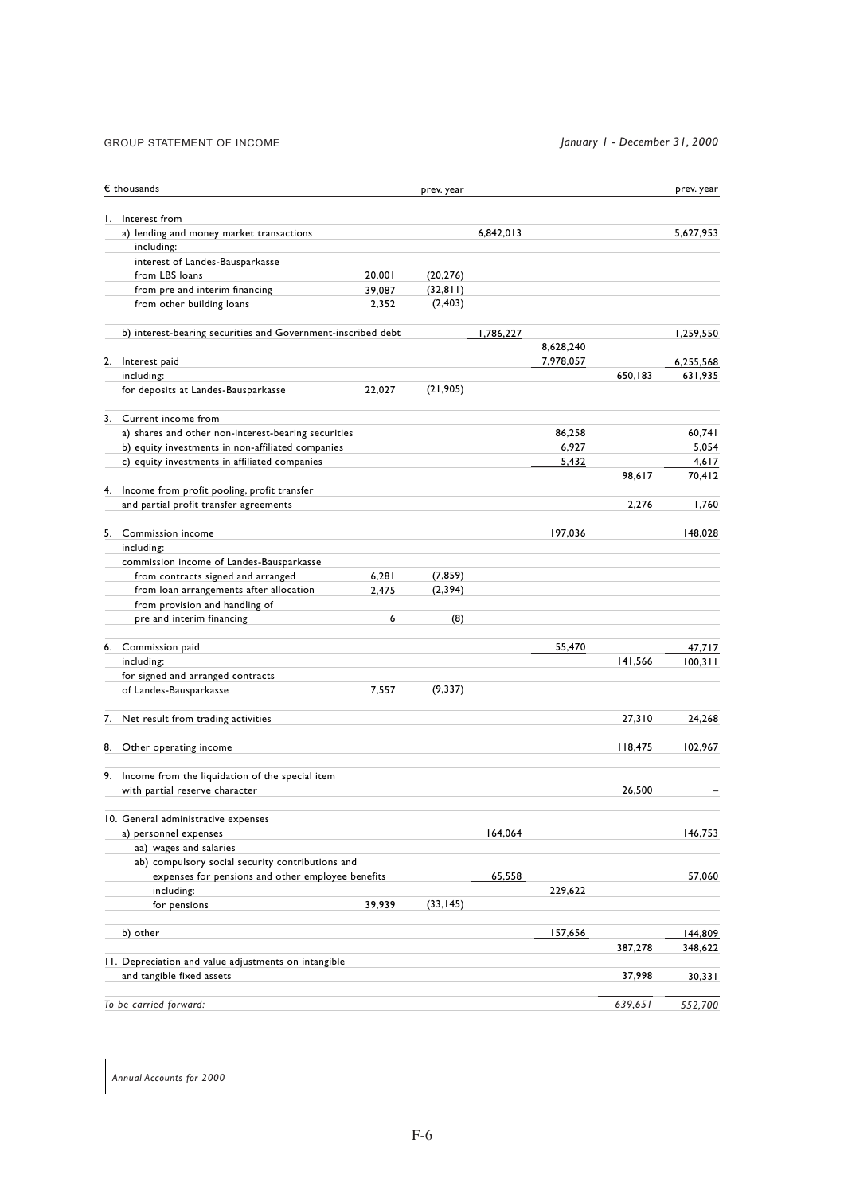GROUP STATEMENT OF INCOME

*January 1 - December 31, 2000*

| € thousands | | prev. year | | | | prev. year |
|---|---|---|---|---|---|---|
| 1. Interest from | | | | | | |
| a) lending and money market transactions | | | 6,842,013 | | | 5,627,953 |
| including: | | | | | | |
| interest of Landes-Bausparkasse | | | | | | |
| from LBS loans | 20,001 | (20,276) | | | | |
| from pre and interim financing | 39,087 | (32,811) | | | | |
| from other building loans | 2,352 | (2,403) | | | | |
| b) interest-bearing securities and Government-inscribed debt | | | 1,786,227 | | | 1,259,550 |
| | | | | 8,628,240 | | |
| 2. Interest paid | | | | 7,978,057 | | 6,255,568 |
| including: | | | | | 650,183 | 631,935 |
| for deposits at Landes-Bausparkasse | 22,027 | (21,905) | | | | |
| 3. Current income from | | | | | | |
| a) shares and other non-interest-bearing securities | | | | 86,258 | | 60,741 |
| b) equity investments in non-affiliated companies | | | | 6,927 | | 5,054 |
| c) equity investments in affiliated companies | | | | 5,432 | | 4,617 |
| | | | | | 98,617 | 70,412 |
| 4. Income from profit pooling, profit transfer and partial profit transfer agreements | | | | | 2,276 | 1,760 |
| 5. Commission income | | | | 197,036 | | 148,028 |
| including: | | | | | | |
| commission income of Landes-Bausparkasse | | | | | | |
| from contracts signed and arranged | 6,281 | (7,859) | | | | |
| from loan arrangements after allocation | 2,475 | (2,394) | | | | |
| from provision and handling of pre and interim financing | 6 | (8) | | | | |
| 6. Commission paid | | | | 55,470 | | 47,717 |
| including: | | | | | 141,566 | 100,311 |
| for signed and arranged contracts of Landes-Bausparkasse | 7,557 | (9,337) | | | | |
| 7. Net result from trading activities | | | | | 27,310 | 24,268 |
| 8. Other operating income | | | | | 118,475 | 102,967 |
| 9. Income from the liquidation of the special item with partial reserve character | | | | | 26,500 | – |
| 10. General administrative expenses | | | | | | |
| a) personnel expenses | | | 164,064 | | | 146,753 |
| aa) wages and salaries | | | | | | |
| ab) compulsory social security contributions and expenses for pensions and other employee benefits | | | 65,558 | | | 57,060 |
| including: | | | | 229,622 | | |
| for pensions | 39,939 | (33,145) | | | | |
| b) other | | | | 157,656 | | 144,809 |
| | | | | | 387,278 | 348,622 |
| 11. Depreciation and value adjustments on intangible and tangible fixed assets | | | | | 37,998 | 30,331 |
| *To be carried forward:* | | | | | *639,651* | *552,700* |

*Annual Accounts for 2000*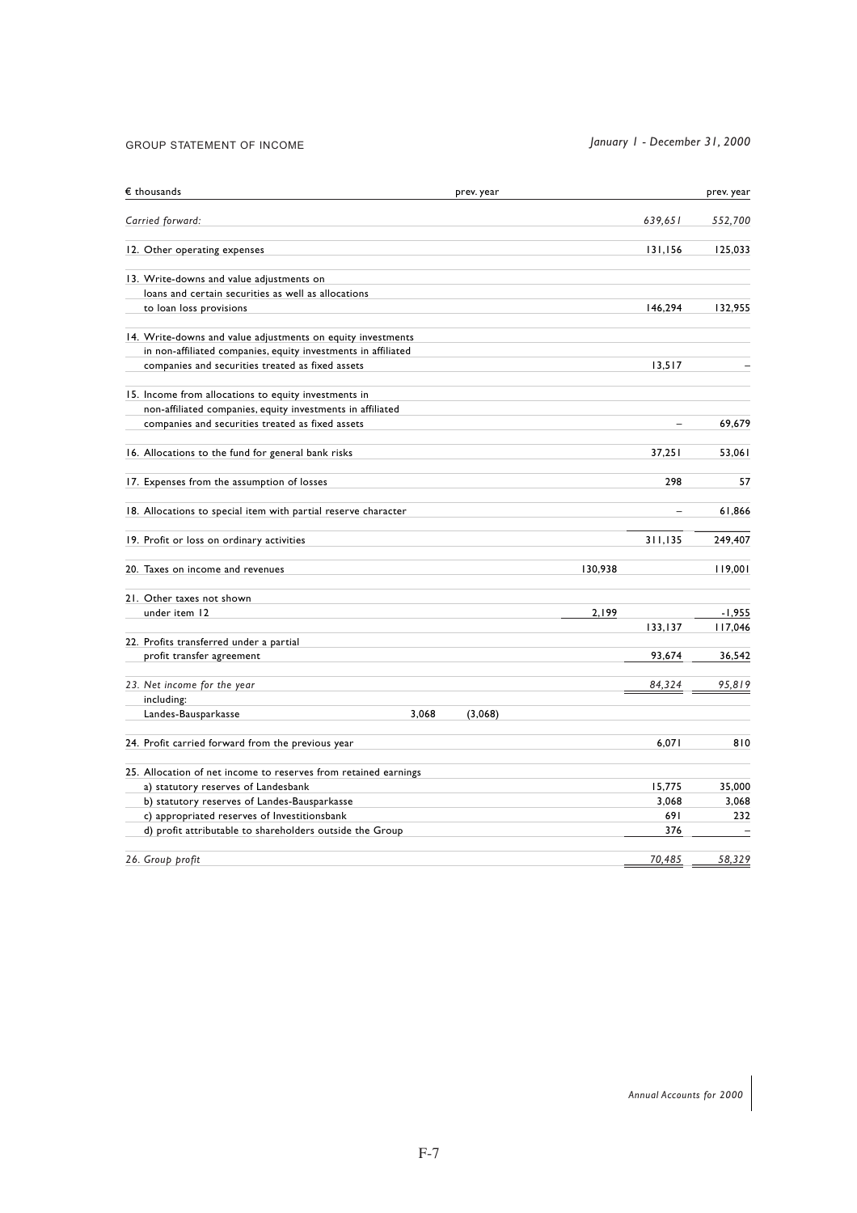GROUP STATEMENT OF INCOME

*January 1 - December 31, 2000*

| € thousands | | prev. year | | | prev. year |
|---|---|---|---|---|---|
| *Carried forward:* | | | | *639,651* | *552,700* |
| 12. Other operating expenses | | | | 131,156 | 125,033 |
| 13. Write-downs and value adjustments on loans and certain securities as well as allocations to loan loss provisions | | | | 146,294 | 132,955 |
| 14. Write-downs and value adjustments on equity investments in non-affiliated companies, equity investments in affiliated companies and securities treated as fixed assets | | | | 13,517 | – |
| 15. Income from allocations to equity investments in non-affiliated companies, equity investments in affiliated companies and securities treated as fixed assets | | | | – | 69,679 |
| 16. Allocations to the fund for general bank risks | | | | 37,251 | 53,061 |
| 17. Expenses from the assumption of losses | | | | 298 | 57 |
| 18. Allocations to special item with partial reserve character | | | | – | 61,866 |
| 19. Profit or loss on ordinary activities | | | | 311,135 | 249,407 |
| 20. Taxes on income and revenues | | | 130,938 | | 119,001 |
| 21. Other taxes not shown under item 12 | | | 2,199 | | -1,955 |
| | | | | 133,137 | 117,046 |
| 22. Profits transferred under a partial profit transfer agreement | | | | 93,674 | 36,542 |
| *23. Net income for the year* | | | | *84,324* | *95,819* |
| including: Landes-Bausparkasse | 3,068 | (3,068) | | | |
| 24. Profit carried forward from the previous year | | | | 6,071 | 810 |
| 25. Allocation of net income to reserves from retained earnings | | | | | |
| a) statutory reserves of Landesbank | | | | 15,775 | 35,000 |
| b) statutory reserves of Landes-Bausparkasse | | | | 3,068 | 3,068 |
| c) appropriated reserves of Investitionsbank | | | | 691 | 232 |
| d) profit attributable to shareholders outside the Group | | | | 376 | – |
| *26. Group profit* | | | | *70,485* | *58,329* |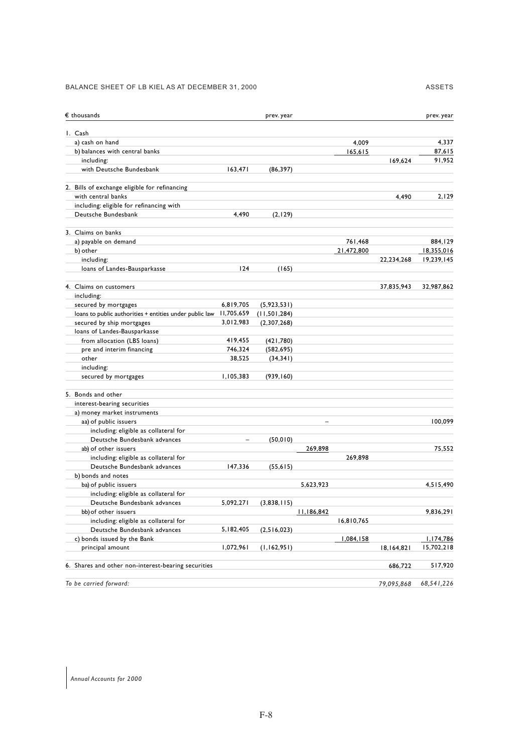BALANCE SHEET OF LB KIEL AS AT DECEMBER 31, 2000

ASSETS

| € thousands | | prev. year | | | | prev. year |
|---|---|---|---|---|---|---|
| 1. Cash | | | | | | |
| a) cash on hand | | | | 4,009 | | 4,337 |
| b) balances with central banks | | | | 165,615 | | 87,615 |
| including: | | | | | 169,624 | 91,952 |
| with Deutsche Bundesbank | 163,471 | (86,397) | | | | |
| 2. Bills of exchange eligible for refinancing | | | | | | |
| with central banks | | | | | 4,490 | 2,129 |
| including: eligible for refinancing with | | | | | | |
| Deutsche Bundesbank | 4,490 | (2,129) | | | | |
| 3. Claims on banks | | | | | | |
| a) payable on demand | | | | 761,468 | | 884,129 |
| b) other | | | | 21,472,800 | | 18,355,016 |
| including: | | | | | 22,234,268 | 19,239,145 |
| loans of Landes-Bausparkasse | 124 | (165) | | | | |
| 4. Claims on customers | | | | | 37,835,943 | 32,987,862 |
| including: | | | | | | |
| secured by mortgages | 6,819,705 | (5,923,531) | | | | |
| loans to public authorities + entities under public law | 11,705,659 | (11,501,284) | | | | |
| secured by ship mortgages | 3,012,983 | (2,307,268) | | | | |
| loans of Landes-Bausparkasse | | | | | | |
| from allocation (LBS loans) | 419,455 | (421,780) | | | | |
| pre and interim financing | 746,324 | (582,695) | | | | |
| other | 38,525 | (34,341) | | | | |
| including: | | | | | | |
| secured by mortgages | 1,105,383 | (939,160) | | | | |
| 5. Bonds and other | | | | | | |
| interest-bearing securities | | | | | | |
| a) money market instruments | | | | | | |
| aa) of public issuers | | | – | | | 100,099 |
| including: eligible as collateral for | | | | | | |
| Deutsche Bundesbank advances | – | (50,010) | | | | |
| ab) of other issuers | | | 269,898 | | | 75,552 |
| including: eligible as collateral for | | | | 269,898 | | |
| Deutsche Bundesbank advances | 147,336 | (55,615) | | | | |
| b) bonds and notes | | | | | | |
| ba) of public issuers | | | 5,623,923 | | | 4,515,490 |
| including: eligible as collateral for | | | | | | |
| Deutsche Bundesbank advances | 5,092,271 | (3,838,115) | | | | |
| bb) of other issuers | | | 11,186,842 | | | 9,836,291 |
| including: eligible as collateral for | | | | 16,810,765 | | |
| Deutsche Bundesbank advances | 5,182,405 | (2,516,023) | | | | |
| c) bonds issued by the Bank | | | | 1,084,158 | | 1,174,786 |
| principal amount | 1,072,961 | (1,162,951) | | | 18,164,821 | 15,702,218 |
| 6. Shares and other non-interest-bearing securities | | | | | 686,722 | 517,920 |
| *To be carried forward:* | | | | | *79,095,868* | *68,541,226* |

*Annual Accounts for 2000*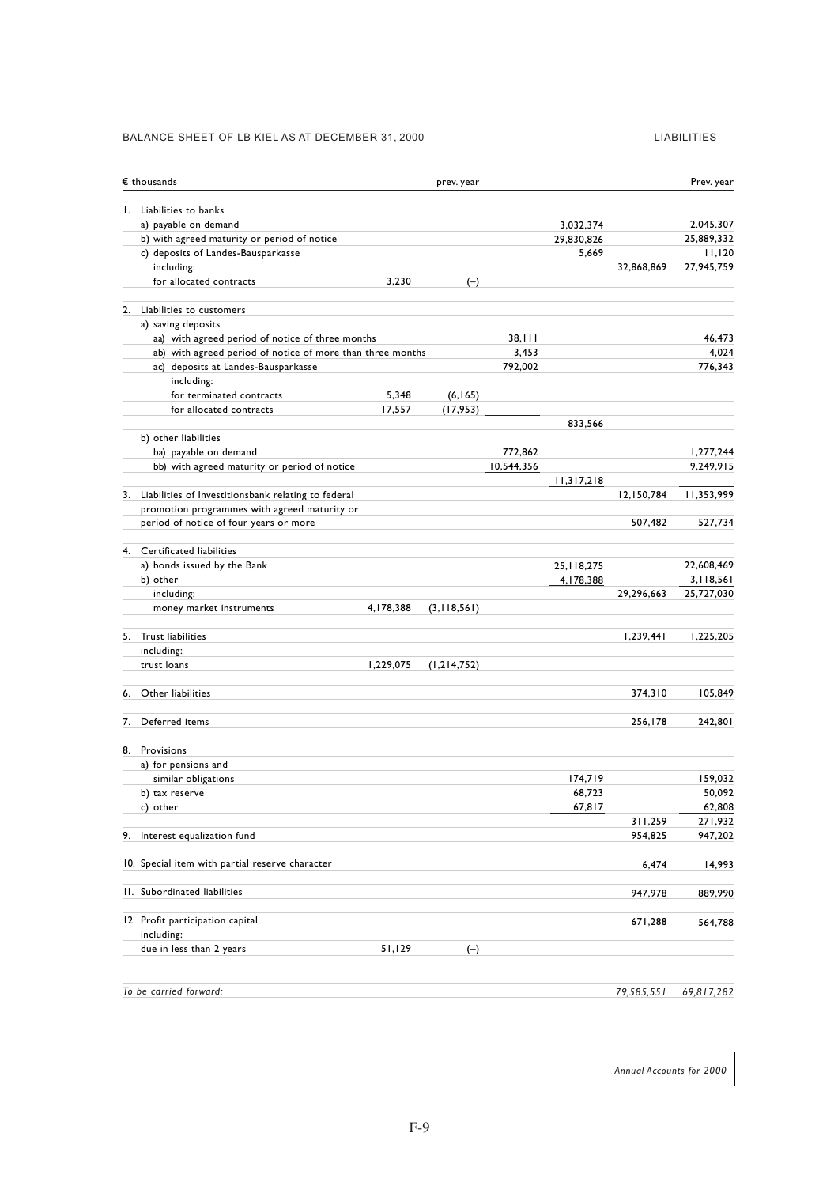BALANCE SHEET OF LB KIEL AS AT DECEMBER 31, 2000

LIABILITIES

| € thousands | | prev. year | | | | Prev. year |
|---|---|---|---|---|---|---|
| 1. Liabilities to banks | | | | | | |
| a) payable on demand | | | | 3,032,374 | | 2.045.307 |
| b) with agreed maturity or period of notice | | | | 29,830,826 | | 25,889,332 |
| c) deposits of Landes-Bausparkasse | | | | 5,669 | | 11,120 |
| including: | | | | | 32,868,869 | 27,945,759 |
| for allocated contracts | 3,230 | (–) | | | | |
| 2. Liabilities to customers | | | | | | |
| a) saving deposits | | | | | | |
| aa) with agreed period of notice of three months | | | 38,111 | | | 46,473 |
| ab) with agreed period of notice of more than three months | | | 3,453 | | | 4,024 |
| ac) deposits at Landes-Bausparkasse | | | 792,002 | | | 776,343 |
| including: | | | | | | |
| for terminated contracts | 5,348 | (6,165) | | | | |
| for allocated contracts | 17,557 | (17,953) | | | | |
| | | | | 833,566 | | |
| b) other liabilities | | | | | | |
| ba) payable on demand | | | 772,862 | | | 1,277,244 |
| bb) with agreed maturity or period of notice | | | 10,544,356 | | | 9,249,915 |
| | | | | 11,317,218 | | |
| 3. Liabilities of Investitionsbank relating to federal promotion programmes with agreed maturity or period of notice of four years or more | | | | | 12,150,784 | 11,353,999 |
| | | | | | 507,482 | 527,734 |
| 4. Certificated liabilities | | | | | | |
| a) bonds issued by the Bank | | | | 25,118,275 | | 22,608,469 |
| b) other | | | | 4,178,388 | | 3,118,561 |
| including: | | | | | 29,296,663 | 25,727,030 |
| money market instruments | 4,178,388 | (3,118,561) | | | | |
| 5. Trust liabilities | | | | | 1,239,441 | 1,225,205 |
| including: | | | | | | |
| trust loans | 1,229,075 | (1,214,752) | | | | |
| 6. Other liabilities | | | | | 374,310 | 105,849 |
| 7. Deferred items | | | | | 256,178 | 242,801 |
| 8. Provisions | | | | | | |
| a) for pensions and similar obligations | | | | 174,719 | | 159,032 |
| b) tax reserve | | | | 68,723 | | 50,092 |
| c) other | | | | 67,817 | | 62,808 |
| | | | | | 311,259 | 271,932 |
| 9. Interest equalization fund | | | | | 954,825 | 947,202 |
| 10. Special item with partial reserve character | | | | | 6,474 | 14,993 |
| 11. Subordinated liabilities | | | | | 947,978 | 889,990 |
| 12. Profit participation capital | | | | | 671,288 | 564,788 |
| including: | | | | | | |
| due in less than 2 years | 51,129 | (–) | | | | |
| *To be carried forward:* | | | | | *79,585,551* | *69,817,282* |

*Annual Accounts for 2000*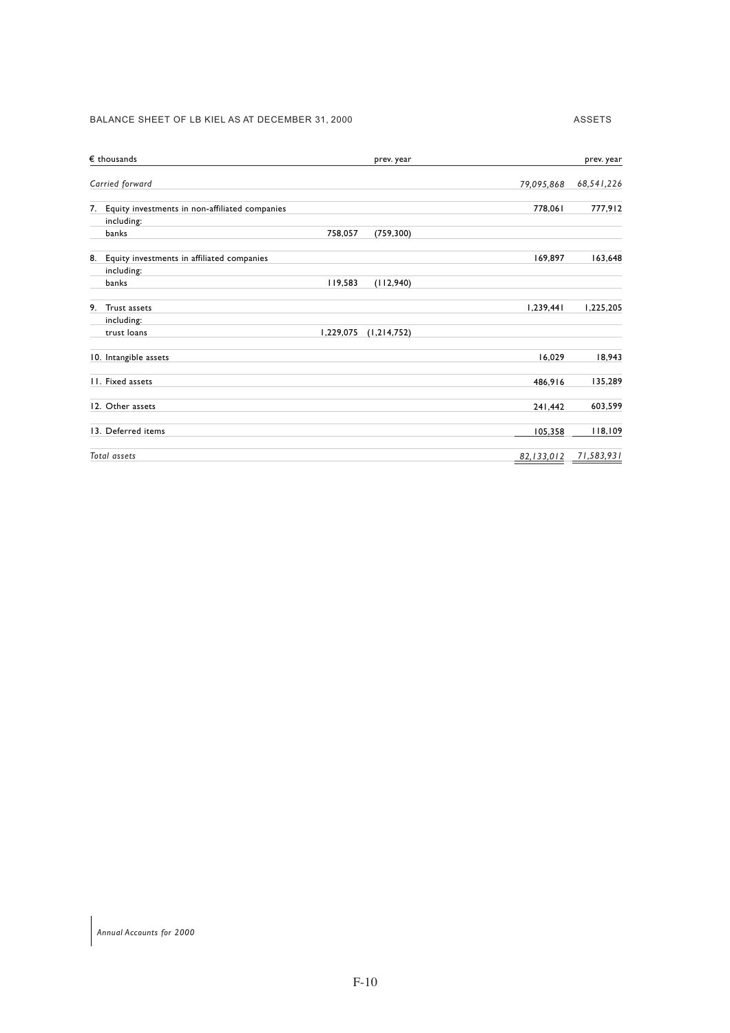BALANCE SHEET OF LB KIEL AS AT DECEMBER 31, 2000

ASSETS

| € thousands | | prev. year | | prev. year |
|---|---|---|---|---|
| *Carried forward* | | | *79,095,868* | *68,541,226* |
| 7. Equity investments in non-affiliated companies | | | 778,061 | 777,912 |
| including: | | | | |
| banks | 758,057 | (759,300) | | |
| 8. Equity investments in affiliated companies | | | 169,897 | 163,648 |
| including: | | | | |
| banks | 119,583 | (112,940) | | |
| 9. Trust assets | | | 1,239,441 | 1,225,205 |
| including: | | | | |
| trust loans | 1,229,075 | (1,214,752) | | |
| 10. Intangible assets | | | 16,029 | 18,943 |
| 11. Fixed assets | | | 486,916 | 135,289 |
| 12. Other assets | | | 241,442 | 603,599 |
| 13. Deferred items | | | 105,358 | 118,109 |
| *Total assets* | | | *82,133,012* | *71,583,931* |

*Annual Accounts for 2000*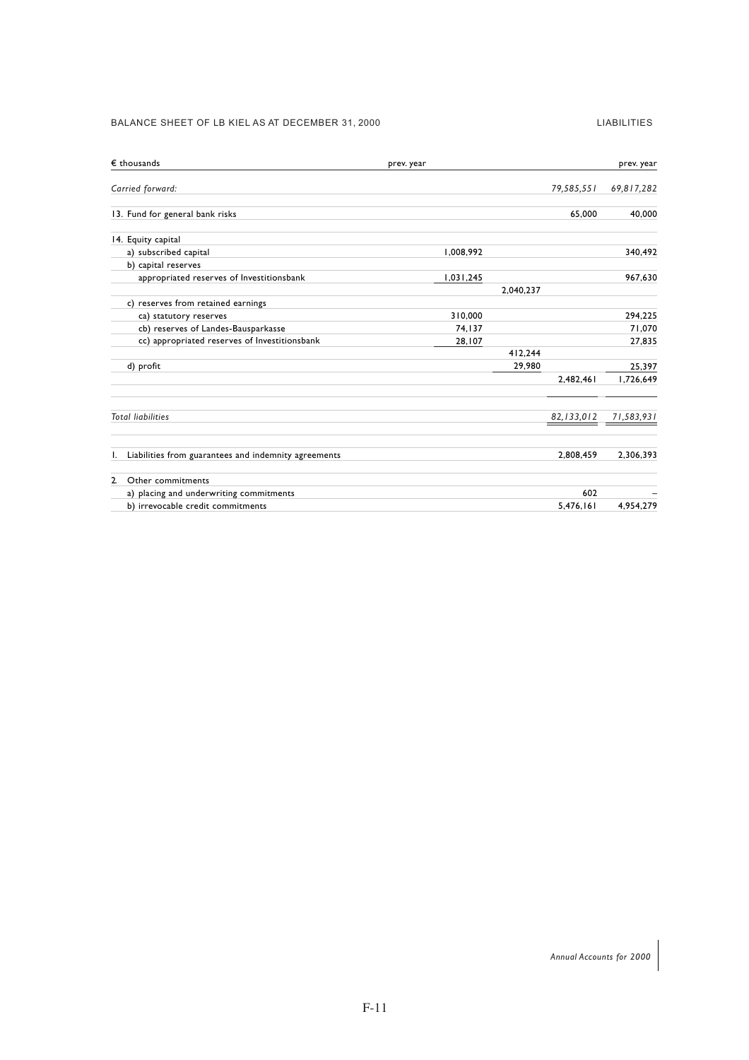## BALANCE SHEET OF LB KIEL AS AT DECEMBER 31, 2000

LIABILITIES

| € thousands | prev. year | | | | prev. year |
|---|---|---|---|---|---|
| *Carried forward:* | | | | *79,585,551* | *69,817,282* |
| 13. Fund for general bank risks | | | | 65,000 | 40,000 |
| 14. Equity capital | | | | | |
| a) subscribed capital | | 1,008,992 | | | 340,492 |
| b) capital reserves | | | | | |
| appropriated reserves of Investitionsbank | | 1,031,245 | | | 967,630 |
| | | | 2,040,237 | | |
| c) reserves from retained earnings | | | | | |
| ca) statutory reserves | | 310,000 | | | 294,225 |
| cb) reserves of Landes-Bausparkasse | | 74,137 | | | 71,070 |
| cc) appropriated reserves of Investitionsbank | | 28,107 | | | 27,835 |
| | | | 412,244 | | |
| d) profit | | | 29,980 | | 25,397 |
| | | | | 2,482,461 | 1,726,649 |
| *Total liabilities* | | | | *82,133,012* | *71,583,931* |
| 1. Liabilities from guarantees and indemnity agreements | | | | 2,808,459 | 2,306,393 |
| 2. Other commitments | | | | | |
| a) placing and underwriting commitments | | | | 602 | – |
| b) irrevocable credit commitments | | | | 5,476,161 | 4,954,279 |

*Annual Accounts for 2000*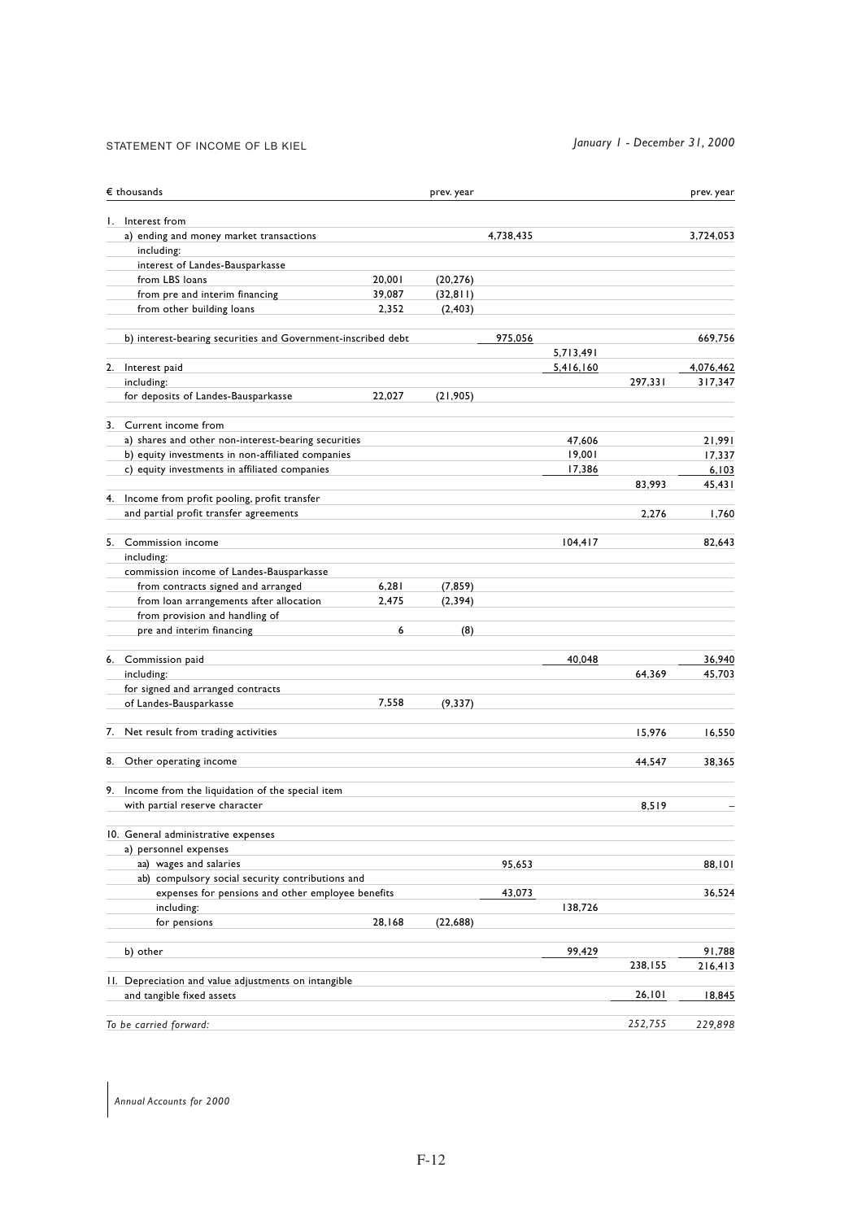STATEMENT OF INCOME OF LB KIEL

*January 1 - December 31, 2000*

| € thousands | | prev. year | | | | prev. year |
|---|---|---|---|---|---|---|
| 1. Interest from | | | | | | |
| a) ending and money market transactions | | | 4,738,435 | | | 3,724,053 |
| including: | | | | | | |
| interest of Landes-Bausparkasse | | | | | | |
| from LBS loans | 20,001 | (20,276) | | | | |
| from pre and interim financing | 39,087 | (32,811) | | | | |
| from other building loans | 2,352 | (2,403) | | | | |
| b) interest-bearing securities and Government-inscribed debt | | | 975,056 | | | 669,756 |
| | | | | 5,713,491 | | |
| 2. Interest paid | | | | 5,416,160 | | 4,076,462 |
| including: | | | | | 297,331 | 317,347 |
| for deposits of Landes-Bausparkasse | 22,027 | (21,905) | | | | |
| 3. Current income from | | | | | | |
| a) shares and other non-interest-bearing securities | | | | 47,606 | | 21,991 |
| b) equity investments in non-affiliated companies | | | | 19,001 | | 17,337 |
| c) equity investments in affiliated companies | | | | 17,386 | | 6,103 |
| | | | | | 83,993 | 45,431 |
| 4. Income from profit pooling, profit transfer and partial profit transfer agreements | | | | | 2,276 | 1,760 |
| 5. Commission income | | | | 104,417 | | 82,643 |
| including: | | | | | | |
| commission income of Landes-Bausparkasse | | | | | | |
| from contracts signed and arranged | 6,281 | (7,859) | | | | |
| from loan arrangements after allocation | 2,475 | (2,394) | | | | |
| from provision and handling of pre and interim financing | 6 | (8) | | | | |
| 6. Commission paid | | | | 40,048 | | 36,940 |
| including: | | | | | 64,369 | 45,703 |
| for signed and arranged contracts of Landes-Bausparkasse | 7,558 | (9,337) | | | | |
| 7. Net result from trading activities | | | | | 15,976 | 16,550 |
| 8. Other operating income | | | | | 44,547 | 38,365 |
| 9. Income from the liquidation of the special item with partial reserve character | | | | | 8,519 | – |
| 10. General administrative expenses | | | | | | |
| a) personnel expenses | | | | | | |
| aa) wages and salaries | | | 95,653 | | | 88,101 |
| ab) compulsory social security contributions and expenses for pensions and other employee benefits | | | 43,073 | | | 36,524 |
| including: | | | | 138,726 | | |
| for pensions | 28,168 | (22,688) | | | | |
| b) other | | | | 99,429 | | 91,788 |
| | | | | | 238,155 | 216,413 |
| 11. Depreciation and value adjustments on intangible and tangible fixed assets | | | | | 26,101 | 18,845 |
| *To be carried forward:* | | | | | *252,755* | *229,898* |

*Annual Accounts for 2000*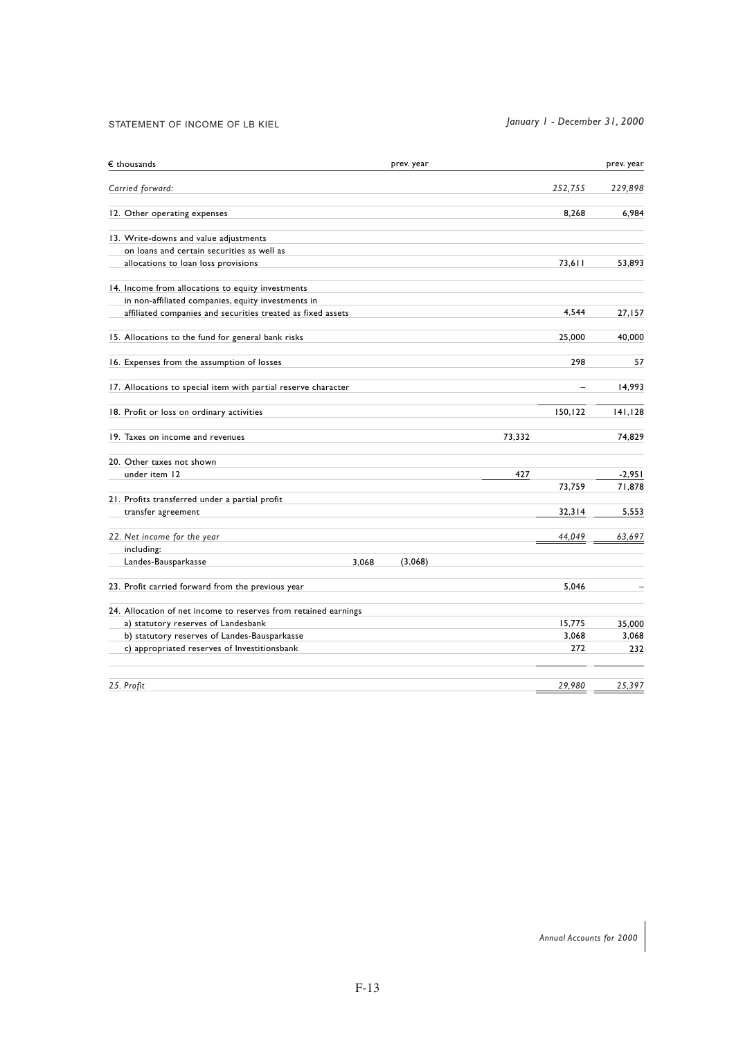STATEMENT OF INCOME OF LB KIEL

*January 1 - December 31, 2000*

| € thousands | | prev. year | | | prev. year |
|---|---|---|---|---|---|
| *Carried forward:* | | | | *252,755* | *229,898* |
| 12. Other operating expenses | | | | 8,268 | 6,984 |
| 13. Write-downs and value adjustments on loans and certain securities as well as allocations to loan loss provisions | | | | 73,611 | 53,893 |
| 14. Income from allocations to equity investments in non-affiliated companies, equity investments in affiliated companies and securities treated as fixed assets | | | | 4,544 | 27,157 |
| 15. Allocations to the fund for general bank risks | | | | 25,000 | 40,000 |
| 16. Expenses from the assumption of losses | | | | 298 | 57 |
| 17. Allocations to special item with partial reserve character | | | | – | 14,993 |
| 18. Profit or loss on ordinary activities | | | | 150,122 | 141,128 |
| 19. Taxes on income and revenues | | | 73,332 | | 74,829 |
| 20. Other taxes not shown under item 12 | | | 427 | | -2,951 |
| | | | | 73,759 | 71,878 |
| 21. Profits transferred under a partial profit transfer agreement | | | | 32,314 | 5,553 |
| *22. Net income for the year* | | | | *44,049* | *63,697* |
| including: Landes-Bausparkasse | 3,068 | (3,068) | | | |
| 23. Profit carried forward from the previous year | | | | 5,046 | – |
| 24. Allocation of net income to reserves from retained earnings | | | | | |
| a) statutory reserves of Landesbank | | | | 15,775 | 35,000 |
| b) statutory reserves of Landes-Bausparkasse | | | | 3,068 | 3,068 |
| c) appropriated reserves of Investitionsbank | | | | 272 | 232 |
| *25. Profit* | | | | *29,980* | *25,397* |

*Annual Accounts for 2000*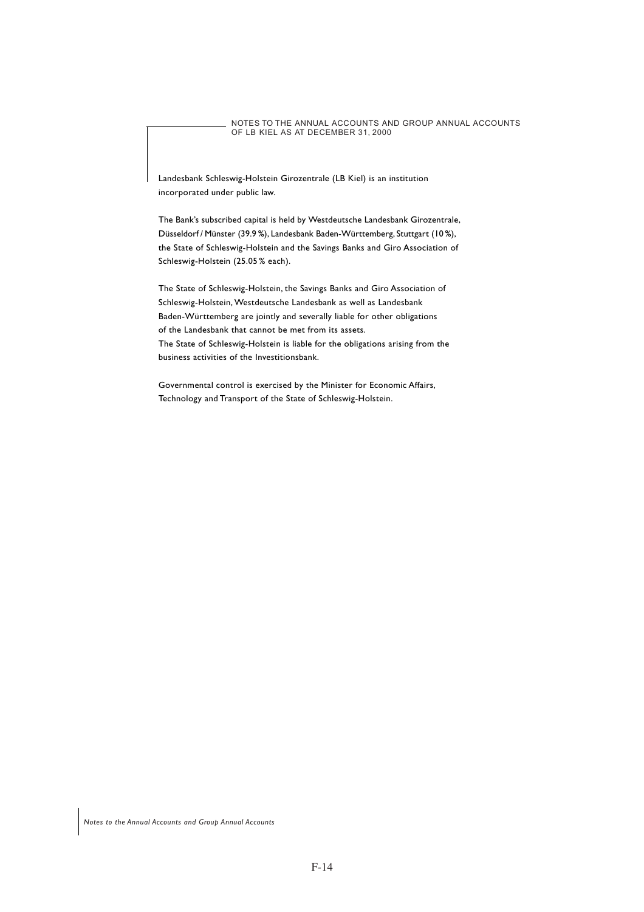# NOTES TO THE ANNUAL ACCOUNTS AND GROUP ANNUAL ACCOUNTS OF LB KIEL AS AT DECEMBER 31, 2000

Landesbank Schleswig-Holstein Girozentrale (LB Kiel) is an institution incorporated under public law.

The Bank's subscribed capital is held by Westdeutsche Landesbank Girozentrale, Düsseldorf / Münster (39.9 %), Landesbank Baden-Württemberg, Stuttgart (10 %), the State of Schleswig-Holstein and the Savings Banks and Giro Association of Schleswig-Holstein (25.05 % each).

The State of Schleswig-Holstein, the Savings Banks and Giro Association of Schleswig-Holstein, Westdeutsche Landesbank as well as Landesbank Baden-Württemberg are jointly and severally liable for other obligations of the Landesbank that cannot be met from its assets.
The State of Schleswig-Holstein is liable for the obligations arising from the business activities of the Investitionsbank.

Governmental control is exercised by the Minister for Economic Affairs, Technology and Transport of the State of Schleswig-Holstein.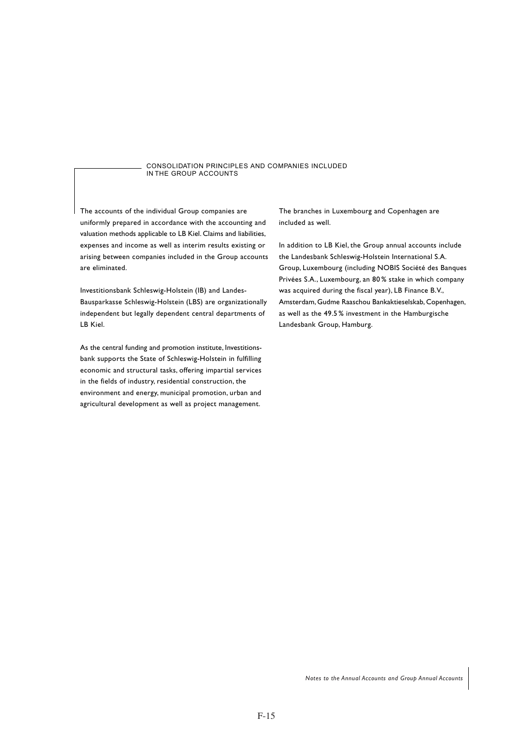## CONSOLIDATION PRINCIPLES AND COMPANIES INCLUDED IN THE GROUP ACCOUNTS

The accounts of the individual Group companies are uniformly prepared in accordance with the accounting and valuation methods applicable to LB Kiel. Claims and liabilities, expenses and income as well as interim results existing or arising between companies included in the Group accounts are eliminated.

Investitionsbank Schleswig-Holstein (IB) and Landes-Bausparkasse Schleswig-Holstein (LBS) are organizationally independent but legally dependent central departments of LB Kiel.

As the central funding and promotion institute, Investitionsbank supports the State of Schleswig-Holstein in fulfilling economic and structural tasks, offering impartial services in the fields of industry, residential construction, the environment and energy, municipal promotion, urban and agricultural development as well as project management.

The branches in Luxembourg and Copenhagen are included as well.

In addition to LB Kiel, the Group annual accounts include the Landesbank Schleswig-Holstein International S.A. Group, Luxembourg (including NOBIS Société des Banques Privées S.A., Luxembourg, an 80 % stake in which company was acquired during the fiscal year), LB Finance B.V., Amsterdam, Gudme Raaschou Bankaktieselskab, Copenhagen, as well as the 49.5 % investment in the Hamburgische Landesbank Group, Hamburg.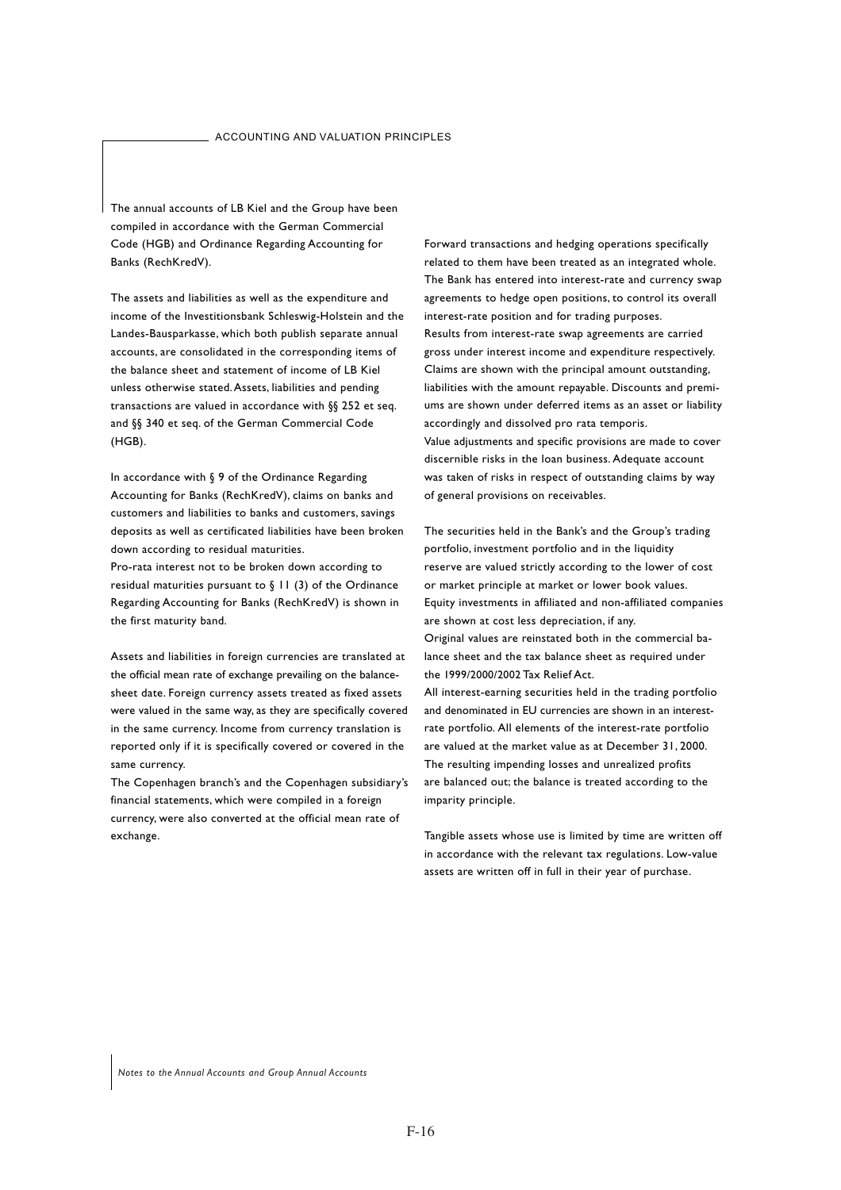# ACCOUNTING AND VALUATION PRINCIPLES

The annual accounts of LB Kiel and the Group have been compiled in accordance with the German Commercial Code (HGB) and Ordinance Regarding Accounting for Banks (RechKredV).

The assets and liabilities as well as the expenditure and income of the Investitionsbank Schleswig-Holstein and the Landes-Bausparkasse, which both publish separate annual accounts, are consolidated in the corresponding items of the balance sheet and statement of income of LB Kiel unless otherwise stated. Assets, liabilities and pending transactions are valued in accordance with §§ 252 et seq. and §§ 340 et seq. of the German Commercial Code (HGB).

In accordance with § 9 of the Ordinance Regarding Accounting for Banks (RechKredV), claims on banks and customers and liabilities to banks and customers, savings deposits as well as certificated liabilities have been broken down according to residual maturities.
Pro-rata interest not to be broken down according to residual maturities pursuant to § 11 (3) of the Ordinance Regarding Accounting for Banks (RechKredV) is shown in the first maturity band.

Assets and liabilities in foreign currencies are translated at the official mean rate of exchange prevailing on the balance-sheet date. Foreign currency assets treated as fixed assets were valued in the same way, as they are specifically covered in the same currency. Income from currency translation is reported only if it is specifically covered or covered in the same currency.
The Copenhagen branch's and the Copenhagen subsidiary's financial statements, which were compiled in a foreign currency, were also converted at the official mean rate of exchange.

Forward transactions and hedging operations specifically related to them have been treated as an integrated whole. The Bank has entered into interest-rate and currency swap agreements to hedge open positions, to control its overall interest-rate position and for trading purposes.
Results from interest-rate swap agreements are carried gross under interest income and expenditure respectively. Claims are shown with the principal amount outstanding, liabilities with the amount repayable. Discounts and premiums are shown under deferred items as an asset or liability accordingly and dissolved pro rata temporis.
Value adjustments and specific provisions are made to cover discernible risks in the loan business. Adequate account was taken of risks in respect of outstanding claims by way of general provisions on receivables.

The securities held in the Bank's and the Group's trading portfolio, investment portfolio and in the liquidity reserve are valued strictly according to the lower of cost or market principle at market or lower book values.
Equity investments in affiliated and non-affiliated companies are shown at cost less depreciation, if any.
Original values are reinstated both in the commercial balance sheet and the tax balance sheet as required under the 1999/2000/2002 Tax Relief Act.
All interest-earning securities held in the trading portfolio and denominated in EU currencies are shown in an interest-rate portfolio. All elements of the interest-rate portfolio are valued at the market value as at December 31, 2000. The resulting impending losses and unrealized profits are balanced out; the balance is treated according to the imparity principle.

Tangible assets whose use is limited by time are written off in accordance with the relevant tax regulations. Low-value assets are written off in full in their year of purchase.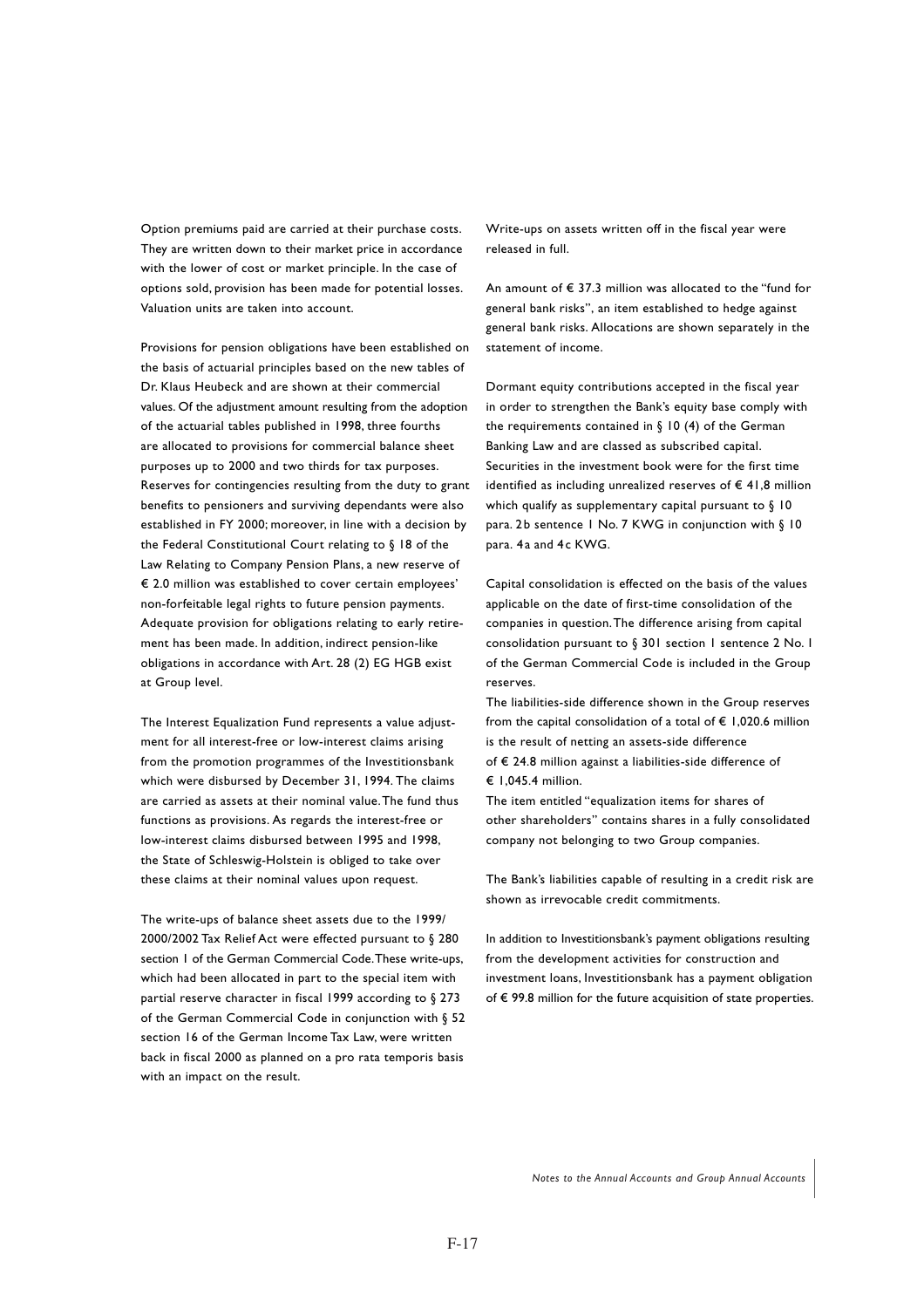Option premiums paid are carried at their purchase costs. They are written down to their market price in accordance with the lower of cost or market principle. In the case of options sold, provision has been made for potential losses. Valuation units are taken into account.

Provisions for pension obligations have been established on the basis of actuarial principles based on the new tables of Dr. Klaus Heubeck and are shown at their commercial values. Of the adjustment amount resulting from the adoption of the actuarial tables published in 1998, three fourths are allocated to provisions for commercial balance sheet purposes up to 2000 and two thirds for tax purposes. Reserves for contingencies resulting from the duty to grant benefits to pensioners and surviving dependants were also established in FY 2000; moreover, in line with a decision by the Federal Constitutional Court relating to § 18 of the Law Relating to Company Pension Plans, a new reserve of € 2.0 million was established to cover certain employees' non-forfeitable legal rights to future pension payments. Adequate provision for obligations relating to early retirement has been made. In addition, indirect pension-like obligations in accordance with Art. 28 (2) EG HGB exist at Group level.

The Interest Equalization Fund represents a value adjustment for all interest-free or low-interest claims arising from the promotion programmes of the Investitionsbank which were disbursed by December 31, 1994. The claims are carried as assets at their nominal value. The fund thus functions as provisions. As regards the interest-free or low-interest claims disbursed between 1995 and 1998, the State of Schleswig-Holstein is obliged to take over these claims at their nominal values upon request.

The write-ups of balance sheet assets due to the 1999/2000/2002 Tax Relief Act were effected pursuant to § 280 section 1 of the German Commercial Code. These write-ups, which had been allocated in part to the special item with partial reserve character in fiscal 1999 according to § 273 of the German Commercial Code in conjunction with § 52 section 16 of the German Income Tax Law, were written back in fiscal 2000 as planned on a pro rata temporis basis with an impact on the result.

Write-ups on assets written off in the fiscal year were released in full.

An amount of € 37.3 million was allocated to the "fund for general bank risks", an item established to hedge against general bank risks. Allocations are shown separately in the statement of income.

Dormant equity contributions accepted in the fiscal year in order to strengthen the Bank's equity base comply with the requirements contained in § 10 (4) of the German Banking Law and are classed as subscribed capital. Securities in the investment book were for the first time identified as including unrealized reserves of € 41,8 million which qualify as supplementary capital pursuant to § 10 para. 2b sentence 1 No. 7 KWG in conjunction with § 10 para. 4a and 4c KWG.

Capital consolidation is effected on the basis of the values applicable on the date of first-time consolidation of the companies in question. The difference arising from capital consolidation pursuant to § 301 section 1 sentence 2 No. 1 of the German Commercial Code is included in the Group reserves.

The liabilities-side difference shown in the Group reserves from the capital consolidation of a total of € 1,020.6 million is the result of netting an assets-side difference of € 24.8 million against a liabilities-side difference of € 1,045.4 million.

The item entitled "equalization items for shares of other shareholders" contains shares in a fully consolidated company not belonging to two Group companies.

The Bank's liabilities capable of resulting in a credit risk are shown as irrevocable credit commitments.

In addition to Investitionsbank's payment obligations resulting from the development activities for construction and investment loans, Investitionsbank has a payment obligation of € 99.8 million for the future acquisition of state properties.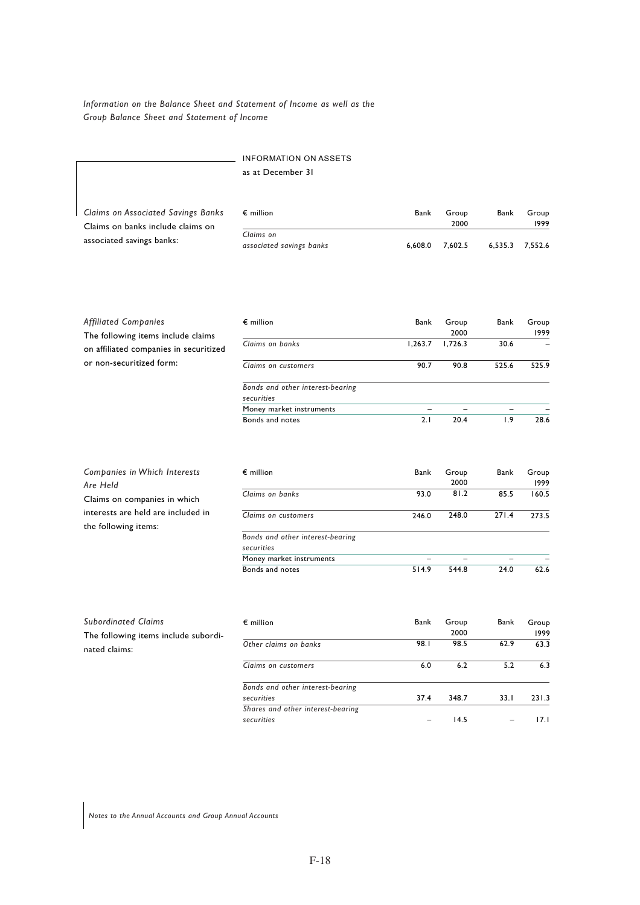*Information on the Balance Sheet and Statement of Income as well as the Group Balance Sheet and Statement of Income*

## INFORMATION ON ASSETS

as at December 31

*Claims on Associated Savings Banks*

Claims on banks include claims on associated savings banks:

| € million | Bank | Group 2000 | Bank | Group 1999 |
|---|---|---|---|---|
| *Claims on associated savings banks* | 6,608.0 | 7,602.5 | 6,535.3 | 7,552.6 |

*Affiliated Companies*

The following items include claims on affiliated companies in securitized or non-securitized form:

| € million | Bank | Group 2000 | Bank | Group 1999 |
|---|---|---|---|---|
| *Claims on banks* | 1,263.7 | 1,726.3 | 30.6 | – |
| *Claims on customers* | 90.7 | 90.8 | 525.6 | 525.9 |
| *Bonds and other interest-bearing securities* | | | | |
| Money market instruments | – | – | – | – |
| Bonds and notes | 2.1 | 20.4 | 1.9 | 28.6 |

*Companies in Which Interests Are Held*

Claims on companies in which interests are held are included in the following items:

| € million | Bank | Group 2000 | Bank | Group 1999 |
|---|---|---|---|---|
| *Claims on banks* | 93.0 | 81.2 | 85.5 | 160.5 |
| *Claims on customers* | 246.0 | 248.0 | 271.4 | 273.5 |
| *Bonds and other interest-bearing securities* | | | | |
| Money market instruments | – | – | – | – |
| Bonds and notes | 514.9 | 544.8 | 24.0 | 62.6 |

*Subordinated Claims*

The following items include subordinated claims:

| € million | Bank | Group 2000 | Bank | Group 1999 |
|---|---|---|---|---|
| *Other claims on banks* | 98.1 | 98.5 | 62.9 | 63.3 |
| *Claims on customers* | 6.0 | 6.2 | 5.2 | 6.3 |
| *Bonds and other interest-bearing securities* | 37.4 | 348.7 | 33.1 | 231.3 |
| *Shares and other interest-bearing securities* | – | 14.5 | – | 17.1 |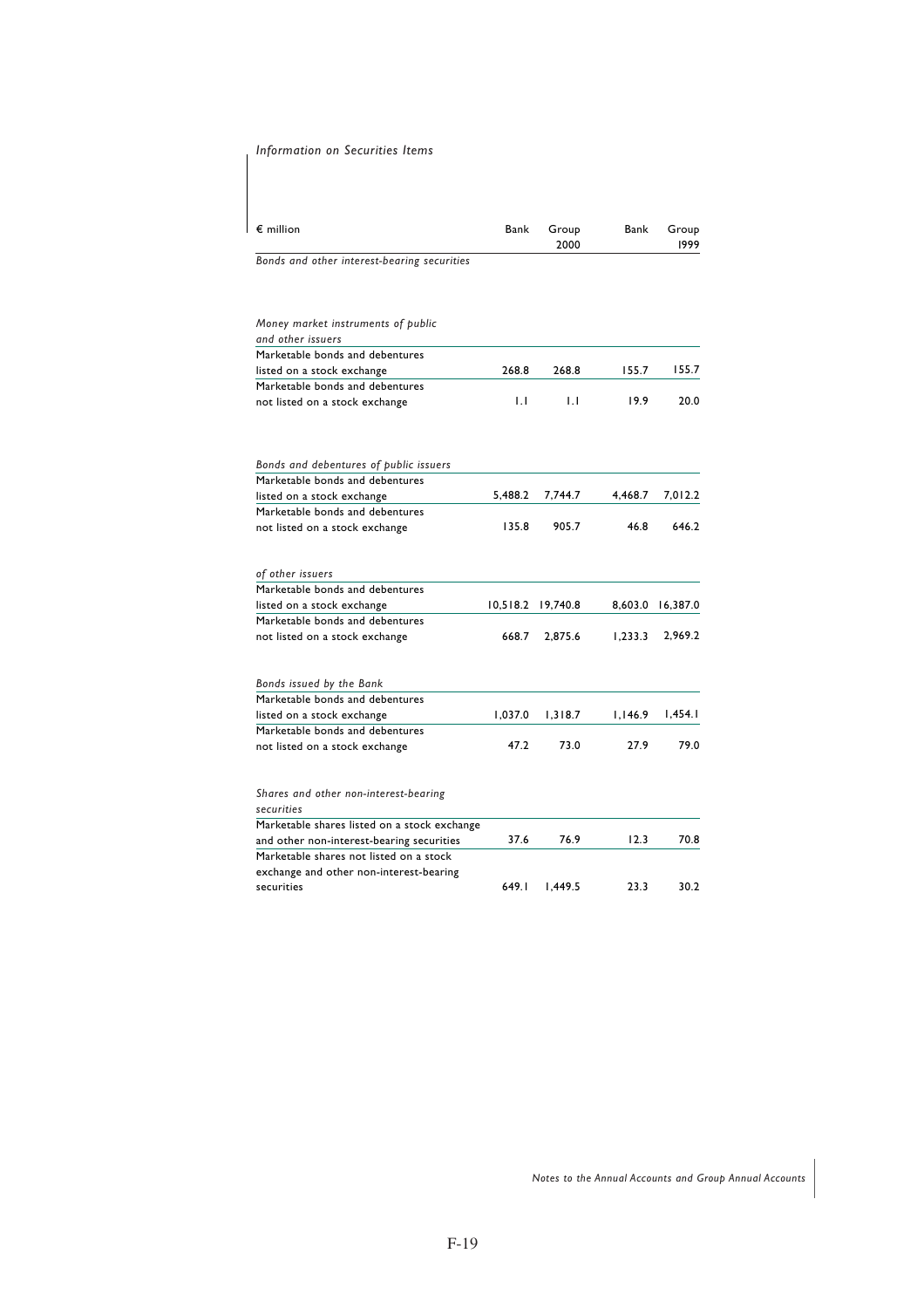*Information on Securities Items*

| € million | Bank | Group 2000 | Bank | Group 1999 |
|---|---|---|---|---|
| *Bonds and other interest-bearing securities* | | | | |
| *Money market instruments of public and other issuers* | | | | |
| Marketable bonds and debentures listed on a stock exchange | 268.8 | 268.8 | 155.7 | 155.7 |
| Marketable bonds and debentures not listed on a stock exchange | 1.1 | 1.1 | 19.9 | 20.0 |
| *Bonds and debentures of public issuers* | | | | |
| Marketable bonds and debentures listed on a stock exchange | 5,488.2 | 7,744.7 | 4,468.7 | 7,012.2 |
| Marketable bonds and debentures not listed on a stock exchange | 135.8 | 905.7 | 46.8 | 646.2 |
| *of other issuers* | | | | |
| Marketable bonds and debentures listed on a stock exchange | 10,518.2 | 19,740.8 | 8,603.0 | 16,387.0 |
| Marketable bonds and debentures not listed on a stock exchange | 668.7 | 2,875.6 | 1,233.3 | 2,969.2 |
| *Bonds issued by the Bank* | | | | |
| Marketable bonds and debentures listed on a stock exchange | 1,037.0 | 1,318.7 | 1,146.9 | 1,454.1 |
| Marketable bonds and debentures not listed on a stock exchange | 47.2 | 73.0 | 27.9 | 79.0 |
| *Shares and other non-interest-bearing securities* | | | | |
| Marketable shares listed on a stock exchange and other non-interest-bearing securities | 37.6 | 76.9 | 12.3 | 70.8 |
| Marketable shares not listed on a stock exchange and other non-interest-bearing securities | 649.1 | 1,449.5 | 23.3 | 30.2 |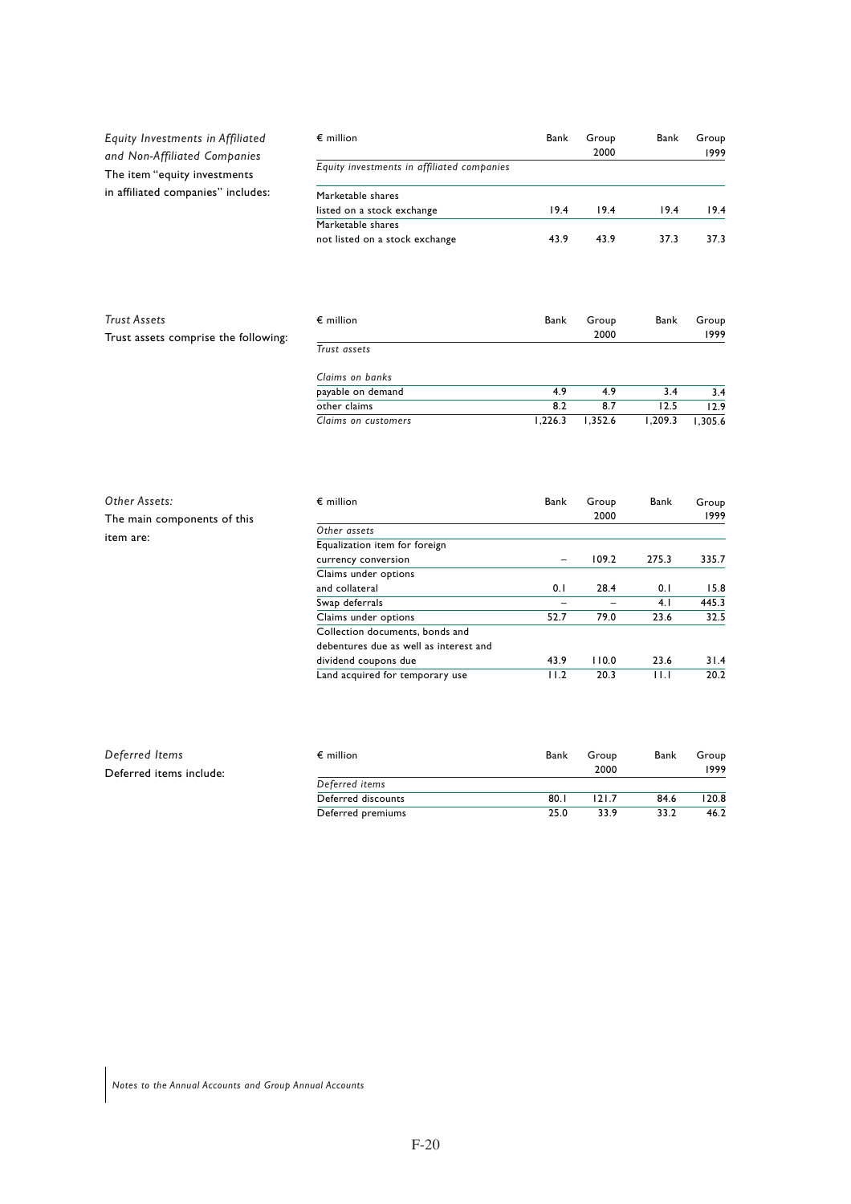*Equity Investments in Affiliated and Non-Affiliated Companies*

The item "equity investments in affiliated companies" includes:

| € million | Bank | Group 2000 | Bank | Group 1999 |
|---|---|---|---|---|
| *Equity investments in affiliated companies* | | | | |
| Marketable shares listed on a stock exchange | 19.4 | 19.4 | 19.4 | 19.4 |
| Marketable shares not listed on a stock exchange | 43.9 | 43.9 | 37.3 | 37.3 |

*Trust Assets*

Trust assets comprise the following:

| € million | Bank | Group 2000 | Bank | Group 1999 |
|---|---|---|---|---|
| *Trust assets* | | | | |
| *Claims on banks* | | | | |
| payable on demand | 4.9 | 4.9 | 3.4 | 3.4 |
| other claims | 8.2 | 8.7 | 12.5 | 12.9 |
| *Claims on customers* | 1,226.3 | 1,352.6 | 1,209.3 | 1,305.6 |

*Other Assets:*

The main components of this item are:

| € million | Bank | Group 2000 | Bank | Group 1999 |
|---|---|---|---|---|
| *Other assets* | | | | |
| Equalization item for foreign currency conversion | – | 109.2 | 275.3 | 335.7 |
| Claims under options and collateral | 0.1 | 28.4 | 0.1 | 15.8 |
| Swap deferrals | – | – | 4.1 | 445.3 |
| Claims under options | 52.7 | 79.0 | 23.6 | 32.5 |
| Collection documents, bonds and debentures due as well as interest and dividend coupons due | 43.9 | 110.0 | 23.6 | 31.4 |
| Land acquired for temporary use | 11.2 | 20.3 | 11.1 | 20.2 |

*Deferred Items*

Deferred items include:

| € million | Bank | Group 2000 | Bank | Group 1999 |
|---|---|---|---|---|
| *Deferred items* | | | | |
| Deferred discounts | 80.1 | 121.7 | 84.6 | 120.8 |
| Deferred premiums | 25.0 | 33.9 | 33.2 | 46.2 |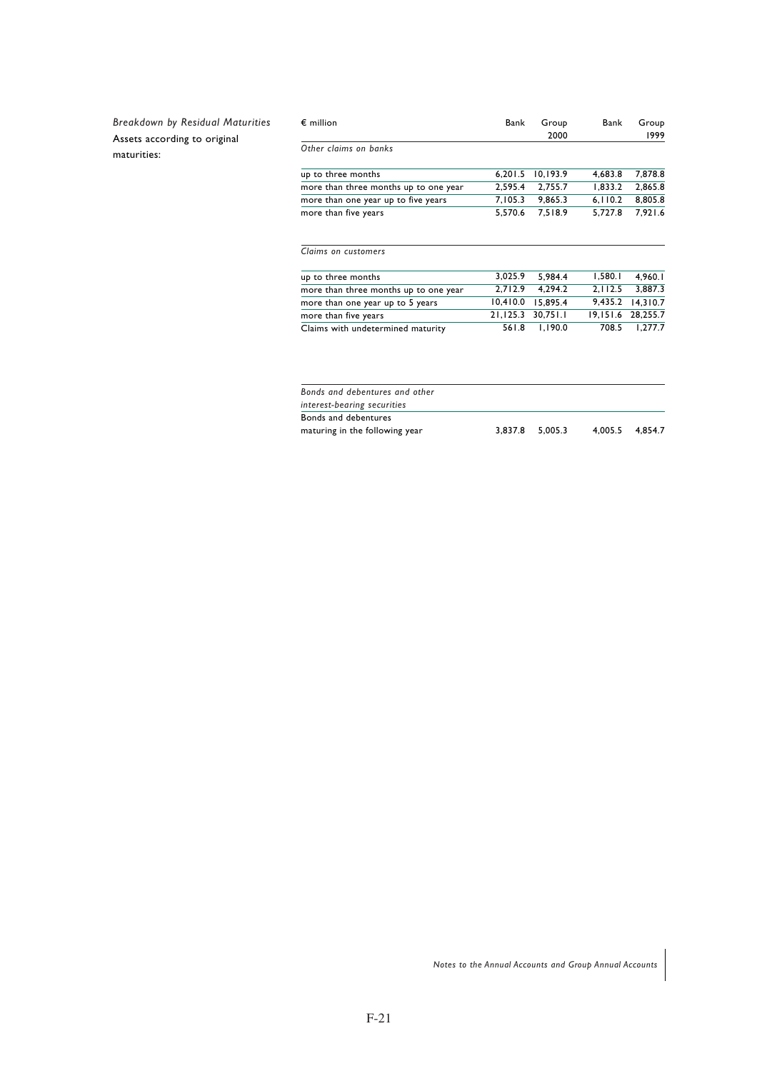*Breakdown by Residual Maturities*

Assets according to original maturities:

| € million | Bank | Group 2000 | Bank | Group 1999 |
|---|---|---|---|---|
| *Other claims on banks* | | | | |
| up to three months | 6,201.5 | 10,193.9 | 4,683.8 | 7,878.8 |
| more than three months up to one year | 2,595.4 | 2,755.7 | 1,833.2 | 2,865.8 |
| more than one year up to five years | 7,105.3 | 9,865.3 | 6,110.2 | 8,805.8 |
| more than five years | 5,570.6 | 7,518.9 | 5,727.8 | 7,921.6 |
| *Claims on customers* | | | | |
| up to three months | 3,025.9 | 5,984.4 | 1,580.1 | 4,960.1 |
| more than three months up to one year | 2,712.9 | 4,294.2 | 2,112.5 | 3,887.3 |
| more than one year up to 5 years | 10,410.0 | 15,895.4 | 9,435.2 | 14,310.7 |
| more than five years | 21,125.3 | 30,751.1 | 19,151.6 | 28,255.7 |
| Claims with undetermined maturity | 561.8 | 1,190.0 | 708.5 | 1,277.7 |
| *Bonds and debentures and other interest-bearing securities* | | | | |
| Bonds and debentures maturing in the following year | 3,837.8 | 5,005.3 | 4,005.5 | 4,854.7 |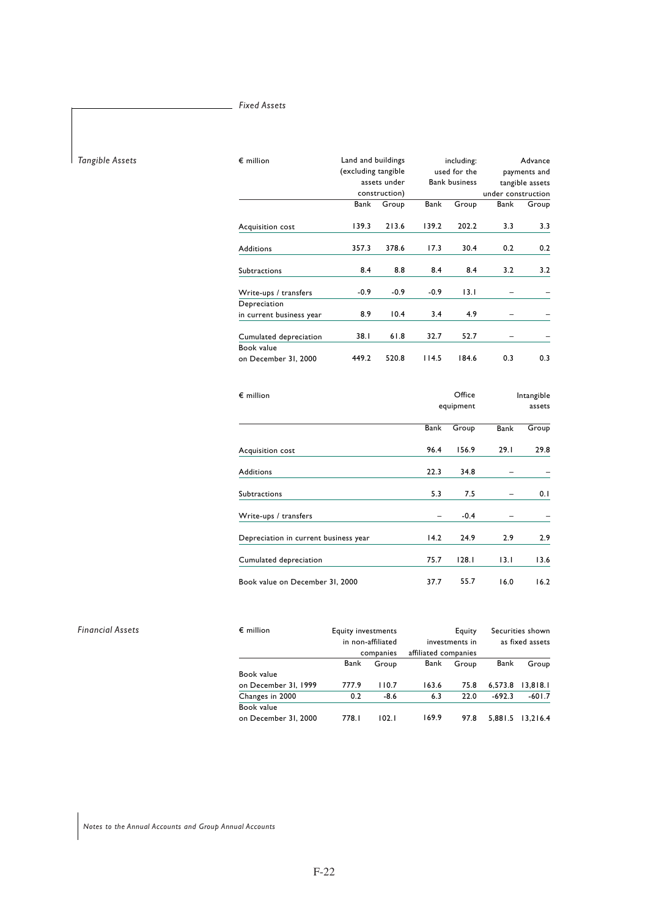## Fixed Assets

### Tangible Assets

| € million | Land and buildings (excluding tangible assets under construction) | | including: used for the Bank business | | Advance payments and tangible assets under construction | |
|---|---|---|---|---|---|---|
| | Bank | Group | Bank | Group | Bank | Group |
| Acquisition cost | 139.3 | 213.6 | 139.2 | 202.2 | 3.3 | 3.3 |
| Additions | 357.3 | 378.6 | 17.3 | 30.4 | 0.2 | 0.2 |
| Subtractions | 8.4 | 8.8 | 8.4 | 8.4 | 3.2 | 3.2 |
| Write-ups / transfers | -0.9 | -0.9 | -0.9 | 13.1 | – | – |
| Depreciation in current business year | 8.9 | 10.4 | 3.4 | 4.9 | – | – |
| Cumulated depreciation | 38.1 | 61.8 | 32.7 | 52.7 | – | – |
| Book value on December 31, 2000 | 449.2 | 520.8 | 114.5 | 184.6 | 0.3 | 0.3 |

| € million | Office equipment | | Intangible assets | |
|---|---|---|---|---|
| | Bank | Group | Bank | Group |
| Acquisition cost | 96.4 | 156.9 | 29.1 | 29.8 |
| Additions | 22.3 | 34.8 | – | – |
| Subtractions | 5.3 | 7.5 | – | 0.1 |
| Write-ups / transfers | – | -0.4 | – | – |
| Depreciation in current business year | 14.2 | 24.9 | 2.9 | 2.9 |
| Cumulated depreciation | 75.7 | 128.1 | 13.1 | 13.6 |
| Book value on December 31, 2000 | 37.7 | 55.7 | 16.0 | 16.2 |

### Financial Assets

| € million | Equity investments in non-affiliated companies | | Equity investments in affiliated companies | | Securities shown as fixed assets | |
|---|---|---|---|---|---|---|
| | Bank | Group | Bank | Group | Bank | Group |
| Book value on December 31, 1999 | 777.9 | 110.7 | 163.6 | 75.8 | 6,573.8 | 13,818.1 |
| Changes in 2000 | 0.2 | -8.6 | 6.3 | 22.0 | -692.3 | -601.7 |
| Book value on December 31, 2000 | 778.1 | 102.1 | 169.9 | 97.8 | 5,881.5 | 13,216.4 |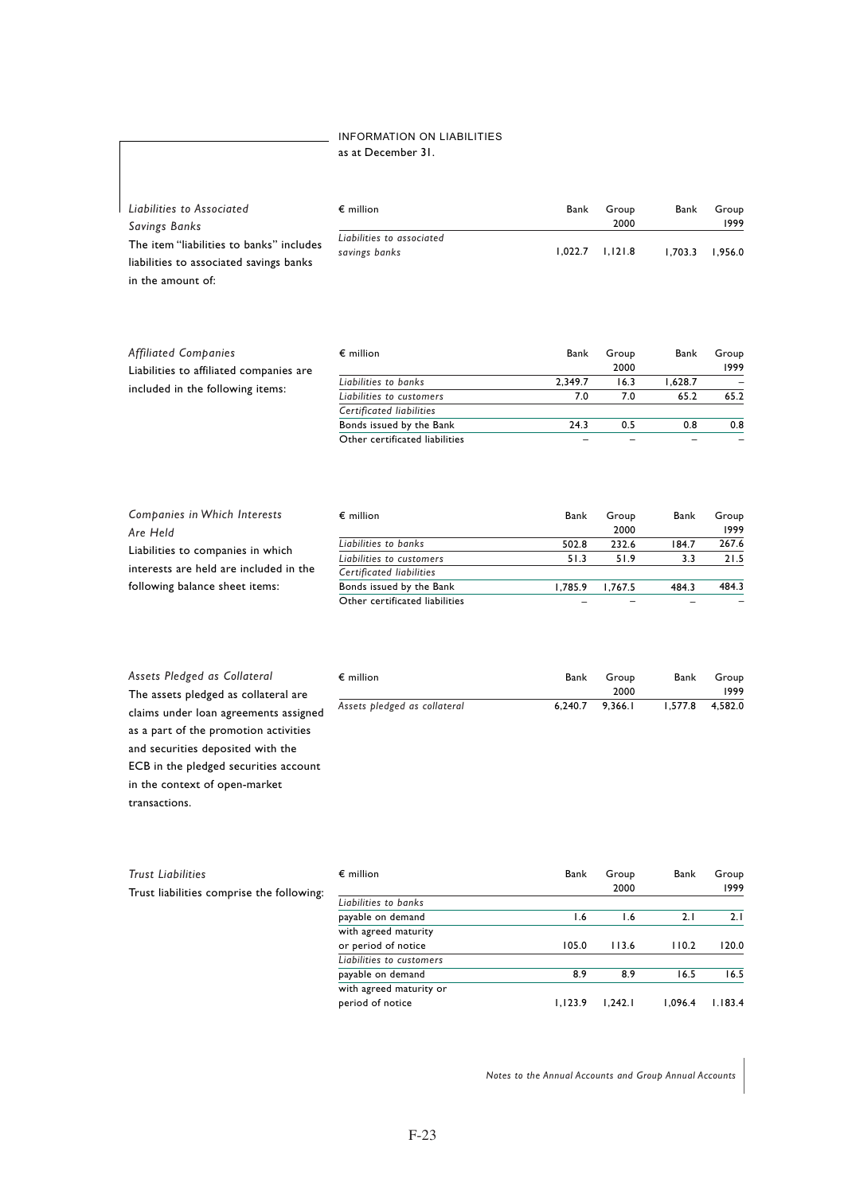## INFORMATION ON LIABILITIES
as at December 31.

*Liabilities to Associated Savings Banks*

The item "liabilities to banks" includes liabilities to associated savings banks in the amount of:

| € million | Bank | Group 2000 | Bank | Group 1999 |
|---|---|---|---|---|
| *Liabilities to associated savings banks* | 1,022.7 | 1,121.8 | 1,703.3 | 1,956.0 |

*Affiliated Companies*

Liabilities to affiliated companies are included in the following items:

| € million | Bank | Group 2000 | Bank | Group 1999 |
|---|---|---|---|---|
| *Liabilities to banks* | 2,349.7 | 16.3 | 1,628.7 | – |
| *Liabilities to customers* | 7.0 | 7.0 | 65.2 | 65.2 |
| *Certificated liabilities* | | | | |
| Bonds issued by the Bank | 24.3 | 0.5 | 0.8 | 0.8 |
| Other certificated liabilities | – | – | – | – |

*Companies in Which Interests Are Held*

Liabilities to companies in which interests are held are included in the following balance sheet items:

| € million | Bank | Group 2000 | Bank | Group 1999 |
|---|---|---|---|---|
| *Liabilities to banks* | 502.8 | 232.6 | 184.7 | 267.6 |
| *Liabilities to customers* | 51.3 | 51.9 | 3.3 | 21.5 |
| *Certificated liabilities* | | | | |
| Bonds issued by the Bank | 1,785.9 | 1,767.5 | 484.3 | 484.3 |
| Other certificated liabilities | – | – | – | – |

*Assets Pledged as Collateral*

The assets pledged as collateral are claims under loan agreements assigned as a part of the promotion activities and securities deposited with the ECB in the pledged securities account in the context of open-market transactions.

| € million | Bank | Group 2000 | Bank | Group 1999 |
|---|---|---|---|---|
| *Assets pledged as collateral* | 6,240.7 | 9,366.1 | 1,577.8 | 4,582.0 |

*Trust Liabilities*

Trust liabilities comprise the following:

| € million | Bank | Group 2000 | Bank | Group 1999 |
|---|---|---|---|---|
| *Liabilities to banks* | | | | |
| payable on demand | 1.6 | 1.6 | 2.1 | 2.1 |
| with agreed maturity or period of notice | 105.0 | 113.6 | 110.2 | 120.0 |
| *Liabilities to customers* | | | | |
| payable on demand | 8.9 | 8.9 | 16.5 | 16.5 |
| with agreed maturity or period of notice | 1,123.9 | 1,242.1 | 1,096.4 | 1,183.4 |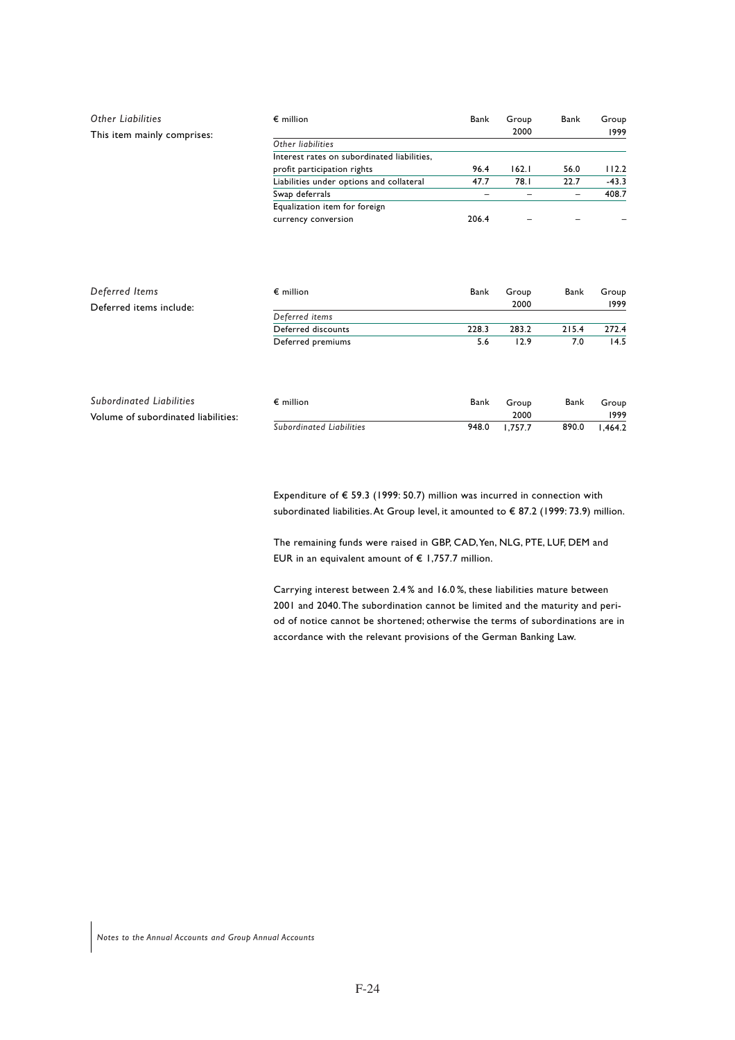*Other Liabilities*

This item mainly comprises:

| € million | Bank | Group 2000 | Bank | Group 1999 |
|---|---|---|---|---|
| *Other liabilities* | | | | |
| Interest rates on subordinated liabilities, profit participation rights | 96.4 | 162.1 | 56.0 | 112.2 |
| Liabilities under options and collateral | 47.7 | 78.1 | 22.7 | -43.3 |
| Swap deferrals | – | – | – | 408.7 |
| Equalization item for foreign currency conversion | 206.4 | – | – | – |

*Deferred Items*

Deferred items include:

| € million | Bank | Group 2000 | Bank | Group 1999 |
|---|---|---|---|---|
| *Deferred items* | | | | |
| Deferred discounts | 228.3 | 283.2 | 215.4 | 272.4 |
| Deferred premiums | 5.6 | 12.9 | 7.0 | 14.5 |

*Subordinated Liabilities*

Volume of subordinated liabilities:

| € million | Bank | Group 2000 | Bank | Group 1999 |
|---|---|---|---|---|
| *Subordinated Liabilities* | 948.0 | 1,757.7 | 890.0 | 1,464.2 |

Expenditure of € 59.3 (1999: 50.7) million was incurred in connection with subordinated liabilities. At Group level, it amounted to € 87.2 (1999: 73.9) million.

The remaining funds were raised in GBP, CAD, Yen, NLG, PTE, LUF, DEM and EUR in an equivalent amount of € 1,757.7 million.

Carrying interest between 2.4 % and 16.0 %, these liabilities mature between 2001 and 2040. The subordination cannot be limited and the maturity and period of notice cannot be shortened; otherwise the terms of subordinations are in accordance with the relevant provisions of the German Banking Law.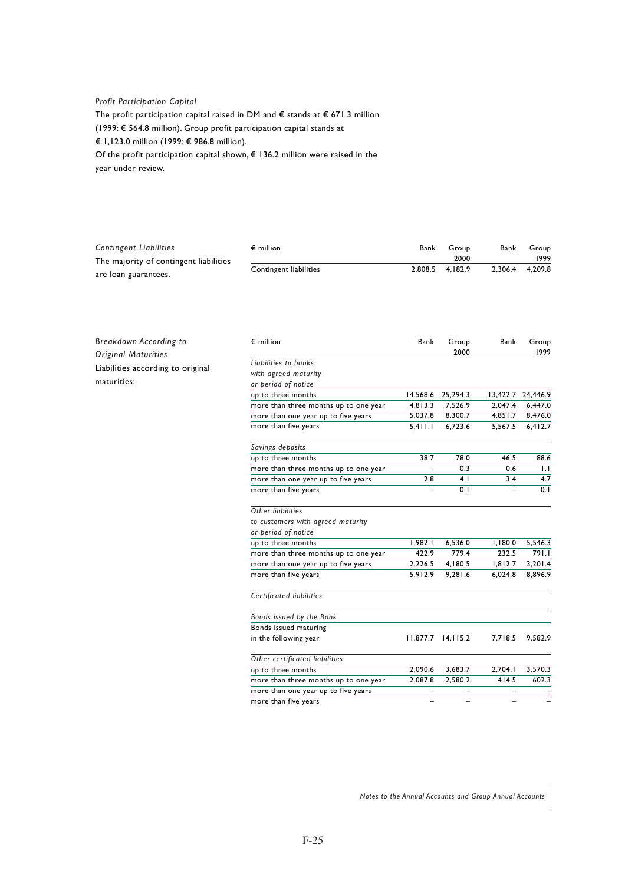*Profit Participation Capital*

The profit participation capital raised in DM and € stands at € 671.3 million (1999: € 564.8 million). Group profit participation capital stands at € 1,123.0 million (1999: € 986.8 million).

Of the profit participation capital shown, € 136.2 million were raised in the year under review.

*Contingent Liabilities*

The majority of contingent liabilities are loan guarantees.

| € million | Bank | Group 2000 | Bank | Group 1999 |
|---|---|---|---|---|
| Contingent liabilities | 2,808.5 | 4,182.9 | 2,306.4 | 4,209.8 |

*Breakdown According to Original Maturities*

Liabilities according to original maturities:

| € million | Bank | Group 2000 | Bank | Group 1999 |
|---|---|---|---|---|
| *Liabilities to banks with agreed maturity or period of notice* | | | | |
| up to three months | 14,568.6 | 25,294.3 | 13,422.7 | 24,446.9 |
| more than three months up to one year | 4,813.3 | 7,526.9 | 2,047.4 | 6,447.0 |
| more than one year up to five years | 5,037.8 | 8,300.7 | 4,851.7 | 8,476.0 |
| more than five years | 5,411.1 | 6,723.6 | 5,567.5 | 6,412.7 |
| *Savings deposits* | | | | |
| up to three months | 38.7 | 78.0 | 46.5 | 88.6 |
| more than three months up to one year | – | 0.3 | 0.6 | 1.1 |
| more than one year up to five years | 2.8 | 4.1 | 3.4 | 4.7 |
| more than five years | – | 0.1 | – | 0.1 |
| *Other liabilities to customers with agreed maturity or period of notice* | | | | |
| up to three months | 1,982.1 | 6,536.0 | 1,180.0 | 5,546.3 |
| more than three months up to one year | 422.9 | 779.4 | 232.5 | 791.1 |
| more than one year up to five years | 2,226.5 | 4,180.5 | 1,812.7 | 3,201.4 |
| more than five years | 5,912.9 | 9,281.6 | 6,024.8 | 8,896.9 |
| *Certificated liabilities* | | | | |
| *Bonds issued by the Bank* | | | | |
| Bonds issued maturing in the following year | 11,877.7 | 14,115.2 | 7,718.5 | 9,582.9 |
| *Other certificated liabilities* | | | | |
| up to three months | 2,090.6 | 3,683.7 | 2,704.1 | 3,570.3 |
| more than three months up to one year | 2,087.8 | 2,580.2 | 414.5 | 602.3 |
| more than one year up to five years | – | – | – | – |
| more than five years | – | – | – | – |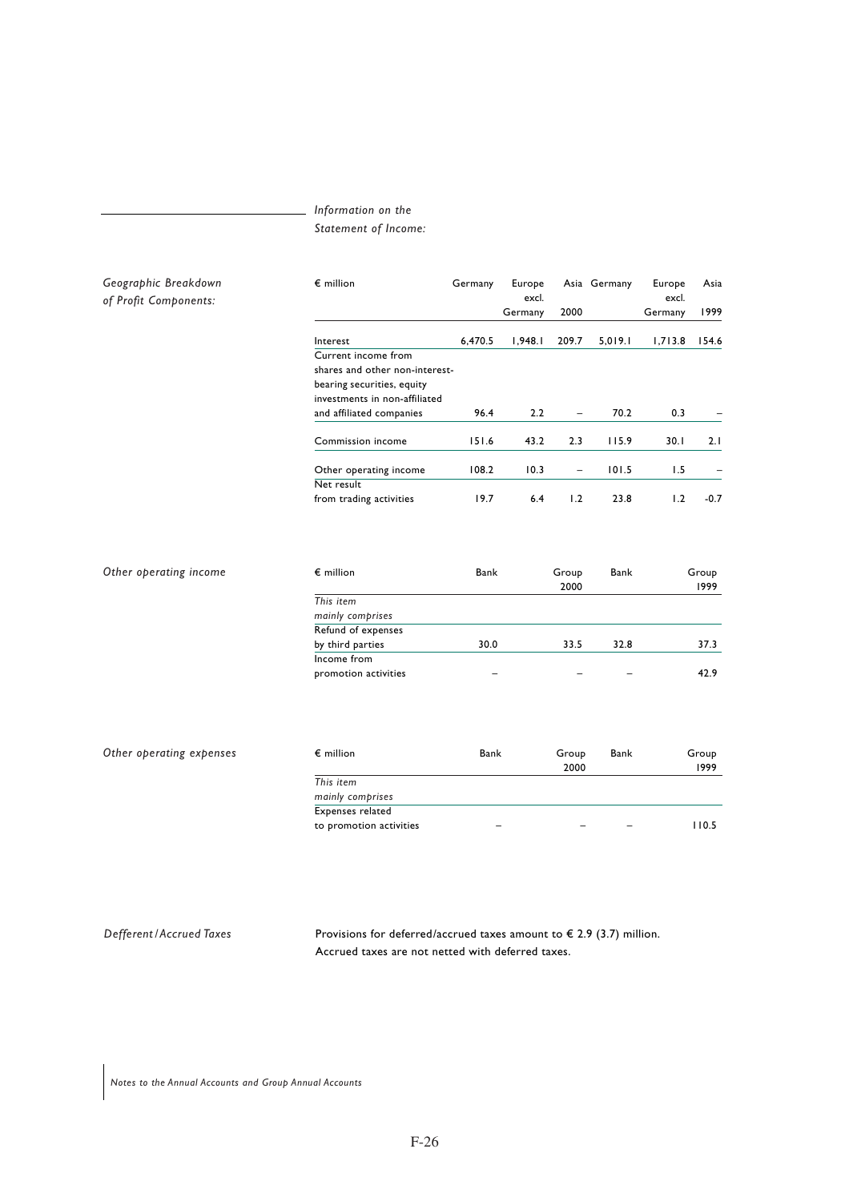*Information on the Statement of Income:*

*Geographic Breakdown of Profit Components:*

| € million | Germany | Europe excl. Germany | Asia 2000 | Germany | Europe excl. Germany | Asia 1999 |
|---|---|---|---|---|---|---|
| Interest | 6,470.5 | 1,948.1 | 209.7 | 5,019.1 | 1,713.8 | 154.6 |
| Current income from shares and other non-interest-bearing securities, equity investments in non-affiliated and affiliated companies | 96.4 | 2.2 | – | 70.2 | 0.3 | – |
| Commission income | 151.6 | 43.2 | 2.3 | 115.9 | 30.1 | 2.1 |
| Other operating income | 108.2 | 10.3 | – | 101.5 | 1.5 | – |
| Net result from trading activities | 19.7 | 6.4 | 1.2 | 23.8 | 1.2 | -0.7 |

*Other operating income*

| € million | Bank | Group 2000 | Bank | Group 1999 |
|---|---|---|---|---|
| *This item mainly comprises* | | | | |
| Refund of expenses by third parties | 30.0 | 33.5 | 32.8 | 37.3 |
| Income from promotion activities | – | – | – | 42.9 |

*Other operating expenses*

| € million | Bank | Group 2000 | Bank | Group 1999 |
|---|---|---|---|---|
| *This item mainly comprises* | | | | |
| Expenses related to promotion activities | – | – | – | 110.5 |

*Defferent/Accrued Taxes*

Provisions for deferred/accrued taxes amount to € 2.9 (3.7) million. Accrued taxes are not netted with deferred taxes.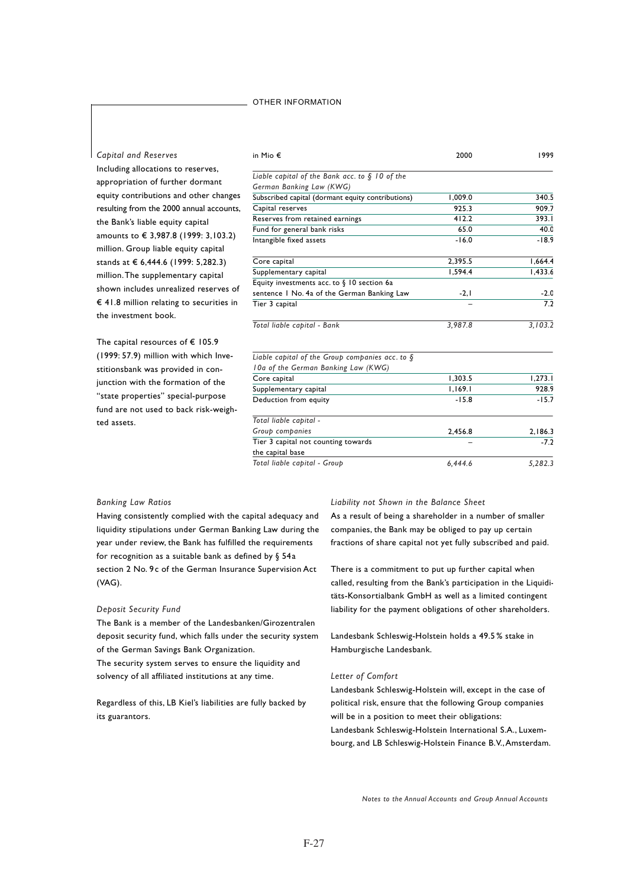## Capital and Reserves

Including allocations to reserves, appropriation of further dormant equity contributions and other changes resulting from the 2000 annual accounts, the Bank's liable equity capital amounts to € 3,987.8 (1999: 3,103.2) million. Group liable equity capital stands at € 6,444.6 (1999: 5,282.3) million. The supplementary capital shown includes unrealized reserves of € 41.8 million relating to securities in the investment book.

The capital resources of € 105.9 (1999: 57.9) million with which Investitionsbank was provided in conjunction with the formation of the "state properties" special-purpose fund are not used to back risk-weighted assets.

| in Mio € | 2000 | 1999 |
|---|---|---|
| *Liable capital of the Bank acc. to § 10 of the German Banking Law (KWG)* | | |
| Subscribed capital (dormant equity contributions) | 1,009.0 | 340.5 |
| Capital reserves | 925.3 | 909.7 |
| Reserves from retained earnings | 412.2 | 393.1 |
| Fund for general bank risks | 65.0 | 40.0 |
| Intangible fixed assets | -16.0 | -18.9 |
| Core capital | 2,395.5 | 1,664.4 |
| Supplementary capital | 1,594.4 | 1,433.6 |
| Equity investments acc. to § 10 section 6a sentence 1 No. 4a of the German Banking Law | -2,1 | -2.0 |
| Tier 3 capital | – | 7.2 |
| *Total liable capital - Bank* | *3,987.8* | *3,103.2* |
| *Liable capital of the Group companies acc. to § 10a of the German Banking Law (KWG)* | | |
| Core capital | 1,303.5 | 1,273.1 |
| Supplementary capital | 1,169.1 | 928.9 |
| Deduction from equity | -15.8 | -15.7 |
| *Total liable capital - Group companies* | 2,456.8 | 2,186.3 |
| Tier 3 capital not counting towards the capital base | – | -7.2 |
| *Total liable capital - Group* | *6,444.6* | *5,282.3* |

## Banking Law Ratios

Having consistently complied with the capital adequacy and liquidity stipulations under German Banking Law during the year under review, the Bank has fulfilled the requirements for recognition as a suitable bank as defined by § 54a section 2 No. 9c of the German Insurance Supervision Act (VAG).

## Deposit Security Fund

The Bank is a member of the Landesbanken/Girozentralen deposit security fund, which falls under the security system of the German Savings Bank Organization.
The security system serves to ensure the liquidity and solvency of all affiliated institutions at any time.

Regardless of this, LB Kiel's liabilities are fully backed by its guarantors.

## Liability not Shown in the Balance Sheet

As a result of being a shareholder in a number of smaller companies, the Bank may be obliged to pay up certain fractions of share capital not yet fully subscribed and paid.

There is a commitment to put up further capital when called, resulting from the Bank's participation in the Liquiditäts-Konsortialbank GmbH as well as a limited contingent liability for the payment obligations of other shareholders.

Landesbank Schleswig-Holstein holds a 49.5 % stake in Hamburgische Landesbank.

## Letter of Comfort

Landesbank Schleswig-Holstein will, except in the case of political risk, ensure that the following Group companies will be in a position to meet their obligations:
Landesbank Schleswig-Holstein International S.A., Luxembourg, and LB Schleswig-Holstein Finance B.V., Amsterdam.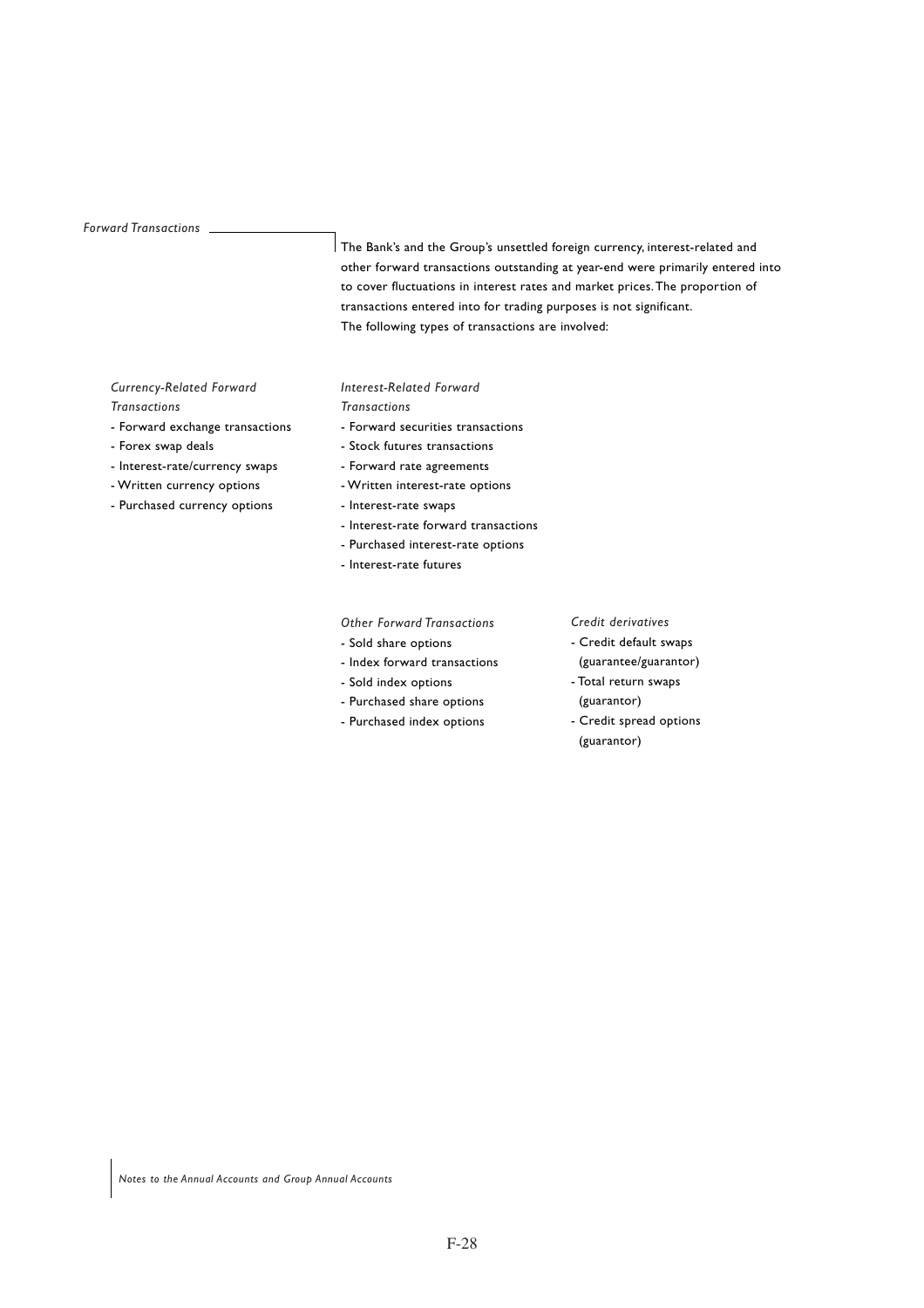*Forward Transactions*

The Bank's and the Group's unsettled foreign currency, interest-related and other forward transactions outstanding at year-end were primarily entered into to cover fluctuations in interest rates and market prices. The proportion of transactions entered into for trading purposes is not significant.
The following types of transactions are involved:

*Currency-Related Forward Transactions*

- Forward exchange transactions
- Forex swap deals
- Interest-rate/currency swaps
- Written currency options
- Purchased currency options

*Interest-Related Forward Transactions*

- Forward securities transactions
- Stock futures transactions
- Forward rate agreements
- Written interest-rate options
- Interest-rate swaps
- Interest-rate forward transactions
- Purchased interest-rate options
- Interest-rate futures

*Other Forward Transactions*

- Sold share options
- Index forward transactions
- Sold index options
- Purchased share options
- Purchased index options

*Credit derivatives*

- Credit default swaps (guarantee/guarantor)
- Total return swaps (guarantor)
- Credit spread options (guarantor)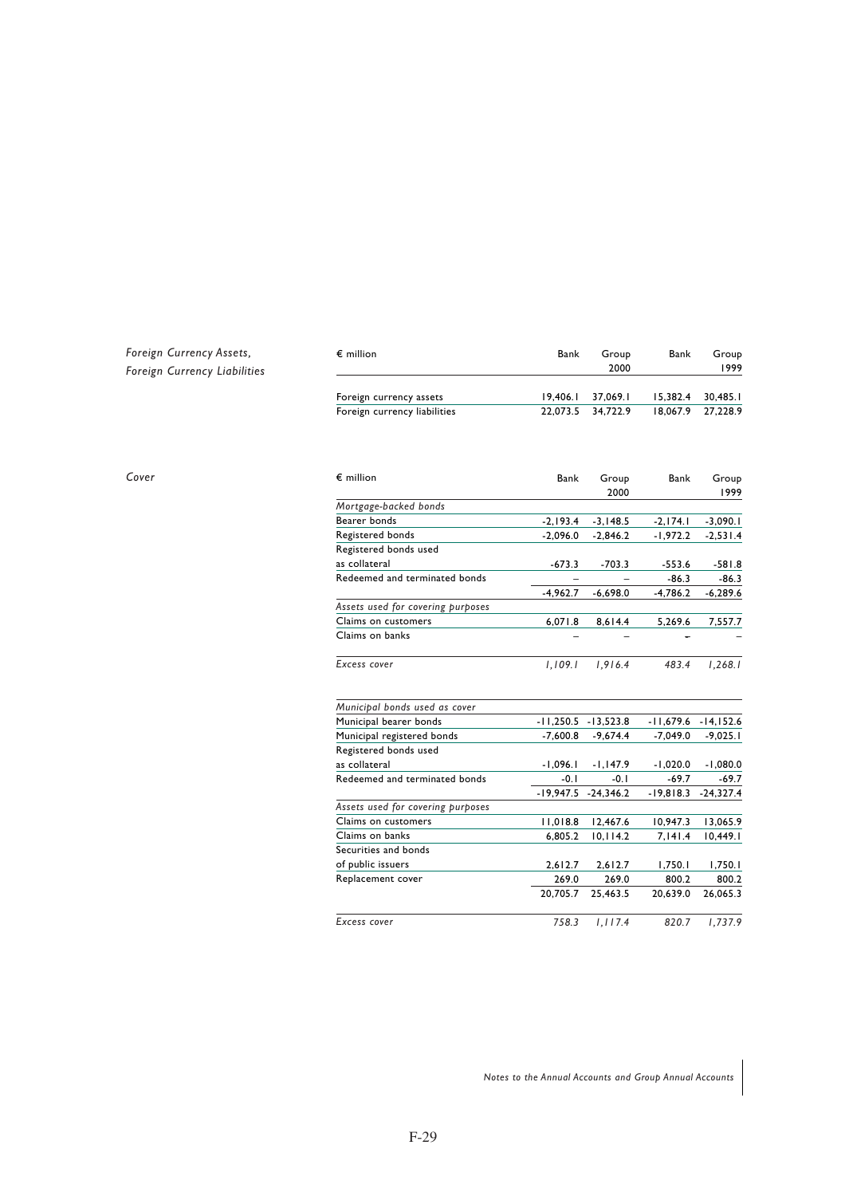*Foreign Currency Assets, Foreign Currency Liabilities*

| € million | Bank | Group 2000 | Bank | Group 1999 |
|---|---|---|---|---|
| Foreign currency assets | 19,406.1 | 37,069.1 | 15,382.4 | 30,485.1 |
| Foreign currency liabilities | 22,073.5 | 34,722.9 | 18,067.9 | 27,228.9 |

*Cover*

| € million | Bank | Group 2000 | Bank | Group 1999 |
|---|---|---|---|---|
| *Mortgage-backed bonds* | | | | |
| Bearer bonds | -2,193.4 | -3,148.5 | -2,174.1 | -3,090.1 |
| Registered bonds | -2,096.0 | -2,846.2 | -1,972.2 | -2,531.4 |
| Registered bonds used as collateral | -673.3 | -703.3 | -553.6 | -581.8 |
| Redeemed and terminated bonds | – | – | -86.3 | -86.3 |
| | -4,962.7 | -6,698.0 | -4,786.2 | -6,289.6 |
| *Assets used for covering purposes* | | | | |
| Claims on customers | 6,071.8 | 8,614.4 | 5,269.6 | 7,557.7 |
| Claims on banks | – | – | – | – |
| *Excess cover* | *1,109.1* | *1,916.4* | *483.4* | *1,268.1* |
| *Municipal bonds used as cover* | | | | |
| Municipal bearer bonds | -11,250.5 | -13,523.8 | -11,679.6 | -14,152.6 |
| Municipal registered bonds | -7,600.8 | -9,674.4 | -7,049.0 | -9,025.1 |
| Registered bonds used as collateral | -1,096.1 | -1,147.9 | -1,020.0 | -1,080.0 |
| Redeemed and terminated bonds | -0.1 | -0.1 | -69.7 | -69.7 |
| | -19,947.5 | -24,346.2 | -19,818.3 | -24,327.4 |
| *Assets used for covering purposes* | | | | |
| Claims on customers | 11,018.8 | 12,467.6 | 10,947.3 | 13,065.9 |
| Claims on banks | 6,805.2 | 10,114.2 | 7,141.4 | 10,449.1 |
| Securities and bonds of public issuers | 2,612.7 | 2,612.7 | 1,750.1 | 1,750.1 |
| Replacement cover | 269.0 | 269.0 | 800.2 | 800.2 |
| | 20,705.7 | 25,463.5 | 20,639.0 | 26,065.3 |
| *Excess cover* | *758.3* | *1,117.4* | *820.7* | *1,737.9* |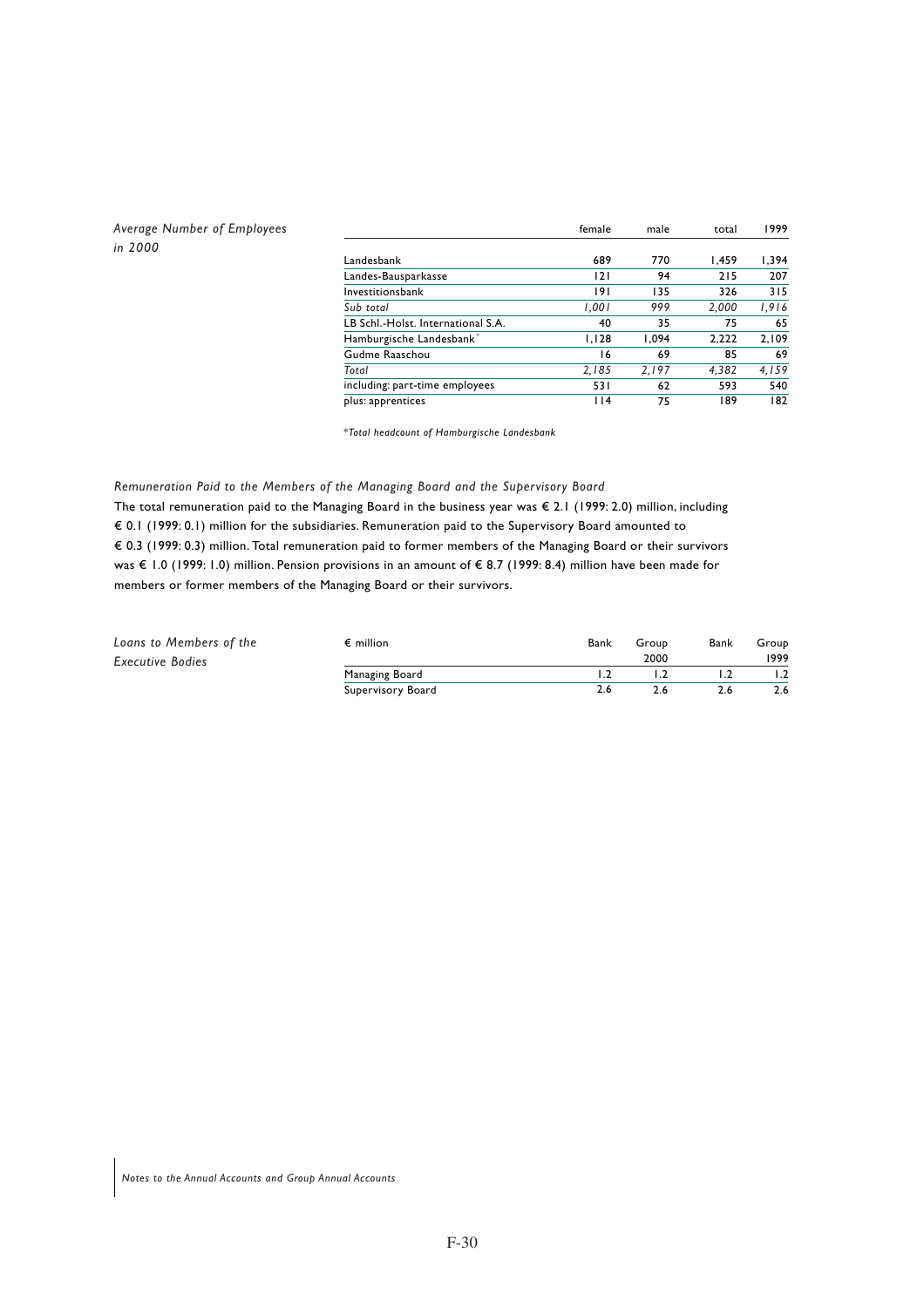*Average Number of Employees in 2000*

| | female | male | total | 1999 |
|---|---|---|---|---|
| Landesbank | 689 | 770 | 1,459 | 1,394 |
| Landes-Bausparkasse | 121 | 94 | 215 | 207 |
| Investitionsbank | 191 | 135 | 326 | 315 |
| *Sub total* | *1,001* | *999* | *2,000* | *1,916* |
| LB Schl.-Holst. International S.A. | 40 | 35 | 75 | 65 |
| Hamburgische Landesbank* | 1,128 | 1,094 | 2,222 | 2,109 |
| Gudme Raaschou | 16 | 69 | 85 | 69 |
| *Total* | *2,185* | *2,197* | *4,382* | *4,159* |
| including: part-time employees | 531 | 62 | 593 | 540 |
| plus: apprentices | 114 | 75 | 189 | 182 |

*\*Total headcount of Hamburgische Landesbank*

*Remuneration Paid to the Members of the Managing Board and the Supervisory Board*

The total remuneration paid to the Managing Board in the business year was € 2.1 (1999: 2.0) million, including € 0.1 (1999: 0.1) million for the subsidiaries. Remuneration paid to the Supervisory Board amounted to € 0.3 (1999: 0.3) million. Total remuneration paid to former members of the Managing Board or their survivors was € 1.0 (1999: 1.0) million. Pension provisions in an amount of € 8.7 (1999: 8.4) million have been made for members or former members of the Managing Board or their survivors.

*Loans to Members of the Executive Bodies*

| € million | Bank | Group 2000 | Bank | Group 1999 |
|---|---|---|---|---|
| Managing Board | 1.2 | 1.2 | 1.2 | 1.2 |
| Supervisory Board | 2.6 | 2.6 | 2.6 | 2.6 |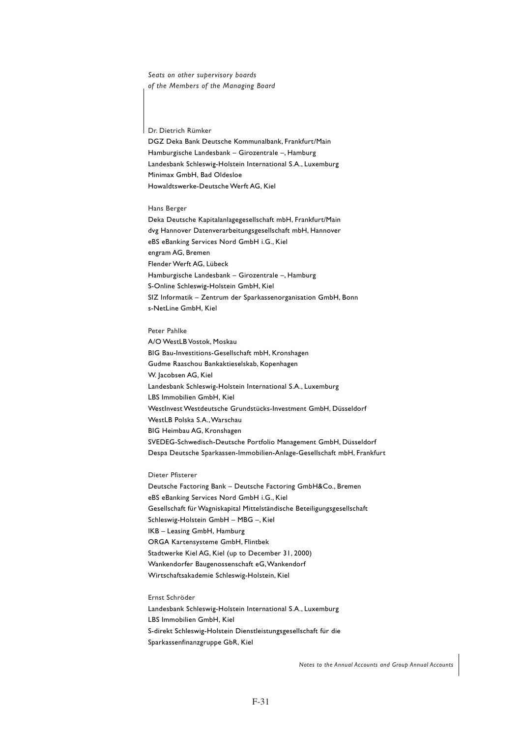*Seats on other supervisory boards of the Members of the Managing Board*

Dr. Dietrich Rümker

DGZ Deka Bank Deutsche Kommunalbank, Frankfurt/Main
Hamburgische Landesbank – Girozentrale –, Hamburg
Landesbank Schleswig-Holstein International S.A., Luxemburg
Minimax GmbH, Bad Oldesloe
Howaldtswerke-Deutsche Werft AG, Kiel

Hans Berger

Deka Deutsche Kapitalanlagegesellschaft mbH, Frankfurt/Main
dvg Hannover Datenverarbeitungsgesellschaft mbH, Hannover
eBS eBanking Services Nord GmbH i.G., Kiel
engram AG, Bremen
Flender Werft AG, Lübeck
Hamburgische Landesbank – Girozentrale –, Hamburg
S-Online Schleswig-Holstein GmbH, Kiel
SIZ Informatik – Zentrum der Sparkassenorganisation GmbH, Bonn
s-NetLine GmbH, Kiel

Peter Pahlke

A/O WestLB Vostok, Moskau
BIG Bau-Investitions-Gesellschaft mbH, Kronshagen
Gudme Raaschou Bankaktieselskab, Kopenhagen
W. Jacobsen AG, Kiel
Landesbank Schleswig-Holstein International S.A., Luxemburg
LBS Immobilien GmbH, Kiel
WestInvest Westdeutsche Grundstücks-Investment GmbH, Düsseldorf
WestLB Polska S.A., Warschau
BIG Heimbau AG, Kronshagen
SVEDEG-Schwedisch-Deutsche Portfolio Management GmbH, Düsseldorf
Despa Deutsche Sparkassen-Immobilien-Anlage-Gesellschaft mbH, Frankfurt

Dieter Pfisterer

Deutsche Factoring Bank – Deutsche Factoring GmbH&Co., Bremen
eBS eBanking Services Nord GmbH i.G., Kiel
Gesellschaft für Wagniskapital Mittelständische Beteiligungsgesellschaft
Schleswig-Holstein GmbH – MBG –, Kiel
IKB – Leasing GmbH, Hamburg
ORGA Kartensysteme GmbH, Flintbek
Stadtwerke Kiel AG, Kiel (up to December 31, 2000)
Wankendorfer Baugenossenschaft eG, Wankendorf
Wirtschaftsakademie Schleswig-Holstein, Kiel

Ernst Schröder

Landesbank Schleswig-Holstein International S.A., Luxemburg
LBS Immobilien GmbH, Kiel
S-direkt Schleswig-Holstein Dienstleistungsgesellschaft für die
Sparkassenfinanzgruppe GbR, Kiel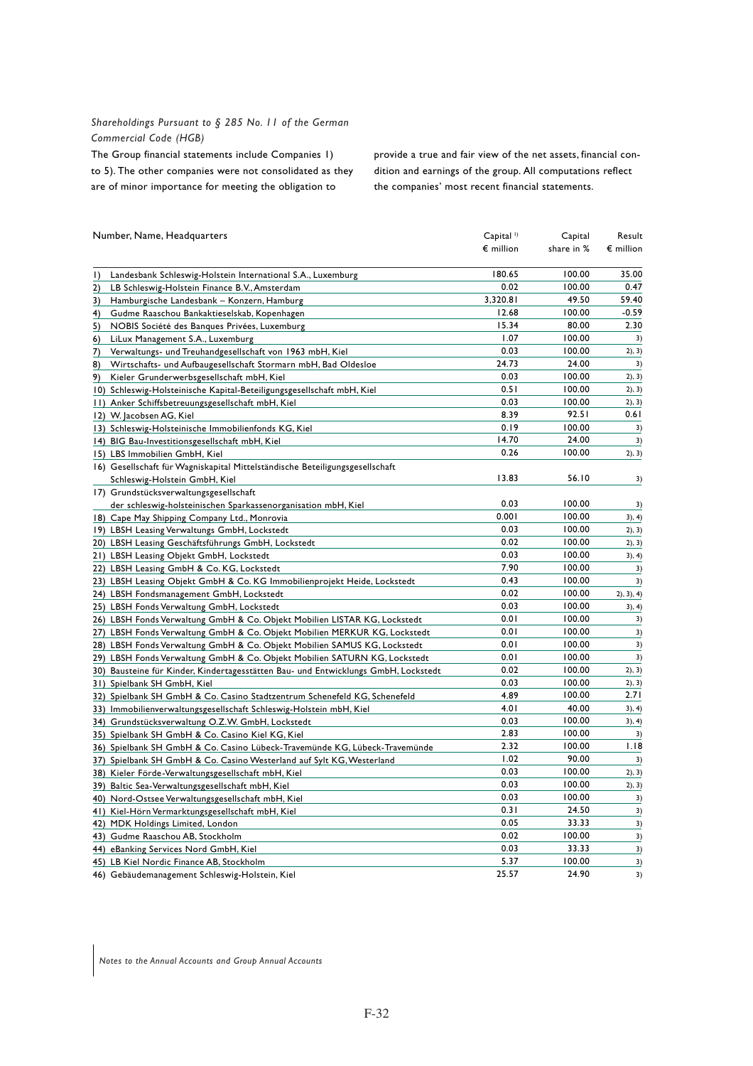*Shareholdings Pursuant to § 285 No. 11 of the German Commercial Code (HGB)*

The Group financial statements include Companies 1) to 5). The other companies were not consolidated as they are of minor importance for meeting the obligation to provide a true and fair view of the net assets, financial condition and earnings of the group. All computations reflect the companies' most recent financial statements.

| Number, Name, Headquarters | Capital [1] € million | Capital share in % | Result € million |
|---|---|---|---|
| 1) Landesbank Schleswig-Holstein International S.A., Luxemburg | 180.65 | 100.00 | 35.00 |
| 2) LB Schleswig-Holstein Finance B.V., Amsterdam | 0.02 | 100.00 | 0.47 |
| 3) Hamburgische Landesbank – Konzern, Hamburg | 3,320.81 | 49.50 | 59.40 |
| 4) Gudme Raaschou Bankaktieselskab, Kopenhagen | 12.68 | 100.00 | -0.59 |
| 5) NOBIS Société des Banques Privées, Luxemburg | 15.34 | 80.00 | 2.30 |
| 6) LiLux Management S.A., Luxemburg | 1.07 | 100.00 | 3) |
| 7) Verwaltungs- und Treuhandgesellschaft von 1963 mbH, Kiel | 0.03 | 100.00 | 2), 3) |
| 8) Wirtschafts- und Aufbaugesellschaft Stormarn mbH, Bad Oldesloe | 24.73 | 24.00 | 3) |
| 9) Kieler Grunderwerbsgesellschaft mbH, Kiel | 0.03 | 100.00 | 2), 3) |
| 10) Schleswig-Holsteinische Kapital-Beteiligungsgesellschaft mbH, Kiel | 0.51 | 100.00 | 2), 3) |
| 11) Anker Schiffsbetreuungsgesellschaft mbH, Kiel | 0.03 | 100.00 | 2), 3) |
| 12) W. Jacobsen AG, Kiel | 8.39 | 92.51 | 0.61 |
| 13) Schleswig-Holsteinische Immobilienfonds KG, Kiel | 0.19 | 100.00 | 3) |
| 14) BIG Bau-Investitionsgesellschaft mbH, Kiel | 14.70 | 24.00 | 3) |
| 15) LBS Immobilien GmbH, Kiel | 0.26 | 100.00 | 2), 3) |
| 16) Gesellschaft für Wagniskapital Mittelständische Beteiligungsgesellschaft Schleswig-Holstein GmbH, Kiel | 13.83 | 56.10 | 3) |
| 17) Grundstücksverwaltungsgesellschaft der schleswig-holsteinischen Sparkassenorganisation mbH, Kiel | 0.03 | 100.00 | 3) |
| 18) Cape May Shipping Company Ltd., Monrovia | 0.001 | 100.00 | 3), 4) |
| 19) LBSH Leasing Verwaltungs GmbH, Lockstedt | 0.03 | 100.00 | 2), 3) |
| 20) LBSH Leasing Geschäftsführungs GmbH, Lockstedt | 0.02 | 100.00 | 2), 3) |
| 21) LBSH Leasing Objekt GmbH, Lockstedt | 0.03 | 100.00 | 3), 4) |
| 22) LBSH Leasing GmbH & Co. KG, Lockstedt | 7.90 | 100.00 | 3) |
| 23) LBSH Leasing Objekt GmbH & Co. KG Immobilienprojekt Heide, Lockstedt | 0.43 | 100.00 | 3) |
| 24) LBSH Fondsmanagement GmbH, Lockstedt | 0.02 | 100.00 | 2), 3), 4) |
| 25) LBSH Fonds Verwaltung GmbH, Lockstedt | 0.03 | 100.00 | 3), 4) |
| 26) LBSH Fonds Verwaltung GmbH & Co. Objekt Mobilien LISTAR KG, Lockstedt | 0.01 | 100.00 | 3) |
| 27) LBSH Fonds Verwaltung GmbH & Co. Objekt Mobilien MERKUR KG, Lockstedt | 0.01 | 100.00 | 3) |
| 28) LBSH Fonds Verwaltung GmbH & Co. Objekt Mobilien SAMUS KG, Lockstedt | 0.01 | 100.00 | 3) |
| 29) LBSH Fonds Verwaltung GmbH & Co. Objekt Mobilien SATURN KG, Lockstedt | 0.01 | 100.00 | 3) |
| 30) Bausteine für Kinder, Kindertagesstätten Bau- und Entwicklungs GmbH, Lockstedt | 0.02 | 100.00 | 2), 3) |
| 31) Spielbank SH GmbH, Kiel | 0.03 | 100.00 | 2), 3) |
| 32) Spielbank SH GmbH & Co. Casino Stadtzentrum Schenefeld KG, Schenefeld | 4.89 | 100.00 | 2.71 |
| 33) Immobilienverwaltungsgesellschaft Schleswig-Holstein mbH, Kiel | 4.01 | 40.00 | 3), 4) |
| 34) Grundstücksverwaltung O.Z.W. GmbH, Lockstedt | 0.03 | 100.00 | 3), 4) |
| 35) Spielbank SH GmbH & Co. Casino Kiel KG, Kiel | 2.83 | 100.00 | 3) |
| 36) Spielbank SH GmbH & Co. Casino Lübeck-Travemünde KG, Lübeck-Travemünde | 2.32 | 100.00 | 1.18 |
| 37) Spielbank SH GmbH & Co. Casino Westerland auf Sylt KG, Westerland | 1.02 | 90.00 | 3) |
| 38) Kieler Förde-Verwaltungsgesellschaft mbH, Kiel | 0.03 | 100.00 | 2), 3) |
| 39) Baltic Sea-Verwaltungsgesellschaft mbH, Kiel | 0.03 | 100.00 | 2), 3) |
| 40) Nord-Ostsee Verwaltungsgesellschaft mbH, Kiel | 0.03 | 100.00 | 3) |
| 41) Kiel-Hörn Vermarktungsgesellschaft mbH, Kiel | 0.31 | 24.50 | 3) |
| 42) MDK Holdings Limited, London | 0.05 | 33.33 | 3) |
| 43) Gudme Raaschou AB, Stockholm | 0.02 | 100.00 | 3) |
| 44) eBanking Services Nord GmbH, Kiel | 0.03 | 33.33 | 3) |
| 45) LB Kiel Nordic Finance AB, Stockholm | 5.37 | 100.00 | 3) |
| 46) Gebäudemanagement Schleswig-Holstein, Kiel | 25.57 | 24.90 | 3) |

*Notes to the Annual Accounts and Group Annual Accounts*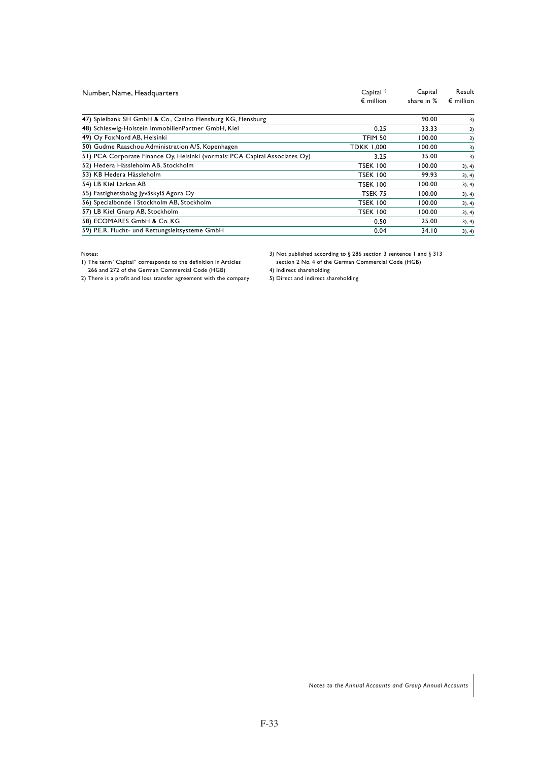| Number, Name, Headquarters | Capital [1) ]€ million | Capital share in % | Result € million |
|---|---|---|---|
| 47) Spielbank SH GmbH & Co., Casino Flensburg KG, Flensburg | | 90.00 | 3) |
| 48) Schleswig-Holstein ImmobilienPartner GmbH, Kiel | 0.25 | 33.33 | 3) |
| 49) Oy FoxNord AB, Helsinki | TFIM 50 | 100.00 | 3) |
| 50) Gudme Raaschou Administration A/S, Kopenhagen | TDKK 1,000 | 100.00 | 3) |
| 51) PCA Corporate Finance Oy, Helsinki (vormals: PCA Capital Associates Oy) | 3.25 | 35.00 | 3) |
| 52) Hedera Hässleholm AB, Stockholm | TSEK 100 | 100.00 | 3), 4) |
| 53) KB Hedera Hässleholm | TSEK 100 | 99.93 | 3), 4) |
| 54) LB Kiel Lärkan AB | TSEK 100 | 100.00 | 3), 4) |
| 55) Fastighetsbolag Jyväskylä Agora Oy | TSEK 75 | 100.00 | 3), 4) |
| 56) Specialbonde i Stockholm AB, Stockholm | TSEK 100 | 100.00 | 3), 4) |
| 57) LB Kiel Gnarp AB, Stockholm | TSEK 100 | 100.00 | 3), 4) |
| 58) ECOMARES GmbH & Co. KG | 0.50 | 25.00 | 3), 4) |
| 59) P.E.R. Flucht- und Rettungsleitsysteme GmbH | 0.04 | 34.10 | 3), 4) |

Notes:

1) The term "Capital" corresponds to the definition in Articles 266 and 272 of the German Commercial Code (HGB)

2) There is a profit and loss transfer agreement with the company

3) Not published according to § 286 section 3 sentence 1 and § 313 section 2 No. 4 of the German Commercial Code (HGB)

4) Indirect shareholding

5) Direct and indirect shareholding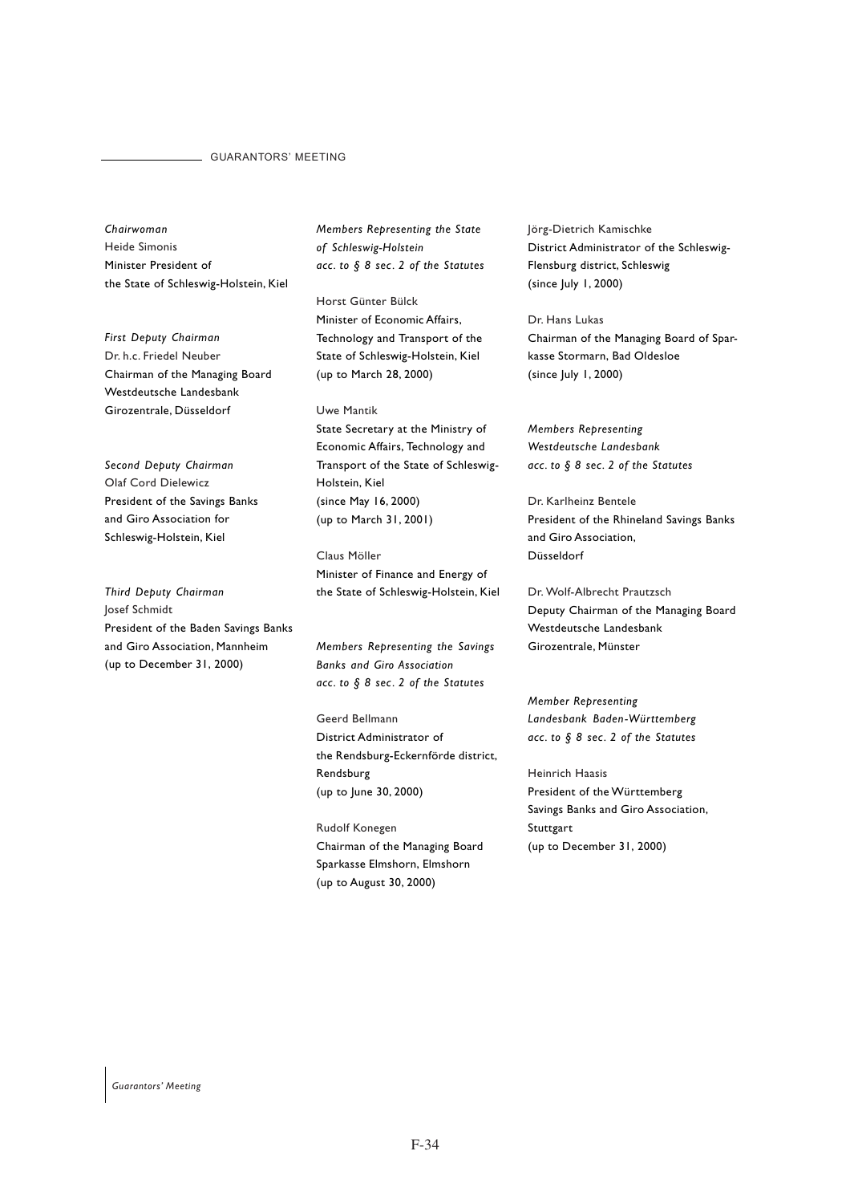## GUARANTORS' MEETING

*Chairwoman*
Heide Simonis
Minister President of
the State of Schleswig-Holstein, Kiel

*First Deputy Chairman*
Dr. h.c. Friedel Neuber
Chairman of the Managing Board
Westdeutsche Landesbank
Girozentrale, Düsseldorf

*Second Deputy Chairman*
Olaf Cord Dielewicz
President of the Savings Banks
and Giro Association for
Schleswig-Holstein, Kiel

*Third Deputy Chairman*
Josef Schmidt
President of the Baden Savings Banks
and Giro Association, Mannheim
(up to December 31, 2000)

*Members Representing the State of Schleswig-Holstein acc. to § 8 sec. 2 of the Statutes*

Horst Günter Bülck
Minister of Economic Affairs,
Technology and Transport of the
State of Schleswig-Holstein, Kiel
(up to March 28, 2000)

Uwe Mantik
State Secretary at the Ministry of
Economic Affairs, Technology and
Transport of the State of Schleswig-Holstein, Kiel
(since May 16, 2000)
(up to March 31, 2001)

Claus Möller
Minister of Finance and Energy of
the State of Schleswig-Holstein, Kiel

*Members Representing the Savings Banks and Giro Association acc. to § 8 sec. 2 of the Statutes*

Geerd Bellmann
District Administrator of
the Rendsburg-Eckernförde district,
Rendsburg
(up to June 30, 2000)

Rudolf Konegen
Chairman of the Managing Board
Sparkasse Elmshorn, Elmshorn
(up to August 30, 2000)

Jörg-Dietrich Kamischke
District Administrator of the Schleswig-Flensburg district, Schleswig
(since July 1, 2000)

Dr. Hans Lukas
Chairman of the Managing Board of Sparkasse Stormarn, Bad Oldesloe
(since July 1, 2000)

*Members Representing Westdeutsche Landesbank acc. to § 8 sec. 2 of the Statutes*

Dr. Karlheinz Bentele
President of the Rhineland Savings Banks
and Giro Association,
Düsseldorf

Dr. Wolf-Albrecht Prautzsch
Deputy Chairman of the Managing Board
Westdeutsche Landesbank
Girozentrale, Münster

*Member Representing Landesbank Baden-Württemberg acc. to § 8 sec. 2 of the Statutes*

Heinrich Haasis
President of the Württemberg
Savings Banks and Giro Association,
Stuttgart
(up to December 31, 2000)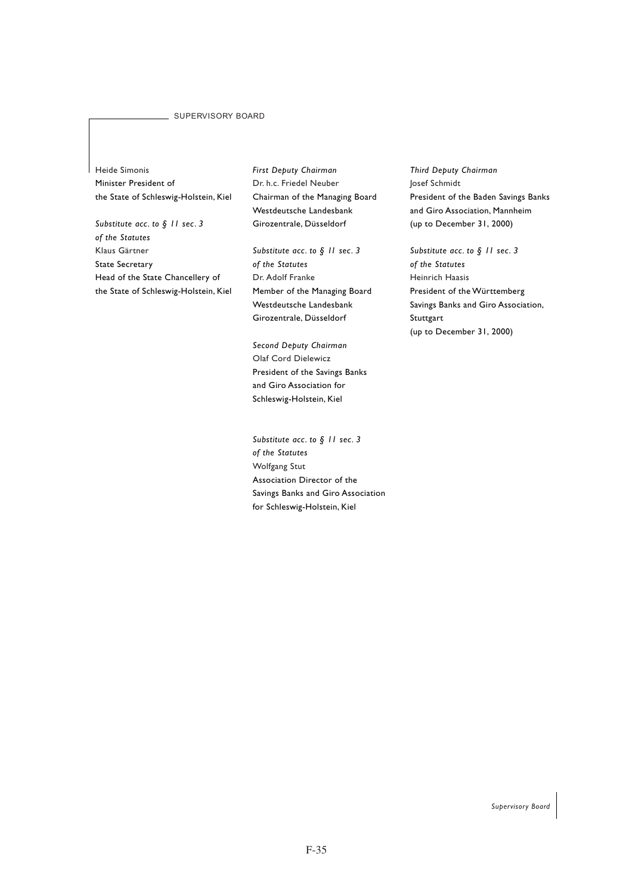## SUPERVISORY BOARD

Heide Simonis
Minister President of
the State of Schleswig-Holstein, Kiel

*Substitute acc. to § 11 sec. 3*
*of the Statutes*
Klaus Gärtner
State Secretary
Head of the State Chancellery of
the State of Schleswig-Holstein, Kiel

*First Deputy Chairman*
Dr. h.c. Friedel Neuber
Chairman of the Managing Board
Westdeutsche Landesbank
Girozentrale, Düsseldorf

*Substitute acc. to § 11 sec. 3*
*of the Statutes*
Dr. Adolf Franke
Member of the Managing Board
Westdeutsche Landesbank
Girozentrale, Düsseldorf

*Second Deputy Chairman*
Olaf Cord Dielewicz
President of the Savings Banks
and Giro Association for
Schleswig-Holstein, Kiel

*Substitute acc. to § 11 sec. 3*
*of the Statutes*
Wolfgang Stut
Association Director of the
Savings Banks and Giro Association
for Schleswig-Holstein, Kiel

*Third Deputy Chairman*
Josef Schmidt
President of the Baden Savings Banks
and Giro Association, Mannheim
(up to December 31, 2000)

*Substitute acc. to § 11 sec. 3*
*of the Statutes*
Heinrich Haasis
President of the Württemberg
Savings Banks and Giro Association,
Stuttgart
(up to December 31, 2000)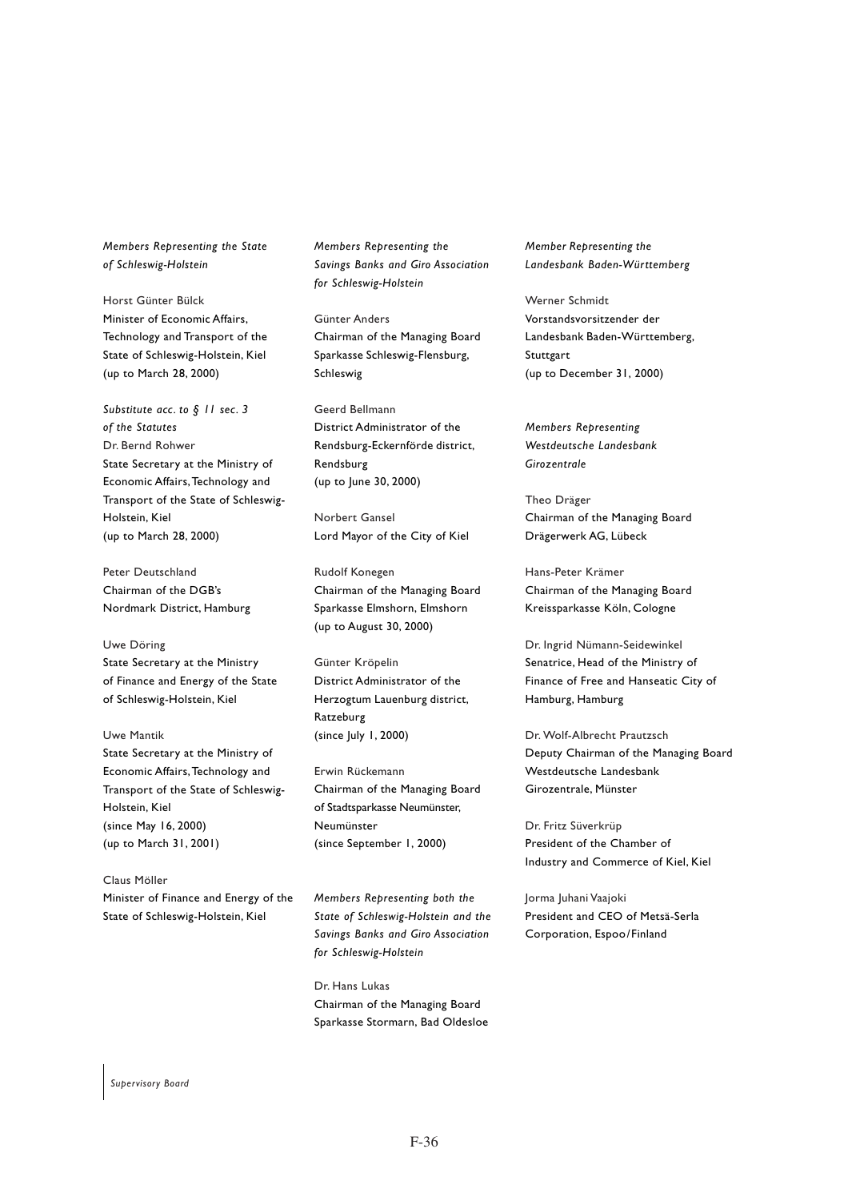*Members Representing the State of Schleswig-Holstein*

Horst Günter Bülck
Minister of Economic Affairs, Technology and Transport of the State of Schleswig-Holstein, Kiel
(up to March 28, 2000)

*Substitute acc. to § 11 sec. 3 of the Statutes*
Dr. Bernd Rohwer
State Secretary at the Ministry of Economic Affairs, Technology and Transport of the State of Schleswig-Holstein, Kiel
(up to March 28, 2000)

Peter Deutschland
Chairman of the DGB's Nordmark District, Hamburg

Uwe Döring
State Secretary at the Ministry of Finance and Energy of the State of Schleswig-Holstein, Kiel

Uwe Mantik
State Secretary at the Ministry of Economic Affairs, Technology and Transport of the State of Schleswig-Holstein, Kiel
(since May 16, 2000)
(up to March 31, 2001)

Claus Möller
Minister of Finance and Energy of the State of Schleswig-Holstein, Kiel

*Members Representing the Savings Banks and Giro Association for Schleswig-Holstein*

Günter Anders
Chairman of the Managing Board Sparkasse Schleswig-Flensburg, Schleswig

Geerd Bellmann
District Administrator of the Rendsburg-Eckernförde district, Rendsburg
(up to June 30, 2000)

Norbert Gansel
Lord Mayor of the City of Kiel

Rudolf Konegen
Chairman of the Managing Board Sparkasse Elmshorn, Elmshorn
(up to August 30, 2000)

Günter Kröpelin
District Administrator of the Herzogtum Lauenburg district, Ratzeburg
(since July 1, 2000)

Erwin Rückemann
Chairman of the Managing Board of Stadtsparkasse Neumünster, Neumünster
(since September 1, 2000)

*Members Representing both the State of Schleswig-Holstein and the Savings Banks and Giro Association for Schleswig-Holstein*

Dr. Hans Lukas
Chairman of the Managing Board Sparkasse Stormarn, Bad Oldesloe

*Member Representing the Landesbank Baden-Württemberg*

Werner Schmidt
Vorstandsvorsitzender der Landesbank Baden-Württemberg, Stuttgart
(up to December 31, 2000)

*Members Representing Westdeutsche Landesbank Girozentrale*

Theo Dräger
Chairman of the Managing Board Drägerwerk AG, Lübeck

Hans-Peter Krämer
Chairman of the Managing Board Kreissparkasse Köln, Cologne

Dr. Ingrid Nümann-Seidewinkel
Senatrice, Head of the Ministry of Finance of Free and Hanseatic City of Hamburg, Hamburg

Dr. Wolf-Albrecht Prautzsch
Deputy Chairman of the Managing Board Westdeutsche Landesbank Girozentrale, Münster

Dr. Fritz Süverkrüp
President of the Chamber of Industry and Commerce of Kiel, Kiel

Jorma Juhani Vaajoki
President and CEO of Metsä-Serla Corporation, Espoo/Finland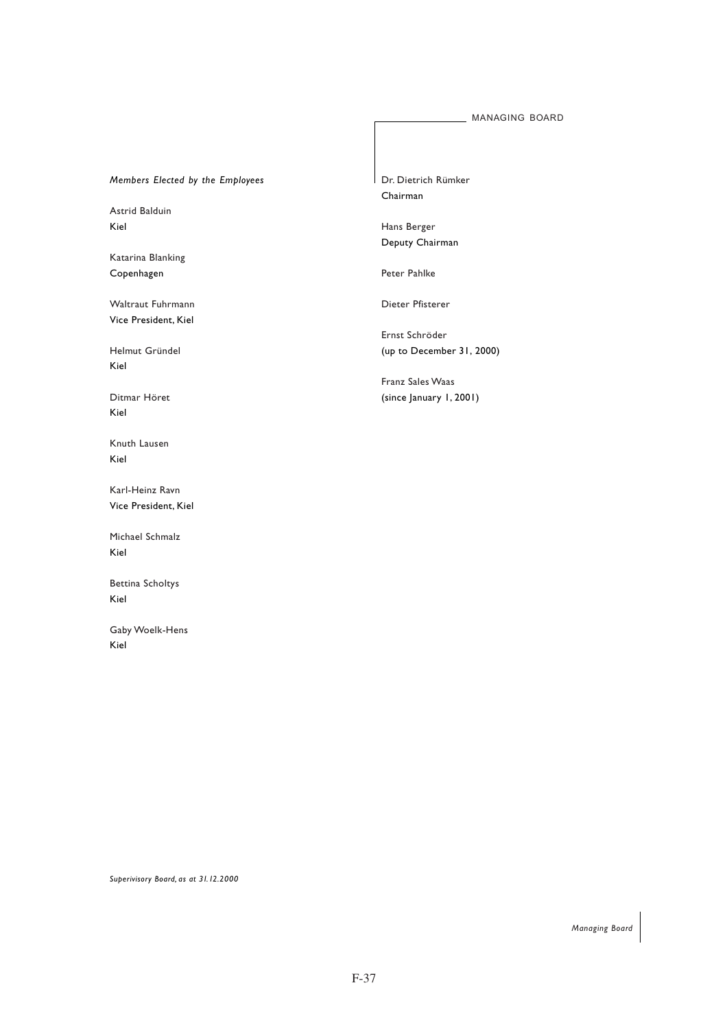*Members Elected by the Employees*

Astrid Balduin
Kiel

Katarina Blanking
Copenhagen

Waltraut Fuhrmann
Vice President, Kiel

Helmut Gründel
Kiel

Ditmar Höret
Kiel

Knuth Lausen
Kiel

Karl-Heinz Ravn
Vice President, Kiel

Michael Schmalz
Kiel

Bettina Scholtys
Kiel

Gaby Woelk-Hens
Kiel

*Superivisory Board, as at 31.12.2000*

## MANAGING BOARD

Dr. Dietrich Rümker
Chairman

Hans Berger
Deputy Chairman

Peter Pahlke

Dieter Pfisterer

Ernst Schröder
(up to December 31, 2000)

Franz Sales Waas
(since January 1, 2001)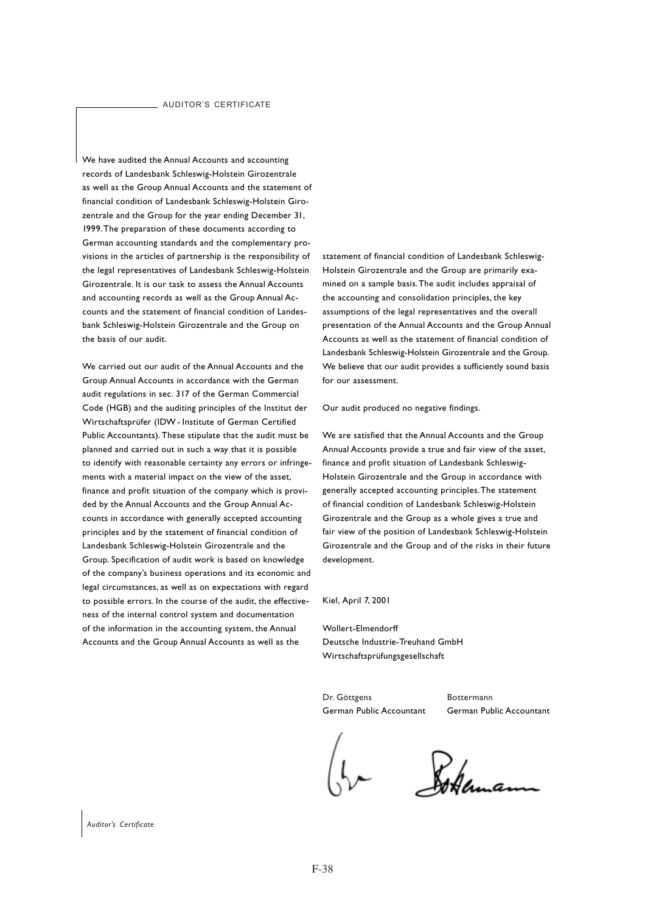# AUDITOR'S CERTIFICATE

We have audited the Annual Accounts and accounting records of Landesbank Schleswig-Holstein Girozentrale as well as the Group Annual Accounts and the statement of financial condition of Landesbank Schleswig-Holstein Girozentrale and the Group for the year ending December 31, 1999. The preparation of these documents according to German accounting standards and the complementary provisions in the articles of partnership is the responsibility of the legal representatives of Landesbank Schleswig-Holstein Girozentrale. It is our task to assess the Annual Accounts and accounting records as well as the Group Annual Accounts and the statement of financial condition of Landesbank Schleswig-Holstein Girozentrale and the Group on the basis of our audit.

We carried out our audit of the Annual Accounts and the Group Annual Accounts in accordance with the German audit regulations in sec. 317 of the German Commercial Code (HGB) and the auditing principles of the Institut der Wirtschaftsprüfer (IDW - Institute of German Certified Public Accountants). These stipulate that the audit must be planned and carried out in such a way that it is possible to identify with reasonable certainty any errors or infringements with a material impact on the view of the asset, finance and profit situation of the company which is provided by the Annual Accounts and the Group Annual Accounts in accordance with generally accepted accounting principles and by the statement of financial condition of Landesbank Schleswig-Holstein Girozentrale and the Group. Specification of audit work is based on knowledge of the company's business operations and its economic and legal circumstances, as well as on expectations with regard to possible errors. In the course of the audit, the effectiveness of the internal control system and documentation of the information in the accounting system, the Annual Accounts and the Group Annual Accounts as well as the statement of financial condition of Landesbank Schleswig-Holstein Girozentrale and the Group are primarily examined on a sample basis. The audit includes appraisal of the accounting and consolidation principles, the key assumptions of the legal representatives and the overall presentation of the Annual Accounts and the Group Annual Accounts as well as the statement of financial condition of Landesbank Schleswig-Holstein Girozentrale and the Group. We believe that our audit provides a sufficiently sound basis for our assessment.

Our audit produced no negative findings.

We are satisfied that the Annual Accounts and the Group Annual Accounts provide a true and fair view of the asset, finance and profit situation of Landesbank Schleswig-Holstein Girozentrale and the Group in accordance with generally accepted accounting principles. The statement of financial condition of Landesbank Schleswig-Holstein Girozentrale and the Group as a whole gives a true and fair view of the position of Landesbank Schleswig-Holstein Girozentrale and the Group and of the risks in their future development.

Kiel, April 7, 2001

Wollert-Elmendorff
Deutsche Industrie-Treuhand GmbH
Wirtschaftsprüfungsgesellschaft

| Dr. Göttgens | Bottermann |
|---|---|
| German Public Accountant | German Public Accountant |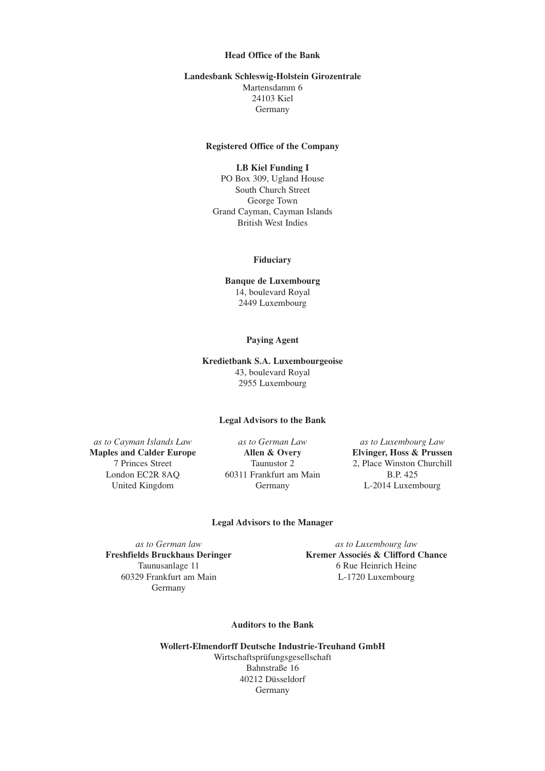**Head Office of the Bank**

**Landesbank Schleswig-Holstein Girozentrale**
Martensdamm 6
24103 Kiel
Germany

**Registered Office of the Company**

**LB Kiel Funding I**
PO Box 309, Ugland House
South Church Street
George Town
Grand Cayman, Cayman Islands
British West Indies

**Fiduciary**

**Banque de Luxembourg**
14, boulevard Royal
2449 Luxembourg

**Paying Agent**

**Kredietbank S.A. Luxembourgeoise**
43, boulevard Royal
2955 Luxembourg

**Legal Advisors to the Bank**

*as to Cayman Islands Law*
**Maples and Calder Europe**
7 Princes Street
London EC2R 8AQ
United Kingdom

*as to German Law*
**Allen & Overy**
Taunustor 2
60311 Frankfurt am Main
Germany

*as to Luxembourg Law*
**Elvinger, Hoss & Prussen**
2, Place Winston Churchill
B.P. 425
L-2014 Luxembourg

**Legal Advisors to the Manager**

*as to German law*
**Freshfields Bruckhaus Deringer**
Taunusanlage 11
60329 Frankfurt am Main
Germany

*as to Luxembourg law*
**Kremer Associés & Clifford Chance**
6 Rue Heinrich Heine
L-1720 Luxembourg

**Auditors to the Bank**

**Wollert-Elmendorff Deutsche Industrie-Treuhand GmbH**
Wirtschaftsprüfungsgesellschaft
Bahnstraße 16
40212 Düsseldorf
Germany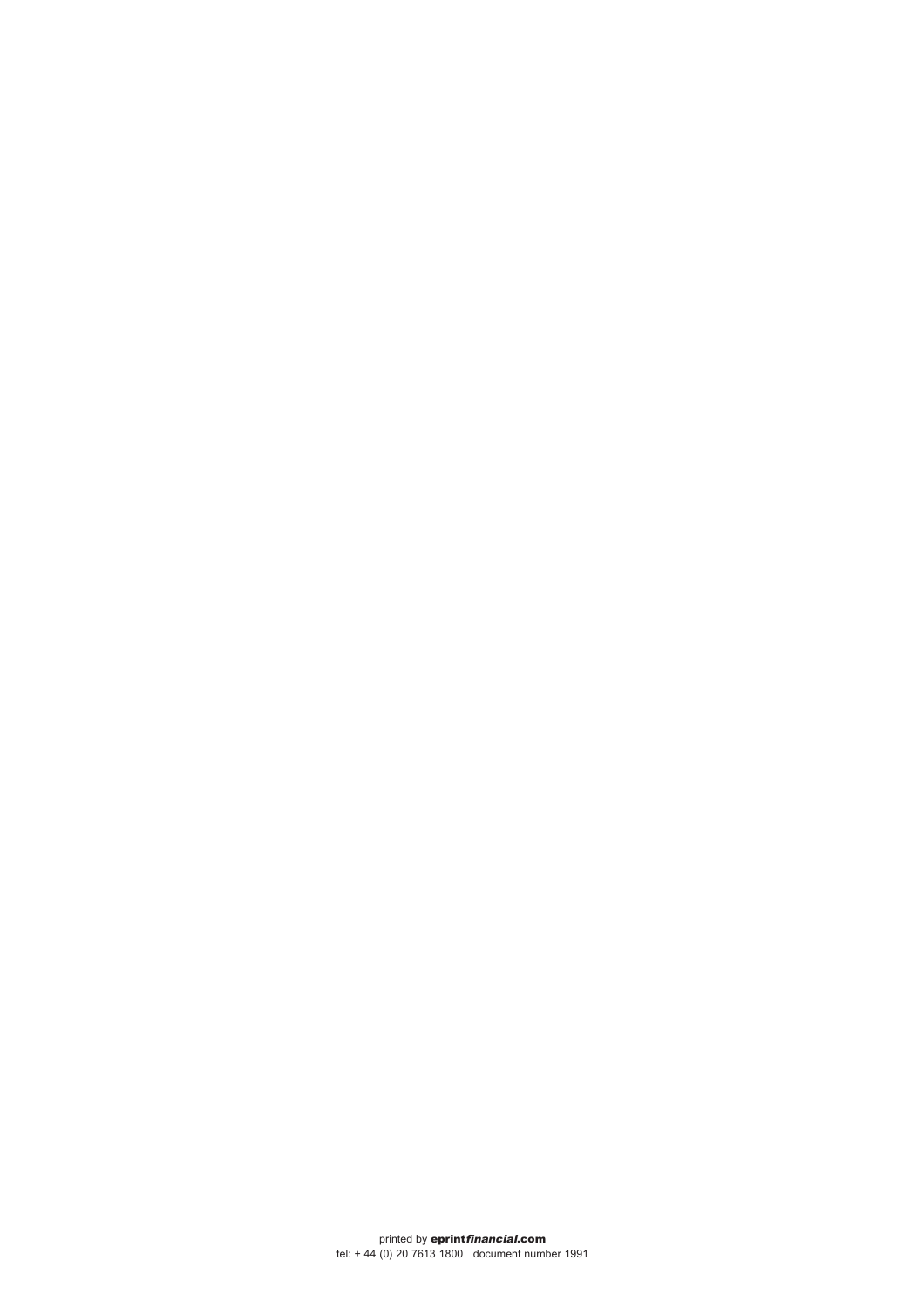printed by **eprint*financial*.com**
tel: + 44 (0) 20 7613 1800   document number 1991